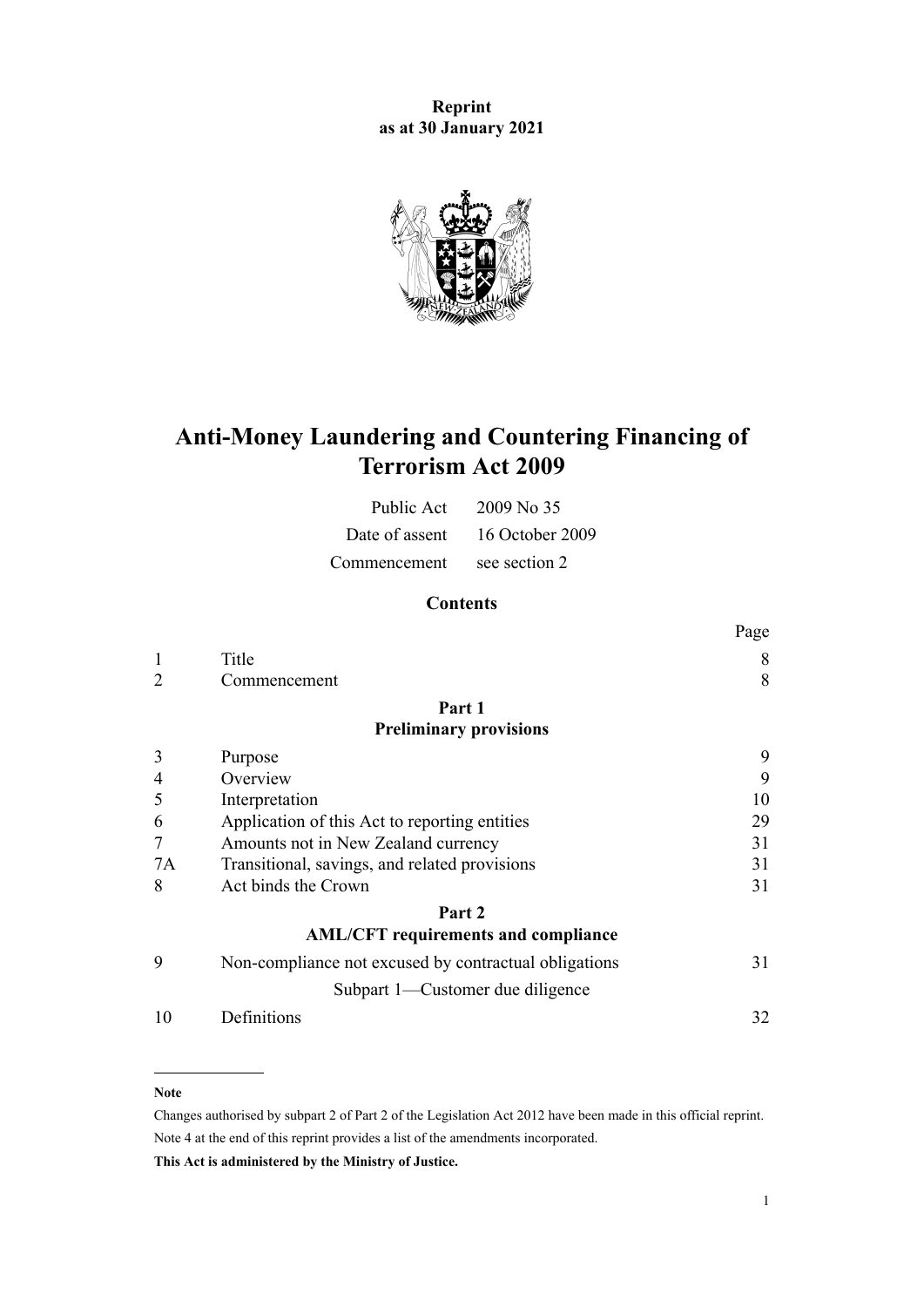**Reprint**
**as at 30 January 2021**

# Anti-Money Laundering and Countering Financing of Terrorism Act 2009

| | |
|---|---|
| Public Act | 2009 No 35 |
| Date of assent | 16 October 2009 |
| Commencement | see section 2 |

## Contents

| | | Page |
|---|---|---|
| 1 | Title | 8 |
| 2 | Commencement | 8 |
| | **Part 1** **Preliminary provisions** | |
| 3 | Purpose | 9 |
| 4 | Overview | 9 |
| 5 | Interpretation | 10 |
| 6 | Application of this Act to reporting entities | 29 |
| 7 | Amounts not in New Zealand currency | 31 |
| 7A | Transitional, savings, and related provisions | 31 |
| 8 | Act binds the Crown | 31 |
| | **Part 2** **AML/CFT requirements and compliance** | |
| 9 | Non-compliance not excused by contractual obligations | 31 |
| | Subpart 1—Customer due diligence | |
| 10 | Definitions | 32 |

**Note**

Changes authorised by subpart 2 of Part 2 of the Legislation Act 2012 have been made in this official reprint.

Note 4 at the end of this reprint provides a list of the amendments incorporated.

**This Act is administered by the Ministry of Justice.**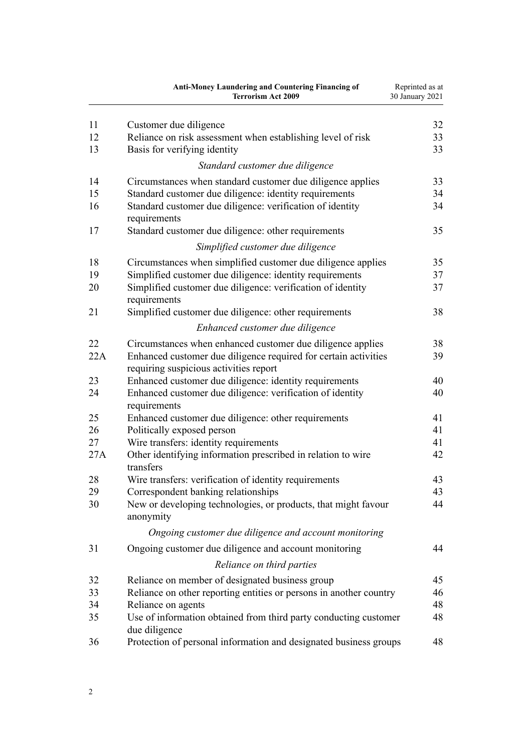| | | |
|---|---|---|
| 11 | Customer due diligence | 32 |
| 12 | Reliance on risk assessment when establishing level of risk | 33 |
| 13 | Basis for verifying identity | 33 |
| | *Standard customer due diligence* | |
| 14 | Circumstances when standard customer due diligence applies | 33 |
| 15 | Standard customer due diligence: identity requirements | 34 |
| 16 | Standard customer due diligence: verification of identity requirements | 34 |
| 17 | Standard customer due diligence: other requirements | 35 |
| | *Simplified customer due diligence* | |
| 18 | Circumstances when simplified customer due diligence applies | 35 |
| 19 | Simplified customer due diligence: identity requirements | 37 |
| 20 | Simplified customer due diligence: verification of identity requirements | 37 |
| 21 | Simplified customer due diligence: other requirements | 38 |
| | *Enhanced customer due diligence* | |
| 22 | Circumstances when enhanced customer due diligence applies | 38 |
| 22A | Enhanced customer due diligence required for certain activities requiring suspicious activities report | 39 |
| 23 | Enhanced customer due diligence: identity requirements | 40 |
| 24 | Enhanced customer due diligence: verification of identity requirements | 40 |
| 25 | Enhanced customer due diligence: other requirements | 41 |
| 26 | Politically exposed person | 41 |
| 27 | Wire transfers: identity requirements | 41 |
| 27A | Other identifying information prescribed in relation to wire transfers | 42 |
| 28 | Wire transfers: verification of identity requirements | 43 |
| 29 | Correspondent banking relationships | 43 |
| 30 | New or developing technologies, or products, that might favour anonymity | 44 |
| | *Ongoing customer due diligence and account monitoring* | |
| 31 | Ongoing customer due diligence and account monitoring | 44 |
| | *Reliance on third parties* | |
| 32 | Reliance on member of designated business group | 45 |
| 33 | Reliance on other reporting entities or persons in another country | 46 |
| 34 | Reliance on agents | 48 |
| 35 | Use of information obtained from third party conducting customer due diligence | 48 |
| 36 | Protection of personal information and designated business groups | 48 |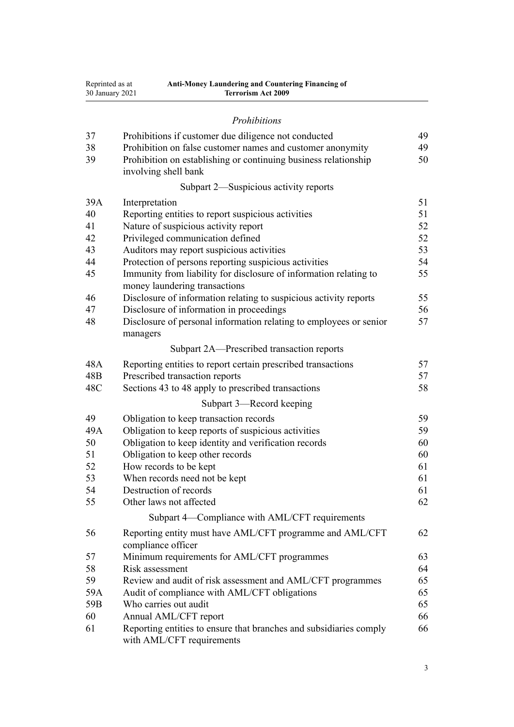*Prohibitions*

| | | |
|---|---|---|
| 37 | Prohibitions if customer due diligence not conducted | 49 |
| 38 | Prohibition on false customer names and customer anonymity | 49 |
| 39 | Prohibition on establishing or continuing business relationship involving shell bank | 50 |

Subpart 2—Suspicious activity reports

| | | |
|---|---|---|
| 39A | Interpretation | 51 |
| 40 | Reporting entities to report suspicious activities | 51 |
| 41 | Nature of suspicious activity report | 52 |
| 42 | Privileged communication defined | 52 |
| 43 | Auditors may report suspicious activities | 53 |
| 44 | Protection of persons reporting suspicious activities | 54 |
| 45 | Immunity from liability for disclosure of information relating to money laundering transactions | 55 |
| 46 | Disclosure of information relating to suspicious activity reports | 55 |
| 47 | Disclosure of information in proceedings | 56 |
| 48 | Disclosure of personal information relating to employees or senior managers | 57 |

Subpart 2A—Prescribed transaction reports

| | | |
|---|---|---|
| 48A | Reporting entities to report certain prescribed transactions | 57 |
| 48B | Prescribed transaction reports | 57 |
| 48C | Sections 43 to 48 apply to prescribed transactions | 58 |

Subpart 3—Record keeping

| | | |
|---|---|---|
| 49 | Obligation to keep transaction records | 59 |
| 49A | Obligation to keep reports of suspicious activities | 59 |
| 50 | Obligation to keep identity and verification records | 60 |
| 51 | Obligation to keep other records | 60 |
| 52 | How records to be kept | 61 |
| 53 | When records need not be kept | 61 |
| 54 | Destruction of records | 61 |
| 55 | Other laws not affected | 62 |

Subpart 4—Compliance with AML/CFT requirements

| | | |
|---|---|---|
| 56 | Reporting entity must have AML/CFT programme and AML/CFT compliance officer | 62 |
| 57 | Minimum requirements for AML/CFT programmes | 63 |
| 58 | Risk assessment | 64 |
| 59 | Review and audit of risk assessment and AML/CFT programmes | 65 |
| 59A | Audit of compliance with AML/CFT obligations | 65 |
| 59B | Who carries out audit | 65 |
| 60 | Annual AML/CFT report | 66 |
| 61 | Reporting entities to ensure that branches and subsidiaries comply with AML/CFT requirements | 66 |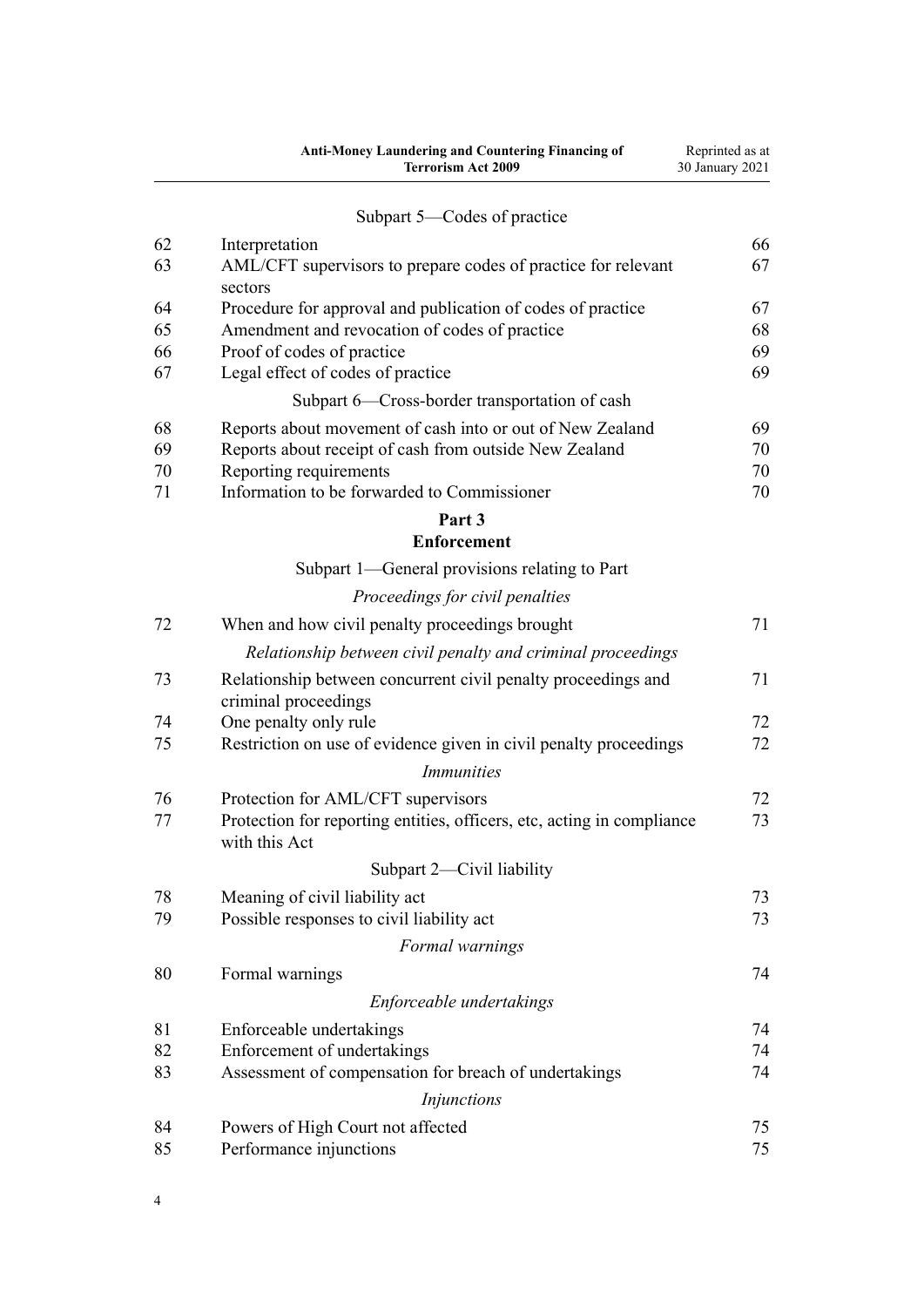Subpart 5—Codes of practice

| | | |
|---|---|---|
| 62 | Interpretation | 66 |
| 63 | AML/CFT supervisors to prepare codes of practice for relevant sectors | 67 |
| 64 | Procedure for approval and publication of codes of practice | 67 |
| 65 | Amendment and revocation of codes of practice | 68 |
| 66 | Proof of codes of practice | 69 |
| 67 | Legal effect of codes of practice | 69 |

Subpart 6—Cross-border transportation of cash

| | | |
|---|---|---|
| 68 | Reports about movement of cash into or out of New Zealand | 69 |
| 69 | Reports about receipt of cash from outside New Zealand | 70 |
| 70 | Reporting requirements | 70 |
| 71 | Information to be forwarded to Commissioner | 70 |

## Part 3
## Enforcement

Subpart 1—General provisions relating to Part

*Proceedings for civil penalties*

| | | |
|---|---|---|
| 72 | When and how civil penalty proceedings brought | 71 |

*Relationship between civil penalty and criminal proceedings*

| | | |
|---|---|---|
| 73 | Relationship between concurrent civil penalty proceedings and criminal proceedings | 71 |
| 74 | One penalty only rule | 72 |
| 75 | Restriction on use of evidence given in civil penalty proceedings | 72 |

*Immunities*

| | | |
|---|---|---|
| 76 | Protection for AML/CFT supervisors | 72 |
| 77 | Protection for reporting entities, officers, etc, acting in compliance with this Act | 73 |

Subpart 2—Civil liability

| | | |
|---|---|---|
| 78 | Meaning of civil liability act | 73 |
| 79 | Possible responses to civil liability act | 73 |

*Formal warnings*

| | | |
|---|---|---|
| 80 | Formal warnings | 74 |

*Enforceable undertakings*

| | | |
|---|---|---|
| 81 | Enforceable undertakings | 74 |
| 82 | Enforcement of undertakings | 74 |
| 83 | Assessment of compensation for breach of undertakings | 74 |

*Injunctions*

| | | |
|---|---|---|
| 84 | Powers of High Court not affected | 75 |
| 85 | Performance injunctions | 75 |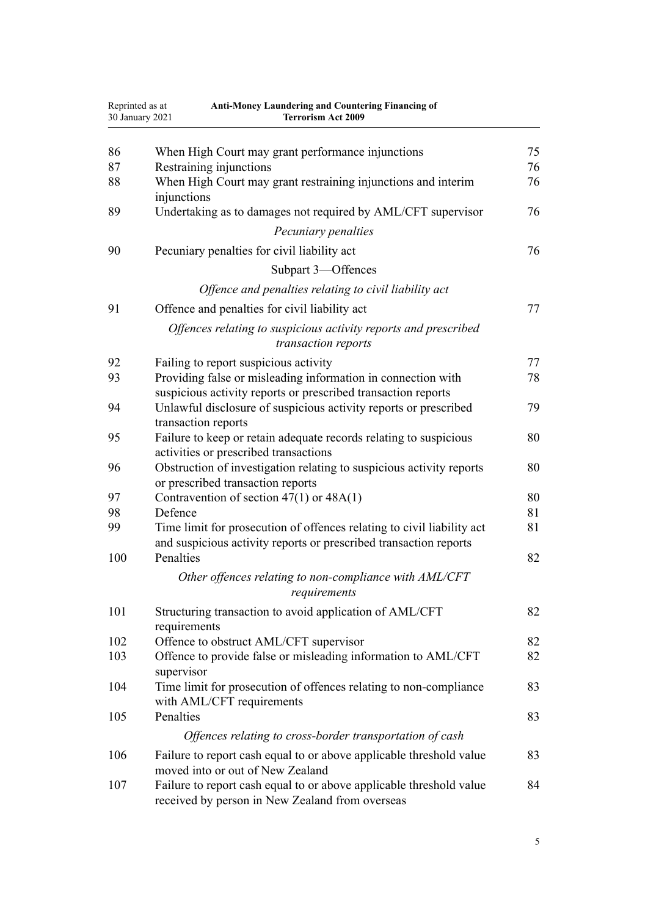| | | |
|---|---|---|
| 86 | When High Court may grant performance injunctions | 75 |
| 87 | Restraining injunctions | 76 |
| 88 | When High Court may grant restraining injunctions and interim injunctions | 76 |
| 89 | Undertaking as to damages not required by AML/CFT supervisor | 76 |
| | *Pecuniary penalties* | |
| 90 | Pecuniary penalties for civil liability act | 76 |
| | Subpart 3—Offences | |
| | *Offence and penalties relating to civil liability act* | |
| 91 | Offence and penalties for civil liability act | 77 |
| | *Offences relating to suspicious activity reports and prescribed transaction reports* | |
| 92 | Failing to report suspicious activity | 77 |
| 93 | Providing false or misleading information in connection with suspicious activity reports or prescribed transaction reports | 78 |
| 94 | Unlawful disclosure of suspicious activity reports or prescribed transaction reports | 79 |
| 95 | Failure to keep or retain adequate records relating to suspicious activities or prescribed transactions | 80 |
| 96 | Obstruction of investigation relating to suspicious activity reports or prescribed transaction reports | 80 |
| 97 | Contravention of section 47(1) or 48A(1) | 80 |
| 98 | Defence | 81 |
| 99 | Time limit for prosecution of offences relating to civil liability act and suspicious activity reports or prescribed transaction reports | 81 |
| 100 | Penalties | 82 |
| | *Other offences relating to non-compliance with AML/CFT requirements* | |
| 101 | Structuring transaction to avoid application of AML/CFT requirements | 82 |
| 102 | Offence to obstruct AML/CFT supervisor | 82 |
| 103 | Offence to provide false or misleading information to AML/CFT supervisor | 82 |
| 104 | Time limit for prosecution of offences relating to non-compliance with AML/CFT requirements | 83 |
| 105 | Penalties | 83 |
| | *Offences relating to cross-border transportation of cash* | |
| 106 | Failure to report cash equal to or above applicable threshold value moved into or out of New Zealand | 83 |
| 107 | Failure to report cash equal to or above applicable threshold value received by person in New Zealand from overseas | 84 |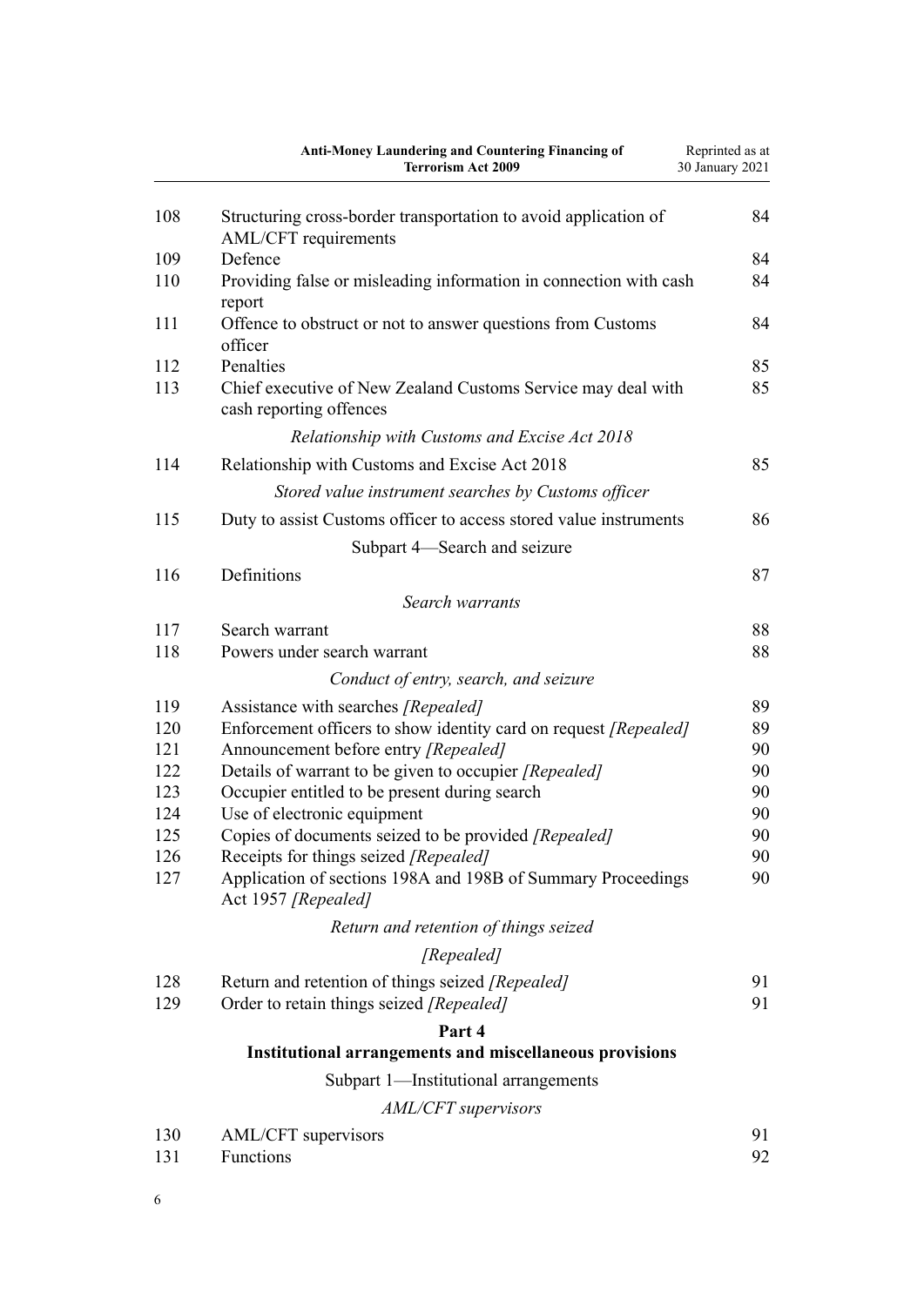| | | |
|---|---|---|
| 108 | Structuring cross-border transportation to avoid application of AML/CFT requirements | 84 |
| 109 | Defence | 84 |
| 110 | Providing false or misleading information in connection with cash report | 84 |
| 111 | Offence to obstruct or not to answer questions from Customs officer | 84 |
| 112 | Penalties | 85 |
| 113 | Chief executive of New Zealand Customs Service may deal with cash reporting offences | 85 |
| | *Relationship with Customs and Excise Act 2018* | |
| 114 | Relationship with Customs and Excise Act 2018 | 85 |
| | *Stored value instrument searches by Customs officer* | |
| 115 | Duty to assist Customs officer to access stored value instruments | 86 |
| | Subpart 4—Search and seizure | |
| 116 | Definitions | 87 |
| | *Search warrants* | |
| 117 | Search warrant | 88 |
| 118 | Powers under search warrant | 88 |
| | *Conduct of entry, search, and seizure* | |
| 119 | Assistance with searches *[Repealed]* | 89 |
| 120 | Enforcement officers to show identity card on request *[Repealed]* | 89 |
| 121 | Announcement before entry *[Repealed]* | 90 |
| 122 | Details of warrant to be given to occupier *[Repealed]* | 90 |
| 123 | Occupier entitled to be present during search | 90 |
| 124 | Use of electronic equipment | 90 |
| 125 | Copies of documents seized to be provided *[Repealed]* | 90 |
| 126 | Receipts for things seized *[Repealed]* | 90 |
| 127 | Application of sections 198A and 198B of Summary Proceedings Act 1957 *[Repealed]* | 90 |
| | *Return and retention of things seized* | |
| | *[Repealed]* | |
| 128 | Return and retention of things seized *[Repealed]* | 91 |
| 129 | Order to retain things seized *[Repealed]* | 91 |
| | **Part 4** | |
| | **Institutional arrangements and miscellaneous provisions** | |
| | Subpart 1—Institutional arrangements | |
| | *AML/CFT supervisors* | |
| 130 | AML/CFT supervisors | 91 |
| 131 | Functions | 92 |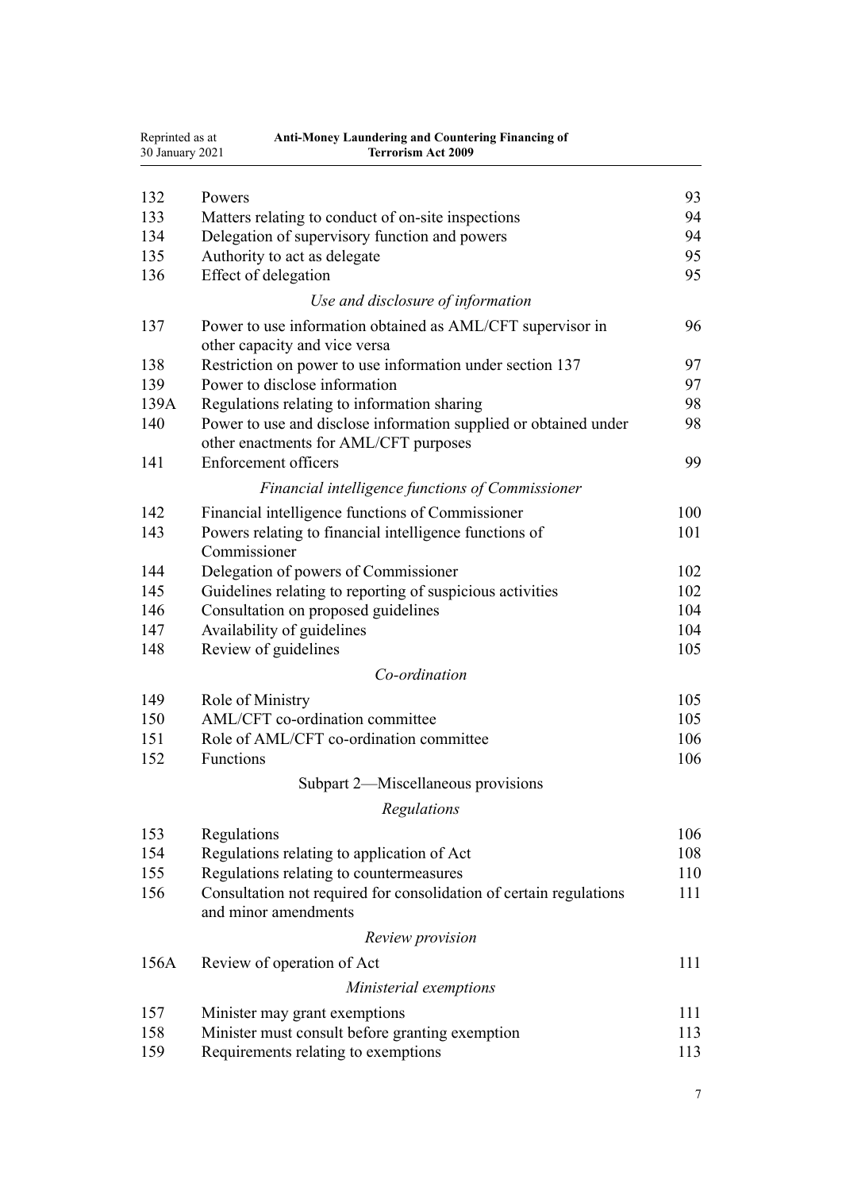| | | |
|---|---|---|
| 132 | Powers | 93 |
| 133 | Matters relating to conduct of on-site inspections | 94 |
| 134 | Delegation of supervisory function and powers | 94 |
| 135 | Authority to act as delegate | 95 |
| 136 | Effect of delegation | 95 |
| | *Use and disclosure of information* | |
| 137 | Power to use information obtained as AML/CFT supervisor in other capacity and vice versa | 96 |
| 138 | Restriction on power to use information under section 137 | 97 |
| 139 | Power to disclose information | 97 |
| 139A | Regulations relating to information sharing | 98 |
| 140 | Power to use and disclose information supplied or obtained under other enactments for AML/CFT purposes | 98 |
| 141 | Enforcement officers | 99 |
| | *Financial intelligence functions of Commissioner* | |
| 142 | Financial intelligence functions of Commissioner | 100 |
| 143 | Powers relating to financial intelligence functions of Commissioner | 101 |
| 144 | Delegation of powers of Commissioner | 102 |
| 145 | Guidelines relating to reporting of suspicious activities | 102 |
| 146 | Consultation on proposed guidelines | 104 |
| 147 | Availability of guidelines | 104 |
| 148 | Review of guidelines | 105 |
| | *Co-ordination* | |
| 149 | Role of Ministry | 105 |
| 150 | AML/CFT co-ordination committee | 105 |
| 151 | Role of AML/CFT co-ordination committee | 106 |
| 152 | Functions | 106 |
| | Subpart 2—Miscellaneous provisions | |
| | *Regulations* | |
| 153 | Regulations | 106 |
| 154 | Regulations relating to application of Act | 108 |
| 155 | Regulations relating to countermeasures | 110 |
| 156 | Consultation not required for consolidation of certain regulations and minor amendments | 111 |
| | *Review provision* | |
| 156A | Review of operation of Act | 111 |
| | *Ministerial exemptions* | |
| 157 | Minister may grant exemptions | 111 |
| 158 | Minister must consult before granting exemption | 113 |
| 159 | Requirements relating to exemptions | 113 |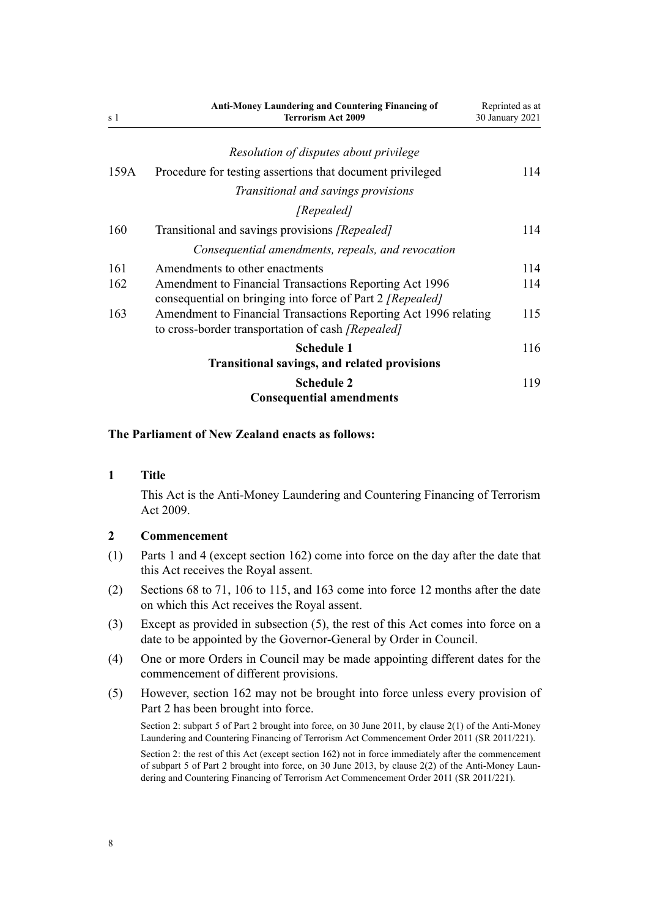*Resolution of disputes about privilege*

| | | |
|---|---|---|
| 159A | Procedure for testing assertions that document privileged | 114 |
| | *Transitional and savings provisions* | |
| | *[Repealed]* | |
| 160 | Transitional and savings provisions *[Repealed]* | 114 |
| | *Consequential amendments, repeals, and revocation* | |
| 161 | Amendments to other enactments | 114 |
| 162 | Amendment to Financial Transactions Reporting Act 1996 consequential on bringing into force of Part 2 *[Repealed]* | 114 |
| 163 | Amendment to Financial Transactions Reporting Act 1996 relating to cross-border transportation of cash *[Repealed]* | 115 |
| | **Schedule 1** **Transitional savings, and related provisions** | 116 |
| | **Schedule 2** **Consequential amendments** | 119 |

**The Parliament of New Zealand enacts as follows:**

### 1 Title

This Act is the Anti-Money Laundering and Countering Financing of Terrorism Act 2009.

### 2 Commencement

(1) Parts 1 and 4 (except section 162) come into force on the day after the date that this Act receives the Royal assent.

(2) Sections 68 to 71, 106 to 115, and 163 come into force 12 months after the date on which this Act receives the Royal assent.

(3) Except as provided in subsection (5), the rest of this Act comes into force on a date to be appointed by the Governor-General by Order in Council.

(4) One or more Orders in Council may be made appointing different dates for the commencement of different provisions.

(5) However, section 162 may not be brought into force unless every provision of Part 2 has been brought into force.

Section 2: subpart 5 of Part 2 brought into force, on 30 June 2011, by clause 2(1) of the Anti-Money Laundering and Countering Financing of Terrorism Act Commencement Order 2011 (SR 2011/221).

Section 2: the rest of this Act (except section 162) not in force immediately after the commencement of subpart 5 of Part 2 brought into force, on 30 June 2013, by clause 2(2) of the Anti-Money Laundering and Countering Financing of Terrorism Act Commencement Order 2011 (SR 2011/221).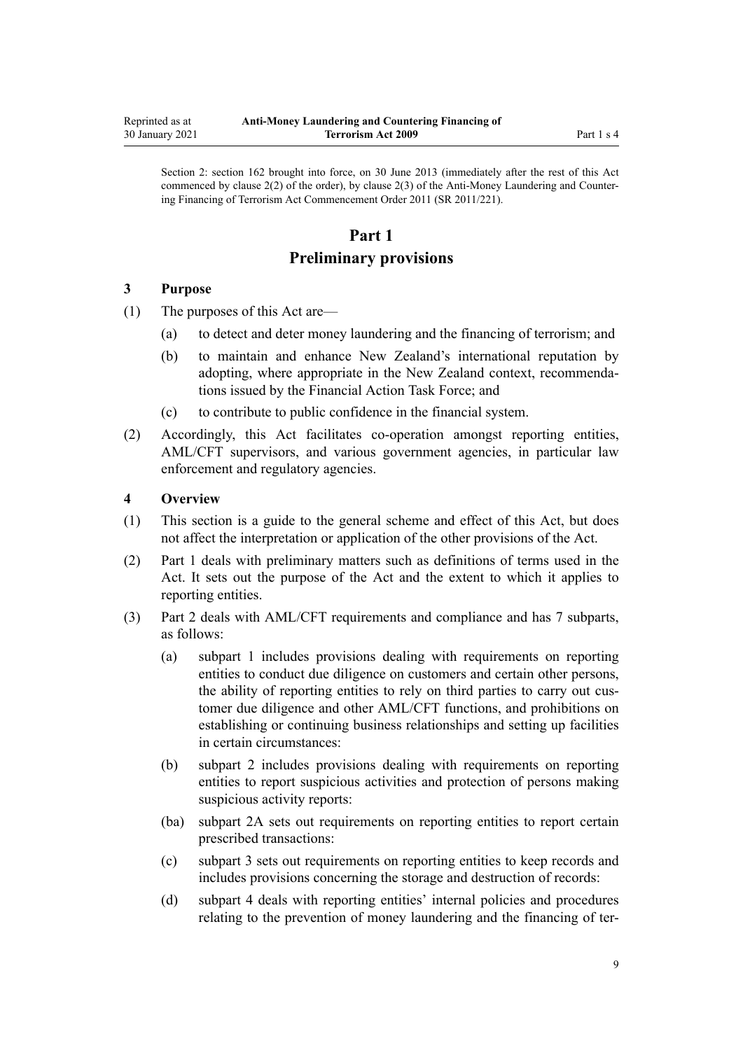Section 2: section 162 brought into force, on 30 June 2013 (immediately after the rest of this Act commenced by clause 2(2) of the order), by clause 2(3) of the Anti-Money Laundering and Countering Financing of Terrorism Act Commencement Order 2011 (SR 2011/221).

# Part 1
# Preliminary provisions

### 3 Purpose

(1) The purposes of this Act are—

  (a) to detect and deter money laundering and the financing of terrorism; and

  (b) to maintain and enhance New Zealand's international reputation by adopting, where appropriate in the New Zealand context, recommendations issued by the Financial Action Task Force; and

  (c) to contribute to public confidence in the financial system.

(2) Accordingly, this Act facilitates co-operation amongst reporting entities, AML/CFT supervisors, and various government agencies, in particular law enforcement and regulatory agencies.

### 4 Overview

(1) This section is a guide to the general scheme and effect of this Act, but does not affect the interpretation or application of the other provisions of the Act.

(2) Part 1 deals with preliminary matters such as definitions of terms used in the Act. It sets out the purpose of the Act and the extent to which it applies to reporting entities.

(3) Part 2 deals with AML/CFT requirements and compliance and has 7 subparts, as follows:

  (a) subpart 1 includes provisions dealing with requirements on reporting entities to conduct due diligence on customers and certain other persons, the ability of reporting entities to rely on third parties to carry out customer due diligence and other AML/CFT functions, and prohibitions on establishing or continuing business relationships and setting up facilities in certain circumstances:

  (b) subpart 2 includes provisions dealing with requirements on reporting entities to report suspicious activities and protection of persons making suspicious activity reports:

  (ba) subpart 2A sets out requirements on reporting entities to report certain prescribed transactions:

  (c) subpart 3 sets out requirements on reporting entities to keep records and includes provisions concerning the storage and destruction of records:

  (d) subpart 4 deals with reporting entities' internal policies and procedures relating to the prevention of money laundering and the financing of ter-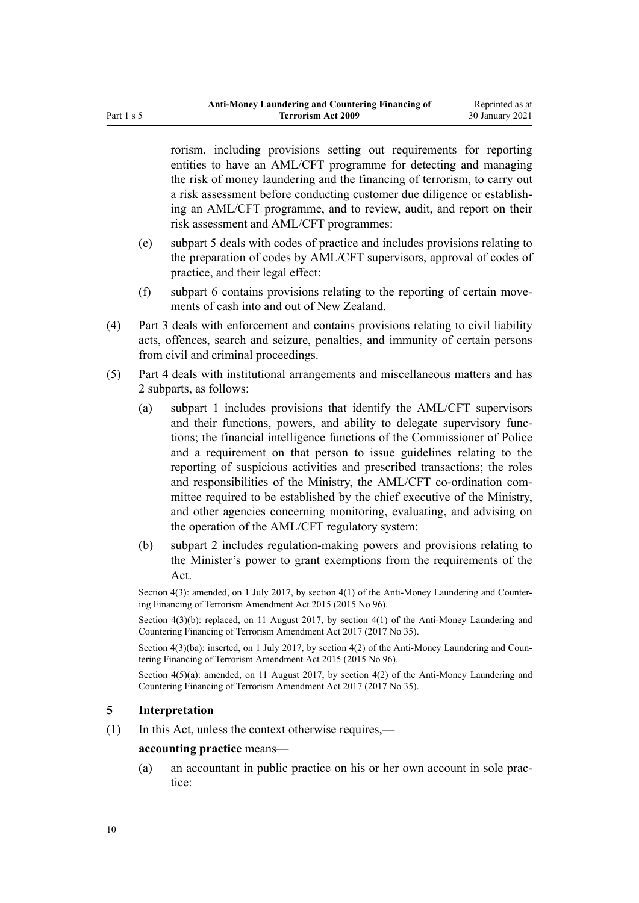rorism, including provisions setting out requirements for reporting entities to have an AML/CFT programme for detecting and managing the risk of money laundering and the financing of terrorism, to carry out a risk assessment before conducting customer due diligence or establishing an AML/CFT programme, and to review, audit, and report on their risk assessment and AML/CFT programmes:

(e) subpart 5 deals with codes of practice and includes provisions relating to the preparation of codes by AML/CFT supervisors, approval of codes of practice, and their legal effect:

(f) subpart 6 contains provisions relating to the reporting of certain movements of cash into and out of New Zealand.

(4) Part 3 deals with enforcement and contains provisions relating to civil liability acts, offences, search and seizure, penalties, and immunity of certain persons from civil and criminal proceedings.

(5) Part 4 deals with institutional arrangements and miscellaneous matters and has 2 subparts, as follows:

(a) subpart 1 includes provisions that identify the AML/CFT supervisors and their functions, powers, and ability to delegate supervisory functions; the financial intelligence functions of the Commissioner of Police and a requirement on that person to issue guidelines relating to the reporting of suspicious activities and prescribed transactions; the roles and responsibilities of the Ministry, the AML/CFT co-ordination committee required to be established by the chief executive of the Ministry, and other agencies concerning monitoring, evaluating, and advising on the operation of the AML/CFT regulatory system:

(b) subpart 2 includes regulation-making powers and provisions relating to the Minister's power to grant exemptions from the requirements of the Act.

Section 4(3): amended, on 1 July 2017, by section 4(1) of the Anti-Money Laundering and Countering Financing of Terrorism Amendment Act 2015 (2015 No 96).

Section 4(3)(b): replaced, on 11 August 2017, by section 4(1) of the Anti-Money Laundering and Countering Financing of Terrorism Amendment Act 2017 (2017 No 35).

Section 4(3)(ba): inserted, on 1 July 2017, by section 4(2) of the Anti-Money Laundering and Countering Financing of Terrorism Amendment Act 2015 (2015 No 96).

Section 4(5)(a): amended, on 11 August 2017, by section 4(2) of the Anti-Money Laundering and Countering Financing of Terrorism Amendment Act 2017 (2017 No 35).

### 5 Interpretation

(1) In this Act, unless the context otherwise requires,—

**accounting practice** means—

(a) an accountant in public practice on his or her own account in sole practice: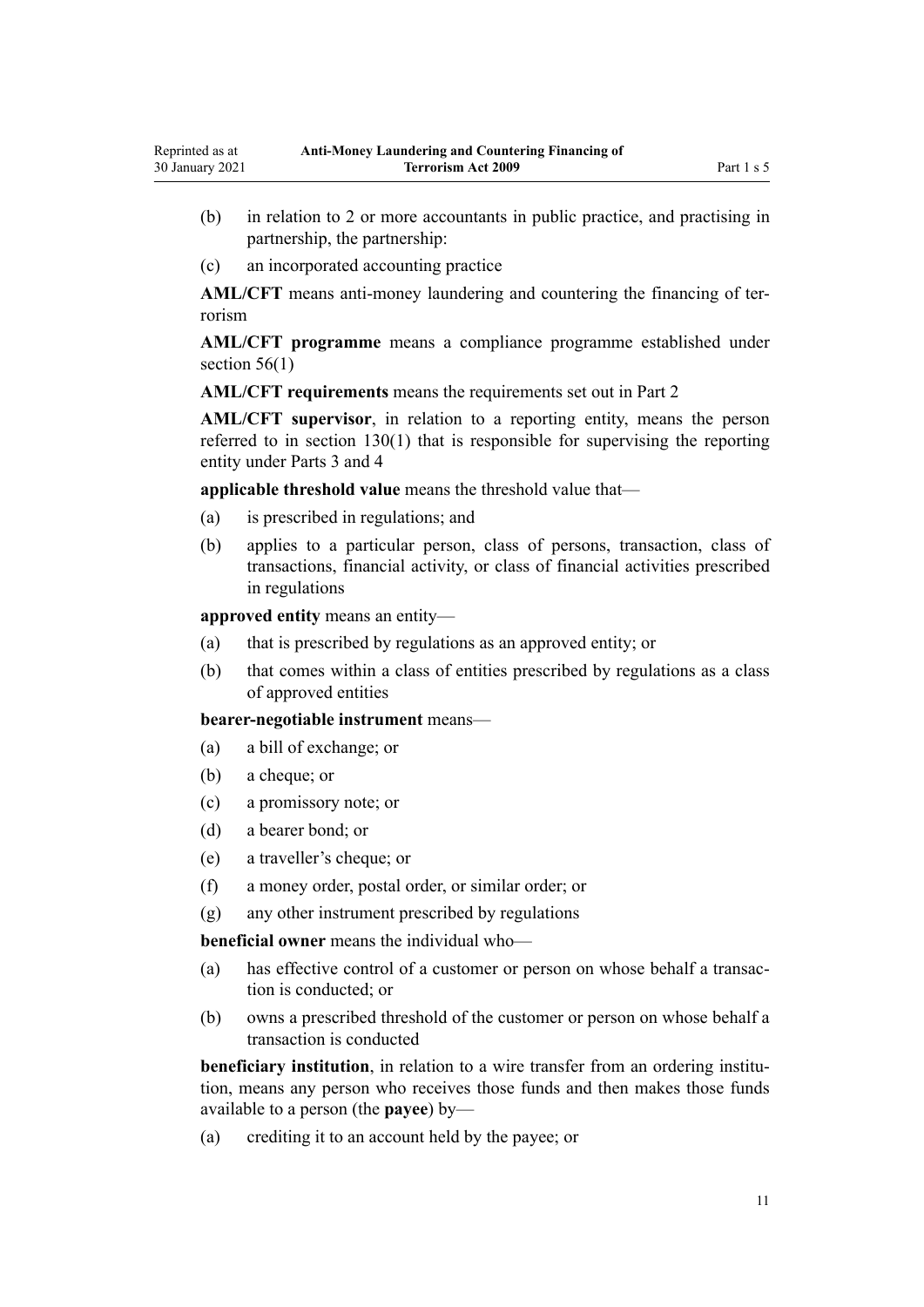(b) in relation to 2 or more accountants in public practice, and practising in partnership, the partnership:

(c) an incorporated accounting practice

**AML/CFT** means anti-money laundering and countering the financing of terrorism

**AML/CFT programme** means a compliance programme established under section 56(1)

**AML/CFT requirements** means the requirements set out in Part 2

**AML/CFT supervisor**, in relation to a reporting entity, means the person referred to in section 130(1) that is responsible for supervising the reporting entity under Parts 3 and 4

**applicable threshold value** means the threshold value that—

(a) is prescribed in regulations; and

(b) applies to a particular person, class of persons, transaction, class of transactions, financial activity, or class of financial activities prescribed in regulations

**approved entity** means an entity—

(a) that is prescribed by regulations as an approved entity; or

(b) that comes within a class of entities prescribed by regulations as a class of approved entities

**bearer-negotiable instrument** means—

(a) a bill of exchange; or

(b) a cheque; or

(c) a promissory note; or

(d) a bearer bond; or

(e) a traveller's cheque; or

(f) a money order, postal order, or similar order; or

(g) any other instrument prescribed by regulations

**beneficial owner** means the individual who—

(a) has effective control of a customer or person on whose behalf a transaction is conducted; or

(b) owns a prescribed threshold of the customer or person on whose behalf a transaction is conducted

**beneficiary institution**, in relation to a wire transfer from an ordering institution, means any person who receives those funds and then makes those funds available to a person (the **payee**) by—

(a) crediting it to an account held by the payee; or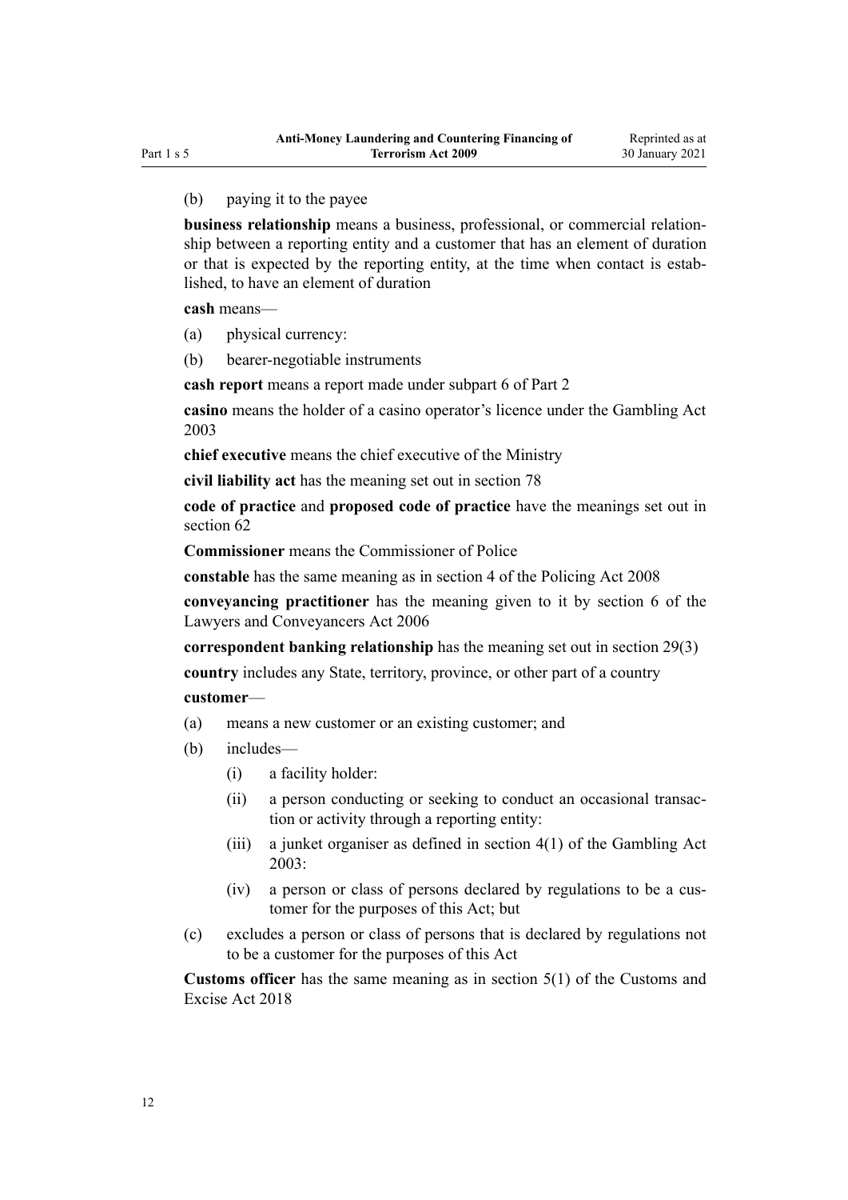(b) paying it to the payee

**business relationship** means a business, professional, or commercial relationship between a reporting entity and a customer that has an element of duration or that is expected by the reporting entity, at the time when contact is established, to have an element of duration

**cash** means—

(a) physical currency:

(b) bearer-negotiable instruments

**cash report** means a report made under subpart 6 of Part 2

**casino** means the holder of a casino operator's licence under the Gambling Act 2003

**chief executive** means the chief executive of the Ministry

**civil liability act** has the meaning set out in section 78

**code of practice** and **proposed code of practice** have the meanings set out in section 62

**Commissioner** means the Commissioner of Police

**constable** has the same meaning as in section 4 of the Policing Act 2008

**conveyancing practitioner** has the meaning given to it by section 6 of the Lawyers and Conveyancers Act 2006

**correspondent banking relationship** has the meaning set out in section 29(3)

**country** includes any State, territory, province, or other part of a country

**customer**—

(a) means a new customer or an existing customer; and

(b) includes—

  (i) a facility holder:

  (ii) a person conducting or seeking to conduct an occasional transaction or activity through a reporting entity:

  (iii) a junket organiser as defined in section 4(1) of the Gambling Act 2003:

  (iv) a person or class of persons declared by regulations to be a customer for the purposes of this Act; but

(c) excludes a person or class of persons that is declared by regulations not to be a customer for the purposes of this Act

**Customs officer** has the same meaning as in section 5(1) of the Customs and Excise Act 2018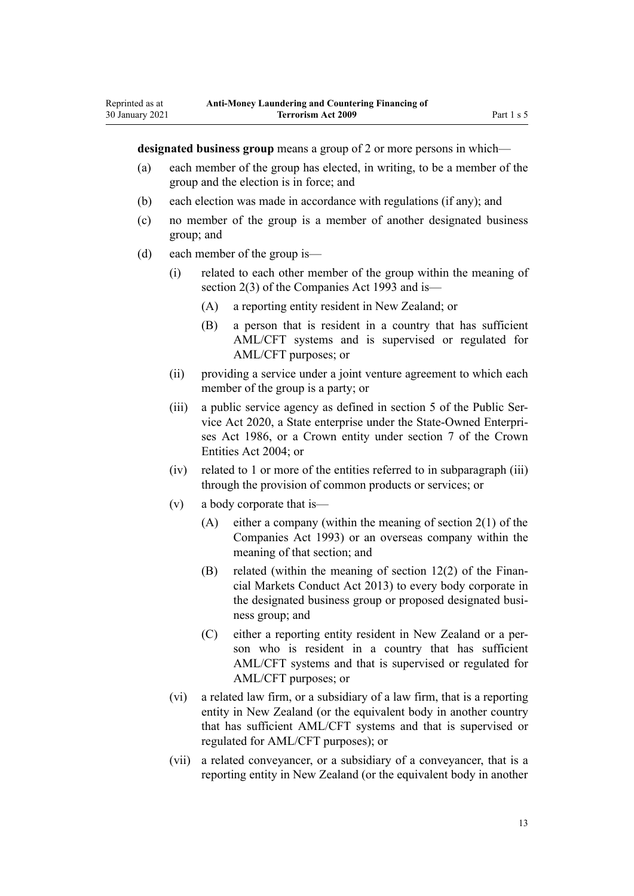**designated business group** means a group of 2 or more persons in which—

(a) each member of the group has elected, in writing, to be a member of the group and the election is in force; and

(b) each election was made in accordance with regulations (if any); and

(c) no member of the group is a member of another designated business group; and

(d) each member of the group is—

  (i) related to each other member of the group within the meaning of section 2(3) of the Companies Act 1993 and is—

    (A) a reporting entity resident in New Zealand; or

    (B) a person that is resident in a country that has sufficient AML/CFT systems and is supervised or regulated for AML/CFT purposes; or

  (ii) providing a service under a joint venture agreement to which each member of the group is a party; or

  (iii) a public service agency as defined in section 5 of the Public Service Act 2020, a State enterprise under the State-Owned Enterprises Act 1986, or a Crown entity under section 7 of the Crown Entities Act 2004; or

  (iv) related to 1 or more of the entities referred to in subparagraph (iii) through the provision of common products or services; or

  (v) a body corporate that is—

    (A) either a company (within the meaning of section 2(1) of the Companies Act 1993) or an overseas company within the meaning of that section; and

    (B) related (within the meaning of section 12(2) of the Financial Markets Conduct Act 2013) to every body corporate in the designated business group or proposed designated business group; and

    (C) either a reporting entity resident in New Zealand or a person who is resident in a country that has sufficient AML/CFT systems and that is supervised or regulated for AML/CFT purposes; or

  (vi) a related law firm, or a subsidiary of a law firm, that is a reporting entity in New Zealand (or the equivalent body in another country that has sufficient AML/CFT systems and that is supervised or regulated for AML/CFT purposes); or

  (vii) a related conveyancer, or a subsidiary of a conveyancer, that is a reporting entity in New Zealand (or the equivalent body in another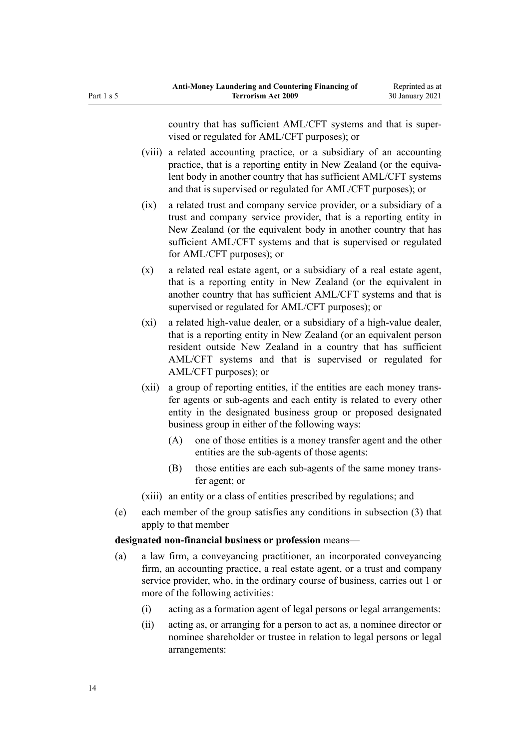country that has sufficient AML/CFT systems and that is supervised or regulated for AML/CFT purposes); or

(viii) a related accounting practice, or a subsidiary of an accounting practice, that is a reporting entity in New Zealand (or the equivalent body in another country that has sufficient AML/CFT systems and that is supervised or regulated for AML/CFT purposes); or

(ix) a related trust and company service provider, or a subsidiary of a trust and company service provider, that is a reporting entity in New Zealand (or the equivalent body in another country that has sufficient AML/CFT systems and that is supervised or regulated for AML/CFT purposes); or

(x) a related real estate agent, or a subsidiary of a real estate agent, that is a reporting entity in New Zealand (or the equivalent in another country that has sufficient AML/CFT systems and that is supervised or regulated for AML/CFT purposes); or

(xi) a related high-value dealer, or a subsidiary of a high-value dealer, that is a reporting entity in New Zealand (or an equivalent person resident outside New Zealand in a country that has sufficient AML/CFT systems and that is supervised or regulated for AML/CFT purposes); or

(xii) a group of reporting entities, if the entities are each money transfer agents or sub-agents and each entity is related to every other entity in the designated business group or proposed designated business group in either of the following ways:

(A) one of those entities is a money transfer agent and the other entities are the sub-agents of those agents:

(B) those entities are each sub-agents of the same money transfer agent; or

(xiii) an entity or a class of entities prescribed by regulations; and

(e) each member of the group satisfies any conditions in subsection (3) that apply to that member

**designated non-financial business or profession** means—

(a) a law firm, a conveyancing practitioner, an incorporated conveyancing firm, an accounting practice, a real estate agent, or a trust and company service provider, who, in the ordinary course of business, carries out 1 or more of the following activities:

(i) acting as a formation agent of legal persons or legal arrangements:

(ii) acting as, or arranging for a person to act as, a nominee director or nominee shareholder or trustee in relation to legal persons or legal arrangements: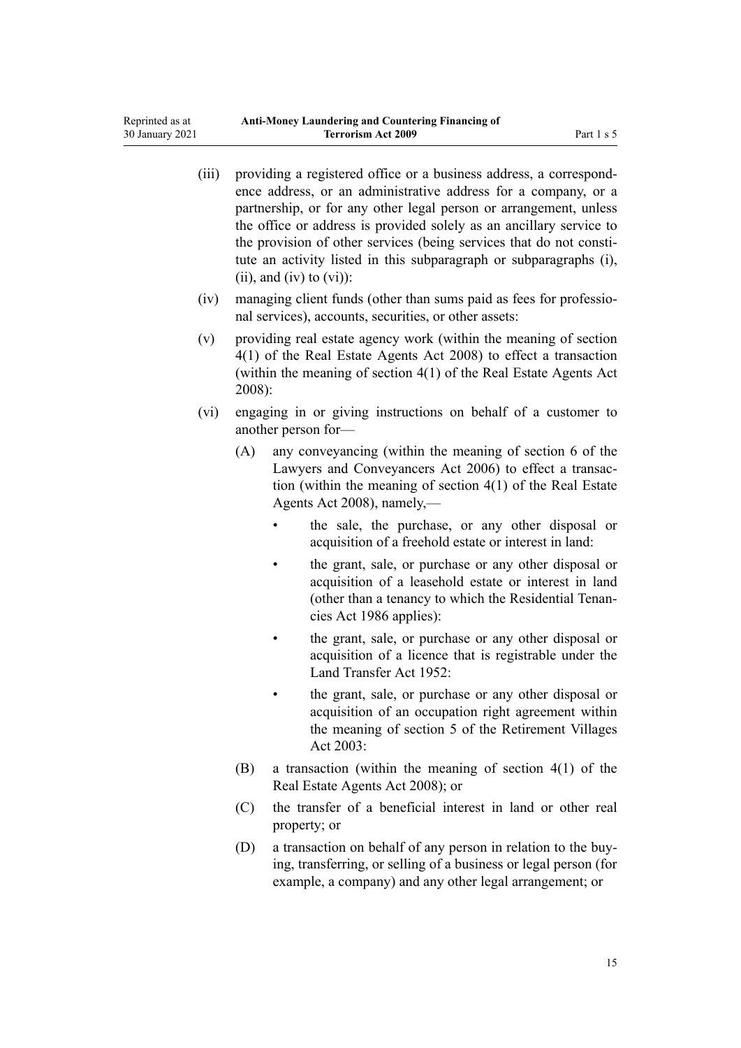(iii) providing a registered office or a business address, a correspondence address, or an administrative address for a company, or a partnership, or for any other legal person or arrangement, unless the office or address is provided solely as an ancillary service to the provision of other services (being services that do not constitute an activity listed in this subparagraph or subparagraphs (i), (ii), and (iv) to (vi)):

(iv) managing client funds (other than sums paid as fees for professional services), accounts, securities, or other assets:

(v) providing real estate agency work (within the meaning of section 4(1) of the Real Estate Agents Act 2008) to effect a transaction (within the meaning of section 4(1) of the Real Estate Agents Act 2008):

(vi) engaging in or giving instructions on behalf of a customer to another person for—

(A) any conveyancing (within the meaning of section 6 of the Lawyers and Conveyancers Act 2006) to effect a transaction (within the meaning of section 4(1) of the Real Estate Agents Act 2008), namely,—

- the sale, the purchase, or any other disposal or acquisition of a freehold estate or interest in land:
- the grant, sale, or purchase or any other disposal or acquisition of a leasehold estate or interest in land (other than a tenancy to which the Residential Tenancies Act 1986 applies):
- the grant, sale, or purchase or any other disposal or acquisition of a licence that is registrable under the Land Transfer Act 1952:
- the grant, sale, or purchase or any other disposal or acquisition of an occupation right agreement within the meaning of section 5 of the Retirement Villages Act 2003:

(B) a transaction (within the meaning of section 4(1) of the Real Estate Agents Act 2008); or

(C) the transfer of a beneficial interest in land or other real property; or

(D) a transaction on behalf of any person in relation to the buying, transferring, or selling of a business or legal person (for example, a company) and any other legal arrangement; or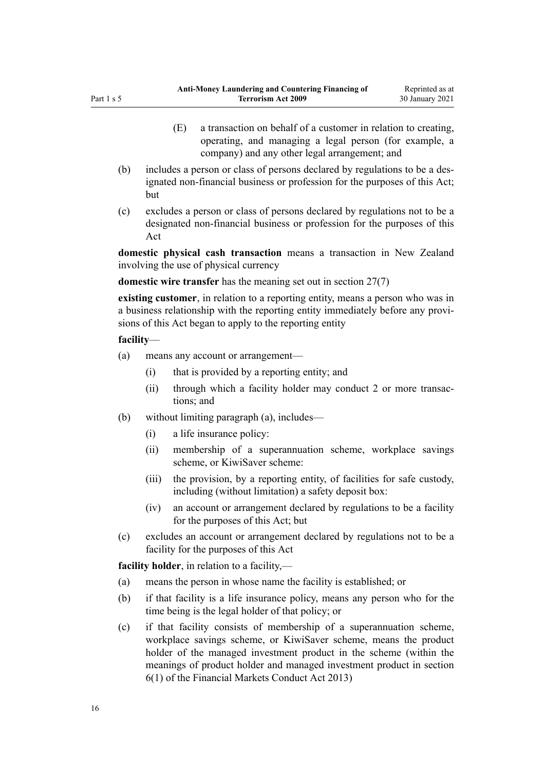(E) a transaction on behalf of a customer in relation to creating, operating, and managing a legal person (for example, a company) and any other legal arrangement; and

(b) includes a person or class of persons declared by regulations to be a designated non-financial business or profession for the purposes of this Act; but

(c) excludes a person or class of persons declared by regulations not to be a designated non-financial business or profession for the purposes of this Act

**domestic physical cash transaction** means a transaction in New Zealand involving the use of physical currency

**domestic wire transfer** has the meaning set out in section 27(7)

**existing customer**, in relation to a reporting entity, means a person who was in a business relationship with the reporting entity immediately before any provisions of this Act began to apply to the reporting entity

**facility**—

(a) means any account or arrangement—

  (i) that is provided by a reporting entity; and

  (ii) through which a facility holder may conduct 2 or more transactions; and

(b) without limiting paragraph (a), includes—

  (i) a life insurance policy:

  (ii) membership of a superannuation scheme, workplace savings scheme, or KiwiSaver scheme:

  (iii) the provision, by a reporting entity, of facilities for safe custody, including (without limitation) a safety deposit box:

  (iv) an account or arrangement declared by regulations to be a facility for the purposes of this Act; but

(c) excludes an account or arrangement declared by regulations not to be a facility for the purposes of this Act

**facility holder**, in relation to a facility,—

(a) means the person in whose name the facility is established; or

(b) if that facility is a life insurance policy, means any person who for the time being is the legal holder of that policy; or

(c) if that facility consists of membership of a superannuation scheme, workplace savings scheme, or KiwiSaver scheme, means the product holder of the managed investment product in the scheme (within the meanings of product holder and managed investment product in section 6(1) of the Financial Markets Conduct Act 2013)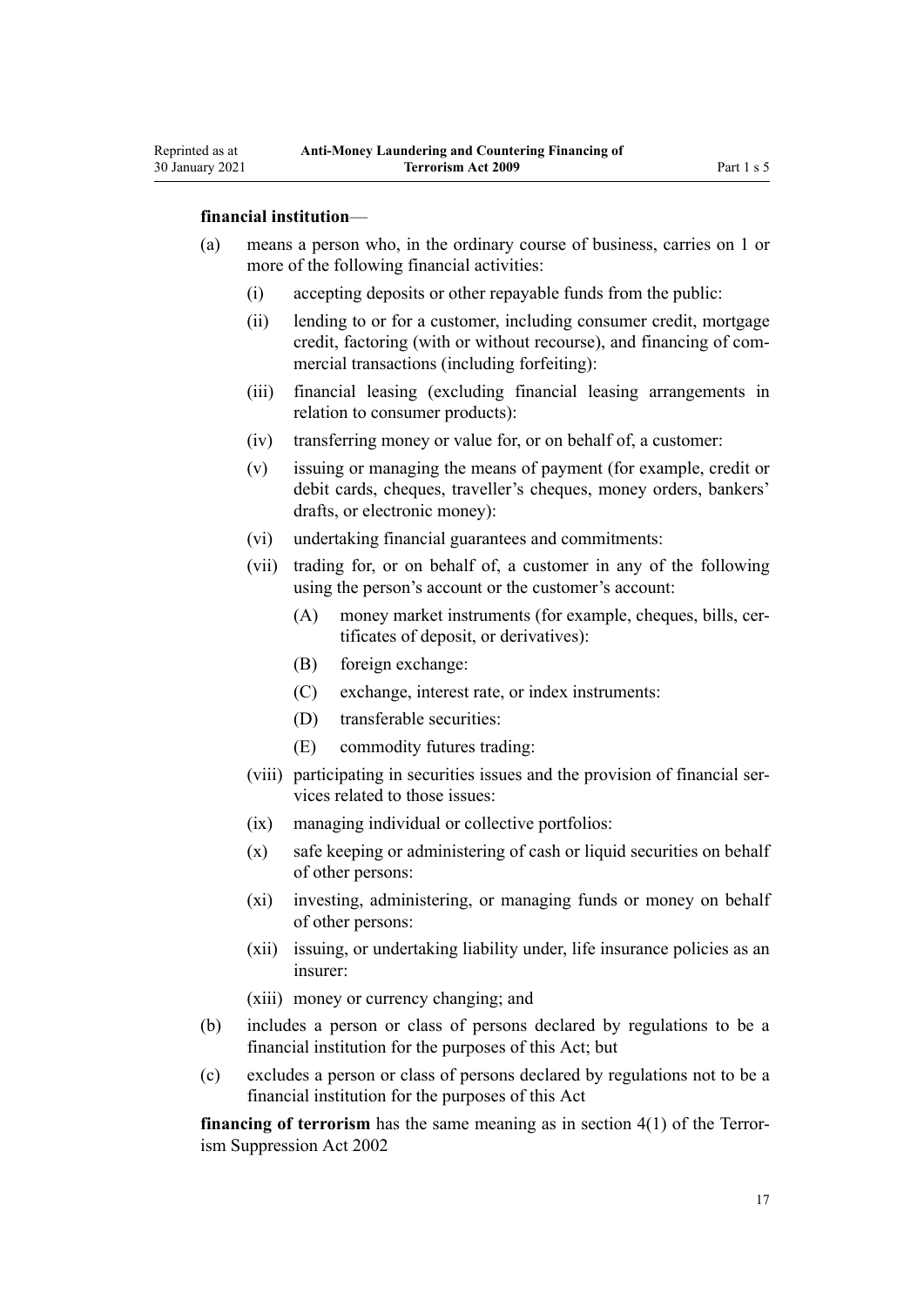**financial institution**—

(a) means a person who, in the ordinary course of business, carries on 1 or more of the following financial activities:

  (i) accepting deposits or other repayable funds from the public:

  (ii) lending to or for a customer, including consumer credit, mortgage credit, factoring (with or without recourse), and financing of commercial transactions (including forfeiting):

  (iii) financial leasing (excluding financial leasing arrangements in relation to consumer products):

  (iv) transferring money or value for, or on behalf of, a customer:

  (v) issuing or managing the means of payment (for example, credit or debit cards, cheques, traveller's cheques, money orders, bankers' drafts, or electronic money):

  (vi) undertaking financial guarantees and commitments:

  (vii) trading for, or on behalf of, a customer in any of the following using the person's account or the customer's account:

    (A) money market instruments (for example, cheques, bills, certificates of deposit, or derivatives):

    (B) foreign exchange:

    (C) exchange, interest rate, or index instruments:

    (D) transferable securities:

    (E) commodity futures trading:

  (viii) participating in securities issues and the provision of financial services related to those issues:

  (ix) managing individual or collective portfolios:

  (x) safe keeping or administering of cash or liquid securities on behalf of other persons:

  (xi) investing, administering, or managing funds or money on behalf of other persons:

  (xii) issuing, or undertaking liability under, life insurance policies as an insurer:

  (xiii) money or currency changing; and

(b) includes a person or class of persons declared by regulations to be a financial institution for the purposes of this Act; but

(c) excludes a person or class of persons declared by regulations not to be a financial institution for the purposes of this Act

**financing of terrorism** has the same meaning as in section 4(1) of the Terrorism Suppression Act 2002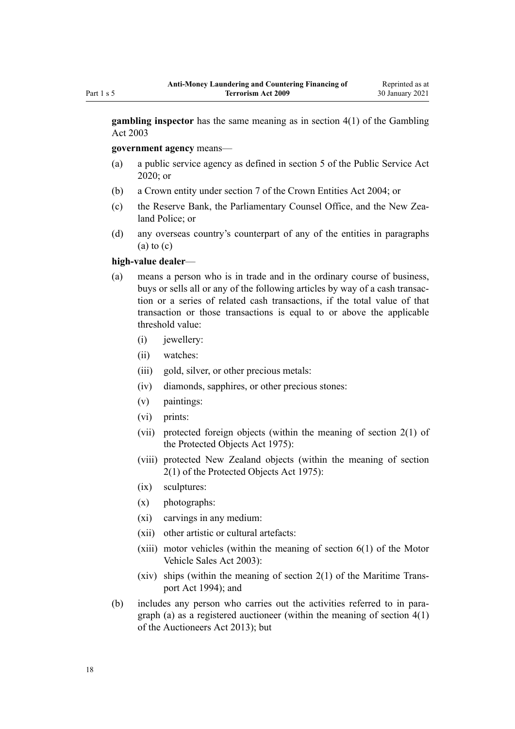**gambling inspector** has the same meaning as in section 4(1) of the Gambling Act 2003

**government agency** means—

- (a) a public service agency as defined in section 5 of the Public Service Act 2020; or
- (b) a Crown entity under section 7 of the Crown Entities Act 2004; or
- (c) the Reserve Bank, the Parliamentary Counsel Office, and the New Zealand Police; or
- (d) any overseas country's counterpart of any of the entities in paragraphs (a) to (c)

**high-value dealer**—

- (a) means a person who is in trade and in the ordinary course of business, buys or sells all or any of the following articles by way of a cash transaction or a series of related cash transactions, if the total value of that transaction or those transactions is equal to or above the applicable threshold value:
  - (i) jewellery:
  - (ii) watches:
  - (iii) gold, silver, or other precious metals:
  - (iv) diamonds, sapphires, or other precious stones:
  - (v) paintings:
  - (vi) prints:
  - (vii) protected foreign objects (within the meaning of section 2(1) of the Protected Objects Act 1975):
  - (viii) protected New Zealand objects (within the meaning of section 2(1) of the Protected Objects Act 1975):
  - (ix) sculptures:
  - (x) photographs:
  - (xi) carvings in any medium:
  - (xii) other artistic or cultural artefacts:
  - (xiii) motor vehicles (within the meaning of section 6(1) of the Motor Vehicle Sales Act 2003):
  - (xiv) ships (within the meaning of section 2(1) of the Maritime Transport Act 1994); and
- (b) includes any person who carries out the activities referred to in paragraph (a) as a registered auctioneer (within the meaning of section 4(1) of the Auctioneers Act 2013); but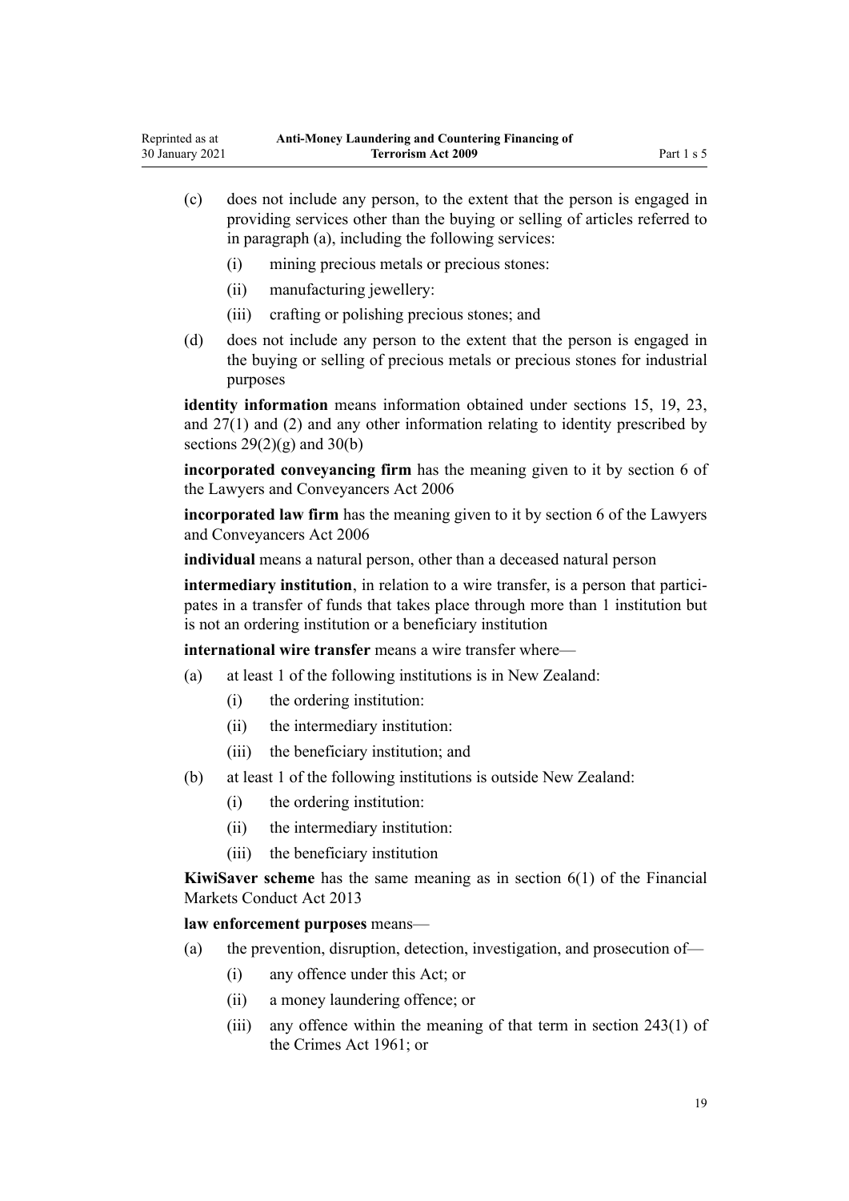(c) does not include any person, to the extent that the person is engaged in providing services other than the buying or selling of articles referred to in paragraph (a), including the following services:

    (i) mining precious metals or precious stones:

    (ii) manufacturing jewellery:

    (iii) crafting or polishing precious stones; and

(d) does not include any person to the extent that the person is engaged in the buying or selling of precious metals or precious stones for industrial purposes

**identity information** means information obtained under sections 15, 19, 23, and 27(1) and (2) and any other information relating to identity prescribed by sections 29(2)(g) and 30(b)

**incorporated conveyancing firm** has the meaning given to it by section 6 of the Lawyers and Conveyancers Act 2006

**incorporated law firm** has the meaning given to it by section 6 of the Lawyers and Conveyancers Act 2006

**individual** means a natural person, other than a deceased natural person

**intermediary institution**, in relation to a wire transfer, is a person that participates in a transfer of funds that takes place through more than 1 institution but is not an ordering institution or a beneficiary institution

**international wire transfer** means a wire transfer where—

(a) at least 1 of the following institutions is in New Zealand:

    (i) the ordering institution:

    (ii) the intermediary institution:

    (iii) the beneficiary institution; and

(b) at least 1 of the following institutions is outside New Zealand:

    (i) the ordering institution:

    (ii) the intermediary institution:

    (iii) the beneficiary institution

**KiwiSaver scheme** has the same meaning as in section 6(1) of the Financial Markets Conduct Act 2013

**law enforcement purposes** means—

(a) the prevention, disruption, detection, investigation, and prosecution of—

    (i) any offence under this Act; or

    (ii) a money laundering offence; or

    (iii) any offence within the meaning of that term in section 243(1) of the Crimes Act 1961; or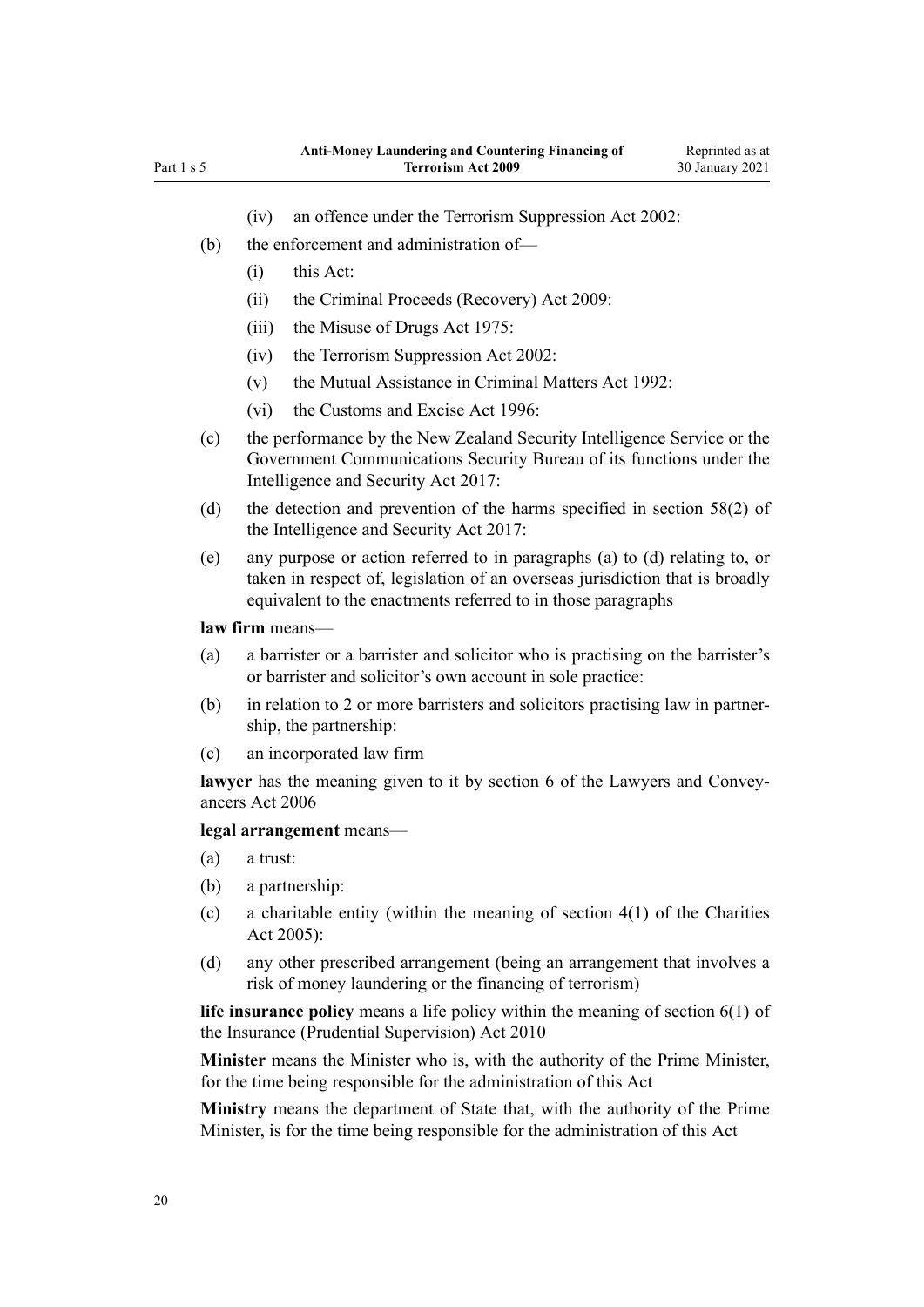(iv) an offence under the Terrorism Suppression Act 2002:

(b) the enforcement and administration of—

(i) this Act:

(ii) the Criminal Proceeds (Recovery) Act 2009:

(iii) the Misuse of Drugs Act 1975:

(iv) the Terrorism Suppression Act 2002:

(v) the Mutual Assistance in Criminal Matters Act 1992:

(vi) the Customs and Excise Act 1996:

(c) the performance by the New Zealand Security Intelligence Service or the Government Communications Security Bureau of its functions under the Intelligence and Security Act 2017:

(d) the detection and prevention of the harms specified in section 58(2) of the Intelligence and Security Act 2017:

(e) any purpose or action referred to in paragraphs (a) to (d) relating to, or taken in respect of, legislation of an overseas jurisdiction that is broadly equivalent to the enactments referred to in those paragraphs

**law firm** means—

(a) a barrister or a barrister and solicitor who is practising on the barrister's or barrister and solicitor's own account in sole practice:

(b) in relation to 2 or more barristers and solicitors practising law in partnership, the partnership:

(c) an incorporated law firm

**lawyer** has the meaning given to it by section 6 of the Lawyers and Conveyancers Act 2006

**legal arrangement** means—

(a) a trust:

(b) a partnership:

(c) a charitable entity (within the meaning of section 4(1) of the Charities Act 2005):

(d) any other prescribed arrangement (being an arrangement that involves a risk of money laundering or the financing of terrorism)

**life insurance policy** means a life policy within the meaning of section 6(1) of the Insurance (Prudential Supervision) Act 2010

**Minister** means the Minister who is, with the authority of the Prime Minister, for the time being responsible for the administration of this Act

**Ministry** means the department of State that, with the authority of the Prime Minister, is for the time being responsible for the administration of this Act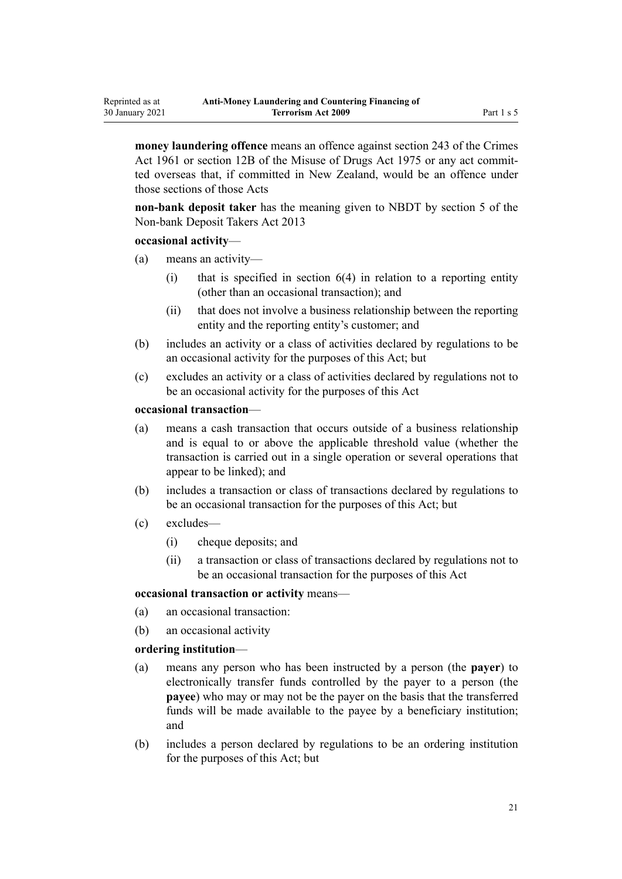**money laundering offence** means an offence against section 243 of the Crimes Act 1961 or section 12B of the Misuse of Drugs Act 1975 or any act committed overseas that, if committed in New Zealand, would be an offence under those sections of those Acts

**non-bank deposit taker** has the meaning given to NBDT by section 5 of the Non-bank Deposit Takers Act 2013

**occasional activity**—

(a) means an activity—

  (i) that is specified in section 6(4) in relation to a reporting entity (other than an occasional transaction); and

  (ii) that does not involve a business relationship between the reporting entity and the reporting entity's customer; and

(b) includes an activity or a class of activities declared by regulations to be an occasional activity for the purposes of this Act; but

(c) excludes an activity or a class of activities declared by regulations not to be an occasional activity for the purposes of this Act

**occasional transaction**—

(a) means a cash transaction that occurs outside of a business relationship and is equal to or above the applicable threshold value (whether the transaction is carried out in a single operation or several operations that appear to be linked); and

(b) includes a transaction or class of transactions declared by regulations to be an occasional transaction for the purposes of this Act; but

(c) excludes—

  (i) cheque deposits; and

  (ii) a transaction or class of transactions declared by regulations not to be an occasional transaction for the purposes of this Act

**occasional transaction or activity** means—

(a) an occasional transaction:

(b) an occasional activity

**ordering institution**—

(a) means any person who has been instructed by a person (the **payer**) to electronically transfer funds controlled by the payer to a person (the **payee**) who may or may not be the payer on the basis that the transferred funds will be made available to the payee by a beneficiary institution; and

(b) includes a person declared by regulations to be an ordering institution for the purposes of this Act; but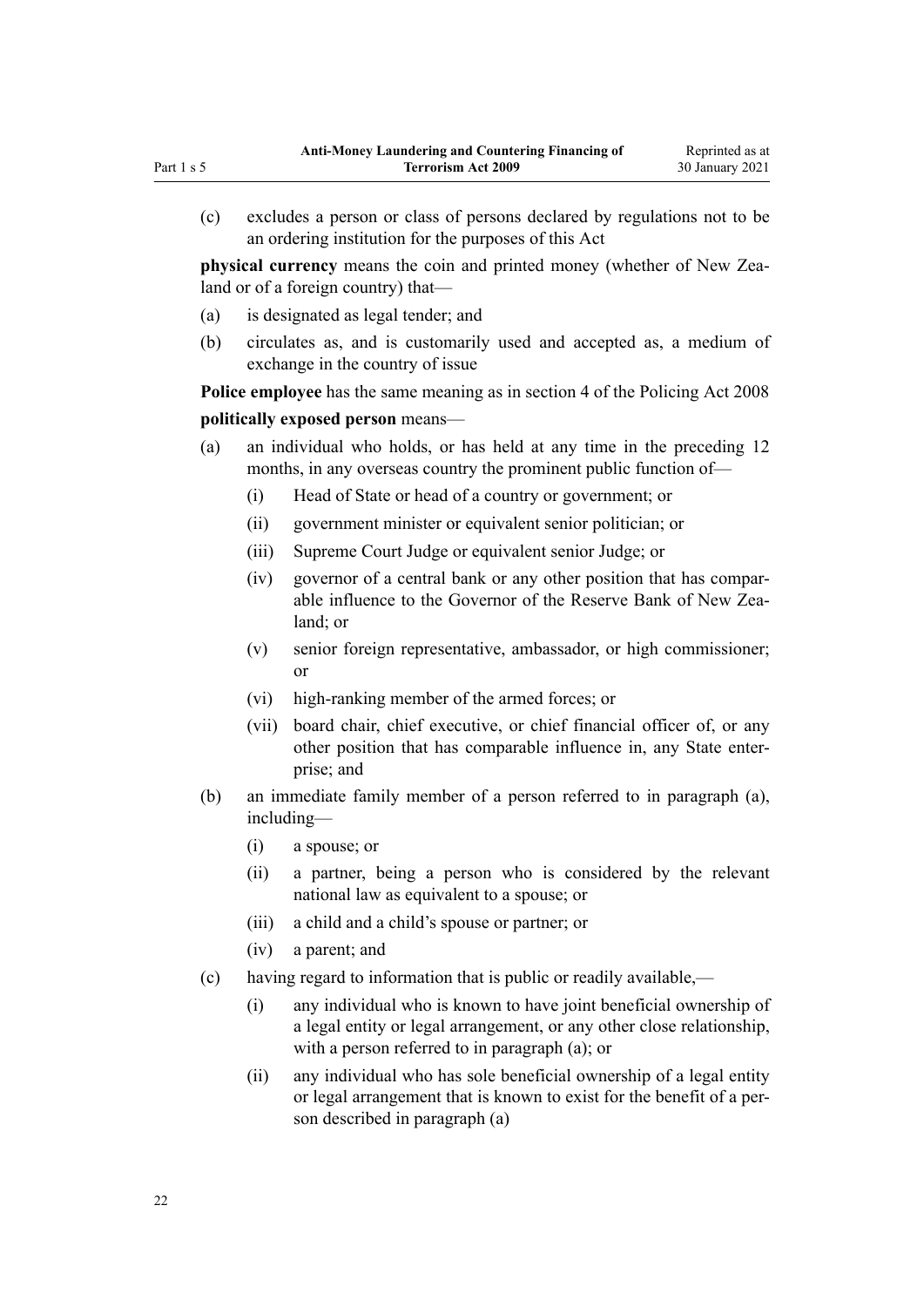(c) excludes a person or class of persons declared by regulations not to be an ordering institution for the purposes of this Act

**physical currency** means the coin and printed money (whether of New Zealand or of a foreign country) that—

(a) is designated as legal tender; and

(b) circulates as, and is customarily used and accepted as, a medium of exchange in the country of issue

**Police employee** has the same meaning as in section 4 of the Policing Act 2008

**politically exposed person** means—

(a) an individual who holds, or has held at any time in the preceding 12 months, in any overseas country the prominent public function of—

  (i) Head of State or head of a country or government; or

  (ii) government minister or equivalent senior politician; or

  (iii) Supreme Court Judge or equivalent senior Judge; or

  (iv) governor of a central bank or any other position that has comparable influence to the Governor of the Reserve Bank of New Zealand; or

  (v) senior foreign representative, ambassador, or high commissioner; or

  (vi) high-ranking member of the armed forces; or

  (vii) board chair, chief executive, or chief financial officer of, or any other position that has comparable influence in, any State enterprise; and

(b) an immediate family member of a person referred to in paragraph (a), including—

  (i) a spouse; or

  (ii) a partner, being a person who is considered by the relevant national law as equivalent to a spouse; or

  (iii) a child and a child's spouse or partner; or

  (iv) a parent; and

(c) having regard to information that is public or readily available,—

  (i) any individual who is known to have joint beneficial ownership of a legal entity or legal arrangement, or any other close relationship, with a person referred to in paragraph (a); or

  (ii) any individual who has sole beneficial ownership of a legal entity or legal arrangement that is known to exist for the benefit of a person described in paragraph (a)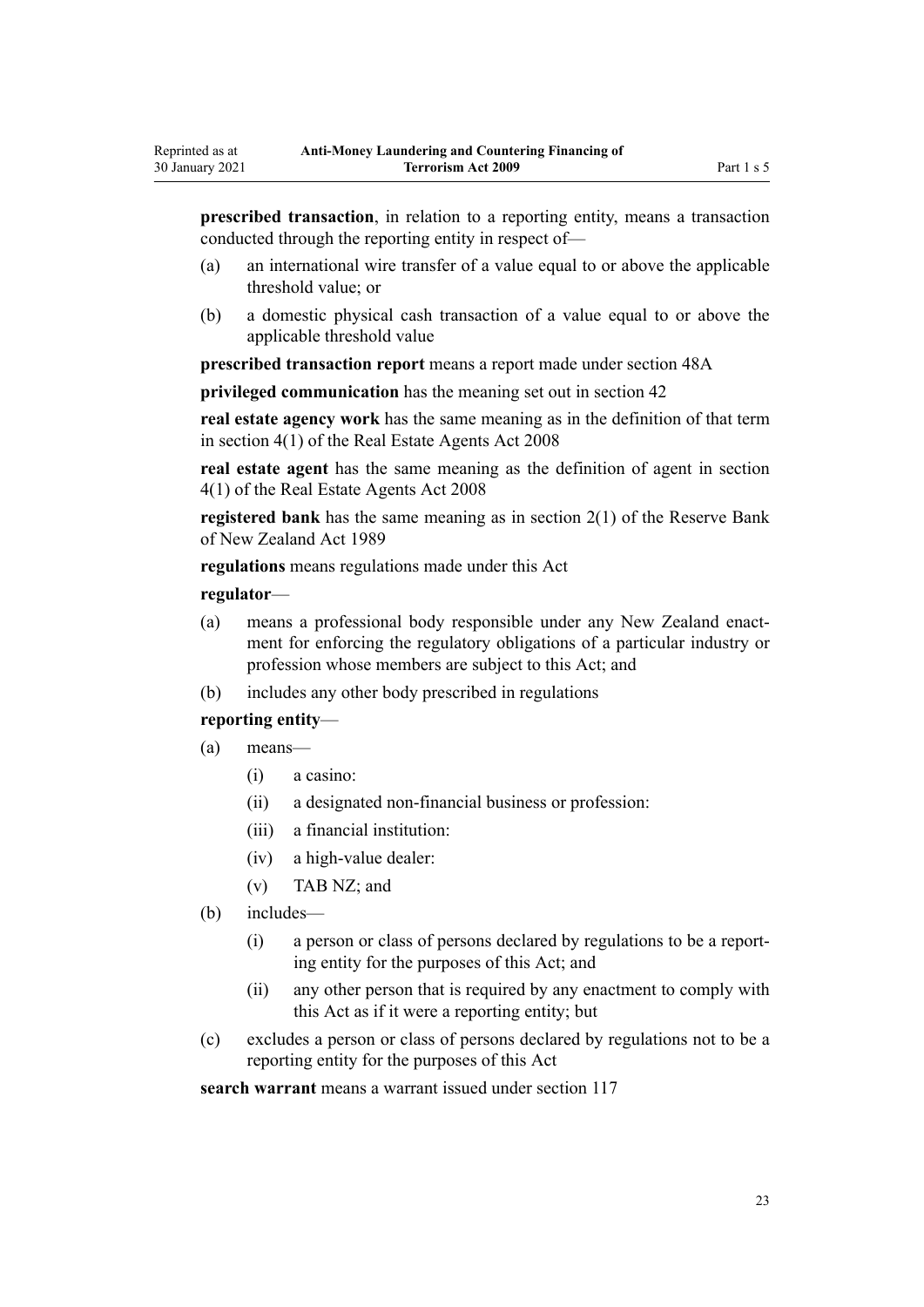**prescribed transaction**, in relation to a reporting entity, means a transaction conducted through the reporting entity in respect of—

(a) an international wire transfer of a value equal to or above the applicable threshold value; or

(b) a domestic physical cash transaction of a value equal to or above the applicable threshold value

**prescribed transaction report** means a report made under section 48A

**privileged communication** has the meaning set out in section 42

**real estate agency work** has the same meaning as in the definition of that term in section 4(1) of the Real Estate Agents Act 2008

**real estate agent** has the same meaning as the definition of agent in section 4(1) of the Real Estate Agents Act 2008

**registered bank** has the same meaning as in section 2(1) of the Reserve Bank of New Zealand Act 1989

**regulations** means regulations made under this Act

**regulator**—

(a) means a professional body responsible under any New Zealand enactment for enforcing the regulatory obligations of a particular industry or profession whose members are subject to this Act; and

(b) includes any other body prescribed in regulations

**reporting entity**—

(a) means—

  (i) a casino:

  (ii) a designated non-financial business or profession:

  (iii) a financial institution:

  (iv) a high-value dealer:

  (v) TAB NZ; and

(b) includes—

  (i) a person or class of persons declared by regulations to be a reporting entity for the purposes of this Act; and

  (ii) any other person that is required by any enactment to comply with this Act as if it were a reporting entity; but

(c) excludes a person or class of persons declared by regulations not to be a reporting entity for the purposes of this Act

**search warrant** means a warrant issued under section 117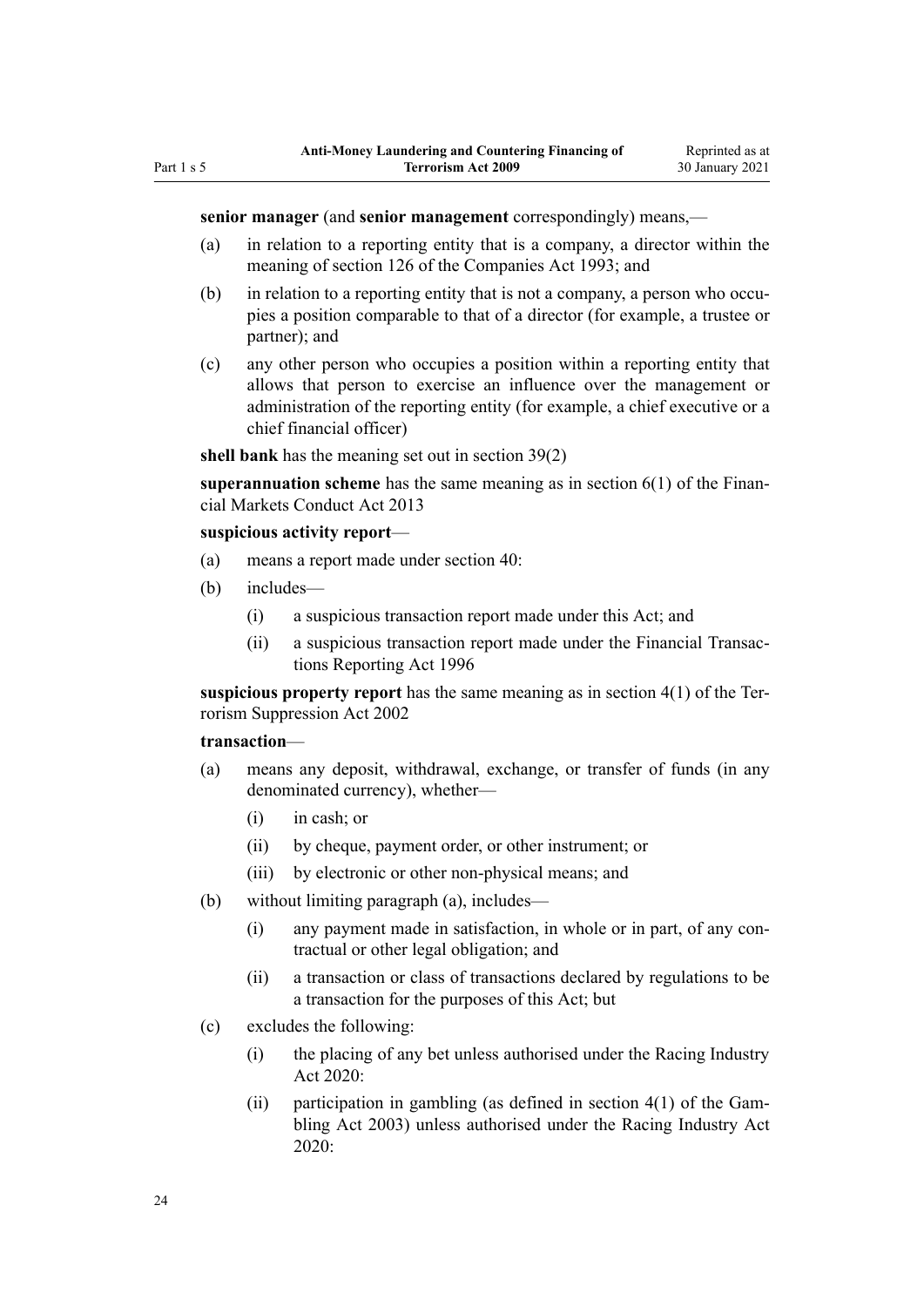**senior manager** (and **senior management** correspondingly) means,—

(a) in relation to a reporting entity that is a company, a director within the meaning of section 126 of the Companies Act 1993; and

(b) in relation to a reporting entity that is not a company, a person who occupies a position comparable to that of a director (for example, a trustee or partner); and

(c) any other person who occupies a position within a reporting entity that allows that person to exercise an influence over the management or administration of the reporting entity (for example, a chief executive or a chief financial officer)

**shell bank** has the meaning set out in section 39(2)

**superannuation scheme** has the same meaning as in section 6(1) of the Financial Markets Conduct Act 2013

**suspicious activity report**—

(a) means a report made under section 40:

(b) includes—

(i) a suspicious transaction report made under this Act; and

(ii) a suspicious transaction report made under the Financial Transactions Reporting Act 1996

**suspicious property report** has the same meaning as in section 4(1) of the Terrorism Suppression Act 2002

**transaction**—

(a) means any deposit, withdrawal, exchange, or transfer of funds (in any denominated currency), whether—

(i) in cash; or

(ii) by cheque, payment order, or other instrument; or

(iii) by electronic or other non-physical means; and

(b) without limiting paragraph (a), includes—

(i) any payment made in satisfaction, in whole or in part, of any contractual or other legal obligation; and

(ii) a transaction or class of transactions declared by regulations to be a transaction for the purposes of this Act; but

(c) excludes the following:

(i) the placing of any bet unless authorised under the Racing Industry Act 2020:

(ii) participation in gambling (as defined in section 4(1) of the Gambling Act 2003) unless authorised under the Racing Industry Act 2020: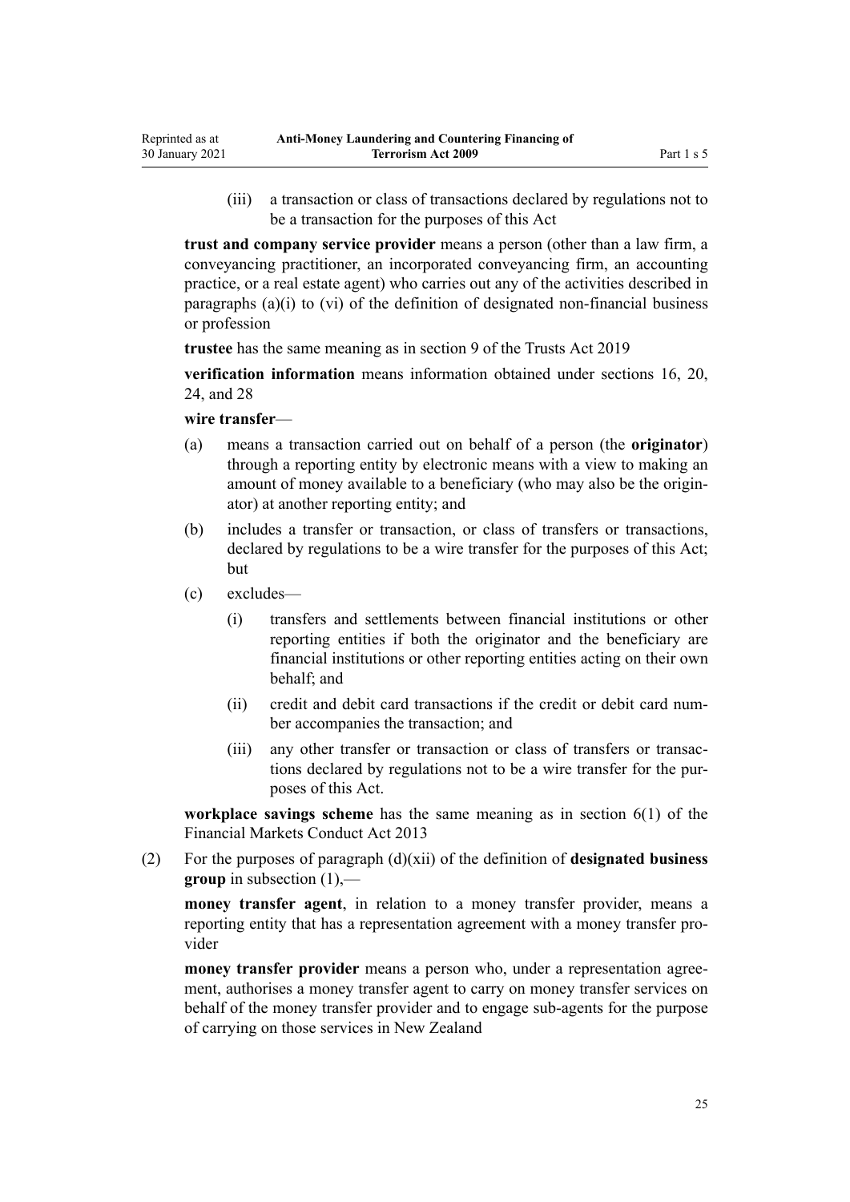(iii) a transaction or class of transactions declared by regulations not to be a transaction for the purposes of this Act

**trust and company service provider** means a person (other than a law firm, a conveyancing practitioner, an incorporated conveyancing firm, an accounting practice, or a real estate agent) who carries out any of the activities described in paragraphs (a)(i) to (vi) of the definition of designated non-financial business or profession

**trustee** has the same meaning as in section 9 of the Trusts Act 2019

**verification information** means information obtained under sections 16, 20, 24, and 28

**wire transfer**—

(a) means a transaction carried out on behalf of a person (the **originator**) through a reporting entity by electronic means with a view to making an amount of money available to a beneficiary (who may also be the originator) at another reporting entity; and

(b) includes a transfer or transaction, or class of transfers or transactions, declared by regulations to be a wire transfer for the purposes of this Act; but

(c) excludes—

  (i) transfers and settlements between financial institutions or other reporting entities if both the originator and the beneficiary are financial institutions or other reporting entities acting on their own behalf; and

  (ii) credit and debit card transactions if the credit or debit card number accompanies the transaction; and

  (iii) any other transfer or transaction or class of transfers or transactions declared by regulations not to be a wire transfer for the purposes of this Act.

**workplace savings scheme** has the same meaning as in section 6(1) of the Financial Markets Conduct Act 2013

(2) For the purposes of paragraph (d)(xii) of the definition of **designated business group** in subsection (1),—

**money transfer agent**, in relation to a money transfer provider, means a reporting entity that has a representation agreement with a money transfer provider

**money transfer provider** means a person who, under a representation agreement, authorises a money transfer agent to carry on money transfer services on behalf of the money transfer provider and to engage sub-agents for the purpose of carrying on those services in New Zealand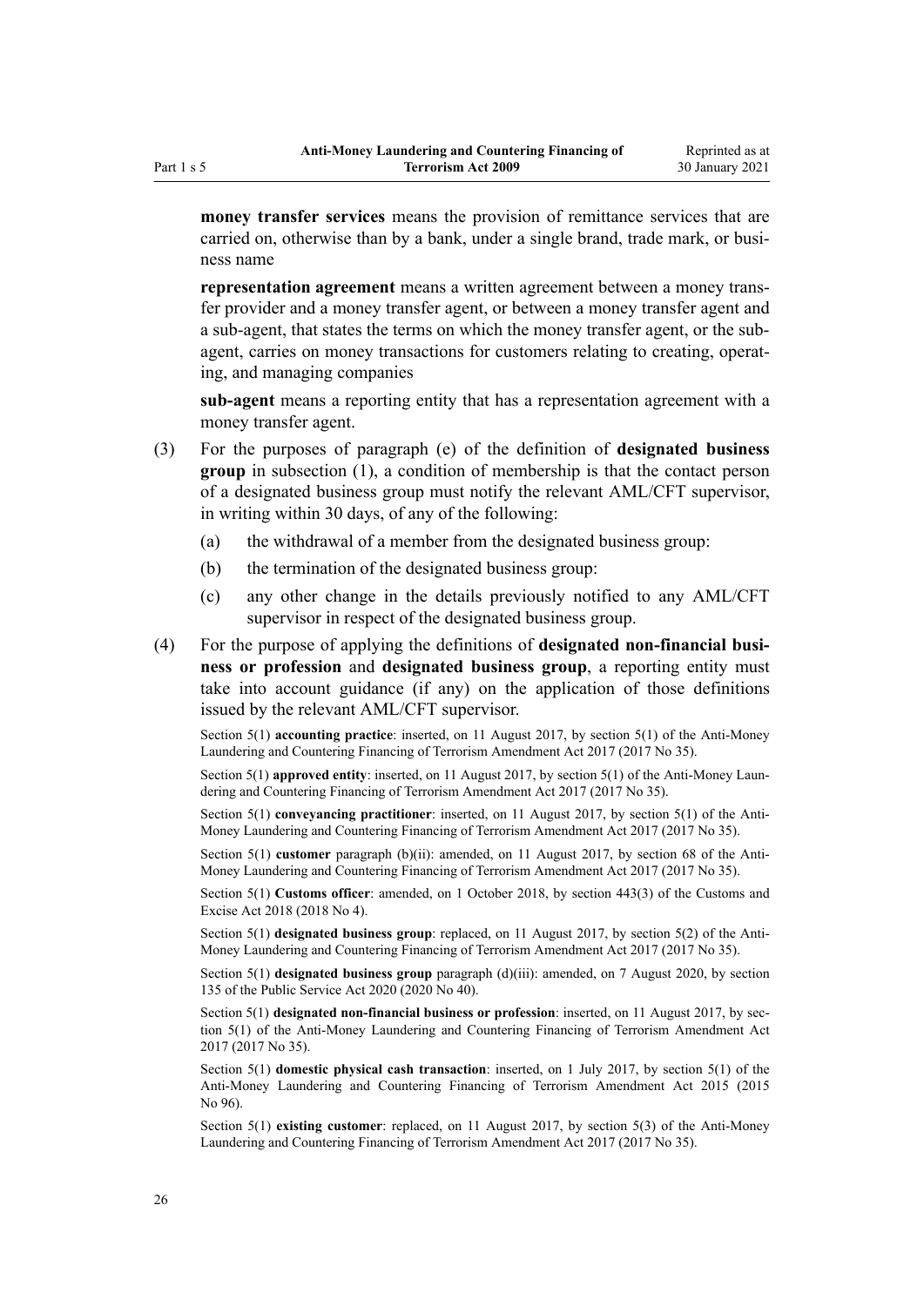**money transfer services** means the provision of remittance services that are carried on, otherwise than by a bank, under a single brand, trade mark, or business name

**representation agreement** means a written agreement between a money transfer provider and a money transfer agent, or between a money transfer agent and a sub-agent, that states the terms on which the money transfer agent, or the sub-agent, carries on money transactions for customers relating to creating, operating, and managing companies

**sub-agent** means a reporting entity that has a representation agreement with a money transfer agent.

(3) For the purposes of paragraph (e) of the definition of **designated business group** in subsection (1), a condition of membership is that the contact person of a designated business group must notify the relevant AML/CFT supervisor, in writing within 30 days, of any of the following:

(a) the withdrawal of a member from the designated business group:

(b) the termination of the designated business group:

(c) any other change in the details previously notified to any AML/CFT supervisor in respect of the designated business group.

(4) For the purpose of applying the definitions of **designated non-financial business or profession** and **designated business group**, a reporting entity must take into account guidance (if any) on the application of those definitions issued by the relevant AML/CFT supervisor.

Section 5(1) **accounting practice**: inserted, on 11 August 2017, by section 5(1) of the Anti-Money Laundering and Countering Financing of Terrorism Amendment Act 2017 (2017 No 35).

Section 5(1) **approved entity**: inserted, on 11 August 2017, by section 5(1) of the Anti-Money Laundering and Countering Financing of Terrorism Amendment Act 2017 (2017 No 35).

Section 5(1) **conveyancing practitioner**: inserted, on 11 August 2017, by section 5(1) of the Anti-Money Laundering and Countering Financing of Terrorism Amendment Act 2017 (2017 No 35).

Section 5(1) **customer** paragraph (b)(ii): amended, on 11 August 2017, by section 68 of the Anti-Money Laundering and Countering Financing of Terrorism Amendment Act 2017 (2017 No 35).

Section 5(1) **Customs officer**: amended, on 1 October 2018, by section 443(3) of the Customs and Excise Act 2018 (2018 No 4).

Section 5(1) **designated business group**: replaced, on 11 August 2017, by section 5(2) of the Anti-Money Laundering and Countering Financing of Terrorism Amendment Act 2017 (2017 No 35).

Section 5(1) **designated business group** paragraph (d)(iii): amended, on 7 August 2020, by section 135 of the Public Service Act 2020 (2020 No 40).

Section 5(1) **designated non-financial business or profession**: inserted, on 11 August 2017, by section 5(1) of the Anti-Money Laundering and Countering Financing of Terrorism Amendment Act 2017 (2017 No 35).

Section 5(1) **domestic physical cash transaction**: inserted, on 1 July 2017, by section 5(1) of the Anti-Money Laundering and Countering Financing of Terrorism Amendment Act 2015 (2015 No 96).

Section 5(1) **existing customer**: replaced, on 11 August 2017, by section 5(3) of the Anti-Money Laundering and Countering Financing of Terrorism Amendment Act 2017 (2017 No 35).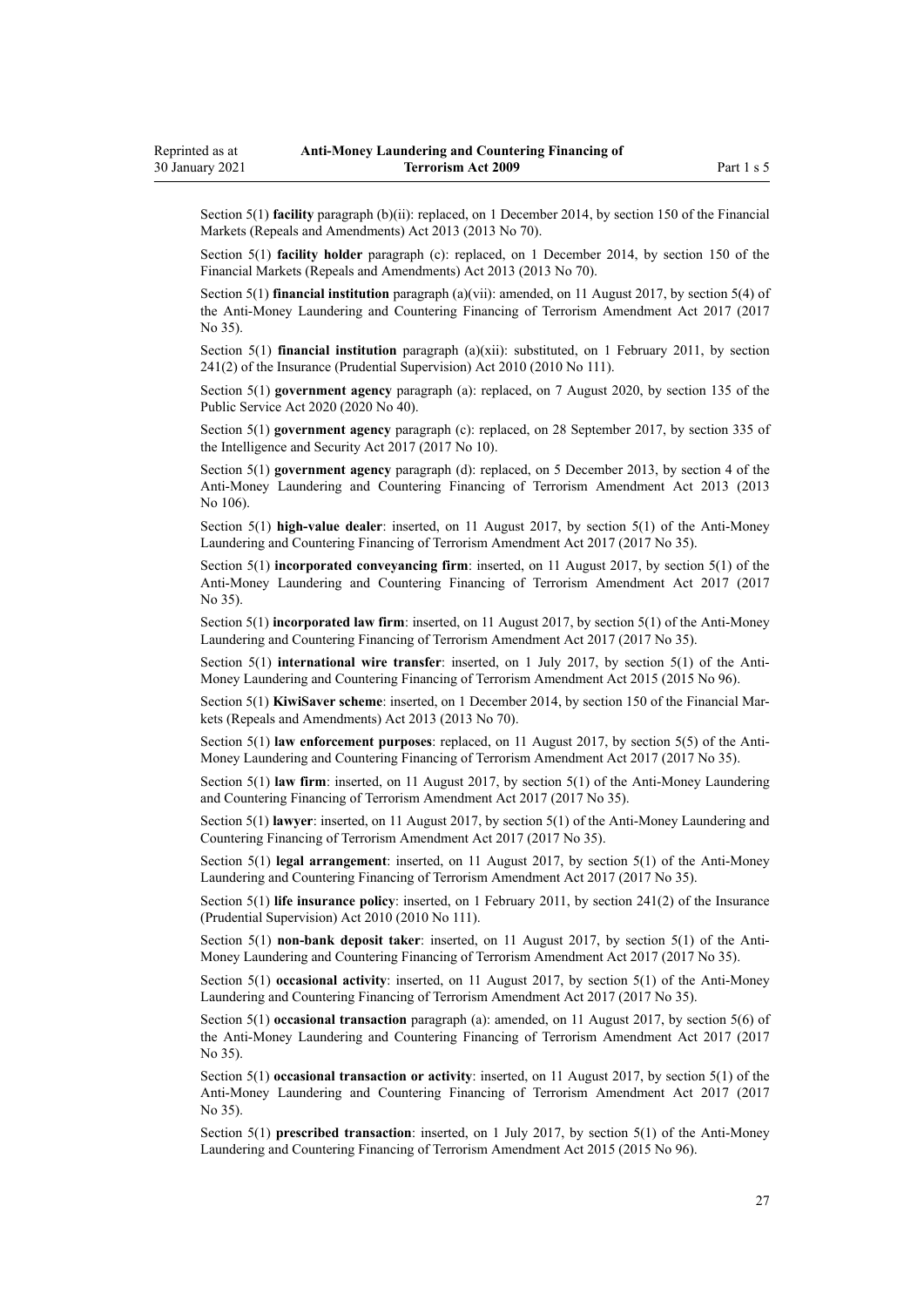Section 5(1) **facility** paragraph (b)(ii): replaced, on 1 December 2014, by section 150 of the Financial Markets (Repeals and Amendments) Act 2013 (2013 No 70).

Section 5(1) **facility holder** paragraph (c): replaced, on 1 December 2014, by section 150 of the Financial Markets (Repeals and Amendments) Act 2013 (2013 No 70).

Section 5(1) **financial institution** paragraph (a)(vii): amended, on 11 August 2017, by section 5(4) of the Anti-Money Laundering and Countering Financing of Terrorism Amendment Act 2017 (2017 No 35).

Section 5(1) **financial institution** paragraph (a)(xii): substituted, on 1 February 2011, by section 241(2) of the Insurance (Prudential Supervision) Act 2010 (2010 No 111).

Section 5(1) **government agency** paragraph (a): replaced, on 7 August 2020, by section 135 of the Public Service Act 2020 (2020 No 40).

Section 5(1) **government agency** paragraph (c): replaced, on 28 September 2017, by section 335 of the Intelligence and Security Act 2017 (2017 No 10).

Section 5(1) **government agency** paragraph (d): replaced, on 5 December 2013, by section 4 of the Anti-Money Laundering and Countering Financing of Terrorism Amendment Act 2013 (2013 No 106).

Section 5(1) **high-value dealer**: inserted, on 11 August 2017, by section 5(1) of the Anti-Money Laundering and Countering Financing of Terrorism Amendment Act 2017 (2017 No 35).

Section 5(1) **incorporated conveyancing firm**: inserted, on 11 August 2017, by section 5(1) of the Anti-Money Laundering and Countering Financing of Terrorism Amendment Act 2017 (2017 No 35).

Section 5(1) **incorporated law firm**: inserted, on 11 August 2017, by section 5(1) of the Anti-Money Laundering and Countering Financing of Terrorism Amendment Act 2017 (2017 No 35).

Section 5(1) **international wire transfer**: inserted, on 1 July 2017, by section 5(1) of the Anti-Money Laundering and Countering Financing of Terrorism Amendment Act 2015 (2015 No 96).

Section 5(1) **KiwiSaver scheme**: inserted, on 1 December 2014, by section 150 of the Financial Markets (Repeals and Amendments) Act 2013 (2013 No 70).

Section 5(1) **law enforcement purposes**: replaced, on 11 August 2017, by section 5(5) of the Anti-Money Laundering and Countering Financing of Terrorism Amendment Act 2017 (2017 No 35).

Section 5(1) **law firm**: inserted, on 11 August 2017, by section 5(1) of the Anti-Money Laundering and Countering Financing of Terrorism Amendment Act 2017 (2017 No 35).

Section 5(1) **lawyer**: inserted, on 11 August 2017, by section 5(1) of the Anti-Money Laundering and Countering Financing of Terrorism Amendment Act 2017 (2017 No 35).

Section 5(1) **legal arrangement**: inserted, on 11 August 2017, by section 5(1) of the Anti-Money Laundering and Countering Financing of Terrorism Amendment Act 2017 (2017 No 35).

Section 5(1) **life insurance policy**: inserted, on 1 February 2011, by section 241(2) of the Insurance (Prudential Supervision) Act 2010 (2010 No 111).

Section 5(1) **non-bank deposit taker**: inserted, on 11 August 2017, by section 5(1) of the Anti-Money Laundering and Countering Financing of Terrorism Amendment Act 2017 (2017 No 35).

Section 5(1) **occasional activity**: inserted, on 11 August 2017, by section 5(1) of the Anti-Money Laundering and Countering Financing of Terrorism Amendment Act 2017 (2017 No 35).

Section 5(1) **occasional transaction** paragraph (a): amended, on 11 August 2017, by section 5(6) of the Anti-Money Laundering and Countering Financing of Terrorism Amendment Act 2017 (2017 No 35).

Section 5(1) **occasional transaction or activity**: inserted, on 11 August 2017, by section 5(1) of the Anti-Money Laundering and Countering Financing of Terrorism Amendment Act 2017 (2017 No 35).

Section 5(1) **prescribed transaction**: inserted, on 1 July 2017, by section 5(1) of the Anti-Money Laundering and Countering Financing of Terrorism Amendment Act 2015 (2015 No 96).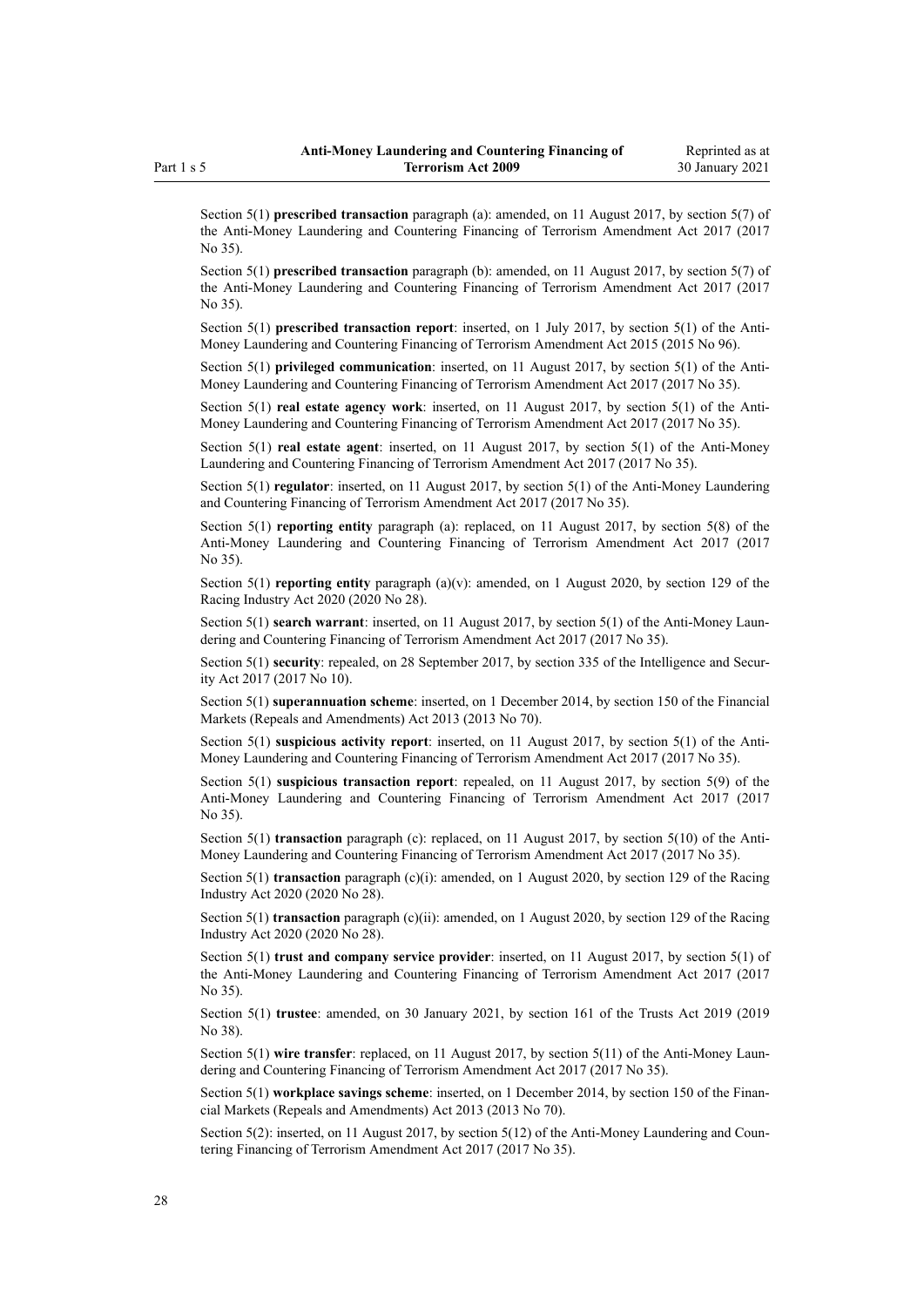Section 5(1) **prescribed transaction** paragraph (a): amended, on 11 August 2017, by section 5(7) of the Anti-Money Laundering and Countering Financing of Terrorism Amendment Act 2017 (2017 No 35).

Section 5(1) **prescribed transaction** paragraph (b): amended, on 11 August 2017, by section 5(7) of the Anti-Money Laundering and Countering Financing of Terrorism Amendment Act 2017 (2017 No 35).

Section 5(1) **prescribed transaction report**: inserted, on 1 July 2017, by section 5(1) of the Anti-Money Laundering and Countering Financing of Terrorism Amendment Act 2015 (2015 No 96).

Section 5(1) **privileged communication**: inserted, on 11 August 2017, by section 5(1) of the Anti-Money Laundering and Countering Financing of Terrorism Amendment Act 2017 (2017 No 35).

Section 5(1) **real estate agency work**: inserted, on 11 August 2017, by section 5(1) of the Anti-Money Laundering and Countering Financing of Terrorism Amendment Act 2017 (2017 No 35).

Section 5(1) **real estate agent**: inserted, on 11 August 2017, by section 5(1) of the Anti-Money Laundering and Countering Financing of Terrorism Amendment Act 2017 (2017 No 35).

Section 5(1) **regulator**: inserted, on 11 August 2017, by section 5(1) of the Anti-Money Laundering and Countering Financing of Terrorism Amendment Act 2017 (2017 No 35).

Section 5(1) **reporting entity** paragraph (a): replaced, on 11 August 2017, by section 5(8) of the Anti-Money Laundering and Countering Financing of Terrorism Amendment Act 2017 (2017 No 35).

Section 5(1) **reporting entity** paragraph (a)(v): amended, on 1 August 2020, by section 129 of the Racing Industry Act 2020 (2020 No 28).

Section 5(1) **search warrant**: inserted, on 11 August 2017, by section 5(1) of the Anti-Money Laundering and Countering Financing of Terrorism Amendment Act 2017 (2017 No 35).

Section 5(1) **security**: repealed, on 28 September 2017, by section 335 of the Intelligence and Security Act 2017 (2017 No 10).

Section 5(1) **superannuation scheme**: inserted, on 1 December 2014, by section 150 of the Financial Markets (Repeals and Amendments) Act 2013 (2013 No 70).

Section 5(1) **suspicious activity report**: inserted, on 11 August 2017, by section 5(1) of the Anti-Money Laundering and Countering Financing of Terrorism Amendment Act 2017 (2017 No 35).

Section 5(1) **suspicious transaction report**: repealed, on 11 August 2017, by section 5(9) of the Anti-Money Laundering and Countering Financing of Terrorism Amendment Act 2017 (2017 No 35).

Section 5(1) **transaction** paragraph (c): replaced, on 11 August 2017, by section 5(10) of the Anti-Money Laundering and Countering Financing of Terrorism Amendment Act 2017 (2017 No 35).

Section 5(1) **transaction** paragraph (c)(i): amended, on 1 August 2020, by section 129 of the Racing Industry Act 2020 (2020 No 28).

Section 5(1) **transaction** paragraph (c)(ii): amended, on 1 August 2020, by section 129 of the Racing Industry Act 2020 (2020 No 28).

Section 5(1) **trust and company service provider**: inserted, on 11 August 2017, by section 5(1) of the Anti-Money Laundering and Countering Financing of Terrorism Amendment Act 2017 (2017 No 35).

Section 5(1) **trustee**: amended, on 30 January 2021, by section 161 of the Trusts Act 2019 (2019 No 38).

Section 5(1) **wire transfer**: replaced, on 11 August 2017, by section 5(11) of the Anti-Money Laundering and Countering Financing of Terrorism Amendment Act 2017 (2017 No 35).

Section 5(1) **workplace savings scheme**: inserted, on 1 December 2014, by section 150 of the Financial Markets (Repeals and Amendments) Act 2013 (2013 No 70).

Section 5(2): inserted, on 11 August 2017, by section 5(12) of the Anti-Money Laundering and Countering Financing of Terrorism Amendment Act 2017 (2017 No 35).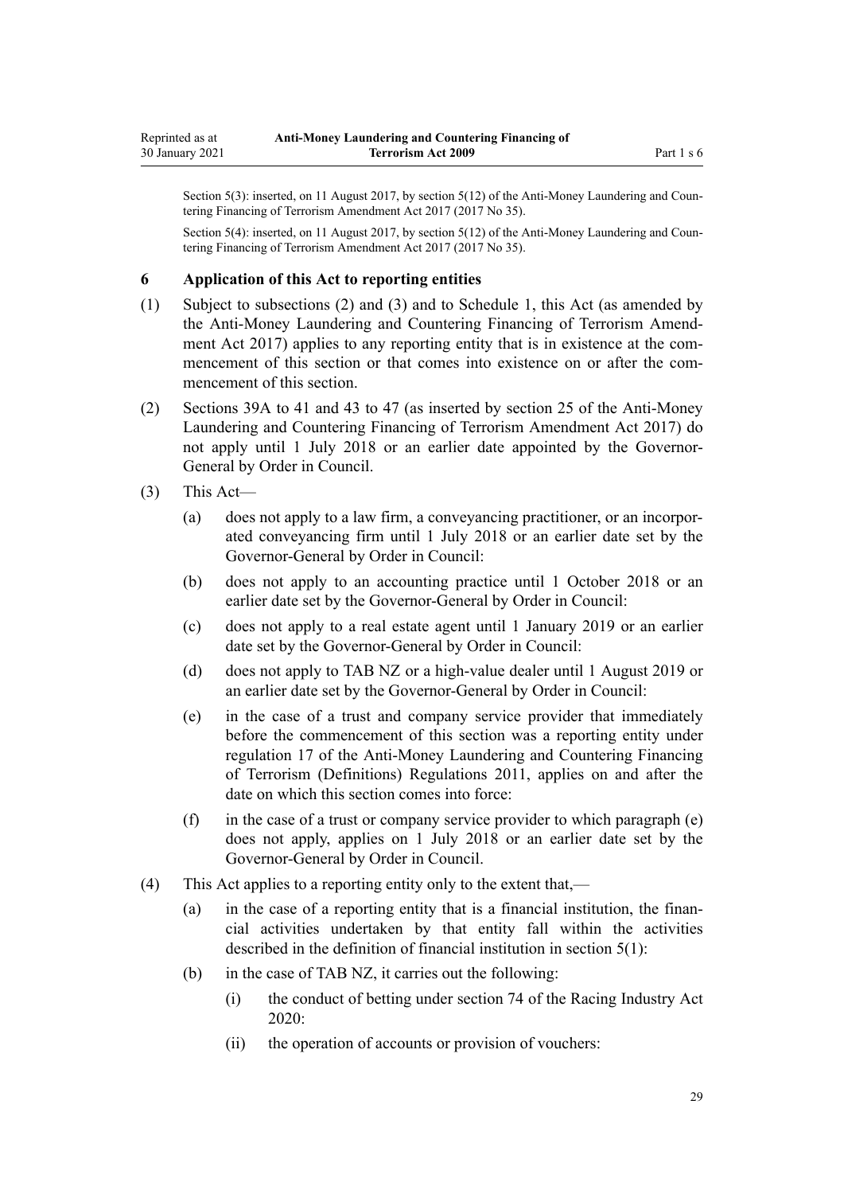Section 5(3): inserted, on 11 August 2017, by section 5(12) of the Anti-Money Laundering and Countering Financing of Terrorism Amendment Act 2017 (2017 No 35).

Section 5(4): inserted, on 11 August 2017, by section 5(12) of the Anti-Money Laundering and Countering Financing of Terrorism Amendment Act 2017 (2017 No 35).

### 6 Application of this Act to reporting entities

(1) Subject to subsections (2) and (3) and to Schedule 1, this Act (as amended by the Anti-Money Laundering and Countering Financing of Terrorism Amendment Act 2017) applies to any reporting entity that is in existence at the commencement of this section or that comes into existence on or after the commencement of this section.

(2) Sections 39A to 41 and 43 to 47 (as inserted by section 25 of the Anti-Money Laundering and Countering Financing of Terrorism Amendment Act 2017) do not apply until 1 July 2018 or an earlier date appointed by the Governor-General by Order in Council.

(3) This Act—

- (a) does not apply to a law firm, a conveyancing practitioner, or an incorporated conveyancing firm until 1 July 2018 or an earlier date set by the Governor-General by Order in Council:
- (b) does not apply to an accounting practice until 1 October 2018 or an earlier date set by the Governor-General by Order in Council:
- (c) does not apply to a real estate agent until 1 January 2019 or an earlier date set by the Governor-General by Order in Council:
- (d) does not apply to TAB NZ or a high-value dealer until 1 August 2019 or an earlier date set by the Governor-General by Order in Council:
- (e) in the case of a trust and company service provider that immediately before the commencement of this section was a reporting entity under regulation 17 of the Anti-Money Laundering and Countering Financing of Terrorism (Definitions) Regulations 2011, applies on and after the date on which this section comes into force:
- (f) in the case of a trust or company service provider to which paragraph (e) does not apply, applies on 1 July 2018 or an earlier date set by the Governor-General by Order in Council.

(4) This Act applies to a reporting entity only to the extent that,—

- (a) in the case of a reporting entity that is a financial institution, the financial activities undertaken by that entity fall within the activities described in the definition of financial institution in section 5(1):
- (b) in the case of TAB NZ, it carries out the following:
  - (i) the conduct of betting under section 74 of the Racing Industry Act 2020:
  - (ii) the operation of accounts or provision of vouchers: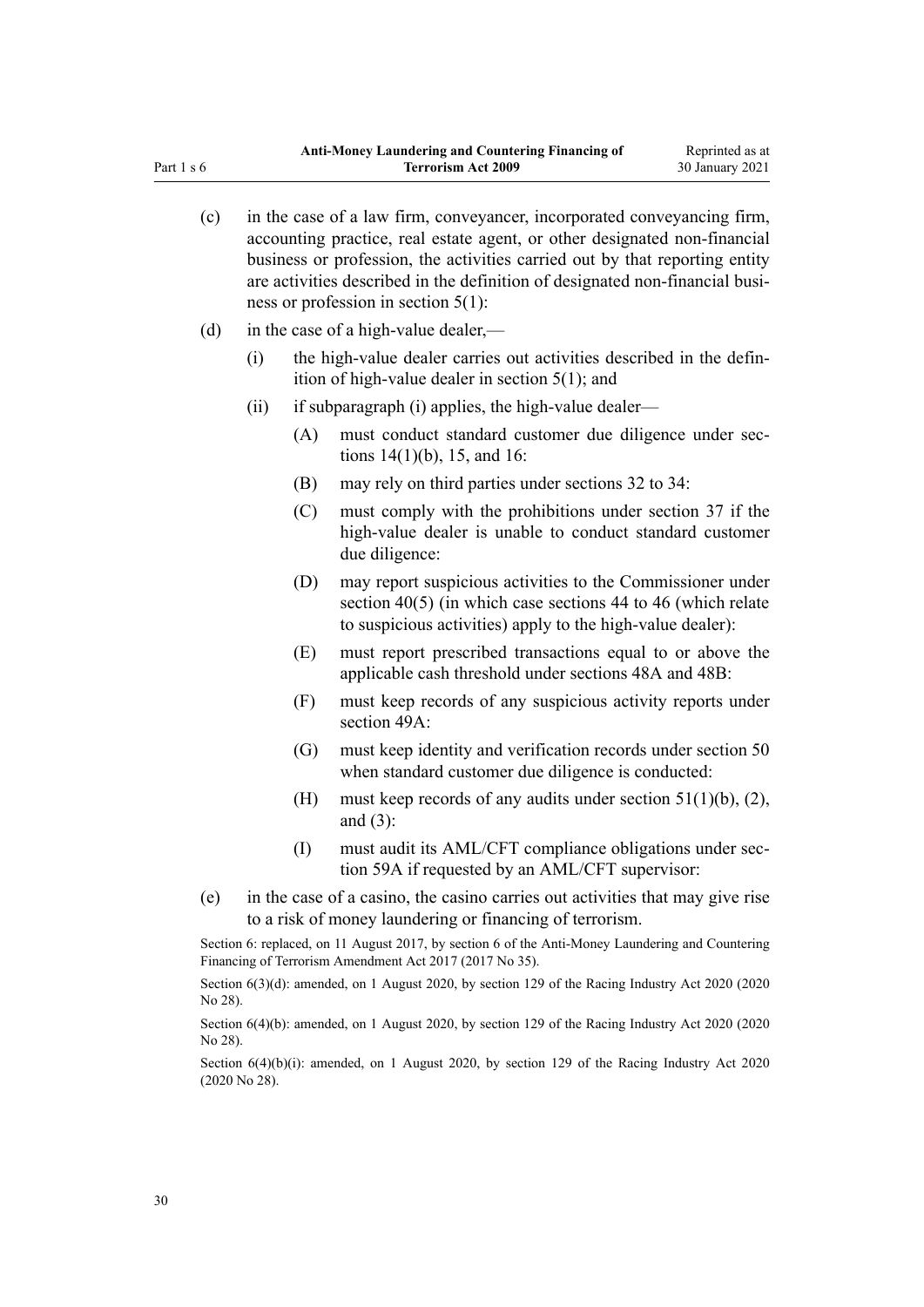(c) in the case of a law firm, conveyancer, incorporated conveyancing firm, accounting practice, real estate agent, or other designated non-financial business or profession, the activities carried out by that reporting entity are activities described in the definition of designated non-financial business or profession in section 5(1):

(d) in the case of a high-value dealer,—

  (i) the high-value dealer carries out activities described in the definition of high-value dealer in section 5(1); and

  (ii) if subparagraph (i) applies, the high-value dealer—

    (A) must conduct standard customer due diligence under sections 14(1)(b), 15, and 16:

    (B) may rely on third parties under sections 32 to 34:

    (C) must comply with the prohibitions under section 37 if the high-value dealer is unable to conduct standard customer due diligence:

    (D) may report suspicious activities to the Commissioner under section 40(5) (in which case sections 44 to 46 (which relate to suspicious activities) apply to the high-value dealer):

    (E) must report prescribed transactions equal to or above the applicable cash threshold under sections 48A and 48B:

    (F) must keep records of any suspicious activity reports under section 49A:

    (G) must keep identity and verification records under section 50 when standard customer due diligence is conducted:

    (H) must keep records of any audits under section 51(1)(b), (2), and (3):

    (I) must audit its AML/CFT compliance obligations under section 59A if requested by an AML/CFT supervisor:

(e) in the case of a casino, the casino carries out activities that may give rise to a risk of money laundering or financing of terrorism.

Section 6: replaced, on 11 August 2017, by section 6 of the Anti-Money Laundering and Countering Financing of Terrorism Amendment Act 2017 (2017 No 35).

Section 6(3)(d): amended, on 1 August 2020, by section 129 of the Racing Industry Act 2020 (2020 No 28).

Section 6(4)(b): amended, on 1 August 2020, by section 129 of the Racing Industry Act 2020 (2020 No 28).

Section 6(4)(b)(i): amended, on 1 August 2020, by section 129 of the Racing Industry Act 2020 (2020 No 28).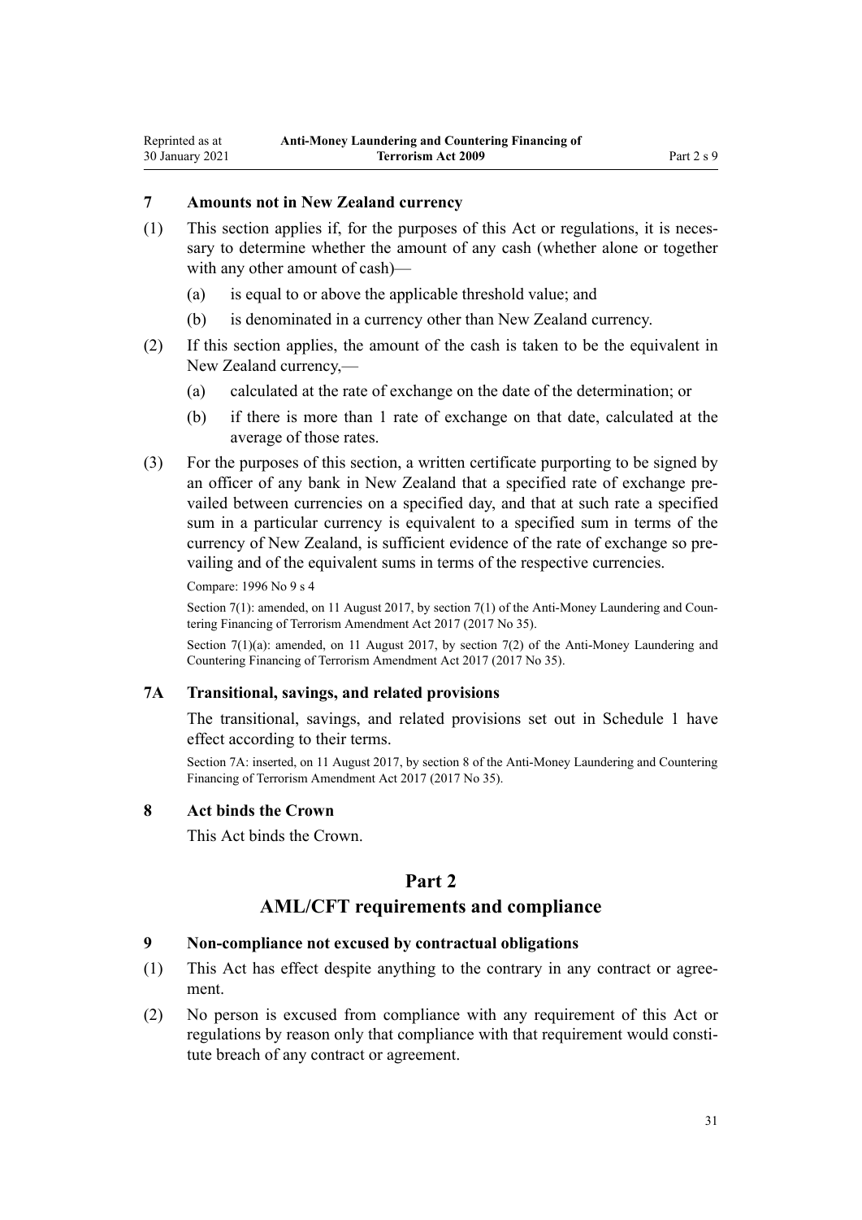### 7 Amounts not in New Zealand currency

(1) This section applies if, for the purposes of this Act or regulations, it is necessary to determine whether the amount of any cash (whether alone or together with any other amount of cash)—

(a) is equal to or above the applicable threshold value; and

(b) is denominated in a currency other than New Zealand currency.

(2) If this section applies, the amount of the cash is taken to be the equivalent in New Zealand currency,—

(a) calculated at the rate of exchange on the date of the determination; or

(b) if there is more than 1 rate of exchange on that date, calculated at the average of those rates.

(3) For the purposes of this section, a written certificate purporting to be signed by an officer of any bank in New Zealand that a specified rate of exchange prevailed between currencies on a specified day, and that at such rate a specified sum in a particular currency is equivalent to a specified sum in terms of the currency of New Zealand, is sufficient evidence of the rate of exchange so prevailing and of the equivalent sums in terms of the respective currencies.

Compare: 1996 No 9 s 4

Section 7(1): amended, on 11 August 2017, by section 7(1) of the Anti-Money Laundering and Countering Financing of Terrorism Amendment Act 2017 (2017 No 35).

Section 7(1)(a): amended, on 11 August 2017, by section 7(2) of the Anti-Money Laundering and Countering Financing of Terrorism Amendment Act 2017 (2017 No 35).

### 7A Transitional, savings, and related provisions

The transitional, savings, and related provisions set out in Schedule 1 have effect according to their terms.

Section 7A: inserted, on 11 August 2017, by section 8 of the Anti-Money Laundering and Countering Financing of Terrorism Amendment Act 2017 (2017 No 35).

### 8 Act binds the Crown

This Act binds the Crown.

## Part 2
## AML/CFT requirements and compliance

### 9 Non-compliance not excused by contractual obligations

(1) This Act has effect despite anything to the contrary in any contract or agreement.

(2) No person is excused from compliance with any requirement of this Act or regulations by reason only that compliance with that requirement would constitute breach of any contract or agreement.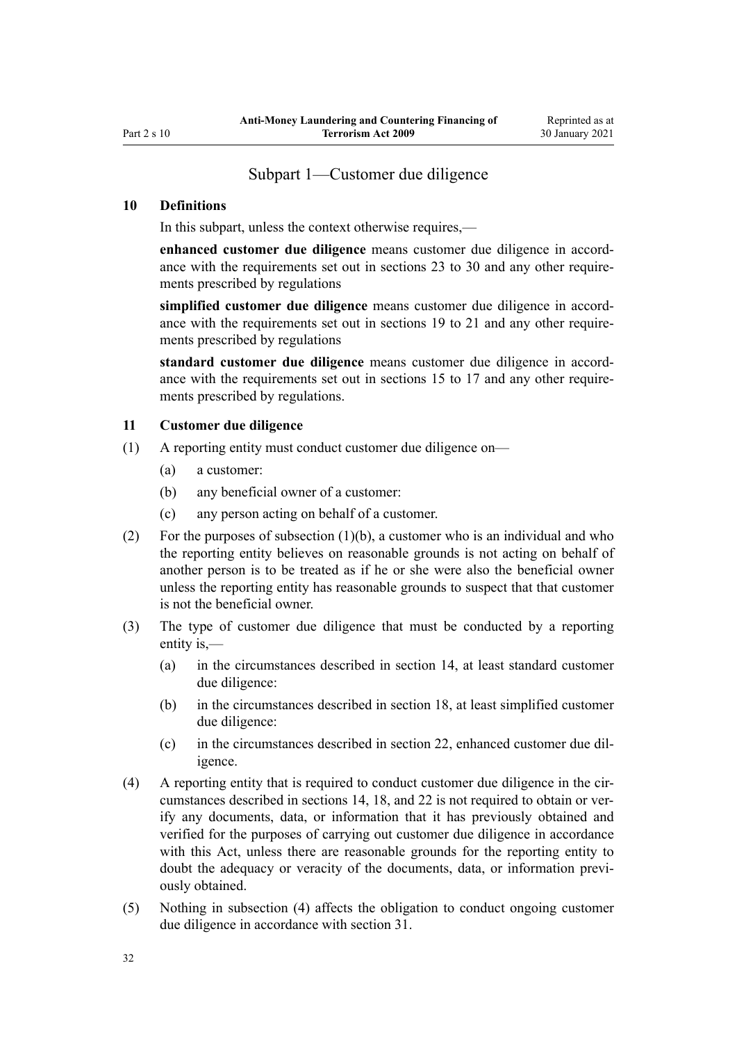## Subpart 1—Customer due diligence

### 10 Definitions

In this subpart, unless the context otherwise requires,—

**enhanced customer due diligence** means customer due diligence in accordance with the requirements set out in sections 23 to 30 and any other requirements prescribed by regulations

**simplified customer due diligence** means customer due diligence in accordance with the requirements set out in sections 19 to 21 and any other requirements prescribed by regulations

**standard customer due diligence** means customer due diligence in accordance with the requirements set out in sections 15 to 17 and any other requirements prescribed by regulations.

### 11 Customer due diligence

(1) A reporting entity must conduct customer due diligence on—

(a) a customer:

(b) any beneficial owner of a customer:

(c) any person acting on behalf of a customer.

(2) For the purposes of subsection (1)(b), a customer who is an individual and who the reporting entity believes on reasonable grounds is not acting on behalf of another person is to be treated as if he or she were also the beneficial owner unless the reporting entity has reasonable grounds to suspect that that customer is not the beneficial owner.

(3) The type of customer due diligence that must be conducted by a reporting entity is,—

(a) in the circumstances described in section 14, at least standard customer due diligence:

(b) in the circumstances described in section 18, at least simplified customer due diligence:

(c) in the circumstances described in section 22, enhanced customer due diligence.

(4) A reporting entity that is required to conduct customer due diligence in the circumstances described in sections 14, 18, and 22 is not required to obtain or verify any documents, data, or information that it has previously obtained and verified for the purposes of carrying out customer due diligence in accordance with this Act, unless there are reasonable grounds for the reporting entity to doubt the adequacy or veracity of the documents, data, or information previously obtained.

(5) Nothing in subsection (4) affects the obligation to conduct ongoing customer due diligence in accordance with section 31.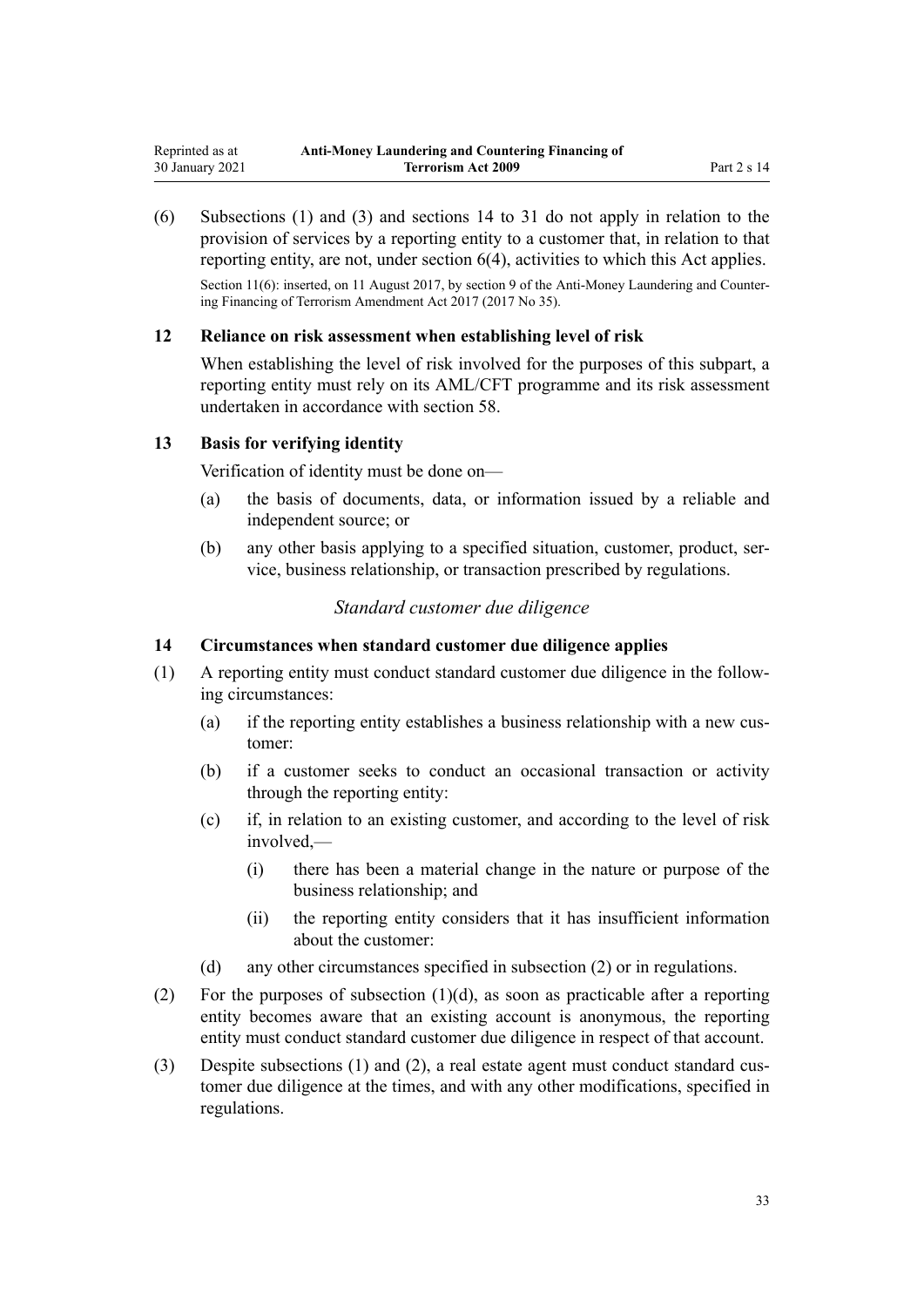(6) Subsections (1) and (3) and sections 14 to 31 do not apply in relation to the provision of services by a reporting entity to a customer that, in relation to that reporting entity, are not, under section 6(4), activities to which this Act applies.

Section 11(6): inserted, on 11 August 2017, by section 9 of the Anti-Money Laundering and Countering Financing of Terrorism Amendment Act 2017 (2017 No 35).

### 12 Reliance on risk assessment when establishing level of risk

When establishing the level of risk involved for the purposes of this subpart, a reporting entity must rely on its AML/CFT programme and its risk assessment undertaken in accordance with section 58.

### 13 Basis for verifying identity

Verification of identity must be done on—

- (a) the basis of documents, data, or information issued by a reliable and independent source; or
- (b) any other basis applying to a specified situation, customer, product, service, business relationship, or transaction prescribed by regulations.

*Standard customer due diligence*

### 14 Circumstances when standard customer due diligence applies

(1) A reporting entity must conduct standard customer due diligence in the following circumstances:

- (a) if the reporting entity establishes a business relationship with a new customer:
- (b) if a customer seeks to conduct an occasional transaction or activity through the reporting entity:
- (c) if, in relation to an existing customer, and according to the level of risk involved,—
  - (i) there has been a material change in the nature or purpose of the business relationship; and
  - (ii) the reporting entity considers that it has insufficient information about the customer:
- (d) any other circumstances specified in subsection (2) or in regulations.

(2) For the purposes of subsection (1)(d), as soon as practicable after a reporting entity becomes aware that an existing account is anonymous, the reporting entity must conduct standard customer due diligence in respect of that account.

(3) Despite subsections (1) and (2), a real estate agent must conduct standard customer due diligence at the times, and with any other modifications, specified in regulations.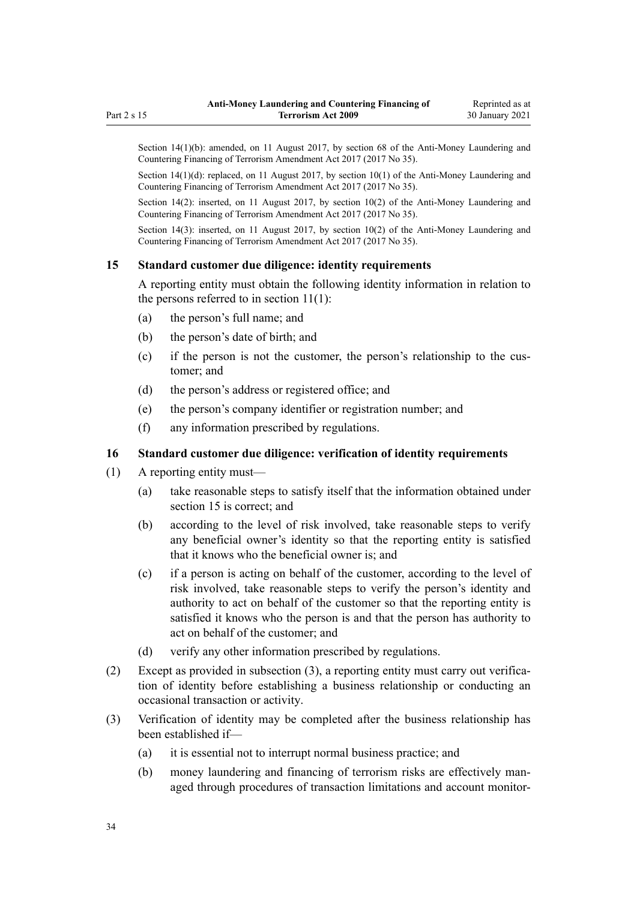Section 14(1)(b): amended, on 11 August 2017, by section 68 of the Anti-Money Laundering and Countering Financing of Terrorism Amendment Act 2017 (2017 No 35).

Section 14(1)(d): replaced, on 11 August 2017, by section 10(1) of the Anti-Money Laundering and Countering Financing of Terrorism Amendment Act 2017 (2017 No 35).

Section 14(2): inserted, on 11 August 2017, by section 10(2) of the Anti-Money Laundering and Countering Financing of Terrorism Amendment Act 2017 (2017 No 35).

Section 14(3): inserted, on 11 August 2017, by section 10(2) of the Anti-Money Laundering and Countering Financing of Terrorism Amendment Act 2017 (2017 No 35).

### 15 Standard customer due diligence: identity requirements

A reporting entity must obtain the following identity information in relation to the persons referred to in section 11(1):

(a) the person's full name; and

(b) the person's date of birth; and

(c) if the person is not the customer, the person's relationship to the customer; and

(d) the person's address or registered office; and

(e) the person's company identifier or registration number; and

(f) any information prescribed by regulations.

### 16 Standard customer due diligence: verification of identity requirements

(1) A reporting entity must—

(a) take reasonable steps to satisfy itself that the information obtained under section 15 is correct; and

(b) according to the level of risk involved, take reasonable steps to verify any beneficial owner's identity so that the reporting entity is satisfied that it knows who the beneficial owner is; and

(c) if a person is acting on behalf of the customer, according to the level of risk involved, take reasonable steps to verify the person's identity and authority to act on behalf of the customer so that the reporting entity is satisfied it knows who the person is and that the person has authority to act on behalf of the customer; and

(d) verify any other information prescribed by regulations.

(2) Except as provided in subsection (3), a reporting entity must carry out verification of identity before establishing a business relationship or conducting an occasional transaction or activity.

(3) Verification of identity may be completed after the business relationship has been established if—

(a) it is essential not to interrupt normal business practice; and

(b) money laundering and financing of terrorism risks are effectively managed through procedures of transaction limitations and account monitor-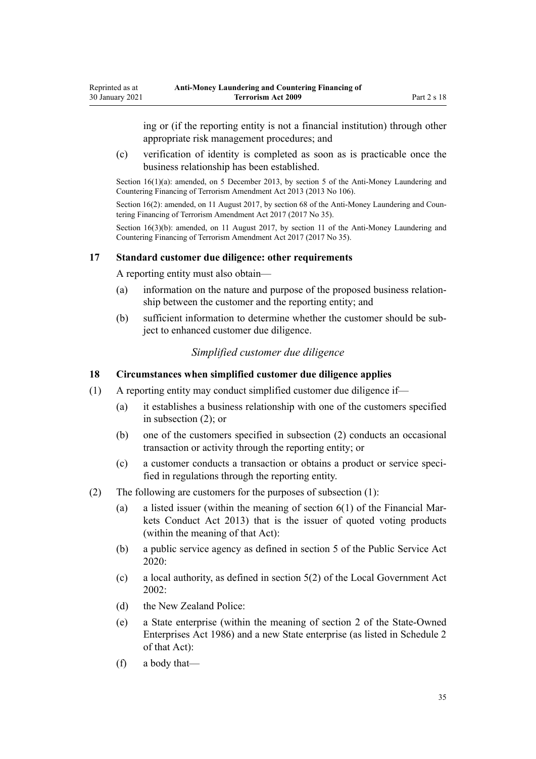ing or (if the reporting entity is not a financial institution) through other appropriate risk management procedures; and

(c) verification of identity is completed as soon as is practicable once the business relationship has been established.

Section 16(1)(a): amended, on 5 December 2013, by section 5 of the Anti-Money Laundering and Countering Financing of Terrorism Amendment Act 2013 (2013 No 106).

Section 16(2): amended, on 11 August 2017, by section 68 of the Anti-Money Laundering and Countering Financing of Terrorism Amendment Act 2017 (2017 No 35).

Section 16(3)(b): amended, on 11 August 2017, by section 11 of the Anti-Money Laundering and Countering Financing of Terrorism Amendment Act 2017 (2017 No 35).

### 17 Standard customer due diligence: other requirements

A reporting entity must also obtain—

(a) information on the nature and purpose of the proposed business relationship between the customer and the reporting entity; and

(b) sufficient information to determine whether the customer should be subject to enhanced customer due diligence.

*Simplified customer due diligence*

### 18 Circumstances when simplified customer due diligence applies

(1) A reporting entity may conduct simplified customer due diligence if—

(a) it establishes a business relationship with one of the customers specified in subsection (2); or

(b) one of the customers specified in subsection (2) conducts an occasional transaction or activity through the reporting entity; or

(c) a customer conducts a transaction or obtains a product or service specified in regulations through the reporting entity.

(2) The following are customers for the purposes of subsection (1):

(a) a listed issuer (within the meaning of section 6(1) of the Financial Markets Conduct Act 2013) that is the issuer of quoted voting products (within the meaning of that Act):

(b) a public service agency as defined in section 5 of the Public Service Act 2020:

(c) a local authority, as defined in section 5(2) of the Local Government Act 2002:

(d) the New Zealand Police:

(e) a State enterprise (within the meaning of section 2 of the State-Owned Enterprises Act 1986) and a new State enterprise (as listed in Schedule 2 of that Act):

(f) a body that—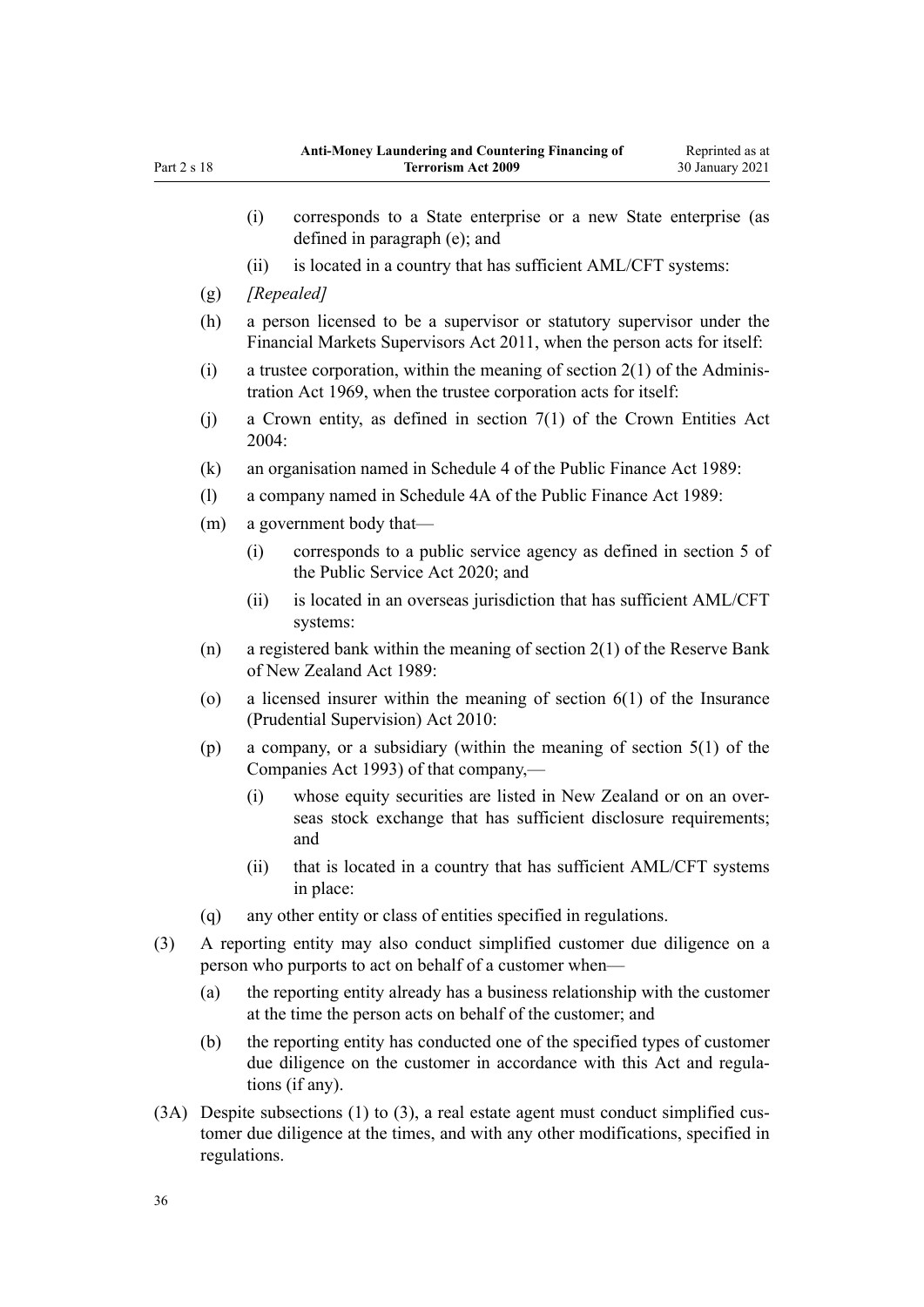(i) corresponds to a State enterprise or a new State enterprise (as defined in paragraph (e); and

(ii) is located in a country that has sufficient AML/CFT systems:

(g) *[Repealed]*

(h) a person licensed to be a supervisor or statutory supervisor under the Financial Markets Supervisors Act 2011, when the person acts for itself:

(i) a trustee corporation, within the meaning of section 2(1) of the Administration Act 1969, when the trustee corporation acts for itself:

(j) a Crown entity, as defined in section 7(1) of the Crown Entities Act 2004:

(k) an organisation named in Schedule 4 of the Public Finance Act 1989:

(l) a company named in Schedule 4A of the Public Finance Act 1989:

(m) a government body that—

(i) corresponds to a public service agency as defined in section 5 of the Public Service Act 2020; and

(ii) is located in an overseas jurisdiction that has sufficient AML/CFT systems:

(n) a registered bank within the meaning of section 2(1) of the Reserve Bank of New Zealand Act 1989:

(o) a licensed insurer within the meaning of section 6(1) of the Insurance (Prudential Supervision) Act 2010:

(p) a company, or a subsidiary (within the meaning of section 5(1) of the Companies Act 1993) of that company,—

(i) whose equity securities are listed in New Zealand or on an overseas stock exchange that has sufficient disclosure requirements; and

(ii) that is located in a country that has sufficient AML/CFT systems in place:

(q) any other entity or class of entities specified in regulations.

(3) A reporting entity may also conduct simplified customer due diligence on a person who purports to act on behalf of a customer when—

(a) the reporting entity already has a business relationship with the customer at the time the person acts on behalf of the customer; and

(b) the reporting entity has conducted one of the specified types of customer due diligence on the customer in accordance with this Act and regulations (if any).

(3A) Despite subsections (1) to (3), a real estate agent must conduct simplified customer due diligence at the times, and with any other modifications, specified in regulations.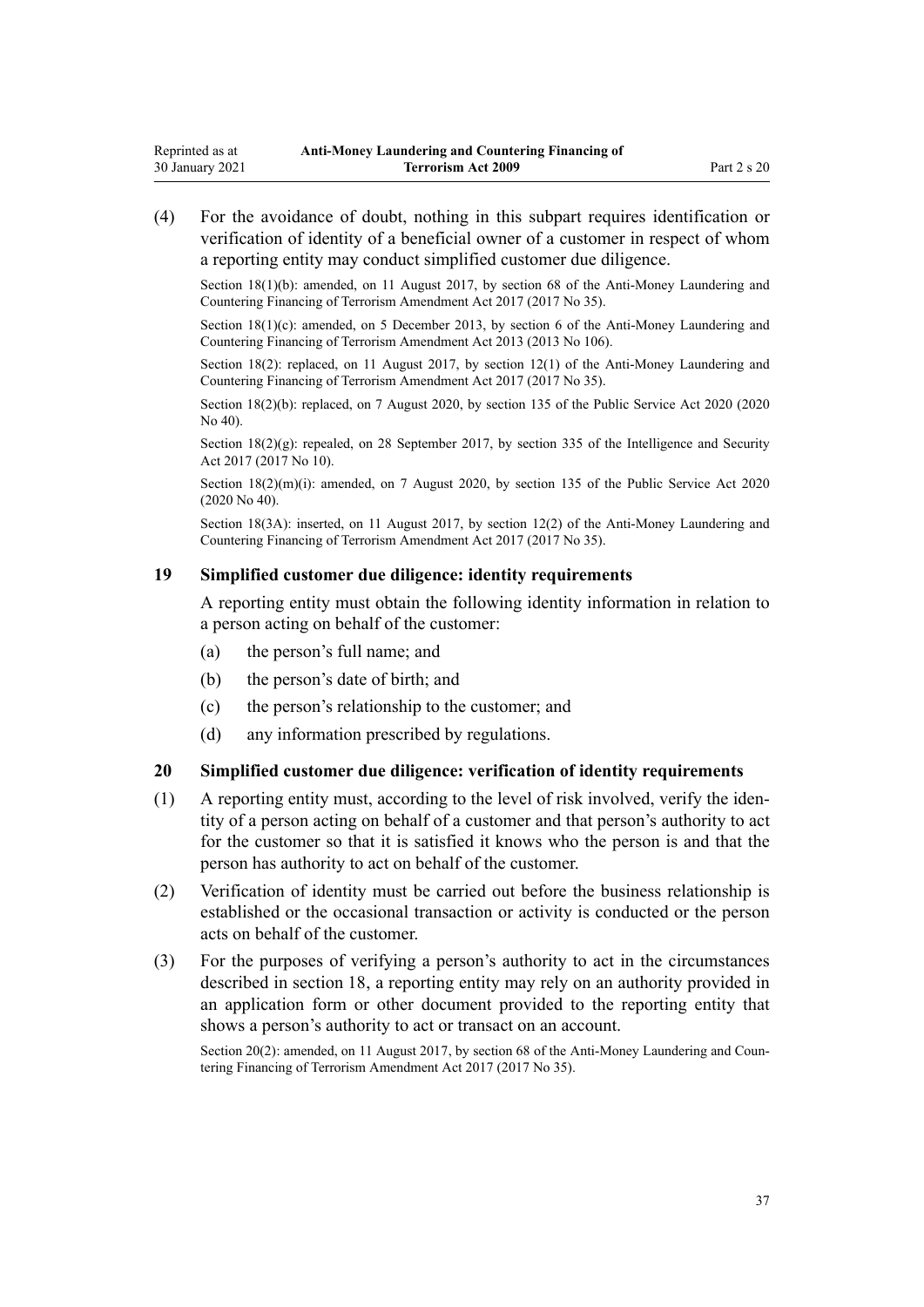(4) For the avoidance of doubt, nothing in this subpart requires identification or verification of identity of a beneficial owner of a customer in respect of whom a reporting entity may conduct simplified customer due diligence.

Section 18(1)(b): amended, on 11 August 2017, by section 68 of the Anti-Money Laundering and Countering Financing of Terrorism Amendment Act 2017 (2017 No 35).

Section 18(1)(c): amended, on 5 December 2013, by section 6 of the Anti-Money Laundering and Countering Financing of Terrorism Amendment Act 2013 (2013 No 106).

Section 18(2): replaced, on 11 August 2017, by section 12(1) of the Anti-Money Laundering and Countering Financing of Terrorism Amendment Act 2017 (2017 No 35).

Section 18(2)(b): replaced, on 7 August 2020, by section 135 of the Public Service Act 2020 (2020 No 40).

Section 18(2)(g): repealed, on 28 September 2017, by section 335 of the Intelligence and Security Act 2017 (2017 No 10).

Section 18(2)(m)(i): amended, on 7 August 2020, by section 135 of the Public Service Act 2020 (2020 No 40).

Section 18(3A): inserted, on 11 August 2017, by section 12(2) of the Anti-Money Laundering and Countering Financing of Terrorism Amendment Act 2017 (2017 No 35).

### 19 Simplified customer due diligence: identity requirements

A reporting entity must obtain the following identity information in relation to a person acting on behalf of the customer:

(a) the person's full name; and

(b) the person's date of birth; and

(c) the person's relationship to the customer; and

(d) any information prescribed by regulations.

### 20 Simplified customer due diligence: verification of identity requirements

(1) A reporting entity must, according to the level of risk involved, verify the identity of a person acting on behalf of a customer and that person's authority to act for the customer so that it is satisfied it knows who the person is and that the person has authority to act on behalf of the customer.

(2) Verification of identity must be carried out before the business relationship is established or the occasional transaction or activity is conducted or the person acts on behalf of the customer.

(3) For the purposes of verifying a person's authority to act in the circumstances described in section 18, a reporting entity may rely on an authority provided in an application form or other document provided to the reporting entity that shows a person's authority to act or transact on an account.

Section 20(2): amended, on 11 August 2017, by section 68 of the Anti-Money Laundering and Countering Financing of Terrorism Amendment Act 2017 (2017 No 35).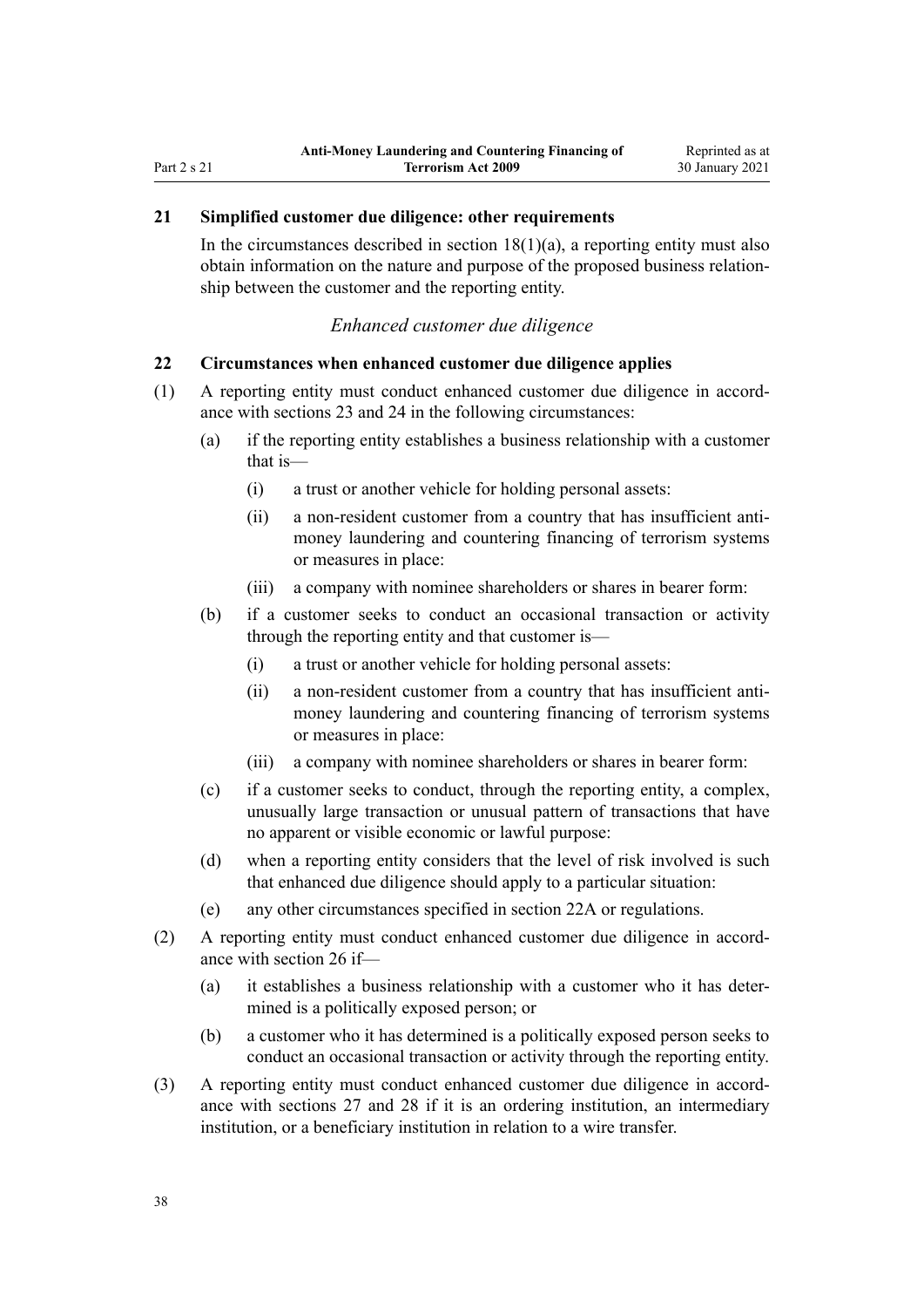### 21 Simplified customer due diligence: other requirements

In the circumstances described in section 18(1)(a), a reporting entity must also obtain information on the nature and purpose of the proposed business relationship between the customer and the reporting entity.

*Enhanced customer due diligence*

### 22 Circumstances when enhanced customer due diligence applies

(1) A reporting entity must conduct enhanced customer due diligence in accordance with sections 23 and 24 in the following circumstances:

- (a) if the reporting entity establishes a business relationship with a customer that is—
  - (i) a trust or another vehicle for holding personal assets:
  - (ii) a non-resident customer from a country that has insufficient anti-money laundering and countering financing of terrorism systems or measures in place:
  - (iii) a company with nominee shareholders or shares in bearer form:
- (b) if a customer seeks to conduct an occasional transaction or activity through the reporting entity and that customer is—
  - (i) a trust or another vehicle for holding personal assets:
  - (ii) a non-resident customer from a country that has insufficient anti-money laundering and countering financing of terrorism systems or measures in place:
  - (iii) a company with nominee shareholders or shares in bearer form:
- (c) if a customer seeks to conduct, through the reporting entity, a complex, unusually large transaction or unusual pattern of transactions that have no apparent or visible economic or lawful purpose:
- (d) when a reporting entity considers that the level of risk involved is such that enhanced due diligence should apply to a particular situation:
- (e) any other circumstances specified in section 22A or regulations.

(2) A reporting entity must conduct enhanced customer due diligence in accordance with section 26 if—

- (a) it establishes a business relationship with a customer who it has determined is a politically exposed person; or
- (b) a customer who it has determined is a politically exposed person seeks to conduct an occasional transaction or activity through the reporting entity.

(3) A reporting entity must conduct enhanced customer due diligence in accordance with sections 27 and 28 if it is an ordering institution, an intermediary institution, or a beneficiary institution in relation to a wire transfer.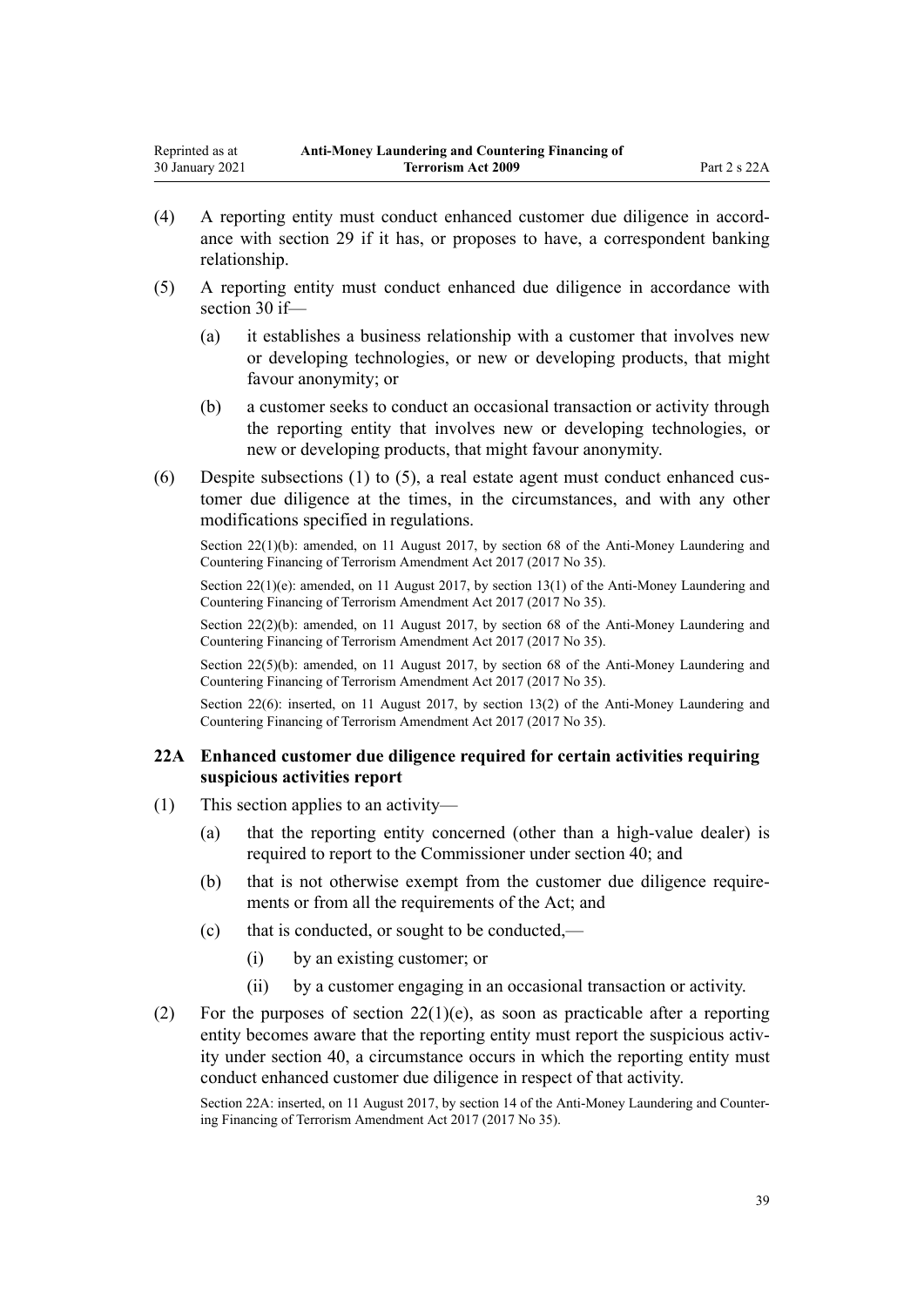(4) A reporting entity must conduct enhanced customer due diligence in accordance with section 29 if it has, or proposes to have, a correspondent banking relationship.

(5) A reporting entity must conduct enhanced due diligence in accordance with section 30 if—

(a) it establishes a business relationship with a customer that involves new or developing technologies, or new or developing products, that might favour anonymity; or

(b) a customer seeks to conduct an occasional transaction or activity through the reporting entity that involves new or developing technologies, or new or developing products, that might favour anonymity.

(6) Despite subsections (1) to (5), a real estate agent must conduct enhanced customer due diligence at the times, in the circumstances, and with any other modifications specified in regulations.

Section 22(1)(b): amended, on 11 August 2017, by section 68 of the Anti-Money Laundering and Countering Financing of Terrorism Amendment Act 2017 (2017 No 35).

Section 22(1)(e): amended, on 11 August 2017, by section 13(1) of the Anti-Money Laundering and Countering Financing of Terrorism Amendment Act 2017 (2017 No 35).

Section 22(2)(b): amended, on 11 August 2017, by section 68 of the Anti-Money Laundering and Countering Financing of Terrorism Amendment Act 2017 (2017 No 35).

Section 22(5)(b): amended, on 11 August 2017, by section 68 of the Anti-Money Laundering and Countering Financing of Terrorism Amendment Act 2017 (2017 No 35).

Section 22(6): inserted, on 11 August 2017, by section 13(2) of the Anti-Money Laundering and Countering Financing of Terrorism Amendment Act 2017 (2017 No 35).

### 22A Enhanced customer due diligence required for certain activities requiring suspicious activities report

(1) This section applies to an activity—

(a) that the reporting entity concerned (other than a high-value dealer) is required to report to the Commissioner under section 40; and

(b) that is not otherwise exempt from the customer due diligence requirements or from all the requirements of the Act; and

(c) that is conducted, or sought to be conducted,—

(i) by an existing customer; or

(ii) by a customer engaging in an occasional transaction or activity.

(2) For the purposes of section 22(1)(e), as soon as practicable after a reporting entity becomes aware that the reporting entity must report the suspicious activity under section 40, a circumstance occurs in which the reporting entity must conduct enhanced customer due diligence in respect of that activity.

Section 22A: inserted, on 11 August 2017, by section 14 of the Anti-Money Laundering and Countering Financing of Terrorism Amendment Act 2017 (2017 No 35).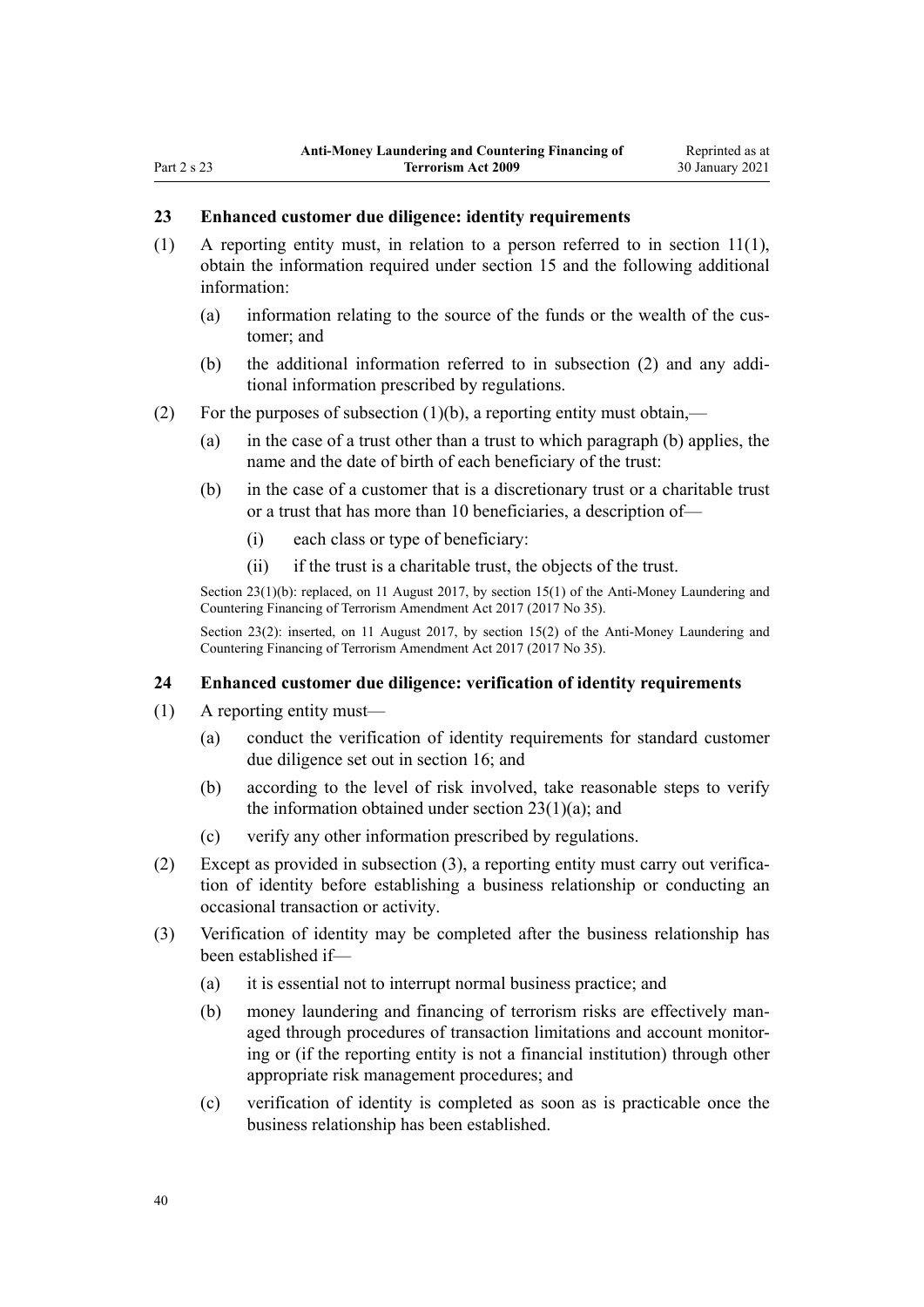### 23 Enhanced customer due diligence: identity requirements

(1) A reporting entity must, in relation to a person referred to in section 11(1), obtain the information required under section 15 and the following additional information:

- (a) information relating to the source of the funds or the wealth of the customer; and
- (b) the additional information referred to in subsection (2) and any additional information prescribed by regulations.

(2) For the purposes of subsection (1)(b), a reporting entity must obtain,—

- (a) in the case of a trust other than a trust to which paragraph (b) applies, the name and the date of birth of each beneficiary of the trust:
- (b) in the case of a customer that is a discretionary trust or a charitable trust or a trust that has more than 10 beneficiaries, a description of—
  - (i) each class or type of beneficiary:
  - (ii) if the trust is a charitable trust, the objects of the trust.

Section 23(1)(b): replaced, on 11 August 2017, by section 15(1) of the Anti-Money Laundering and Countering Financing of Terrorism Amendment Act 2017 (2017 No 35).

Section 23(2): inserted, on 11 August 2017, by section 15(2) of the Anti-Money Laundering and Countering Financing of Terrorism Amendment Act 2017 (2017 No 35).

### 24 Enhanced customer due diligence: verification of identity requirements

(1) A reporting entity must—

- (a) conduct the verification of identity requirements for standard customer due diligence set out in section 16; and
- (b) according to the level of risk involved, take reasonable steps to verify the information obtained under section 23(1)(a); and
- (c) verify any other information prescribed by regulations.

(2) Except as provided in subsection (3), a reporting entity must carry out verification of identity before establishing a business relationship or conducting an occasional transaction or activity.

(3) Verification of identity may be completed after the business relationship has been established if—

- (a) it is essential not to interrupt normal business practice; and
- (b) money laundering and financing of terrorism risks are effectively managed through procedures of transaction limitations and account monitoring or (if the reporting entity is not a financial institution) through other appropriate risk management procedures; and
- (c) verification of identity is completed as soon as is practicable once the business relationship has been established.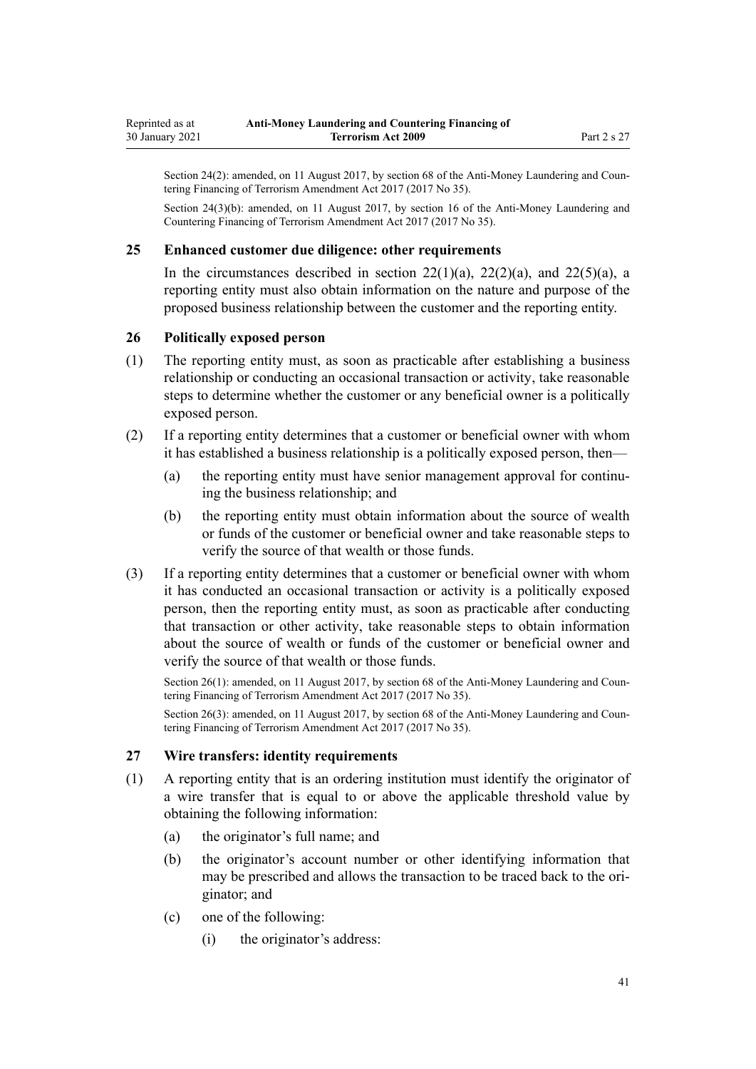Section 24(2): amended, on 11 August 2017, by section 68 of the Anti-Money Laundering and Countering Financing of Terrorism Amendment Act 2017 (2017 No 35).

Section 24(3)(b): amended, on 11 August 2017, by section 16 of the Anti-Money Laundering and Countering Financing of Terrorism Amendment Act 2017 (2017 No 35).

### 25 Enhanced customer due diligence: other requirements

In the circumstances described in section 22(1)(a), 22(2)(a), and 22(5)(a), a reporting entity must also obtain information on the nature and purpose of the proposed business relationship between the customer and the reporting entity.

### 26 Politically exposed person

(1) The reporting entity must, as soon as practicable after establishing a business relationship or conducting an occasional transaction or activity, take reasonable steps to determine whether the customer or any beneficial owner is a politically exposed person.

(2) If a reporting entity determines that a customer or beneficial owner with whom it has established a business relationship is a politically exposed person, then—

- (a) the reporting entity must have senior management approval for continuing the business relationship; and
- (b) the reporting entity must obtain information about the source of wealth or funds of the customer or beneficial owner and take reasonable steps to verify the source of that wealth or those funds.

(3) If a reporting entity determines that a customer or beneficial owner with whom it has conducted an occasional transaction or activity is a politically exposed person, then the reporting entity must, as soon as practicable after conducting that transaction or other activity, take reasonable steps to obtain information about the source of wealth or funds of the customer or beneficial owner and verify the source of that wealth or those funds.

Section 26(1): amended, on 11 August 2017, by section 68 of the Anti-Money Laundering and Countering Financing of Terrorism Amendment Act 2017 (2017 No 35).

Section 26(3): amended, on 11 August 2017, by section 68 of the Anti-Money Laundering and Countering Financing of Terrorism Amendment Act 2017 (2017 No 35).

### 27 Wire transfers: identity requirements

(1) A reporting entity that is an ordering institution must identify the originator of a wire transfer that is equal to or above the applicable threshold value by obtaining the following information:

- (a) the originator's full name; and
- (b) the originator's account number or other identifying information that may be prescribed and allows the transaction to be traced back to the originator; and
- (c) one of the following:
  - (i) the originator's address: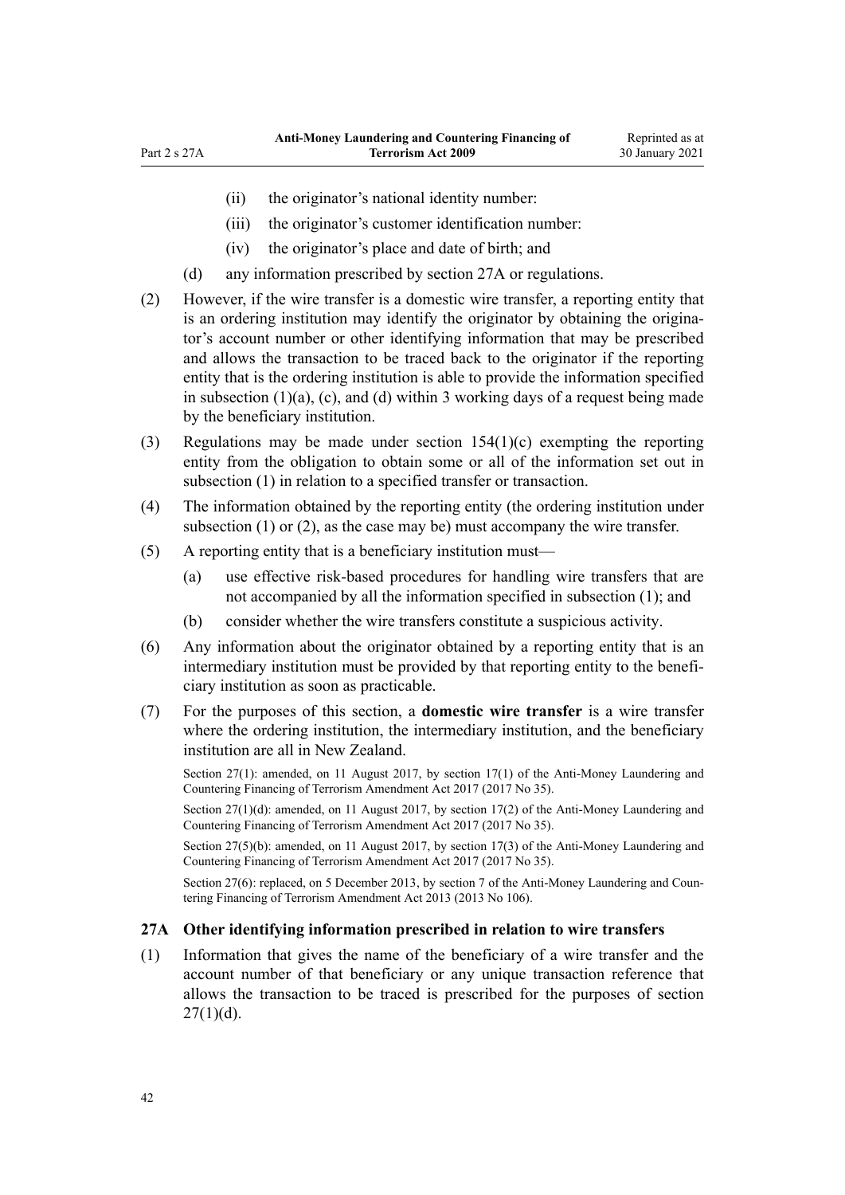- (ii) the originator's national identity number:
- (iii) the originator's customer identification number:
- (iv) the originator's place and date of birth; and

(d) any information prescribed by section 27A or regulations.

(2) However, if the wire transfer is a domestic wire transfer, a reporting entity that is an ordering institution may identify the originator by obtaining the originator's account number or other identifying information that may be prescribed and allows the transaction to be traced back to the originator if the reporting entity that is the ordering institution is able to provide the information specified in subsection (1)(a), (c), and (d) within 3 working days of a request being made by the beneficiary institution.

(3) Regulations may be made under section 154(1)(c) exempting the reporting entity from the obligation to obtain some or all of the information set out in subsection (1) in relation to a specified transfer or transaction.

(4) The information obtained by the reporting entity (the ordering institution under subsection (1) or (2), as the case may be) must accompany the wire transfer.

(5) A reporting entity that is a beneficiary institution must—

- (a) use effective risk-based procedures for handling wire transfers that are not accompanied by all the information specified in subsection (1); and
- (b) consider whether the wire transfers constitute a suspicious activity.

(6) Any information about the originator obtained by a reporting entity that is an intermediary institution must be provided by that reporting entity to the beneficiary institution as soon as practicable.

(7) For the purposes of this section, a **domestic wire transfer** is a wire transfer where the ordering institution, the intermediary institution, and the beneficiary institution are all in New Zealand.

Section 27(1): amended, on 11 August 2017, by section 17(1) of the Anti-Money Laundering and Countering Financing of Terrorism Amendment Act 2017 (2017 No 35).

Section 27(1)(d): amended, on 11 August 2017, by section 17(2) of the Anti-Money Laundering and Countering Financing of Terrorism Amendment Act 2017 (2017 No 35).

Section 27(5)(b): amended, on 11 August 2017, by section 17(3) of the Anti-Money Laundering and Countering Financing of Terrorism Amendment Act 2017 (2017 No 35).

Section 27(6): replaced, on 5 December 2013, by section 7 of the Anti-Money Laundering and Countering Financing of Terrorism Amendment Act 2013 (2013 No 106).

### 27A Other identifying information prescribed in relation to wire transfers

(1) Information that gives the name of the beneficiary of a wire transfer and the account number of that beneficiary or any unique transaction reference that allows the transaction to be traced is prescribed for the purposes of section 27(1)(d).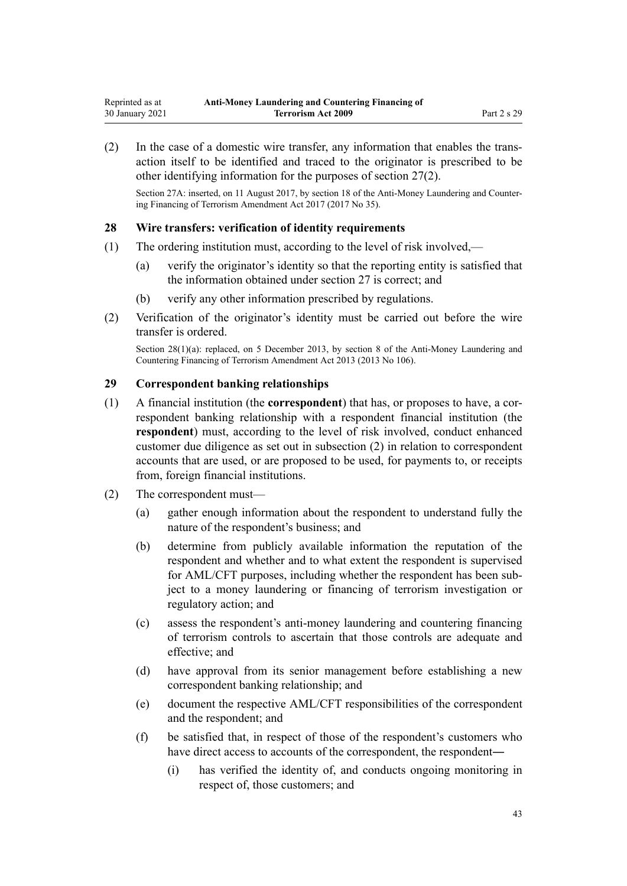(2) In the case of a domestic wire transfer, any information that enables the transaction itself to be identified and traced to the originator is prescribed to be other identifying information for the purposes of section 27(2).

Section 27A: inserted, on 11 August 2017, by section 18 of the Anti-Money Laundering and Countering Financing of Terrorism Amendment Act 2017 (2017 No 35).

### 28 Wire transfers: verification of identity requirements

(1) The ordering institution must, according to the level of risk involved,—

(a) verify the originator's identity so that the reporting entity is satisfied that the information obtained under section 27 is correct; and

(b) verify any other information prescribed by regulations.

(2) Verification of the originator's identity must be carried out before the wire transfer is ordered.

Section 28(1)(a): replaced, on 5 December 2013, by section 8 of the Anti-Money Laundering and Countering Financing of Terrorism Amendment Act 2013 (2013 No 106).

### 29 Correspondent banking relationships

(1) A financial institution (the **correspondent**) that has, or proposes to have, a correspondent banking relationship with a respondent financial institution (the **respondent**) must, according to the level of risk involved, conduct enhanced customer due diligence as set out in subsection (2) in relation to correspondent accounts that are used, or are proposed to be used, for payments to, or receipts from, foreign financial institutions.

(2) The correspondent must—

(a) gather enough information about the respondent to understand fully the nature of the respondent's business; and

(b) determine from publicly available information the reputation of the respondent and whether and to what extent the respondent is supervised for AML/CFT purposes, including whether the respondent has been subject to a money laundering or financing of terrorism investigation or regulatory action; and

(c) assess the respondent's anti-money laundering and countering financing of terrorism controls to ascertain that those controls are adequate and effective; and

(d) have approval from its senior management before establishing a new correspondent banking relationship; and

(e) document the respective AML/CFT responsibilities of the correspondent and the respondent; and

(f) be satisfied that, in respect of those of the respondent's customers who have direct access to accounts of the correspondent, the respondent—

(i) has verified the identity of, and conducts ongoing monitoring in respect of, those customers; and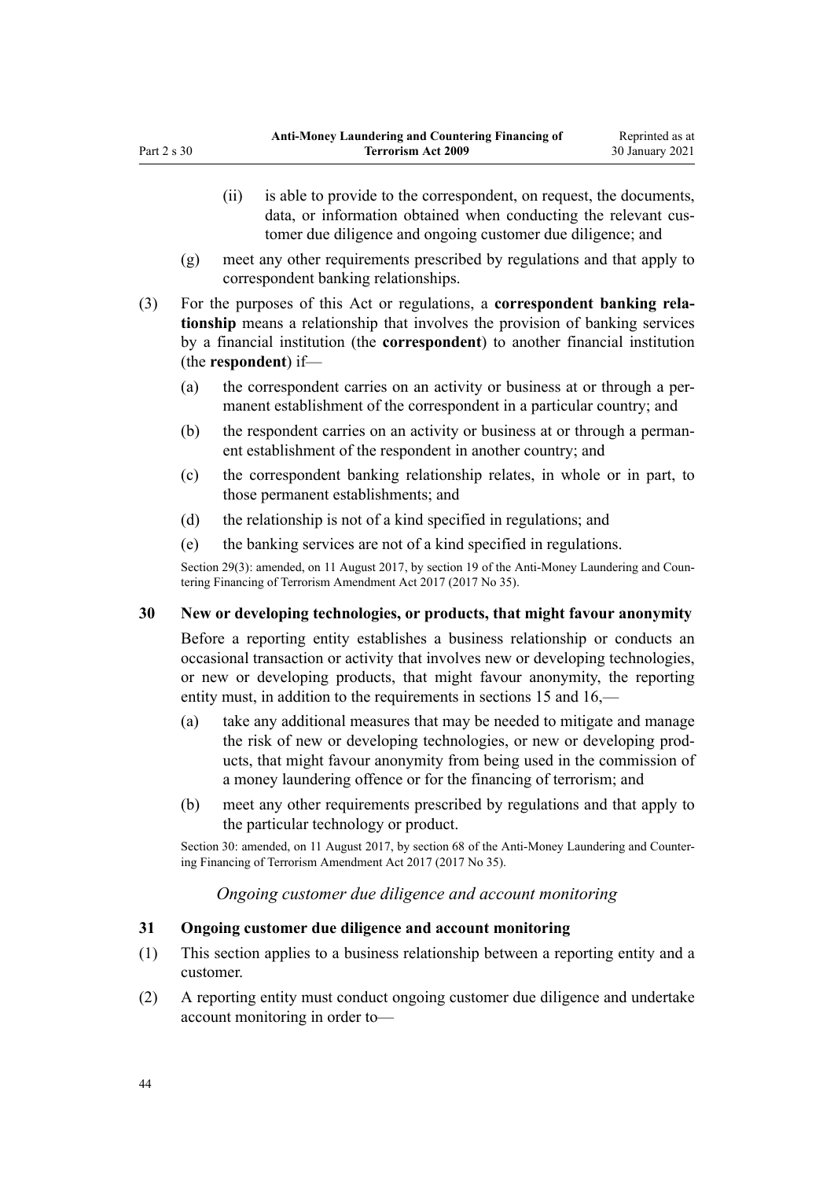(ii) is able to provide to the correspondent, on request, the documents, data, or information obtained when conducting the relevant customer due diligence and ongoing customer due diligence; and

(g) meet any other requirements prescribed by regulations and that apply to correspondent banking relationships.

(3) For the purposes of this Act or regulations, a **correspondent banking relationship** means a relationship that involves the provision of banking services by a financial institution (the **correspondent**) to another financial institution (the **respondent**) if—

(a) the correspondent carries on an activity or business at or through a permanent establishment of the correspondent in a particular country; and

(b) the respondent carries on an activity or business at or through a permanent establishment of the respondent in another country; and

(c) the correspondent banking relationship relates, in whole or in part, to those permanent establishments; and

(d) the relationship is not of a kind specified in regulations; and

(e) the banking services are not of a kind specified in regulations.

Section 29(3): amended, on 11 August 2017, by section 19 of the Anti-Money Laundering and Countering Financing of Terrorism Amendment Act 2017 (2017 No 35).

### 30 New or developing technologies, or products, that might favour anonymity

Before a reporting entity establishes a business relationship or conducts an occasional transaction or activity that involves new or developing technologies, or new or developing products, that might favour anonymity, the reporting entity must, in addition to the requirements in sections 15 and 16,—

(a) take any additional measures that may be needed to mitigate and manage the risk of new or developing technologies, or new or developing products, that might favour anonymity from being used in the commission of a money laundering offence or for the financing of terrorism; and

(b) meet any other requirements prescribed by regulations and that apply to the particular technology or product.

Section 30: amended, on 11 August 2017, by section 68 of the Anti-Money Laundering and Countering Financing of Terrorism Amendment Act 2017 (2017 No 35).

*Ongoing customer due diligence and account monitoring*

### 31 Ongoing customer due diligence and account monitoring

(1) This section applies to a business relationship between a reporting entity and a customer.

(2) A reporting entity must conduct ongoing customer due diligence and undertake account monitoring in order to—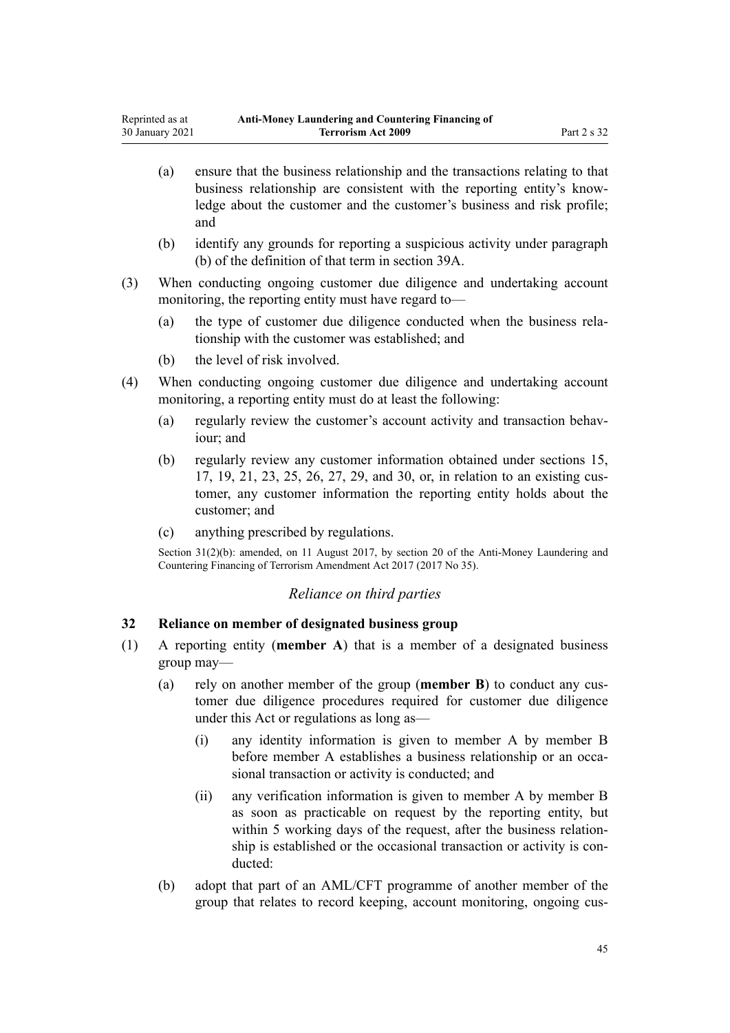(a) ensure that the business relationship and the transactions relating to that business relationship are consistent with the reporting entity's knowledge about the customer and the customer's business and risk profile; and

(b) identify any grounds for reporting a suspicious activity under paragraph (b) of the definition of that term in section 39A.

(3) When conducting ongoing customer due diligence and undertaking account monitoring, the reporting entity must have regard to—

(a) the type of customer due diligence conducted when the business relationship with the customer was established; and

(b) the level of risk involved.

(4) When conducting ongoing customer due diligence and undertaking account monitoring, a reporting entity must do at least the following:

(a) regularly review the customer's account activity and transaction behaviour; and

(b) regularly review any customer information obtained under sections 15, 17, 19, 21, 23, 25, 26, 27, 29, and 30, or, in relation to an existing customer, any customer information the reporting entity holds about the customer; and

(c) anything prescribed by regulations.

Section 31(2)(b): amended, on 11 August 2017, by section 20 of the Anti-Money Laundering and Countering Financing of Terrorism Amendment Act 2017 (2017 No 35).

*Reliance on third parties*

### 32 Reliance on member of designated business group

(1) A reporting entity (**member A**) that is a member of a designated business group may—

(a) rely on another member of the group (**member B**) to conduct any customer due diligence procedures required for customer due diligence under this Act or regulations as long as—

(i) any identity information is given to member A by member B before member A establishes a business relationship or an occasional transaction or activity is conducted; and

(ii) any verification information is given to member A by member B as soon as practicable on request by the reporting entity, but within 5 working days of the request, after the business relationship is established or the occasional transaction or activity is conducted:

(b) adopt that part of an AML/CFT programme of another member of the group that relates to record keeping, account monitoring, ongoing cus-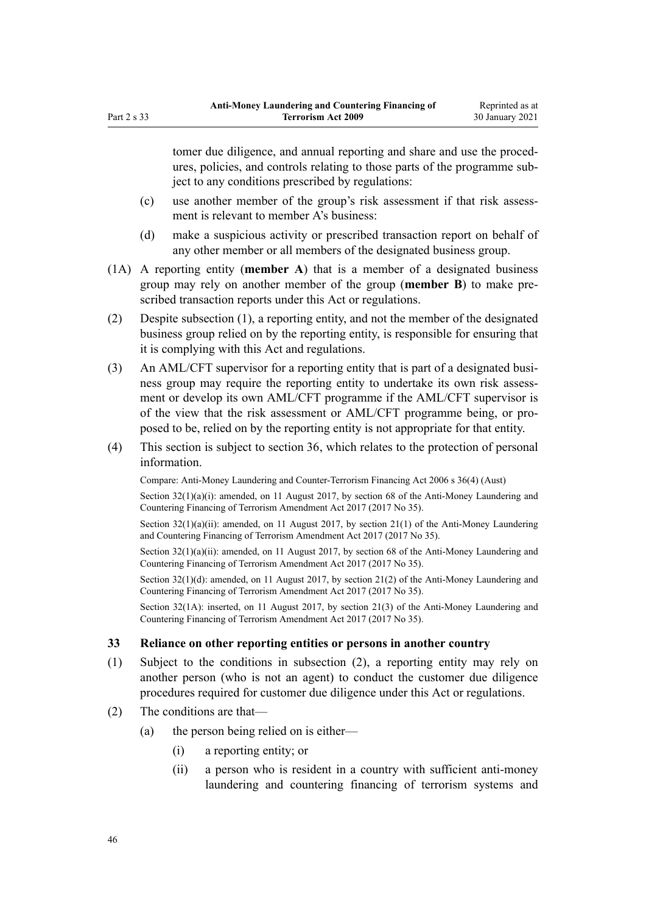tomer due diligence, and annual reporting and share and use the procedures, policies, and controls relating to those parts of the programme subject to any conditions prescribed by regulations:

(c) use another member of the group's risk assessment if that risk assessment is relevant to member A's business:

(d) make a suspicious activity or prescribed transaction report on behalf of any other member or all members of the designated business group.

(1A) A reporting entity (**member A**) that is a member of a designated business group may rely on another member of the group (**member B**) to make prescribed transaction reports under this Act or regulations.

(2) Despite subsection (1), a reporting entity, and not the member of the designated business group relied on by the reporting entity, is responsible for ensuring that it is complying with this Act and regulations.

(3) An AML/CFT supervisor for a reporting entity that is part of a designated business group may require the reporting entity to undertake its own risk assessment or develop its own AML/CFT programme if the AML/CFT supervisor is of the view that the risk assessment or AML/CFT programme being, or proposed to be, relied on by the reporting entity is not appropriate for that entity.

(4) This section is subject to section 36, which relates to the protection of personal information.

Compare: Anti-Money Laundering and Counter-Terrorism Financing Act 2006 s 36(4) (Aust)

Section 32(1)(a)(i): amended, on 11 August 2017, by section 68 of the Anti-Money Laundering and Countering Financing of Terrorism Amendment Act 2017 (2017 No 35).

Section 32(1)(a)(ii): amended, on 11 August 2017, by section 21(1) of the Anti-Money Laundering and Countering Financing of Terrorism Amendment Act 2017 (2017 No 35).

Section 32(1)(a)(ii): amended, on 11 August 2017, by section 68 of the Anti-Money Laundering and Countering Financing of Terrorism Amendment Act 2017 (2017 No 35).

Section 32(1)(d): amended, on 11 August 2017, by section 21(2) of the Anti-Money Laundering and Countering Financing of Terrorism Amendment Act 2017 (2017 No 35).

Section 32(1A): inserted, on 11 August 2017, by section 21(3) of the Anti-Money Laundering and Countering Financing of Terrorism Amendment Act 2017 (2017 No 35).

### 33 Reliance on other reporting entities or persons in another country

(1) Subject to the conditions in subsection (2), a reporting entity may rely on another person (who is not an agent) to conduct the customer due diligence procedures required for customer due diligence under this Act or regulations.

(2) The conditions are that—

(a) the person being relied on is either—

(i) a reporting entity; or

(ii) a person who is resident in a country with sufficient anti-money laundering and countering financing of terrorism systems and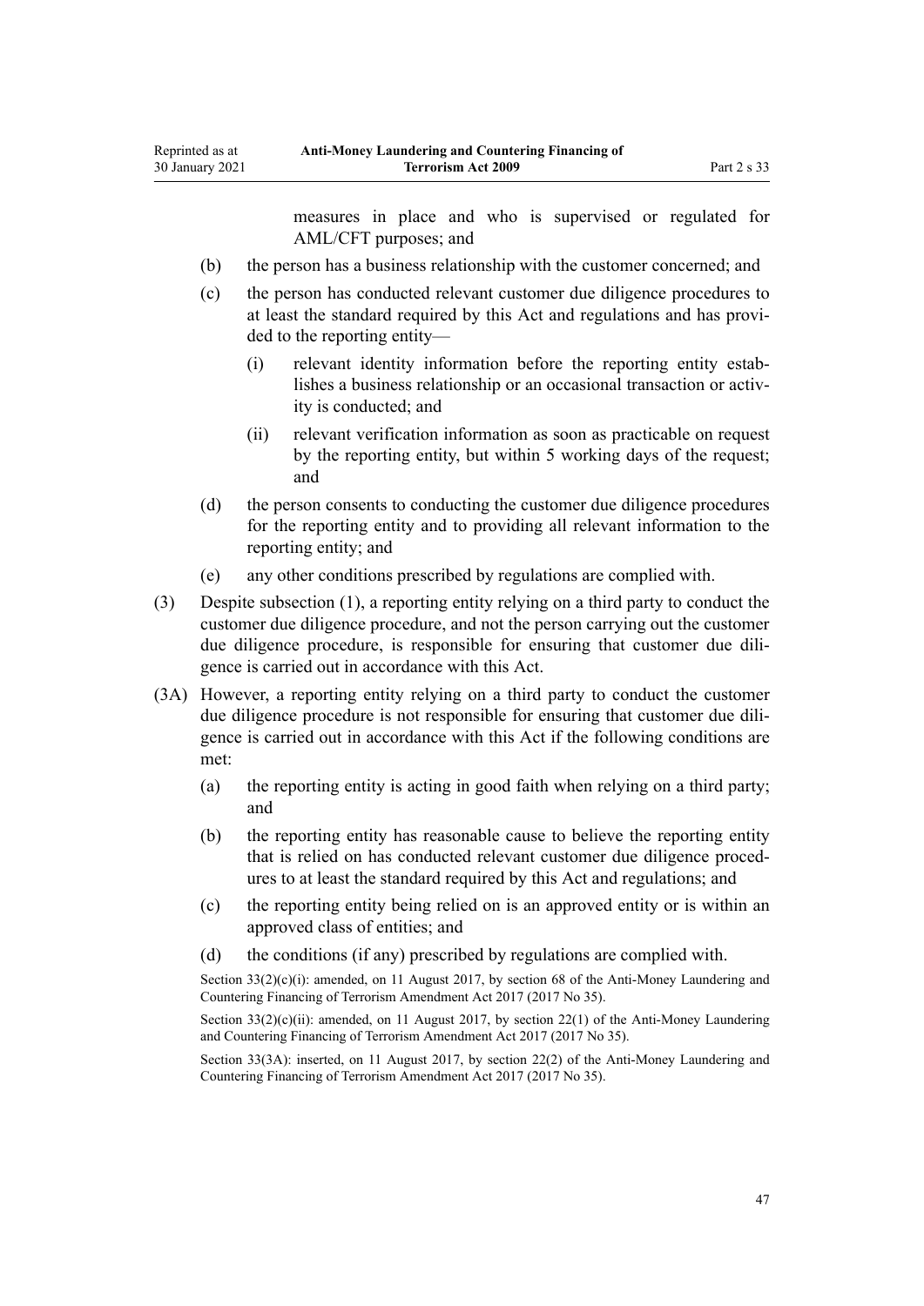measures in place and who is supervised or regulated for AML/CFT purposes; and

(b) the person has a business relationship with the customer concerned; and

(c) the person has conducted relevant customer due diligence procedures to at least the standard required by this Act and regulations and has provided to the reporting entity—

  (i) relevant identity information before the reporting entity establishes a business relationship or an occasional transaction or activity is conducted; and

  (ii) relevant verification information as soon as practicable on request by the reporting entity, but within 5 working days of the request; and

(d) the person consents to conducting the customer due diligence procedures for the reporting entity and to providing all relevant information to the reporting entity; and

(e) any other conditions prescribed by regulations are complied with.

(3) Despite subsection (1), a reporting entity relying on a third party to conduct the customer due diligence procedure, and not the person carrying out the customer due diligence procedure, is responsible for ensuring that customer due diligence is carried out in accordance with this Act.

(3A) However, a reporting entity relying on a third party to conduct the customer due diligence procedure is not responsible for ensuring that customer due diligence is carried out in accordance with this Act if the following conditions are met:

(a) the reporting entity is acting in good faith when relying on a third party; and

(b) the reporting entity has reasonable cause to believe the reporting entity that is relied on has conducted relevant customer due diligence procedures to at least the standard required by this Act and regulations; and

(c) the reporting entity being relied on is an approved entity or is within an approved class of entities; and

(d) the conditions (if any) prescribed by regulations are complied with.

Section 33(2)(c)(i): amended, on 11 August 2017, by section 68 of the Anti-Money Laundering and Countering Financing of Terrorism Amendment Act 2017 (2017 No 35).

Section 33(2)(c)(ii): amended, on 11 August 2017, by section 22(1) of the Anti-Money Laundering and Countering Financing of Terrorism Amendment Act 2017 (2017 No 35).

Section 33(3A): inserted, on 11 August 2017, by section 22(2) of the Anti-Money Laundering and Countering Financing of Terrorism Amendment Act 2017 (2017 No 35).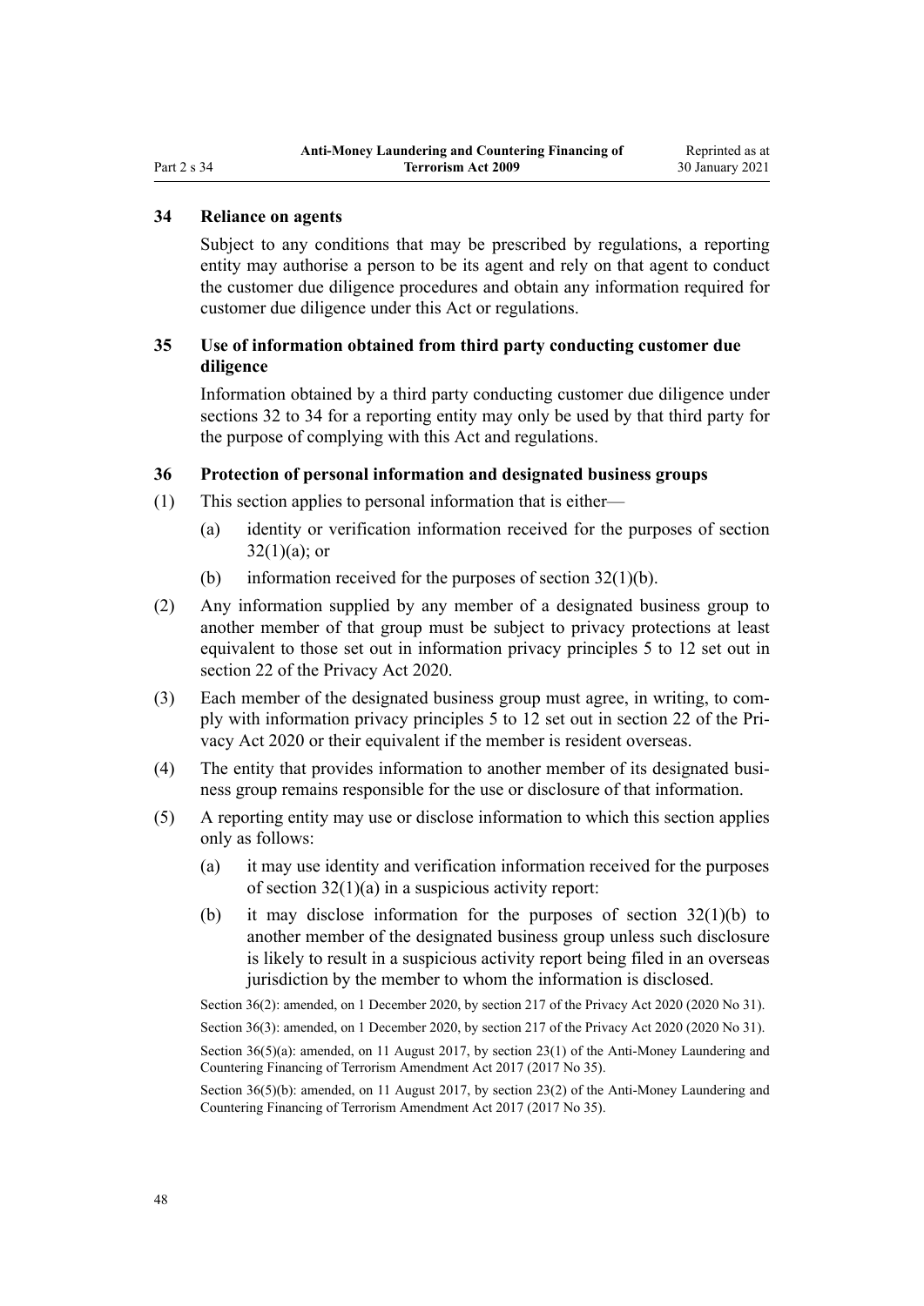### 34 Reliance on agents

Subject to any conditions that may be prescribed by regulations, a reporting entity may authorise a person to be its agent and rely on that agent to conduct the customer due diligence procedures and obtain any information required for customer due diligence under this Act or regulations.

### 35 Use of information obtained from third party conducting customer due diligence

Information obtained by a third party conducting customer due diligence under sections 32 to 34 for a reporting entity may only be used by that third party for the purpose of complying with this Act and regulations.

### 36 Protection of personal information and designated business groups

(1) This section applies to personal information that is either—

  (a) identity or verification information received for the purposes of section 32(1)(a); or

  (b) information received for the purposes of section 32(1)(b).

(2) Any information supplied by any member of a designated business group to another member of that group must be subject to privacy protections at least equivalent to those set out in information privacy principles 5 to 12 set out in section 22 of the Privacy Act 2020.

(3) Each member of the designated business group must agree, in writing, to comply with information privacy principles 5 to 12 set out in section 22 of the Privacy Act 2020 or their equivalent if the member is resident overseas.

(4) The entity that provides information to another member of its designated business group remains responsible for the use or disclosure of that information.

(5) A reporting entity may use or disclose information to which this section applies only as follows:

  (a) it may use identity and verification information received for the purposes of section 32(1)(a) in a suspicious activity report:

  (b) it may disclose information for the purposes of section 32(1)(b) to another member of the designated business group unless such disclosure is likely to result in a suspicious activity report being filed in an overseas jurisdiction by the member to whom the information is disclosed.

Section 36(2): amended, on 1 December 2020, by section 217 of the Privacy Act 2020 (2020 No 31).

Section 36(3): amended, on 1 December 2020, by section 217 of the Privacy Act 2020 (2020 No 31).

Section 36(5)(a): amended, on 11 August 2017, by section 23(1) of the Anti-Money Laundering and Countering Financing of Terrorism Amendment Act 2017 (2017 No 35).

Section 36(5)(b): amended, on 11 August 2017, by section 23(2) of the Anti-Money Laundering and Countering Financing of Terrorism Amendment Act 2017 (2017 No 35).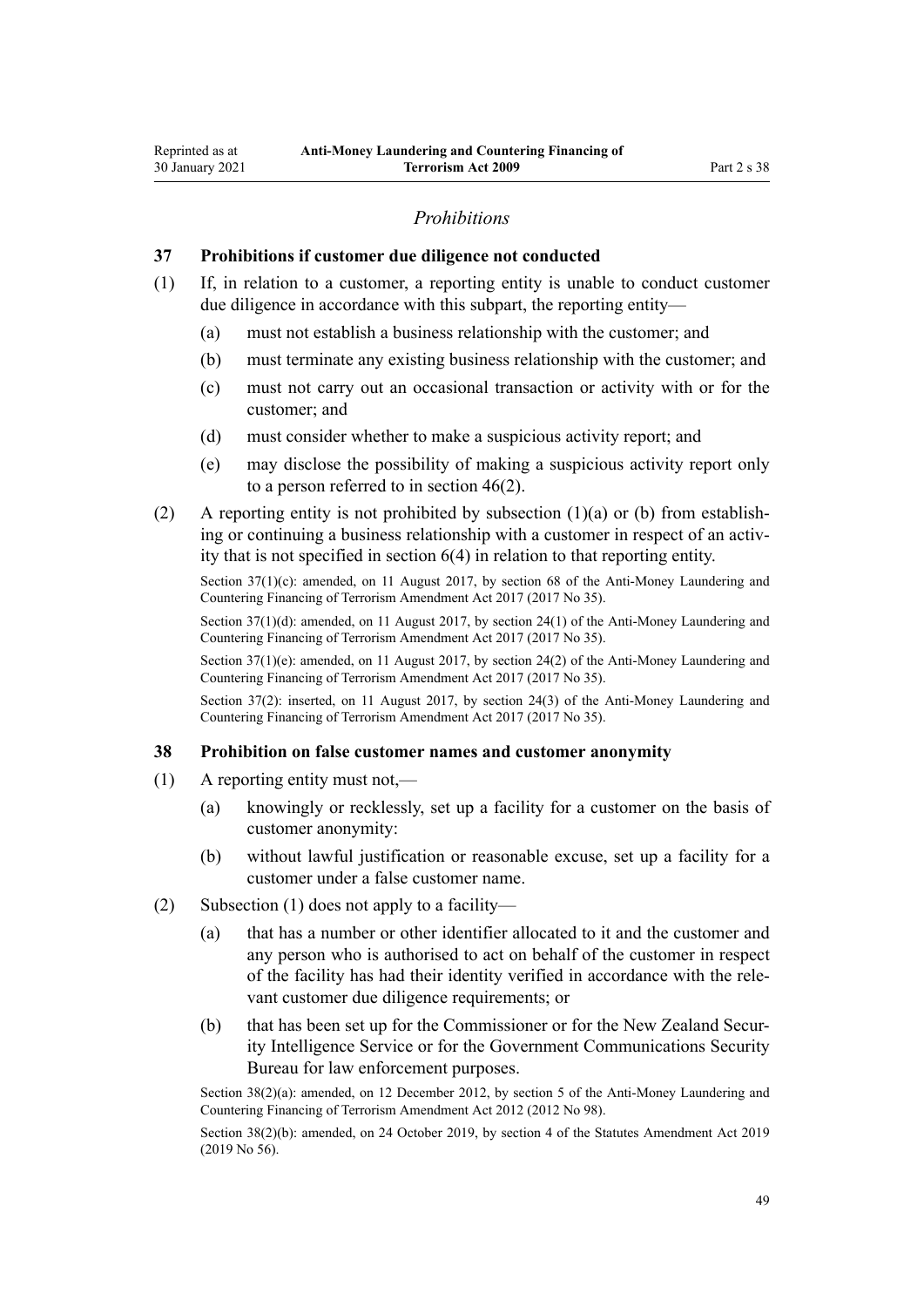## *Prohibitions*

### 37 Prohibitions if customer due diligence not conducted

(1) If, in relation to a customer, a reporting entity is unable to conduct customer due diligence in accordance with this subpart, the reporting entity—

- (a) must not establish a business relationship with the customer; and
- (b) must terminate any existing business relationship with the customer; and
- (c) must not carry out an occasional transaction or activity with or for the customer; and
- (d) must consider whether to make a suspicious activity report; and
- (e) may disclose the possibility of making a suspicious activity report only to a person referred to in section 46(2).

(2) A reporting entity is not prohibited by subsection (1)(a) or (b) from establishing or continuing a business relationship with a customer in respect of an activity that is not specified in section 6(4) in relation to that reporting entity.

Section 37(1)(c): amended, on 11 August 2017, by section 68 of the Anti-Money Laundering and Countering Financing of Terrorism Amendment Act 2017 (2017 No 35).

Section 37(1)(d): amended, on 11 August 2017, by section 24(1) of the Anti-Money Laundering and Countering Financing of Terrorism Amendment Act 2017 (2017 No 35).

Section 37(1)(e): amended, on 11 August 2017, by section 24(2) of the Anti-Money Laundering and Countering Financing of Terrorism Amendment Act 2017 (2017 No 35).

Section 37(2): inserted, on 11 August 2017, by section 24(3) of the Anti-Money Laundering and Countering Financing of Terrorism Amendment Act 2017 (2017 No 35).

### 38 Prohibition on false customer names and customer anonymity

(1) A reporting entity must not,—

- (a) knowingly or recklessly, set up a facility for a customer on the basis of customer anonymity:
- (b) without lawful justification or reasonable excuse, set up a facility for a customer under a false customer name.

(2) Subsection (1) does not apply to a facility—

- (a) that has a number or other identifier allocated to it and the customer and any person who is authorised to act on behalf of the customer in respect of the facility has had their identity verified in accordance with the relevant customer due diligence requirements; or
- (b) that has been set up for the Commissioner or for the New Zealand Security Intelligence Service or for the Government Communications Security Bureau for law enforcement purposes.

Section 38(2)(a): amended, on 12 December 2012, by section 5 of the Anti-Money Laundering and Countering Financing of Terrorism Amendment Act 2012 (2012 No 98).

Section 38(2)(b): amended, on 24 October 2019, by section 4 of the Statutes Amendment Act 2019 (2019 No 56).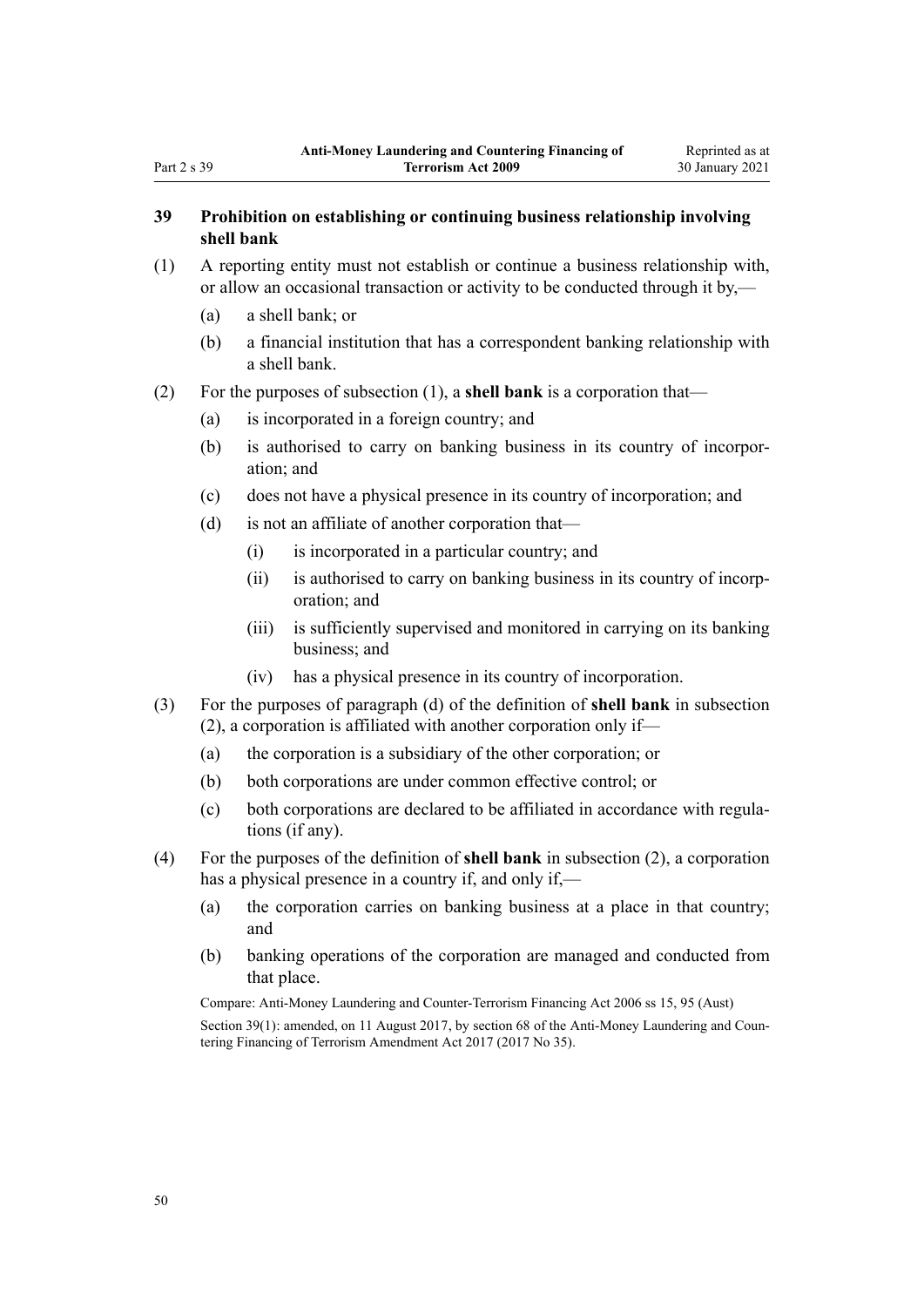## 39 Prohibition on establishing or continuing business relationship involving shell bank

(1) A reporting entity must not establish or continue a business relationship with, or allow an occasional transaction or activity to be conducted through it by,—

  (a) a shell bank; or

  (b) a financial institution that has a correspondent banking relationship with a shell bank.

(2) For the purposes of subsection (1), a **shell bank** is a corporation that—

  (a) is incorporated in a foreign country; and

  (b) is authorised to carry on banking business in its country of incorporation; and

  (c) does not have a physical presence in its country of incorporation; and

  (d) is not an affiliate of another corporation that—

    (i) is incorporated in a particular country; and

    (ii) is authorised to carry on banking business in its country of incorporation; and

    (iii) is sufficiently supervised and monitored in carrying on its banking business; and

    (iv) has a physical presence in its country of incorporation.

(3) For the purposes of paragraph (d) of the definition of **shell bank** in subsection (2), a corporation is affiliated with another corporation only if—

  (a) the corporation is a subsidiary of the other corporation; or

  (b) both corporations are under common effective control; or

  (c) both corporations are declared to be affiliated in accordance with regulations (if any).

(4) For the purposes of the definition of **shell bank** in subsection (2), a corporation has a physical presence in a country if, and only if,—

  (a) the corporation carries on banking business at a place in that country; and

  (b) banking operations of the corporation are managed and conducted from that place.

Compare: Anti-Money Laundering and Counter-Terrorism Financing Act 2006 ss 15, 95 (Aust)

Section 39(1): amended, on 11 August 2017, by section 68 of the Anti-Money Laundering and Countering Financing of Terrorism Amendment Act 2017 (2017 No 35).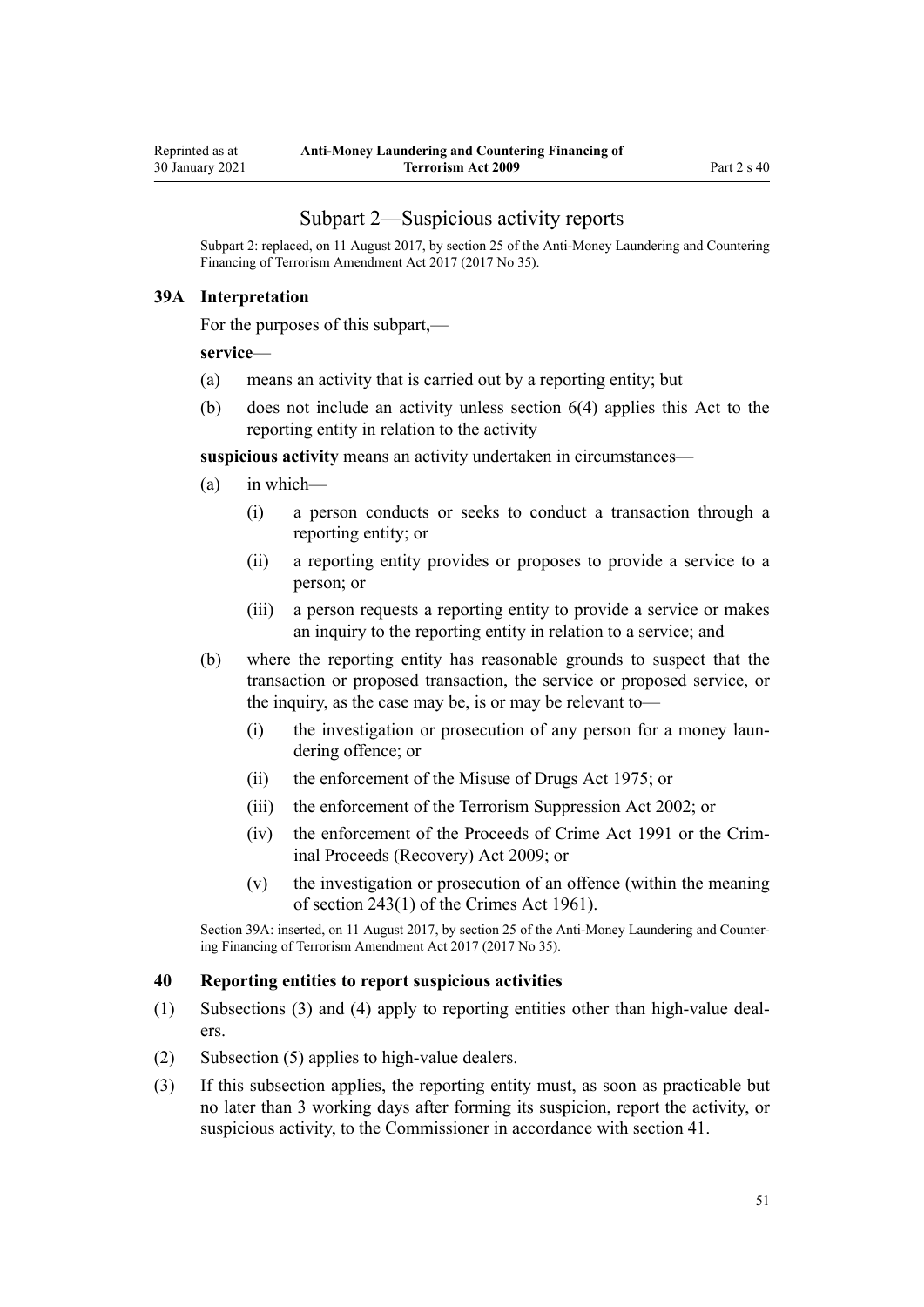## Subpart 2—Suspicious activity reports

Subpart 2: replaced, on 11 August 2017, by section 25 of the Anti-Money Laundering and Countering Financing of Terrorism Amendment Act 2017 (2017 No 35).

### 39A Interpretation

For the purposes of this subpart,—

**service**—

(a) means an activity that is carried out by a reporting entity; but

(b) does not include an activity unless section 6(4) applies this Act to the reporting entity in relation to the activity

**suspicious activity** means an activity undertaken in circumstances—

(a) in which—

  (i) a person conducts or seeks to conduct a transaction through a reporting entity; or

  (ii) a reporting entity provides or proposes to provide a service to a person; or

  (iii) a person requests a reporting entity to provide a service or makes an inquiry to the reporting entity in relation to a service; and

(b) where the reporting entity has reasonable grounds to suspect that the transaction or proposed transaction, the service or proposed service, or the inquiry, as the case may be, is or may be relevant to—

  (i) the investigation or prosecution of any person for a money laundering offence; or

  (ii) the enforcement of the Misuse of Drugs Act 1975; or

  (iii) the enforcement of the Terrorism Suppression Act 2002; or

  (iv) the enforcement of the Proceeds of Crime Act 1991 or the Criminal Proceeds (Recovery) Act 2009; or

  (v) the investigation or prosecution of an offence (within the meaning of section 243(1) of the Crimes Act 1961).

Section 39A: inserted, on 11 August 2017, by section 25 of the Anti-Money Laundering and Countering Financing of Terrorism Amendment Act 2017 (2017 No 35).

### 40 Reporting entities to report suspicious activities

(1) Subsections (3) and (4) apply to reporting entities other than high-value dealers.

(2) Subsection (5) applies to high-value dealers.

(3) If this subsection applies, the reporting entity must, as soon as practicable but no later than 3 working days after forming its suspicion, report the activity, or suspicious activity, to the Commissioner in accordance with section 41.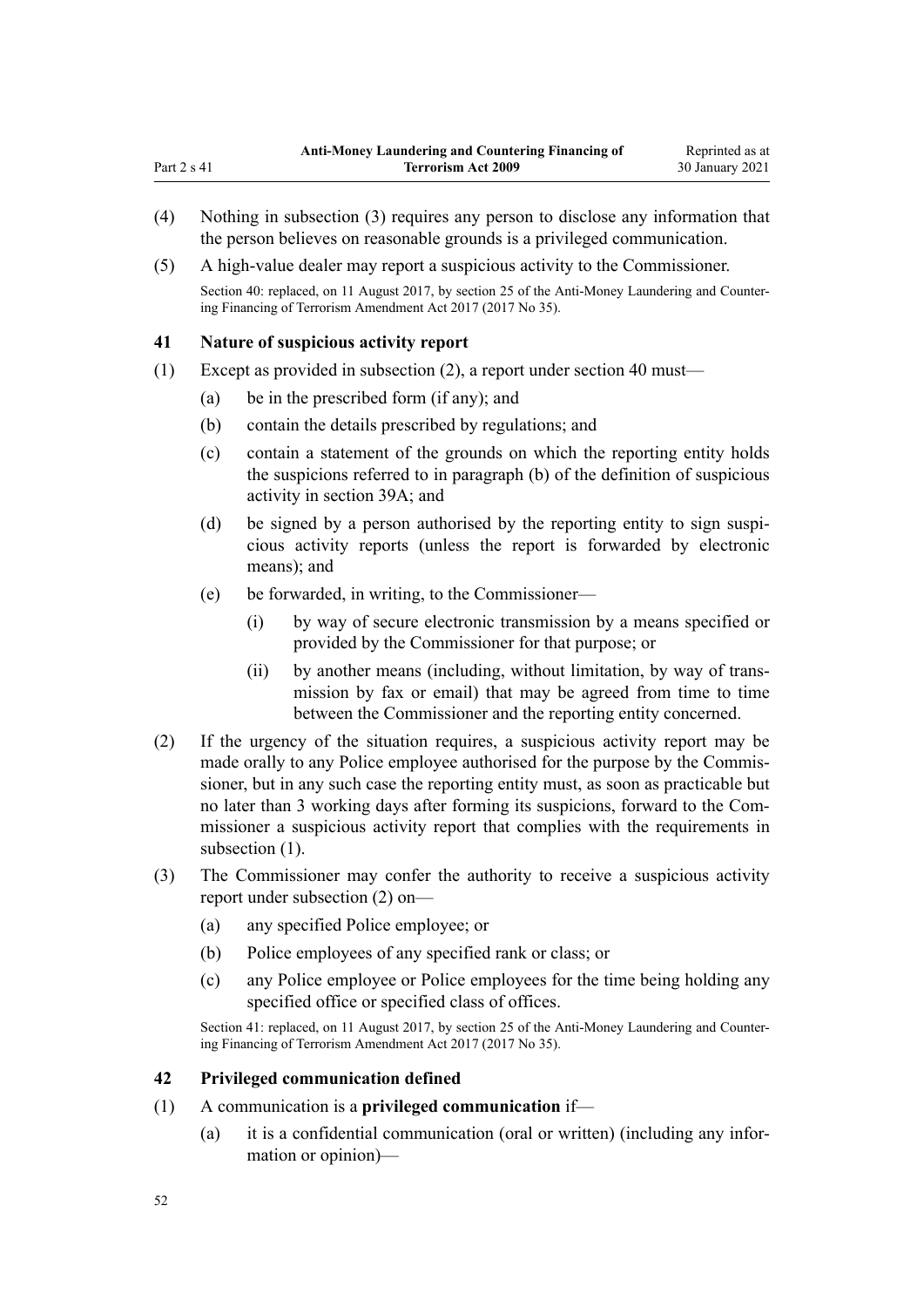(4) Nothing in subsection (3) requires any person to disclose any information that the person believes on reasonable grounds is a privileged communication.

(5) A high-value dealer may report a suspicious activity to the Commissioner.

Section 40: replaced, on 11 August 2017, by section 25 of the Anti-Money Laundering and Countering Financing of Terrorism Amendment Act 2017 (2017 No 35).

### 41 Nature of suspicious activity report

(1) Except as provided in subsection (2), a report under section 40 must—

(a) be in the prescribed form (if any); and

(b) contain the details prescribed by regulations; and

(c) contain a statement of the grounds on which the reporting entity holds the suspicions referred to in paragraph (b) of the definition of suspicious activity in section 39A; and

(d) be signed by a person authorised by the reporting entity to sign suspicious activity reports (unless the report is forwarded by electronic means); and

(e) be forwarded, in writing, to the Commissioner—

(i) by way of secure electronic transmission by a means specified or provided by the Commissioner for that purpose; or

(ii) by another means (including, without limitation, by way of transmission by fax or email) that may be agreed from time to time between the Commissioner and the reporting entity concerned.

(2) If the urgency of the situation requires, a suspicious activity report may be made orally to any Police employee authorised for the purpose by the Commissioner, but in any such case the reporting entity must, as soon as practicable but no later than 3 working days after forming its suspicions, forward to the Commissioner a suspicious activity report that complies with the requirements in subsection (1).

(3) The Commissioner may confer the authority to receive a suspicious activity report under subsection (2) on—

(a) any specified Police employee; or

(b) Police employees of any specified rank or class; or

(c) any Police employee or Police employees for the time being holding any specified office or specified class of offices.

Section 41: replaced, on 11 August 2017, by section 25 of the Anti-Money Laundering and Countering Financing of Terrorism Amendment Act 2017 (2017 No 35).

### 42 Privileged communication defined

(1) A communication is a **privileged communication** if—

(a) it is a confidential communication (oral or written) (including any information or opinion)—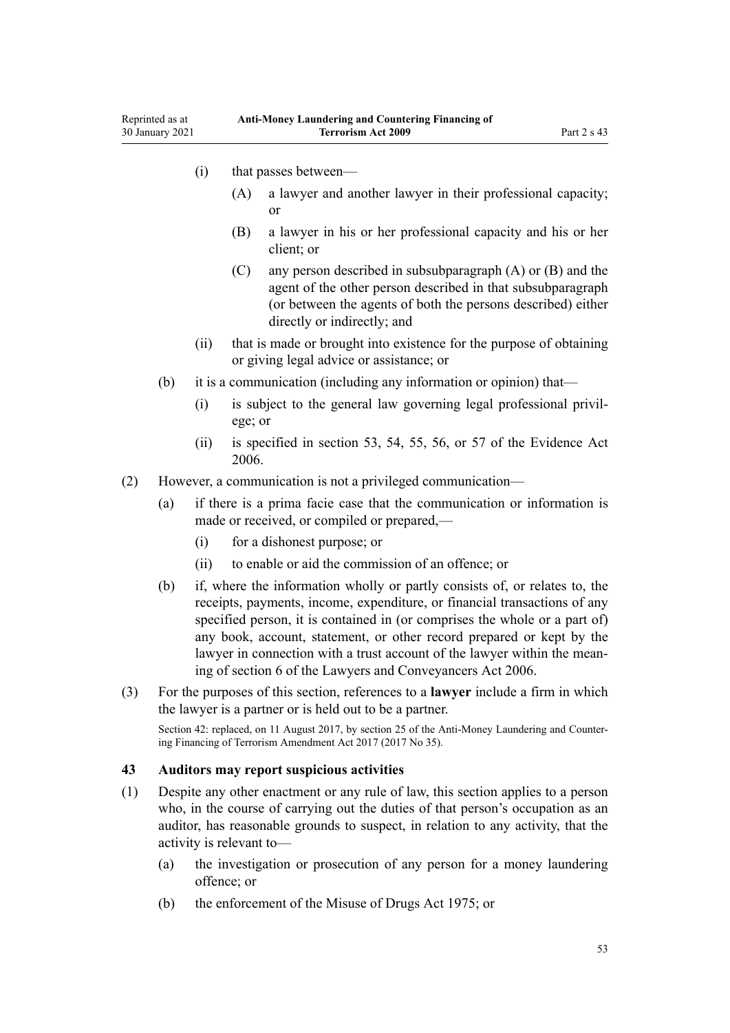(i) that passes between—

(A) a lawyer and another lawyer in their professional capacity; or

(B) a lawyer in his or her professional capacity and his or her client; or

(C) any person described in subsubparagraph (A) or (B) and the agent of the other person described in that subsubparagraph (or between the agents of both the persons described) either directly or indirectly; and

(ii) that is made or brought into existence for the purpose of obtaining or giving legal advice or assistance; or

(b) it is a communication (including any information or opinion) that—

(i) is subject to the general law governing legal professional privilege; or

(ii) is specified in section 53, 54, 55, 56, or 57 of the Evidence Act 2006.

(2) However, a communication is not a privileged communication—

(a) if there is a prima facie case that the communication or information is made or received, or compiled or prepared,—

(i) for a dishonest purpose; or

(ii) to enable or aid the commission of an offence; or

(b) if, where the information wholly or partly consists of, or relates to, the receipts, payments, income, expenditure, or financial transactions of any specified person, it is contained in (or comprises the whole or a part of) any book, account, statement, or other record prepared or kept by the lawyer in connection with a trust account of the lawyer within the meaning of section 6 of the Lawyers and Conveyancers Act 2006.

(3) For the purposes of this section, references to a **lawyer** include a firm in which the lawyer is a partner or is held out to be a partner.

Section 42: replaced, on 11 August 2017, by section 25 of the Anti-Money Laundering and Countering Financing of Terrorism Amendment Act 2017 (2017 No 35).

### 43 Auditors may report suspicious activities

(1) Despite any other enactment or any rule of law, this section applies to a person who, in the course of carrying out the duties of that person's occupation as an auditor, has reasonable grounds to suspect, in relation to any activity, that the activity is relevant to—

(a) the investigation or prosecution of any person for a money laundering offence; or

(b) the enforcement of the Misuse of Drugs Act 1975; or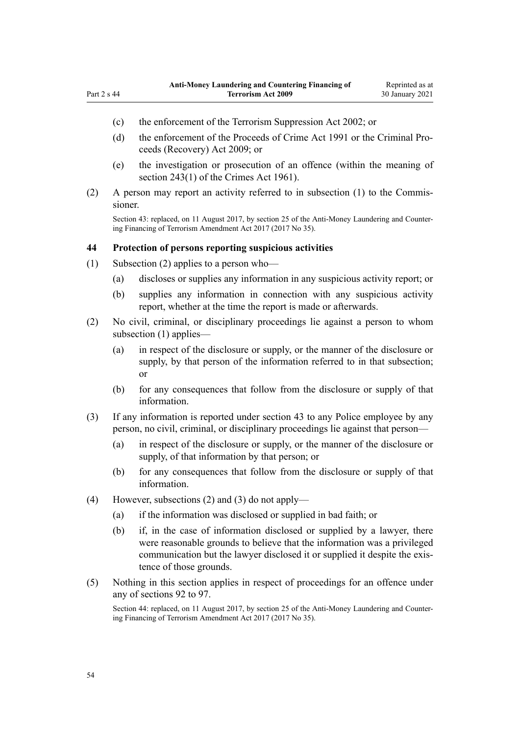(c) the enforcement of the Terrorism Suppression Act 2002; or

(d) the enforcement of the Proceeds of Crime Act 1991 or the Criminal Proceeds (Recovery) Act 2009; or

(e) the investigation or prosecution of an offence (within the meaning of section 243(1) of the Crimes Act 1961).

(2) A person may report an activity referred to in subsection (1) to the Commissioner.

Section 43: replaced, on 11 August 2017, by section 25 of the Anti-Money Laundering and Countering Financing of Terrorism Amendment Act 2017 (2017 No 35).

### 44 Protection of persons reporting suspicious activities

(1) Subsection (2) applies to a person who—

(a) discloses or supplies any information in any suspicious activity report; or

(b) supplies any information in connection with any suspicious activity report, whether at the time the report is made or afterwards.

(2) No civil, criminal, or disciplinary proceedings lie against a person to whom subsection (1) applies—

(a) in respect of the disclosure or supply, or the manner of the disclosure or supply, by that person of the information referred to in that subsection; or

(b) for any consequences that follow from the disclosure or supply of that information.

(3) If any information is reported under section 43 to any Police employee by any person, no civil, criminal, or disciplinary proceedings lie against that person—

(a) in respect of the disclosure or supply, or the manner of the disclosure or supply, of that information by that person; or

(b) for any consequences that follow from the disclosure or supply of that information.

(4) However, subsections (2) and (3) do not apply—

(a) if the information was disclosed or supplied in bad faith; or

(b) if, in the case of information disclosed or supplied by a lawyer, there were reasonable grounds to believe that the information was a privileged communication but the lawyer disclosed it or supplied it despite the existence of those grounds.

(5) Nothing in this section applies in respect of proceedings for an offence under any of sections 92 to 97.

Section 44: replaced, on 11 August 2017, by section 25 of the Anti-Money Laundering and Countering Financing of Terrorism Amendment Act 2017 (2017 No 35).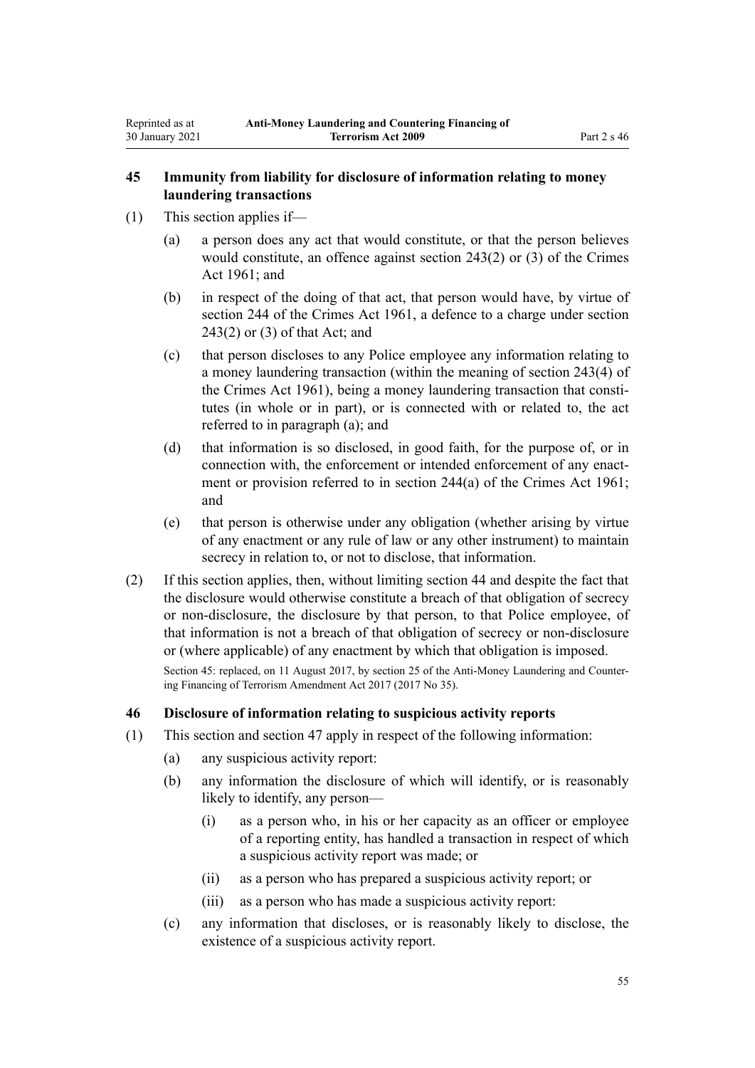### 45 Immunity from liability for disclosure of information relating to money laundering transactions

(1) This section applies if—

(a) a person does any act that would constitute, or that the person believes would constitute, an offence against section 243(2) or (3) of the Crimes Act 1961; and

(b) in respect of the doing of that act, that person would have, by virtue of section 244 of the Crimes Act 1961, a defence to a charge under section 243(2) or (3) of that Act; and

(c) that person discloses to any Police employee any information relating to a money laundering transaction (within the meaning of section 243(4) of the Crimes Act 1961), being a money laundering transaction that constitutes (in whole or in part), or is connected with or related to, the act referred to in paragraph (a); and

(d) that information is so disclosed, in good faith, for the purpose of, or in connection with, the enforcement or intended enforcement of any enactment or provision referred to in section 244(a) of the Crimes Act 1961; and

(e) that person is otherwise under any obligation (whether arising by virtue of any enactment or any rule of law or any other instrument) to maintain secrecy in relation to, or not to disclose, that information.

(2) If this section applies, then, without limiting section 44 and despite the fact that the disclosure would otherwise constitute a breach of that obligation of secrecy or non-disclosure, the disclosure by that person, to that Police employee, of that information is not a breach of that obligation of secrecy or non-disclosure or (where applicable) of any enactment by which that obligation is imposed.

Section 45: replaced, on 11 August 2017, by section 25 of the Anti-Money Laundering and Countering Financing of Terrorism Amendment Act 2017 (2017 No 35).

### 46 Disclosure of information relating to suspicious activity reports

(1) This section and section 47 apply in respect of the following information:

(a) any suspicious activity report:

(b) any information the disclosure of which will identify, or is reasonably likely to identify, any person—

(i) as a person who, in his or her capacity as an officer or employee of a reporting entity, has handled a transaction in respect of which a suspicious activity report was made; or

(ii) as a person who has prepared a suspicious activity report; or

(iii) as a person who has made a suspicious activity report:

(c) any information that discloses, or is reasonably likely to disclose, the existence of a suspicious activity report.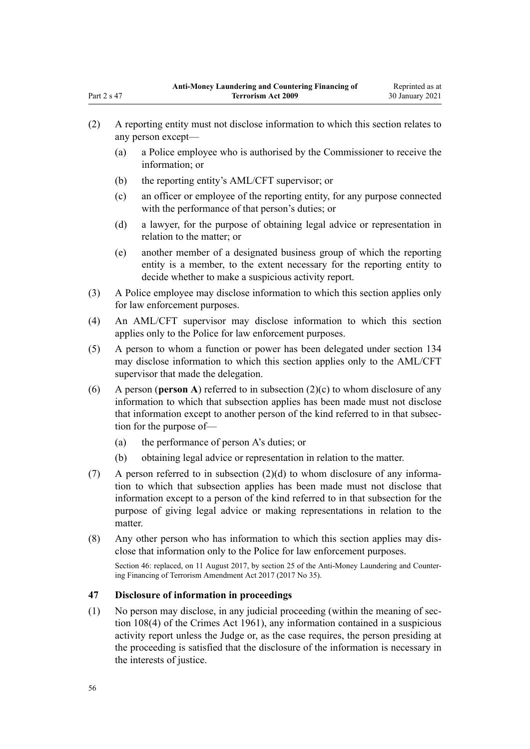(2) A reporting entity must not disclose information to which this section relates to any person except—

(a) a Police employee who is authorised by the Commissioner to receive the information; or

(b) the reporting entity's AML/CFT supervisor; or

(c) an officer or employee of the reporting entity, for any purpose connected with the performance of that person's duties; or

(d) a lawyer, for the purpose of obtaining legal advice or representation in relation to the matter; or

(e) another member of a designated business group of which the reporting entity is a member, to the extent necessary for the reporting entity to decide whether to make a suspicious activity report.

(3) A Police employee may disclose information to which this section applies only for law enforcement purposes.

(4) An AML/CFT supervisor may disclose information to which this section applies only to the Police for law enforcement purposes.

(5) A person to whom a function or power has been delegated under section 134 may disclose information to which this section applies only to the AML/CFT supervisor that made the delegation.

(6) A person (**person A**) referred to in subsection (2)(c) to whom disclosure of any information to which that subsection applies has been made must not disclose that information except to another person of the kind referred to in that subsection for the purpose of—

(a) the performance of person A's duties; or

(b) obtaining legal advice or representation in relation to the matter.

(7) A person referred to in subsection (2)(d) to whom disclosure of any information to which that subsection applies has been made must not disclose that information except to a person of the kind referred to in that subsection for the purpose of giving legal advice or making representations in relation to the matter.

(8) Any other person who has information to which this section applies may disclose that information only to the Police for law enforcement purposes.

Section 46: replaced, on 11 August 2017, by section 25 of the Anti-Money Laundering and Countering Financing of Terrorism Amendment Act 2017 (2017 No 35).

### 47 Disclosure of information in proceedings

(1) No person may disclose, in any judicial proceeding (within the meaning of section 108(4) of the Crimes Act 1961), any information contained in a suspicious activity report unless the Judge or, as the case requires, the person presiding at the proceeding is satisfied that the disclosure of the information is necessary in the interests of justice.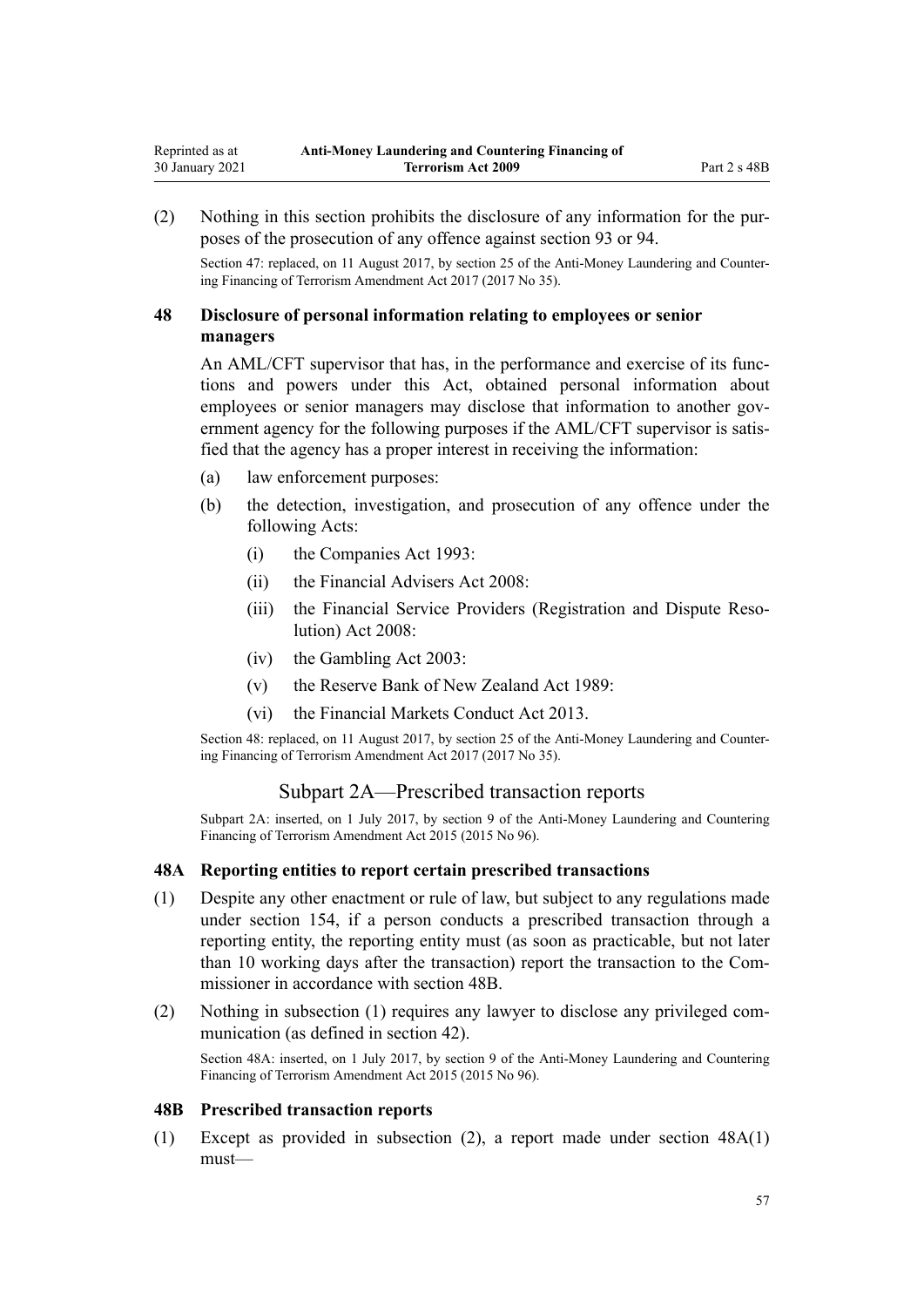(2) Nothing in this section prohibits the disclosure of any information for the purposes of the prosecution of any offence against section 93 or 94.

Section 47: replaced, on 11 August 2017, by section 25 of the Anti-Money Laundering and Countering Financing of Terrorism Amendment Act 2017 (2017 No 35).

### 48 Disclosure of personal information relating to employees or senior managers

An AML/CFT supervisor that has, in the performance and exercise of its functions and powers under this Act, obtained personal information about employees or senior managers may disclose that information to another government agency for the following purposes if the AML/CFT supervisor is satisfied that the agency has a proper interest in receiving the information:

(a) law enforcement purposes:

(b) the detection, investigation, and prosecution of any offence under the following Acts:

  (i) the Companies Act 1993:

  (ii) the Financial Advisers Act 2008:

  (iii) the Financial Service Providers (Registration and Dispute Resolution) Act 2008:

  (iv) the Gambling Act 2003:

  (v) the Reserve Bank of New Zealand Act 1989:

  (vi) the Financial Markets Conduct Act 2013.

Section 48: replaced, on 11 August 2017, by section 25 of the Anti-Money Laundering and Countering Financing of Terrorism Amendment Act 2017 (2017 No 35).

## Subpart 2A—Prescribed transaction reports

Subpart 2A: inserted, on 1 July 2017, by section 9 of the Anti-Money Laundering and Countering Financing of Terrorism Amendment Act 2015 (2015 No 96).

### 48A Reporting entities to report certain prescribed transactions

(1) Despite any other enactment or rule of law, but subject to any regulations made under section 154, if a person conducts a prescribed transaction through a reporting entity, the reporting entity must (as soon as practicable, but not later than 10 working days after the transaction) report the transaction to the Commissioner in accordance with section 48B.

(2) Nothing in subsection (1) requires any lawyer to disclose any privileged communication (as defined in section 42).

Section 48A: inserted, on 1 July 2017, by section 9 of the Anti-Money Laundering and Countering Financing of Terrorism Amendment Act 2015 (2015 No 96).

### 48B Prescribed transaction reports

(1) Except as provided in subsection (2), a report made under section 48A(1) must—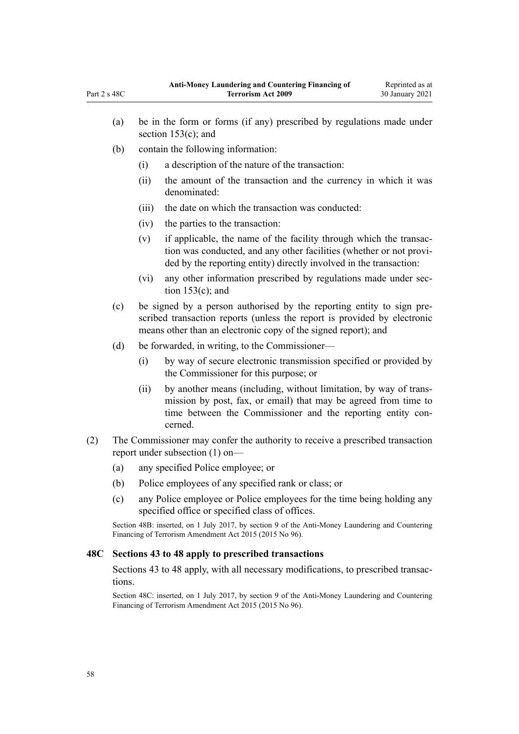(a) be in the form or forms (if any) prescribed by regulations made under section 153(c); and

(b) contain the following information:

  (i) a description of the nature of the transaction:

  (ii) the amount of the transaction and the currency in which it was denominated:

  (iii) the date on which the transaction was conducted:

  (iv) the parties to the transaction:

  (v) if applicable, the name of the facility through which the transaction was conducted, and any other facilities (whether or not provided by the reporting entity) directly involved in the transaction:

  (vi) any other information prescribed by regulations made under section 153(c); and

(c) be signed by a person authorised by the reporting entity to sign prescribed transaction reports (unless the report is provided by electronic means other than an electronic copy of the signed report); and

(d) be forwarded, in writing, to the Commissioner—

  (i) by way of secure electronic transmission specified or provided by the Commissioner for this purpose; or

  (ii) by another means (including, without limitation, by way of transmission by post, fax, or email) that may be agreed from time to time between the Commissioner and the reporting entity concerned.

(2) The Commissioner may confer the authority to receive a prescribed transaction report under subsection (1) on—

(a) any specified Police employee; or

(b) Police employees of any specified rank or class; or

(c) any Police employee or Police employees for the time being holding any specified office or specified class of offices.

Section 48B: inserted, on 1 July 2017, by section 9 of the Anti-Money Laundering and Countering Financing of Terrorism Amendment Act 2015 (2015 No 96).

### 48C Sections 43 to 48 apply to prescribed transactions

Sections 43 to 48 apply, with all necessary modifications, to prescribed transactions.

Section 48C: inserted, on 1 July 2017, by section 9 of the Anti-Money Laundering and Countering Financing of Terrorism Amendment Act 2015 (2015 No 96).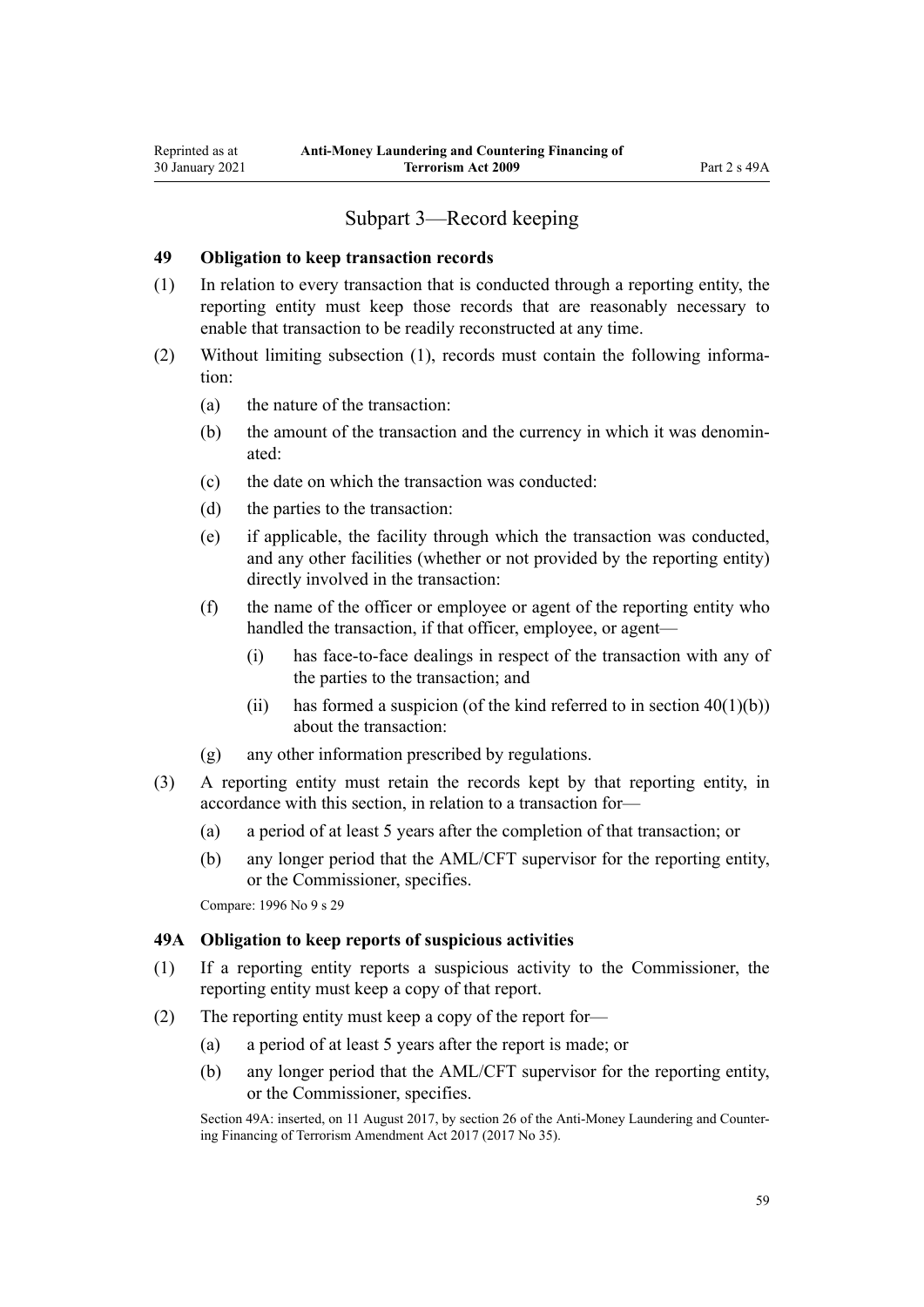## Subpart 3—Record keeping

### 49 Obligation to keep transaction records

(1) In relation to every transaction that is conducted through a reporting entity, the reporting entity must keep those records that are reasonably necessary to enable that transaction to be readily reconstructed at any time.

(2) Without limiting subsection (1), records must contain the following information:

- (a) the nature of the transaction:
- (b) the amount of the transaction and the currency in which it was denominated:
- (c) the date on which the transaction was conducted:
- (d) the parties to the transaction:
- (e) if applicable, the facility through which the transaction was conducted, and any other facilities (whether or not provided by the reporting entity) directly involved in the transaction:
- (f) the name of the officer or employee or agent of the reporting entity who handled the transaction, if that officer, employee, or agent—
  - (i) has face-to-face dealings in respect of the transaction with any of the parties to the transaction; and
  - (ii) has formed a suspicion (of the kind referred to in section 40(1)(b)) about the transaction:
- (g) any other information prescribed by regulations.

(3) A reporting entity must retain the records kept by that reporting entity, in accordance with this section, in relation to a transaction for—

- (a) a period of at least 5 years after the completion of that transaction; or
- (b) any longer period that the AML/CFT supervisor for the reporting entity, or the Commissioner, specifies.

Compare: 1996 No 9 s 29

### 49A Obligation to keep reports of suspicious activities

(1) If a reporting entity reports a suspicious activity to the Commissioner, the reporting entity must keep a copy of that report.

(2) The reporting entity must keep a copy of the report for—

- (a) a period of at least 5 years after the report is made; or
- (b) any longer period that the AML/CFT supervisor for the reporting entity, or the Commissioner, specifies.

Section 49A: inserted, on 11 August 2017, by section 26 of the Anti-Money Laundering and Countering Financing of Terrorism Amendment Act 2017 (2017 No 35).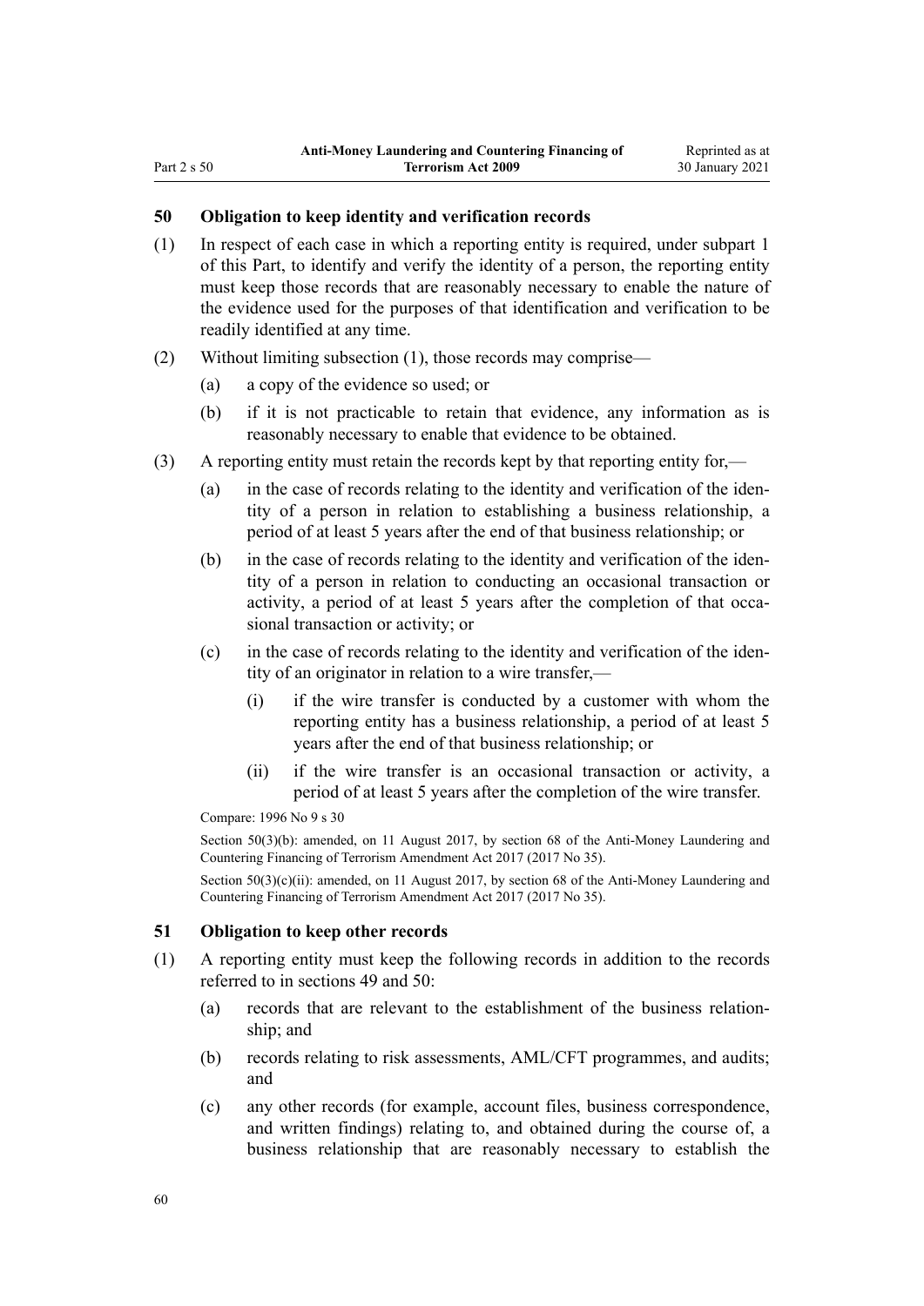### 50 Obligation to keep identity and verification records

(1) In respect of each case in which a reporting entity is required, under subpart 1 of this Part, to identify and verify the identity of a person, the reporting entity must keep those records that are reasonably necessary to enable the nature of the evidence used for the purposes of that identification and verification to be readily identified at any time.

(2) Without limiting subsection (1), those records may comprise—

  (a) a copy of the evidence so used; or

  (b) if it is not practicable to retain that evidence, any information as is reasonably necessary to enable that evidence to be obtained.

(3) A reporting entity must retain the records kept by that reporting entity for,—

  (a) in the case of records relating to the identity and verification of the identity of a person in relation to establishing a business relationship, a period of at least 5 years after the end of that business relationship; or

  (b) in the case of records relating to the identity and verification of the identity of a person in relation to conducting an occasional transaction or activity, a period of at least 5 years after the completion of that occasional transaction or activity; or

  (c) in the case of records relating to the identity and verification of the identity of an originator in relation to a wire transfer,—

    (i) if the wire transfer is conducted by a customer with whom the reporting entity has a business relationship, a period of at least 5 years after the end of that business relationship; or

    (ii) if the wire transfer is an occasional transaction or activity, a period of at least 5 years after the completion of the wire transfer.

Compare: 1996 No 9 s 30

Section 50(3)(b): amended, on 11 August 2017, by section 68 of the Anti-Money Laundering and Countering Financing of Terrorism Amendment Act 2017 (2017 No 35).

Section 50(3)(c)(ii): amended, on 11 August 2017, by section 68 of the Anti-Money Laundering and Countering Financing of Terrorism Amendment Act 2017 (2017 No 35).

### 51 Obligation to keep other records

(1) A reporting entity must keep the following records in addition to the records referred to in sections 49 and 50:

  (a) records that are relevant to the establishment of the business relationship; and

  (b) records relating to risk assessments, AML/CFT programmes, and audits; and

  (c) any other records (for example, account files, business correspondence, and written findings) relating to, and obtained during the course of, a business relationship that are reasonably necessary to establish the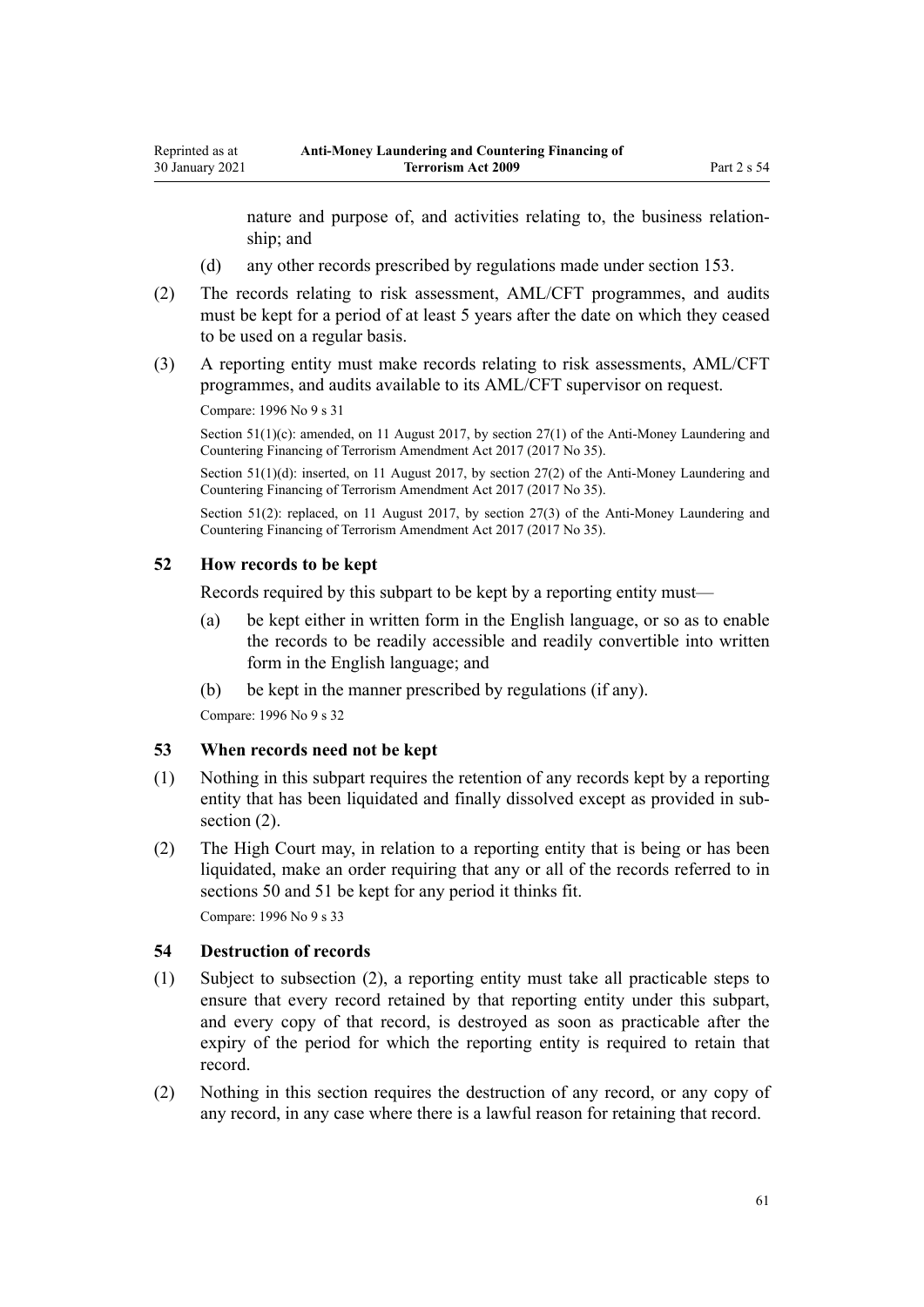nature and purpose of, and activities relating to, the business relationship; and

(d) any other records prescribed by regulations made under section 153.

(2) The records relating to risk assessment, AML/CFT programmes, and audits must be kept for a period of at least 5 years after the date on which they ceased to be used on a regular basis.

(3) A reporting entity must make records relating to risk assessments, AML/CFT programmes, and audits available to its AML/CFT supervisor on request.

Compare: 1996 No 9 s 31

Section 51(1)(c): amended, on 11 August 2017, by section 27(1) of the Anti-Money Laundering and Countering Financing of Terrorism Amendment Act 2017 (2017 No 35).

Section 51(1)(d): inserted, on 11 August 2017, by section 27(2) of the Anti-Money Laundering and Countering Financing of Terrorism Amendment Act 2017 (2017 No 35).

Section 51(2): replaced, on 11 August 2017, by section 27(3) of the Anti-Money Laundering and Countering Financing of Terrorism Amendment Act 2017 (2017 No 35).

### 52 How records to be kept

Records required by this subpart to be kept by a reporting entity must—

(a) be kept either in written form in the English language, or so as to enable the records to be readily accessible and readily convertible into written form in the English language; and

(b) be kept in the manner prescribed by regulations (if any).

Compare: 1996 No 9 s 32

### 53 When records need not be kept

(1) Nothing in this subpart requires the retention of any records kept by a reporting entity that has been liquidated and finally dissolved except as provided in subsection (2).

(2) The High Court may, in relation to a reporting entity that is being or has been liquidated, make an order requiring that any or all of the records referred to in sections 50 and 51 be kept for any period it thinks fit.

Compare: 1996 No 9 s 33

### 54 Destruction of records

(1) Subject to subsection (2), a reporting entity must take all practicable steps to ensure that every record retained by that reporting entity under this subpart, and every copy of that record, is destroyed as soon as practicable after the expiry of the period for which the reporting entity is required to retain that record.

(2) Nothing in this section requires the destruction of any record, or any copy of any record, in any case where there is a lawful reason for retaining that record.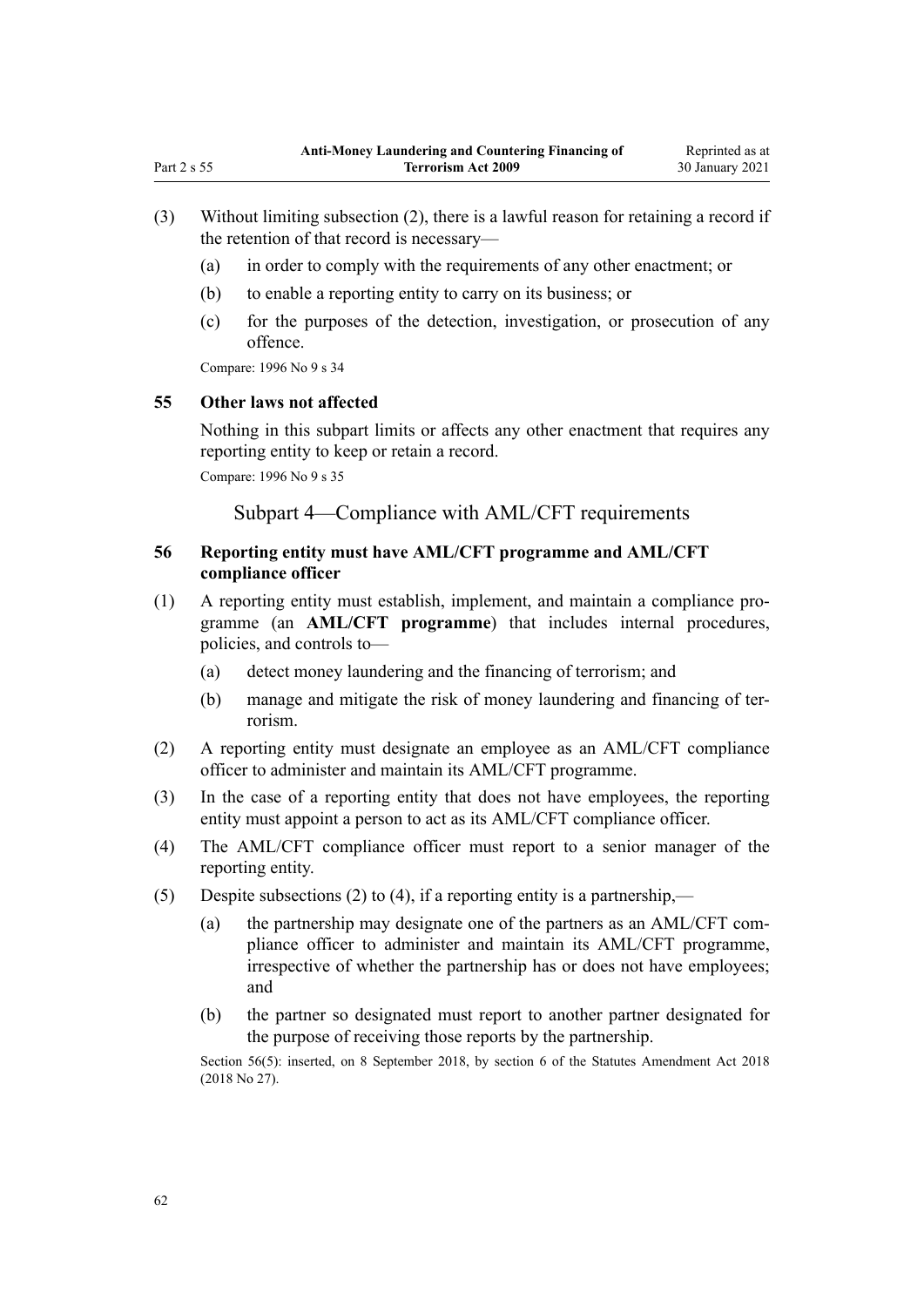(3) Without limiting subsection (2), there is a lawful reason for retaining a record if the retention of that record is necessary—

(a) in order to comply with the requirements of any other enactment; or

(b) to enable a reporting entity to carry on its business; or

(c) for the purposes of the detection, investigation, or prosecution of any offence.

Compare: 1996 No 9 s 34

### 55 Other laws not affected

Nothing in this subpart limits or affects any other enactment that requires any reporting entity to keep or retain a record.

Compare: 1996 No 9 s 35

## Subpart 4—Compliance with AML/CFT requirements

### 56 Reporting entity must have AML/CFT programme and AML/CFT compliance officer

(1) A reporting entity must establish, implement, and maintain a compliance programme (an **AML/CFT programme**) that includes internal procedures, policies, and controls to—

(a) detect money laundering and the financing of terrorism; and

(b) manage and mitigate the risk of money laundering and financing of terrorism.

(2) A reporting entity must designate an employee as an AML/CFT compliance officer to administer and maintain its AML/CFT programme.

(3) In the case of a reporting entity that does not have employees, the reporting entity must appoint a person to act as its AML/CFT compliance officer.

(4) The AML/CFT compliance officer must report to a senior manager of the reporting entity.

(5) Despite subsections (2) to (4), if a reporting entity is a partnership,—

(a) the partnership may designate one of the partners as an AML/CFT compliance officer to administer and maintain its AML/CFT programme, irrespective of whether the partnership has or does not have employees; and

(b) the partner so designated must report to another partner designated for the purpose of receiving those reports by the partnership.

Section 56(5): inserted, on 8 September 2018, by section 6 of the Statutes Amendment Act 2018 (2018 No 27).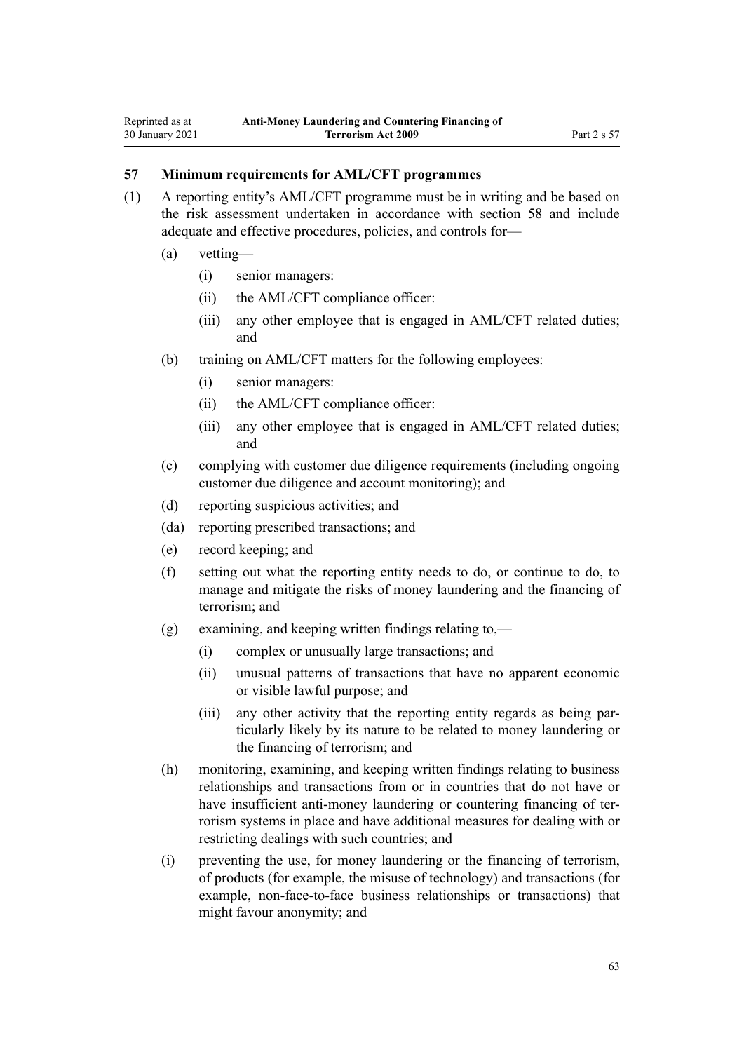### 57 Minimum requirements for AML/CFT programmes

(1) A reporting entity's AML/CFT programme must be in writing and be based on the risk assessment undertaken in accordance with section 58 and include adequate and effective procedures, policies, and controls for—

- (a) vetting—
  - (i) senior managers:
  - (ii) the AML/CFT compliance officer:
  - (iii) any other employee that is engaged in AML/CFT related duties; and
- (b) training on AML/CFT matters for the following employees:
  - (i) senior managers:
  - (ii) the AML/CFT compliance officer:
  - (iii) any other employee that is engaged in AML/CFT related duties; and
- (c) complying with customer due diligence requirements (including ongoing customer due diligence and account monitoring); and
- (d) reporting suspicious activities; and
- (da) reporting prescribed transactions; and
- (e) record keeping; and
- (f) setting out what the reporting entity needs to do, or continue to do, to manage and mitigate the risks of money laundering and the financing of terrorism; and
- (g) examining, and keeping written findings relating to,—
  - (i) complex or unusually large transactions; and
  - (ii) unusual patterns of transactions that have no apparent economic or visible lawful purpose; and
  - (iii) any other activity that the reporting entity regards as being particularly likely by its nature to be related to money laundering or the financing of terrorism; and
- (h) monitoring, examining, and keeping written findings relating to business relationships and transactions from or in countries that do not have or have insufficient anti-money laundering or countering financing of terrorism systems in place and have additional measures for dealing with or restricting dealings with such countries; and
- (i) preventing the use, for money laundering or the financing of terrorism, of products (for example, the misuse of technology) and transactions (for example, non-face-to-face business relationships or transactions) that might favour anonymity; and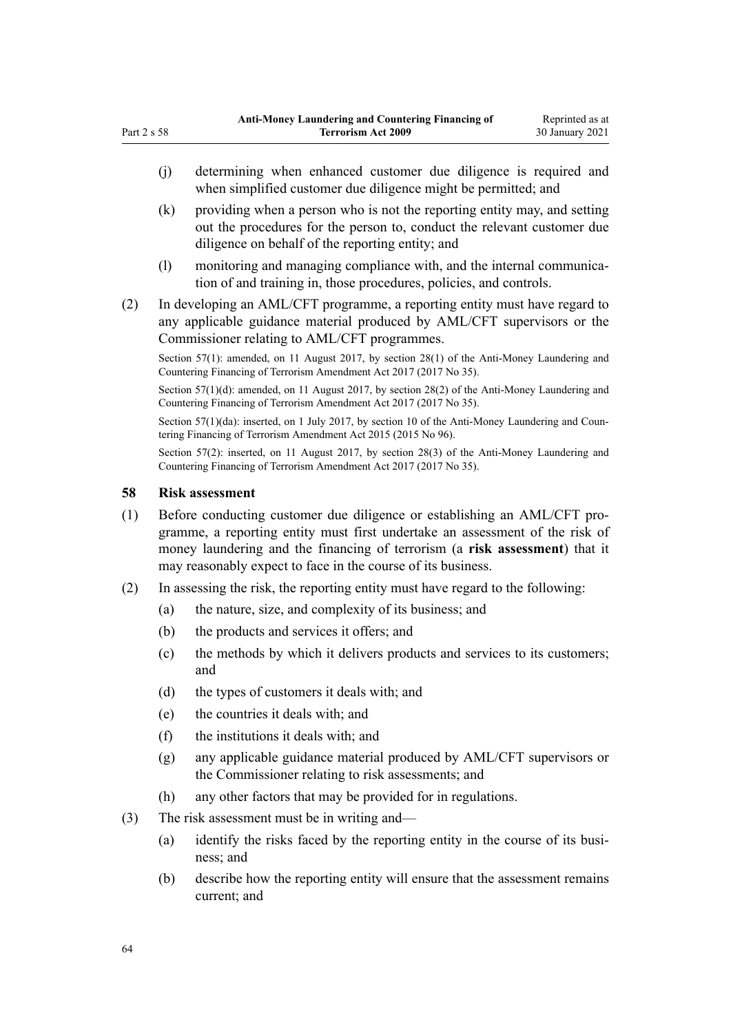(j) determining when enhanced customer due diligence is required and when simplified customer due diligence might be permitted; and

(k) providing when a person who is not the reporting entity may, and setting out the procedures for the person to, conduct the relevant customer due diligence on behalf of the reporting entity; and

(l) monitoring and managing compliance with, and the internal communication of and training in, those procedures, policies, and controls.

(2) In developing an AML/CFT programme, a reporting entity must have regard to any applicable guidance material produced by AML/CFT supervisors or the Commissioner relating to AML/CFT programmes.

Section 57(1): amended, on 11 August 2017, by section 28(1) of the Anti-Money Laundering and Countering Financing of Terrorism Amendment Act 2017 (2017 No 35).

Section 57(1)(d): amended, on 11 August 2017, by section 28(2) of the Anti-Money Laundering and Countering Financing of Terrorism Amendment Act 2017 (2017 No 35).

Section 57(1)(da): inserted, on 1 July 2017, by section 10 of the Anti-Money Laundering and Countering Financing of Terrorism Amendment Act 2015 (2015 No 96).

Section 57(2): inserted, on 11 August 2017, by section 28(3) of the Anti-Money Laundering and Countering Financing of Terrorism Amendment Act 2017 (2017 No 35).

### 58 Risk assessment

(1) Before conducting customer due diligence or establishing an AML/CFT programme, a reporting entity must first undertake an assessment of the risk of money laundering and the financing of terrorism (a **risk assessment**) that it may reasonably expect to face in the course of its business.

(2) In assessing the risk, the reporting entity must have regard to the following:

(a) the nature, size, and complexity of its business; and

(b) the products and services it offers; and

(c) the methods by which it delivers products and services to its customers; and

(d) the types of customers it deals with; and

(e) the countries it deals with; and

(f) the institutions it deals with; and

(g) any applicable guidance material produced by AML/CFT supervisors or the Commissioner relating to risk assessments; and

(h) any other factors that may be provided for in regulations.

(3) The risk assessment must be in writing and—

(a) identify the risks faced by the reporting entity in the course of its business; and

(b) describe how the reporting entity will ensure that the assessment remains current; and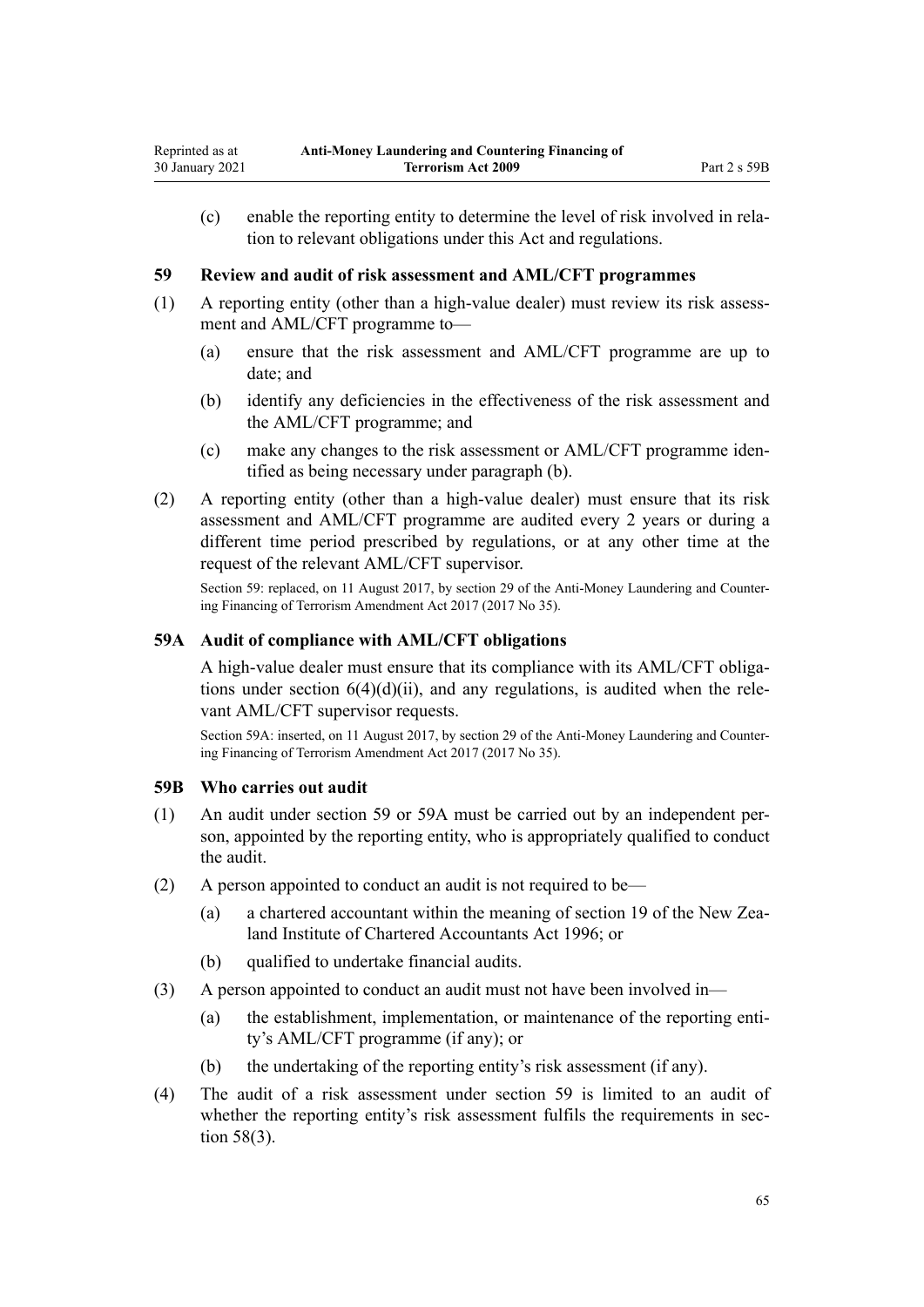(c) enable the reporting entity to determine the level of risk involved in relation to relevant obligations under this Act and regulations.

### 59 Review and audit of risk assessment and AML/CFT programmes

(1) A reporting entity (other than a high-value dealer) must review its risk assessment and AML/CFT programme to—

(a) ensure that the risk assessment and AML/CFT programme are up to date; and

(b) identify any deficiencies in the effectiveness of the risk assessment and the AML/CFT programme; and

(c) make any changes to the risk assessment or AML/CFT programme identified as being necessary under paragraph (b).

(2) A reporting entity (other than a high-value dealer) must ensure that its risk assessment and AML/CFT programme are audited every 2 years or during a different time period prescribed by regulations, or at any other time at the request of the relevant AML/CFT supervisor.

Section 59: replaced, on 11 August 2017, by section 29 of the Anti-Money Laundering and Countering Financing of Terrorism Amendment Act 2017 (2017 No 35).

### 59A Audit of compliance with AML/CFT obligations

A high-value dealer must ensure that its compliance with its AML/CFT obligations under section 6(4)(d)(ii), and any regulations, is audited when the relevant AML/CFT supervisor requests.

Section 59A: inserted, on 11 August 2017, by section 29 of the Anti-Money Laundering and Countering Financing of Terrorism Amendment Act 2017 (2017 No 35).

### 59B Who carries out audit

(1) An audit under section 59 or 59A must be carried out by an independent person, appointed by the reporting entity, who is appropriately qualified to conduct the audit.

(2) A person appointed to conduct an audit is not required to be—

(a) a chartered accountant within the meaning of section 19 of the New Zealand Institute of Chartered Accountants Act 1996; or

(b) qualified to undertake financial audits.

(3) A person appointed to conduct an audit must not have been involved in—

(a) the establishment, implementation, or maintenance of the reporting entity's AML/CFT programme (if any); or

(b) the undertaking of the reporting entity's risk assessment (if any).

(4) The audit of a risk assessment under section 59 is limited to an audit of whether the reporting entity's risk assessment fulfils the requirements in section 58(3).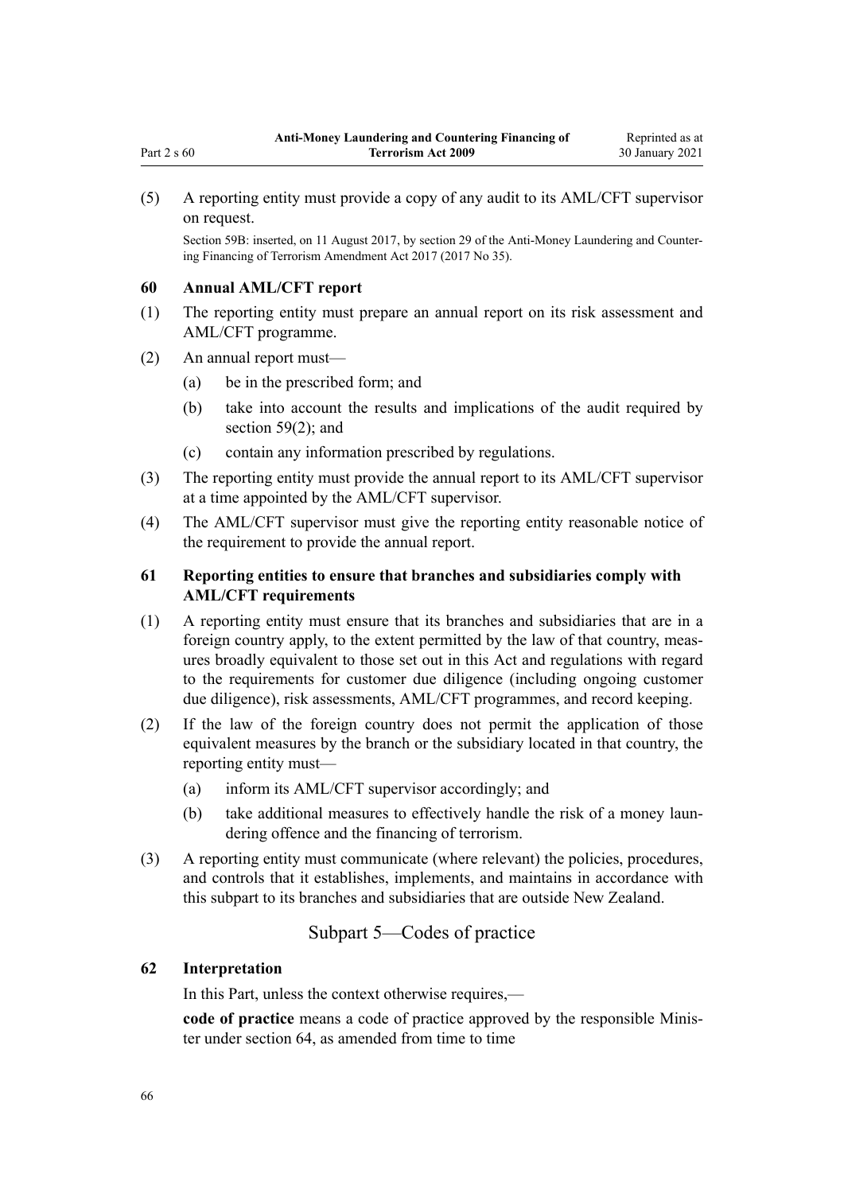(5) A reporting entity must provide a copy of any audit to its AML/CFT supervisor on request.

Section 59B: inserted, on 11 August 2017, by section 29 of the Anti-Money Laundering and Countering Financing of Terrorism Amendment Act 2017 (2017 No 35).

### 60 Annual AML/CFT report

(1) The reporting entity must prepare an annual report on its risk assessment and AML/CFT programme.

(2) An annual report must—

- (a) be in the prescribed form; and
- (b) take into account the results and implications of the audit required by section 59(2); and
- (c) contain any information prescribed by regulations.

(3) The reporting entity must provide the annual report to its AML/CFT supervisor at a time appointed by the AML/CFT supervisor.

(4) The AML/CFT supervisor must give the reporting entity reasonable notice of the requirement to provide the annual report.

### 61 Reporting entities to ensure that branches and subsidiaries comply with AML/CFT requirements

(1) A reporting entity must ensure that its branches and subsidiaries that are in a foreign country apply, to the extent permitted by the law of that country, measures broadly equivalent to those set out in this Act and regulations with regard to the requirements for customer due diligence (including ongoing customer due diligence), risk assessments, AML/CFT programmes, and record keeping.

(2) If the law of the foreign country does not permit the application of those equivalent measures by the branch or the subsidiary located in that country, the reporting entity must—

- (a) inform its AML/CFT supervisor accordingly; and
- (b) take additional measures to effectively handle the risk of a money laundering offence and the financing of terrorism.

(3) A reporting entity must communicate (where relevant) the policies, procedures, and controls that it establishes, implements, and maintains in accordance with this subpart to its branches and subsidiaries that are outside New Zealand.

## Subpart 5—Codes of practice

### 62 Interpretation

In this Part, unless the context otherwise requires,—

**code of practice** means a code of practice approved by the responsible Minister under section 64, as amended from time to time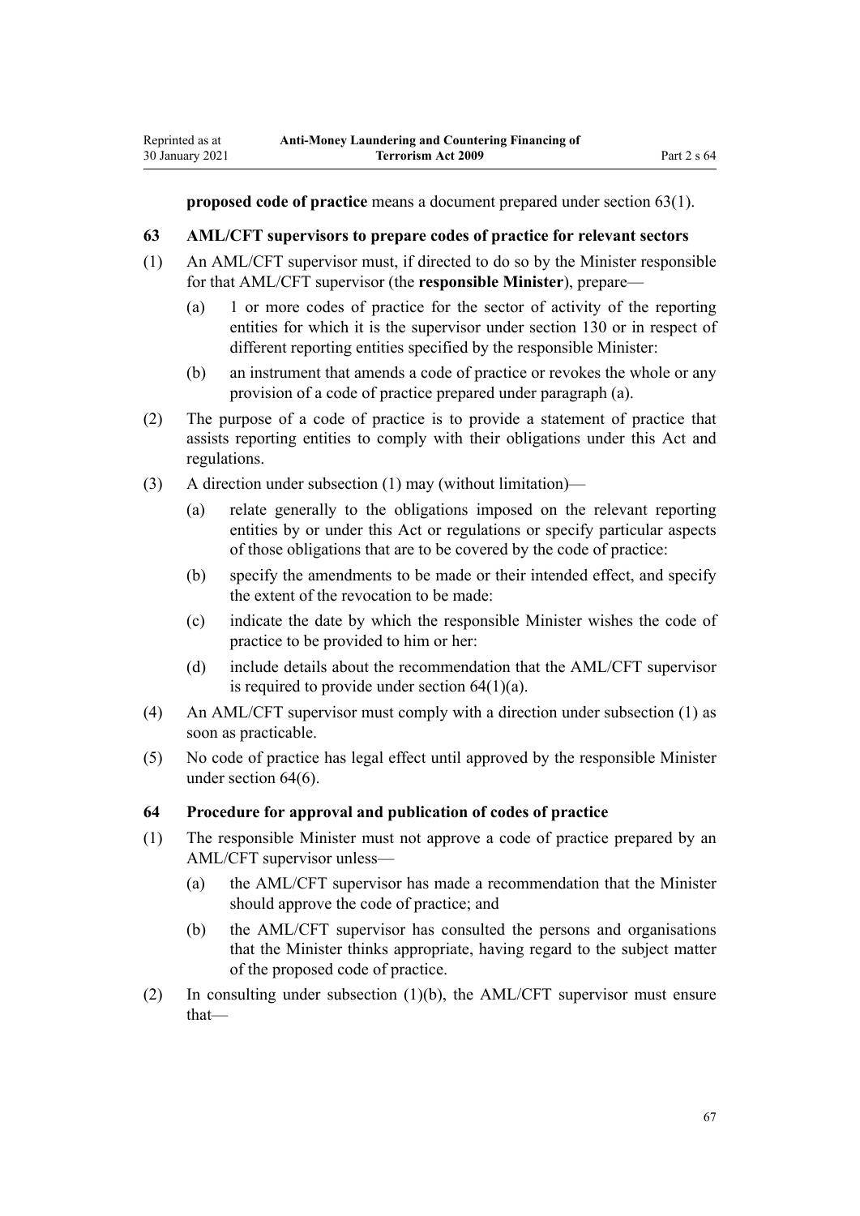**proposed code of practice** means a document prepared under section 63(1).

### 63 AML/CFT supervisors to prepare codes of practice for relevant sectors

(1) An AML/CFT supervisor must, if directed to do so by the Minister responsible for that AML/CFT supervisor (the **responsible Minister**), prepare—

(a) 1 or more codes of practice for the sector of activity of the reporting entities for which it is the supervisor under section 130 or in respect of different reporting entities specified by the responsible Minister:

(b) an instrument that amends a code of practice or revokes the whole or any provision of a code of practice prepared under paragraph (a).

(2) The purpose of a code of practice is to provide a statement of practice that assists reporting entities to comply with their obligations under this Act and regulations.

(3) A direction under subsection (1) may (without limitation)—

(a) relate generally to the obligations imposed on the relevant reporting entities by or under this Act or regulations or specify particular aspects of those obligations that are to be covered by the code of practice:

(b) specify the amendments to be made or their intended effect, and specify the extent of the revocation to be made:

(c) indicate the date by which the responsible Minister wishes the code of practice to be provided to him or her:

(d) include details about the recommendation that the AML/CFT supervisor is required to provide under section 64(1)(a).

(4) An AML/CFT supervisor must comply with a direction under subsection (1) as soon as practicable.

(5) No code of practice has legal effect until approved by the responsible Minister under section 64(6).

### 64 Procedure for approval and publication of codes of practice

(1) The responsible Minister must not approve a code of practice prepared by an AML/CFT supervisor unless—

(a) the AML/CFT supervisor has made a recommendation that the Minister should approve the code of practice; and

(b) the AML/CFT supervisor has consulted the persons and organisations that the Minister thinks appropriate, having regard to the subject matter of the proposed code of practice.

(2) In consulting under subsection (1)(b), the AML/CFT supervisor must ensure that—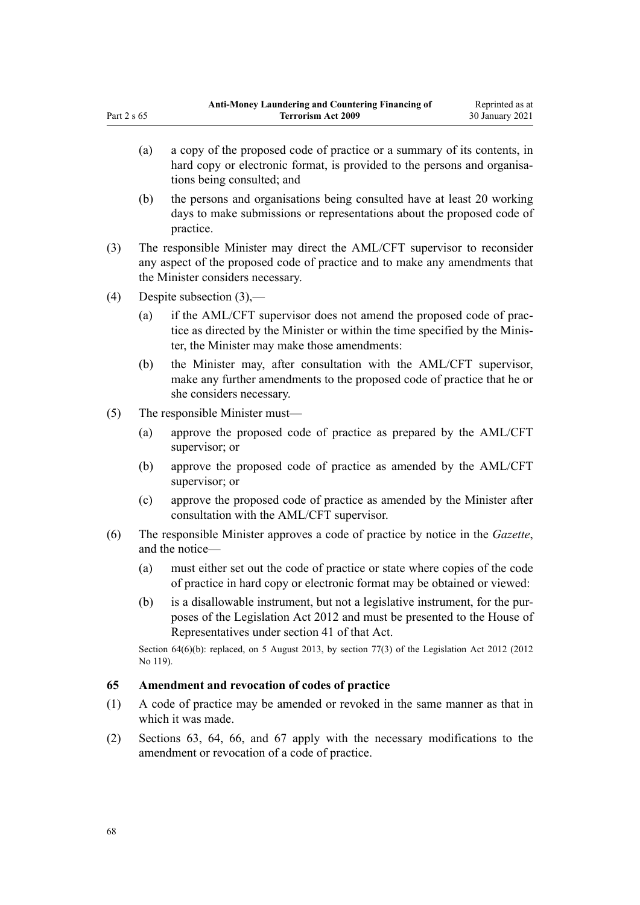(a) a copy of the proposed code of practice or a summary of its contents, in hard copy or electronic format, is provided to the persons and organisations being consulted; and

(b) the persons and organisations being consulted have at least 20 working days to make submissions or representations about the proposed code of practice.

(3) The responsible Minister may direct the AML/CFT supervisor to reconsider any aspect of the proposed code of practice and to make any amendments that the Minister considers necessary.

(4) Despite subsection (3),—

(a) if the AML/CFT supervisor does not amend the proposed code of practice as directed by the Minister or within the time specified by the Minister, the Minister may make those amendments:

(b) the Minister may, after consultation with the AML/CFT supervisor, make any further amendments to the proposed code of practice that he or she considers necessary.

(5) The responsible Minister must—

(a) approve the proposed code of practice as prepared by the AML/CFT supervisor; or

(b) approve the proposed code of practice as amended by the AML/CFT supervisor; or

(c) approve the proposed code of practice as amended by the Minister after consultation with the AML/CFT supervisor.

(6) The responsible Minister approves a code of practice by notice in the *Gazette*, and the notice—

(a) must either set out the code of practice or state where copies of the code of practice in hard copy or electronic format may be obtained or viewed:

(b) is a disallowable instrument, but not a legislative instrument, for the purposes of the Legislation Act 2012 and must be presented to the House of Representatives under section 41 of that Act.

Section 64(6)(b): replaced, on 5 August 2013, by section 77(3) of the Legislation Act 2012 (2012 No 119).

### 65 Amendment and revocation of codes of practice

(1) A code of practice may be amended or revoked in the same manner as that in which it was made.

(2) Sections 63, 64, 66, and 67 apply with the necessary modifications to the amendment or revocation of a code of practice.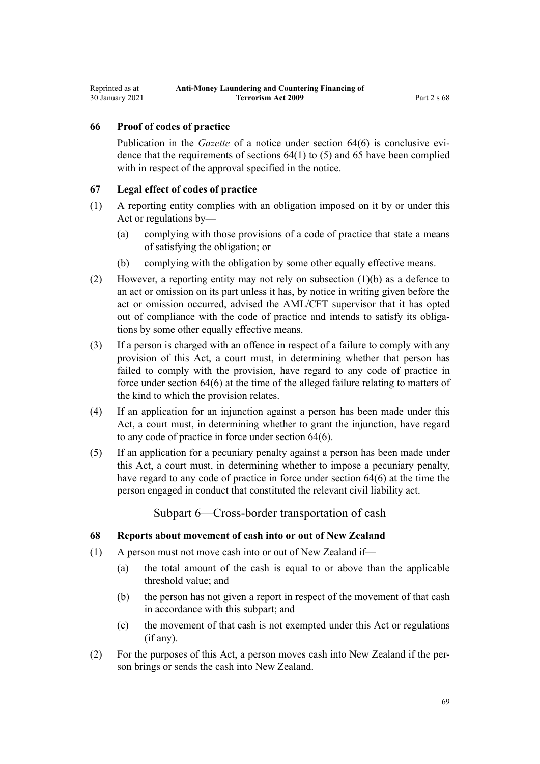### 66 Proof of codes of practice

Publication in the *Gazette* of a notice under section 64(6) is conclusive evidence that the requirements of sections 64(1) to (5) and 65 have been complied with in respect of the approval specified in the notice.

### 67 Legal effect of codes of practice

(1) A reporting entity complies with an obligation imposed on it by or under this Act or regulations by—

   (a) complying with those provisions of a code of practice that state a means of satisfying the obligation; or

   (b) complying with the obligation by some other equally effective means.

(2) However, a reporting entity may not rely on subsection (1)(b) as a defence to an act or omission on its part unless it has, by notice in writing given before the act or omission occurred, advised the AML/CFT supervisor that it has opted out of compliance with the code of practice and intends to satisfy its obligations by some other equally effective means.

(3) If a person is charged with an offence in respect of a failure to comply with any provision of this Act, a court must, in determining whether that person has failed to comply with the provision, have regard to any code of practice in force under section 64(6) at the time of the alleged failure relating to matters of the kind to which the provision relates.

(4) If an application for an injunction against a person has been made under this Act, a court must, in determining whether to grant the injunction, have regard to any code of practice in force under section 64(6).

(5) If an application for a pecuniary penalty against a person has been made under this Act, a court must, in determining whether to impose a pecuniary penalty, have regard to any code of practice in force under section 64(6) at the time the person engaged in conduct that constituted the relevant civil liability act.

## Subpart 6—Cross-border transportation of cash

### 68 Reports about movement of cash into or out of New Zealand

(1) A person must not move cash into or out of New Zealand if—

   (a) the total amount of the cash is equal to or above than the applicable threshold value; and

   (b) the person has not given a report in respect of the movement of that cash in accordance with this subpart; and

   (c) the movement of that cash is not exempted under this Act or regulations (if any).

(2) For the purposes of this Act, a person moves cash into New Zealand if the person brings or sends the cash into New Zealand.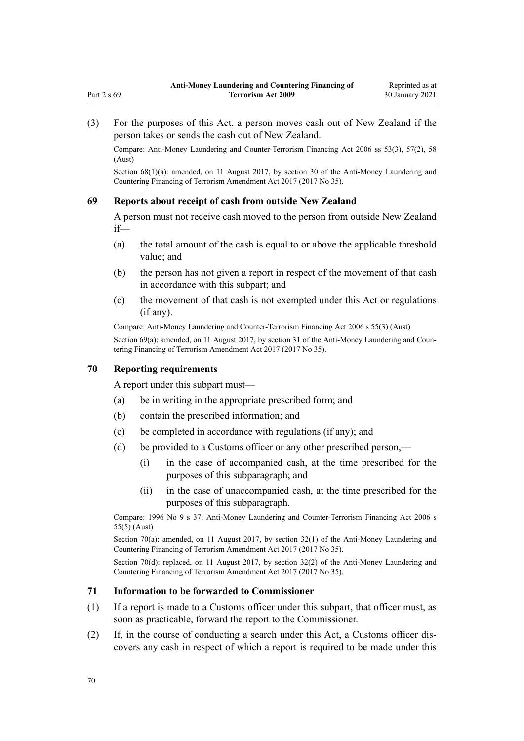(3) For the purposes of this Act, a person moves cash out of New Zealand if the person takes or sends the cash out of New Zealand.

Compare: Anti-Money Laundering and Counter-Terrorism Financing Act 2006 ss 53(3), 57(2), 58 (Aust)

Section 68(1)(a): amended, on 11 August 2017, by section 30 of the Anti-Money Laundering and Countering Financing of Terrorism Amendment Act 2017 (2017 No 35).

### 69 Reports about receipt of cash from outside New Zealand

A person must not receive cash moved to the person from outside New Zealand if—

(a) the total amount of the cash is equal to or above the applicable threshold value; and

(b) the person has not given a report in respect of the movement of that cash in accordance with this subpart; and

(c) the movement of that cash is not exempted under this Act or regulations (if any).

Compare: Anti-Money Laundering and Counter-Terrorism Financing Act 2006 s 55(3) (Aust)

Section 69(a): amended, on 11 August 2017, by section 31 of the Anti-Money Laundering and Countering Financing of Terrorism Amendment Act 2017 (2017 No 35).

### 70 Reporting requirements

A report under this subpart must—

(a) be in writing in the appropriate prescribed form; and

(b) contain the prescribed information; and

(c) be completed in accordance with regulations (if any); and

(d) be provided to a Customs officer or any other prescribed person,—

  (i) in the case of accompanied cash, at the time prescribed for the purposes of this subparagraph; and

  (ii) in the case of unaccompanied cash, at the time prescribed for the purposes of this subparagraph.

Compare: 1996 No 9 s 37; Anti-Money Laundering and Counter-Terrorism Financing Act 2006 s 55(5) (Aust)

Section 70(a): amended, on 11 August 2017, by section 32(1) of the Anti-Money Laundering and Countering Financing of Terrorism Amendment Act 2017 (2017 No 35).

Section 70(d): replaced, on 11 August 2017, by section 32(2) of the Anti-Money Laundering and Countering Financing of Terrorism Amendment Act 2017 (2017 No 35).

### 71 Information to be forwarded to Commissioner

(1) If a report is made to a Customs officer under this subpart, that officer must, as soon as practicable, forward the report to the Commissioner.

(2) If, in the course of conducting a search under this Act, a Customs officer discovers any cash in respect of which a report is required to be made under this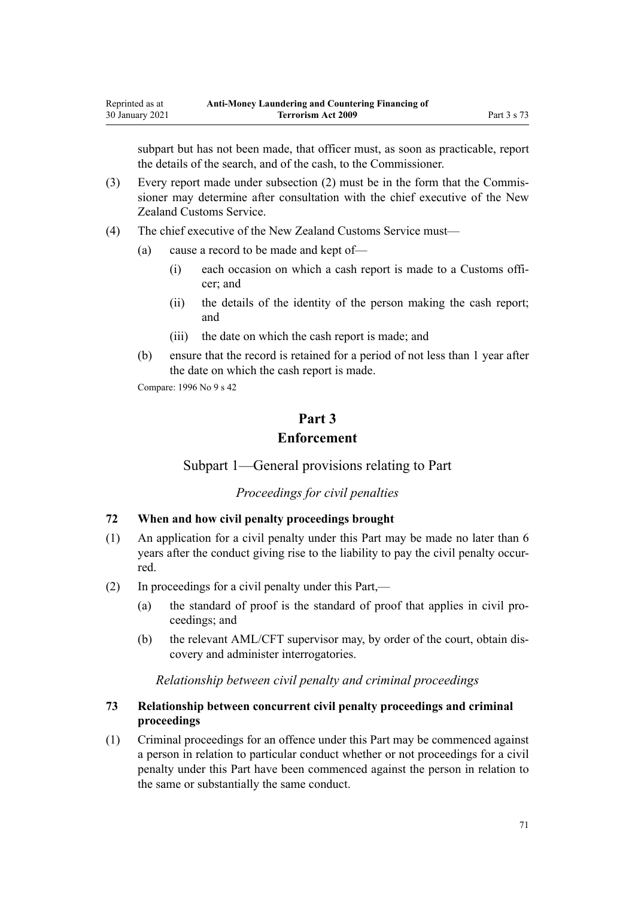subpart but has not been made, that officer must, as soon as practicable, report the details of the search, and of the cash, to the Commissioner.

(3) Every report made under subsection (2) must be in the form that the Commissioner may determine after consultation with the chief executive of the New Zealand Customs Service.

(4) The chief executive of the New Zealand Customs Service must—

  (a) cause a record to be made and kept of—

    (i) each occasion on which a cash report is made to a Customs officer; and

    (ii) the details of the identity of the person making the cash report; and

    (iii) the date on which the cash report is made; and

  (b) ensure that the record is retained for a period of not less than 1 year after the date on which the cash report is made.

Compare: 1996 No 9 s 42

# Part 3
# Enforcement

## Subpart 1—General provisions relating to Part

*Proceedings for civil penalties*

### 72 When and how civil penalty proceedings brought

(1) An application for a civil penalty under this Part may be made no later than 6 years after the conduct giving rise to the liability to pay the civil penalty occurred.

(2) In proceedings for a civil penalty under this Part,—

  (a) the standard of proof is the standard of proof that applies in civil proceedings; and

  (b) the relevant AML/CFT supervisor may, by order of the court, obtain discovery and administer interrogatories.

*Relationship between civil penalty and criminal proceedings*

### 73 Relationship between concurrent civil penalty proceedings and criminal proceedings

(1) Criminal proceedings for an offence under this Part may be commenced against a person in relation to particular conduct whether or not proceedings for a civil penalty under this Part have been commenced against the person in relation to the same or substantially the same conduct.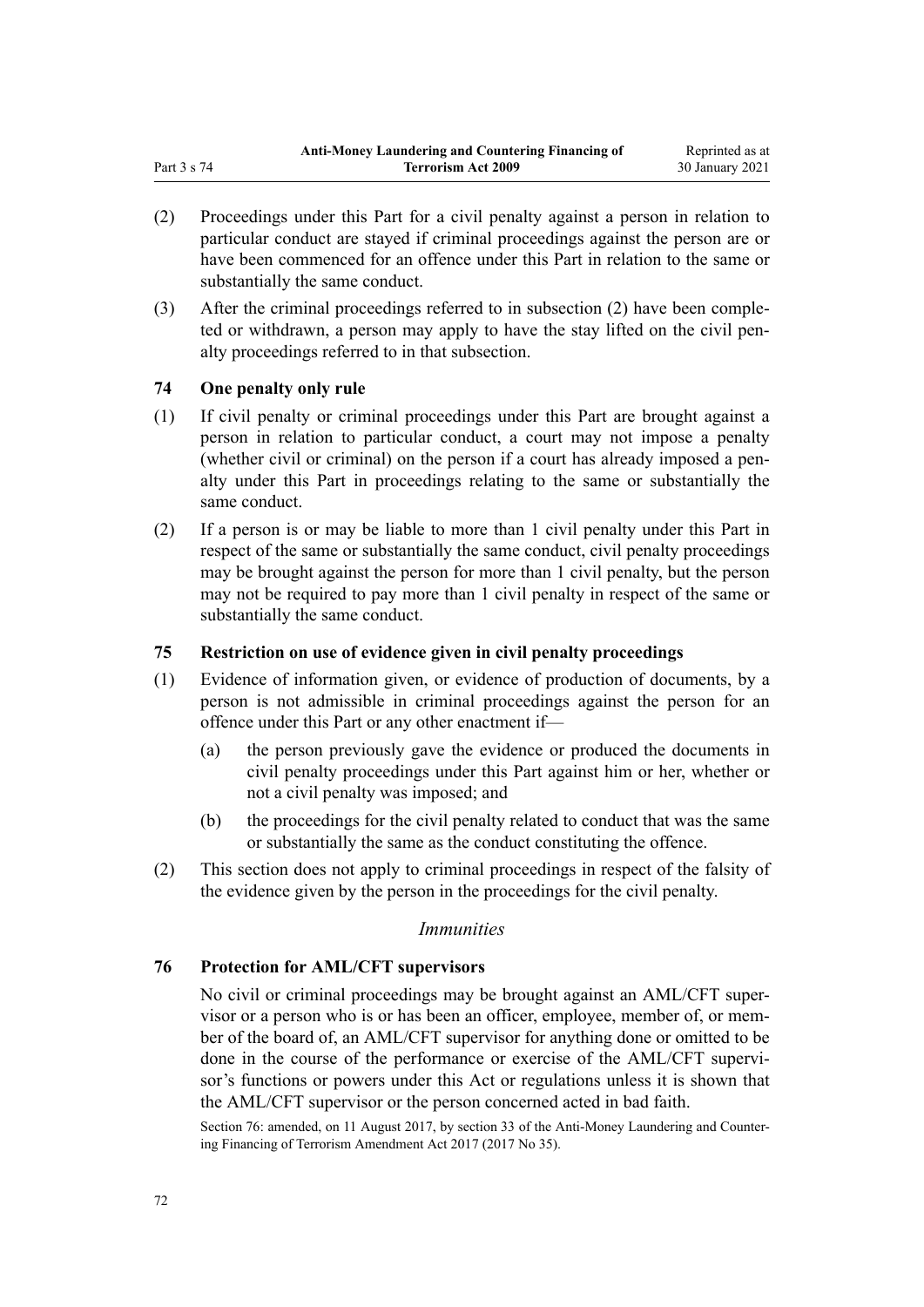(2) Proceedings under this Part for a civil penalty against a person in relation to particular conduct are stayed if criminal proceedings against the person are or have been commenced for an offence under this Part in relation to the same or substantially the same conduct.

(3) After the criminal proceedings referred to in subsection (2) have been completed or withdrawn, a person may apply to have the stay lifted on the civil penalty proceedings referred to in that subsection.

### 74 One penalty only rule

(1) If civil penalty or criminal proceedings under this Part are brought against a person in relation to particular conduct, a court may not impose a penalty (whether civil or criminal) on the person if a court has already imposed a penalty under this Part in proceedings relating to the same or substantially the same conduct.

(2) If a person is or may be liable to more than 1 civil penalty under this Part in respect of the same or substantially the same conduct, civil penalty proceedings may be brought against the person for more than 1 civil penalty, but the person may not be required to pay more than 1 civil penalty in respect of the same or substantially the same conduct.

### 75 Restriction on use of evidence given in civil penalty proceedings

(1) Evidence of information given, or evidence of production of documents, by a person is not admissible in criminal proceedings against the person for an offence under this Part or any other enactment if—

- (a) the person previously gave the evidence or produced the documents in civil penalty proceedings under this Part against him or her, whether or not a civil penalty was imposed; and
- (b) the proceedings for the civil penalty related to conduct that was the same or substantially the same as the conduct constituting the offence.

(2) This section does not apply to criminal proceedings in respect of the falsity of the evidence given by the person in the proceedings for the civil penalty.

*Immunities*

### 76 Protection for AML/CFT supervisors

No civil or criminal proceedings may be brought against an AML/CFT supervisor or a person who is or has been an officer, employee, member of, or member of the board of, an AML/CFT supervisor for anything done or omitted to be done in the course of the performance or exercise of the AML/CFT supervisor's functions or powers under this Act or regulations unless it is shown that the AML/CFT supervisor or the person concerned acted in bad faith.

Section 76: amended, on 11 August 2017, by section 33 of the Anti-Money Laundering and Countering Financing of Terrorism Amendment Act 2017 (2017 No 35).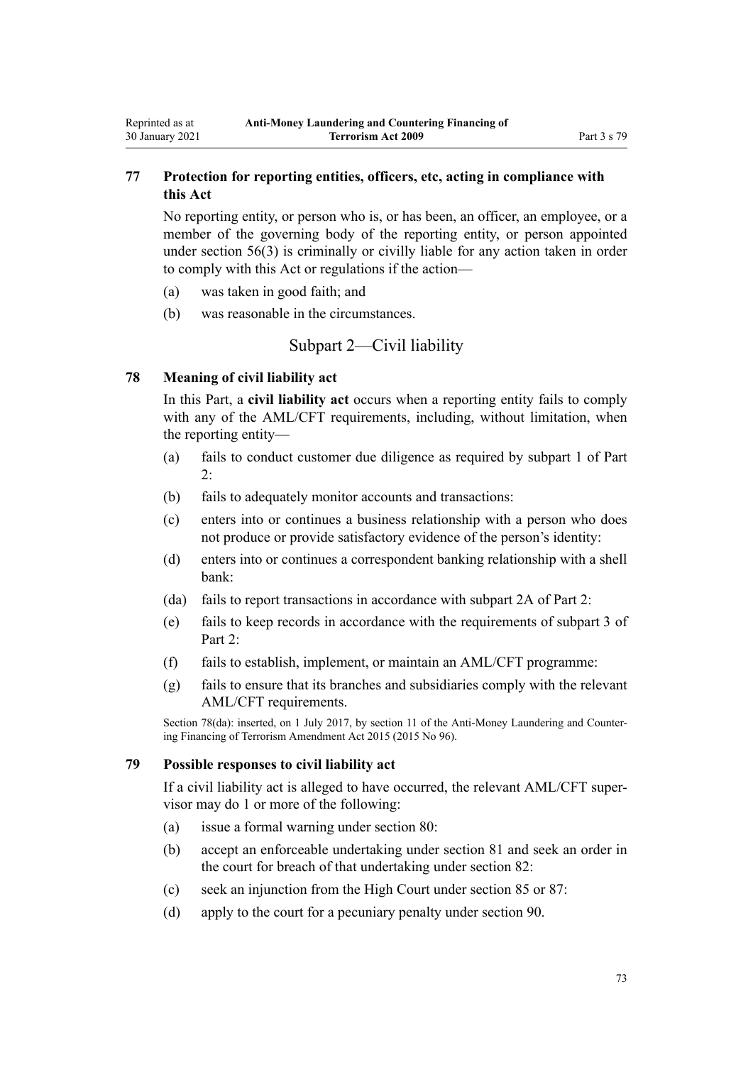### 77 Protection for reporting entities, officers, etc, acting in compliance with this Act

No reporting entity, or person who is, or has been, an officer, an employee, or a member of the governing body of the reporting entity, or person appointed under section 56(3) is criminally or civilly liable for any action taken in order to comply with this Act or regulations if the action—

(a) was taken in good faith; and

(b) was reasonable in the circumstances.

## Subpart 2—Civil liability

### 78 Meaning of civil liability act

In this Part, a **civil liability act** occurs when a reporting entity fails to comply with any of the AML/CFT requirements, including, without limitation, when the reporting entity—

(a) fails to conduct customer due diligence as required by subpart 1 of Part 2:

(b) fails to adequately monitor accounts and transactions:

(c) enters into or continues a business relationship with a person who does not produce or provide satisfactory evidence of the person's identity:

(d) enters into or continues a correspondent banking relationship with a shell bank:

(da) fails to report transactions in accordance with subpart 2A of Part 2:

(e) fails to keep records in accordance with the requirements of subpart 3 of Part 2:

(f) fails to establish, implement, or maintain an AML/CFT programme:

(g) fails to ensure that its branches and subsidiaries comply with the relevant AML/CFT requirements.

Section 78(da): inserted, on 1 July 2017, by section 11 of the Anti-Money Laundering and Countering Financing of Terrorism Amendment Act 2015 (2015 No 96).

### 79 Possible responses to civil liability act

If a civil liability act is alleged to have occurred, the relevant AML/CFT supervisor may do 1 or more of the following:

(a) issue a formal warning under section 80:

(b) accept an enforceable undertaking under section 81 and seek an order in the court for breach of that undertaking under section 82:

(c) seek an injunction from the High Court under section 85 or 87:

(d) apply to the court for a pecuniary penalty under section 90.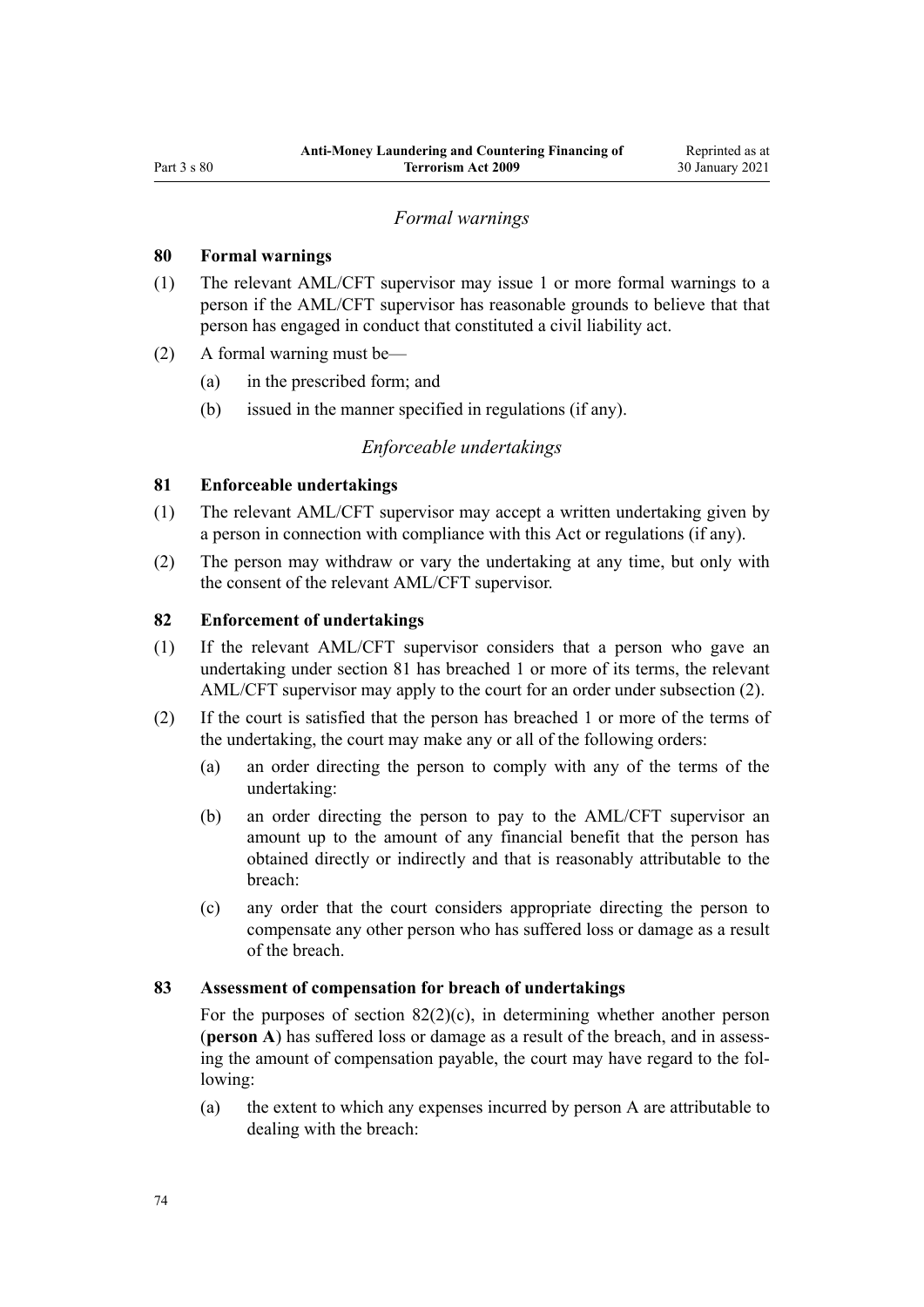*Formal warnings*

**80 Formal warnings**

(1) The relevant AML/CFT supervisor may issue 1 or more formal warnings to a person if the AML/CFT supervisor has reasonable grounds to believe that that person has engaged in conduct that constituted a civil liability act.

(2) A formal warning must be—

   (a) in the prescribed form; and

   (b) issued in the manner specified in regulations (if any).

*Enforceable undertakings*

**81 Enforceable undertakings**

(1) The relevant AML/CFT supervisor may accept a written undertaking given by a person in connection with compliance with this Act or regulations (if any).

(2) The person may withdraw or vary the undertaking at any time, but only with the consent of the relevant AML/CFT supervisor.

**82 Enforcement of undertakings**

(1) If the relevant AML/CFT supervisor considers that a person who gave an undertaking under section 81 has breached 1 or more of its terms, the relevant AML/CFT supervisor may apply to the court for an order under subsection (2).

(2) If the court is satisfied that the person has breached 1 or more of the terms of the undertaking, the court may make any or all of the following orders:

   (a) an order directing the person to comply with any of the terms of the undertaking:

   (b) an order directing the person to pay to the AML/CFT supervisor an amount up to the amount of any financial benefit that the person has obtained directly or indirectly and that is reasonably attributable to the breach:

   (c) any order that the court considers appropriate directing the person to compensate any other person who has suffered loss or damage as a result of the breach.

**83 Assessment of compensation for breach of undertakings**

For the purposes of section 82(2)(c), in determining whether another person (**person A**) has suffered loss or damage as a result of the breach, and in assessing the amount of compensation payable, the court may have regard to the following:

   (a) the extent to which any expenses incurred by person A are attributable to dealing with the breach: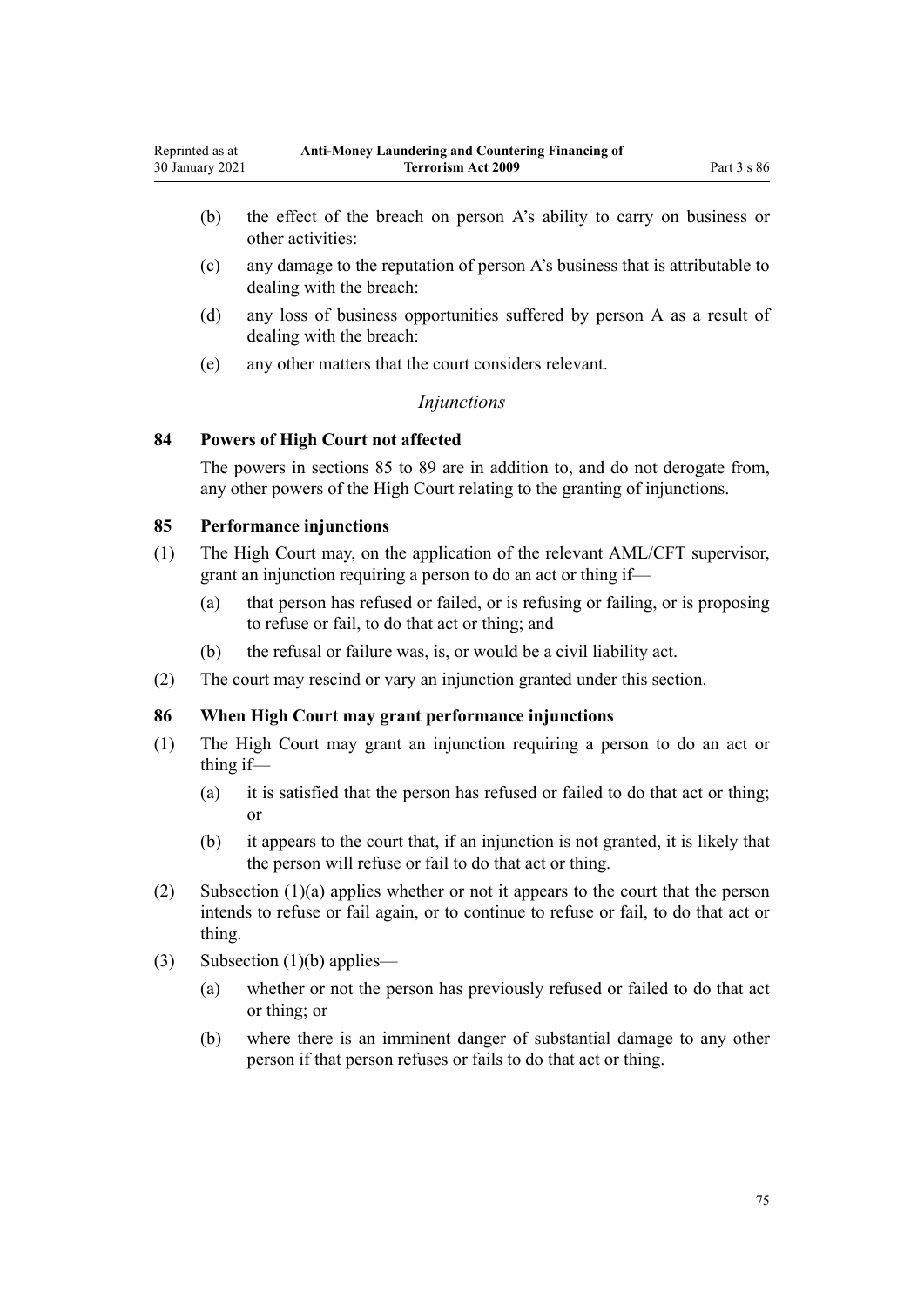- (b) the effect of the breach on person A's ability to carry on business or other activities:
- (c) any damage to the reputation of person A's business that is attributable to dealing with the breach:
- (d) any loss of business opportunities suffered by person A as a result of dealing with the breach:
- (e) any other matters that the court considers relevant.

*Injunctions*

### 84 Powers of High Court not affected

The powers in sections 85 to 89 are in addition to, and do not derogate from, any other powers of the High Court relating to the granting of injunctions.

### 85 Performance injunctions

(1) The High Court may, on the application of the relevant AML/CFT supervisor, grant an injunction requiring a person to do an act or thing if—

- (a) that person has refused or failed, or is refusing or failing, or is proposing to refuse or fail, to do that act or thing; and
- (b) the refusal or failure was, is, or would be a civil liability act.

(2) The court may rescind or vary an injunction granted under this section.

### 86 When High Court may grant performance injunctions

(1) The High Court may grant an injunction requiring a person to do an act or thing if—

- (a) it is satisfied that the person has refused or failed to do that act or thing; or
- (b) it appears to the court that, if an injunction is not granted, it is likely that the person will refuse or fail to do that act or thing.

(2) Subsection (1)(a) applies whether or not it appears to the court that the person intends to refuse or fail again, or to continue to refuse or fail, to do that act or thing.

(3) Subsection (1)(b) applies—

- (a) whether or not the person has previously refused or failed to do that act or thing; or
- (b) where there is an imminent danger of substantial damage to any other person if that person refuses or fails to do that act or thing.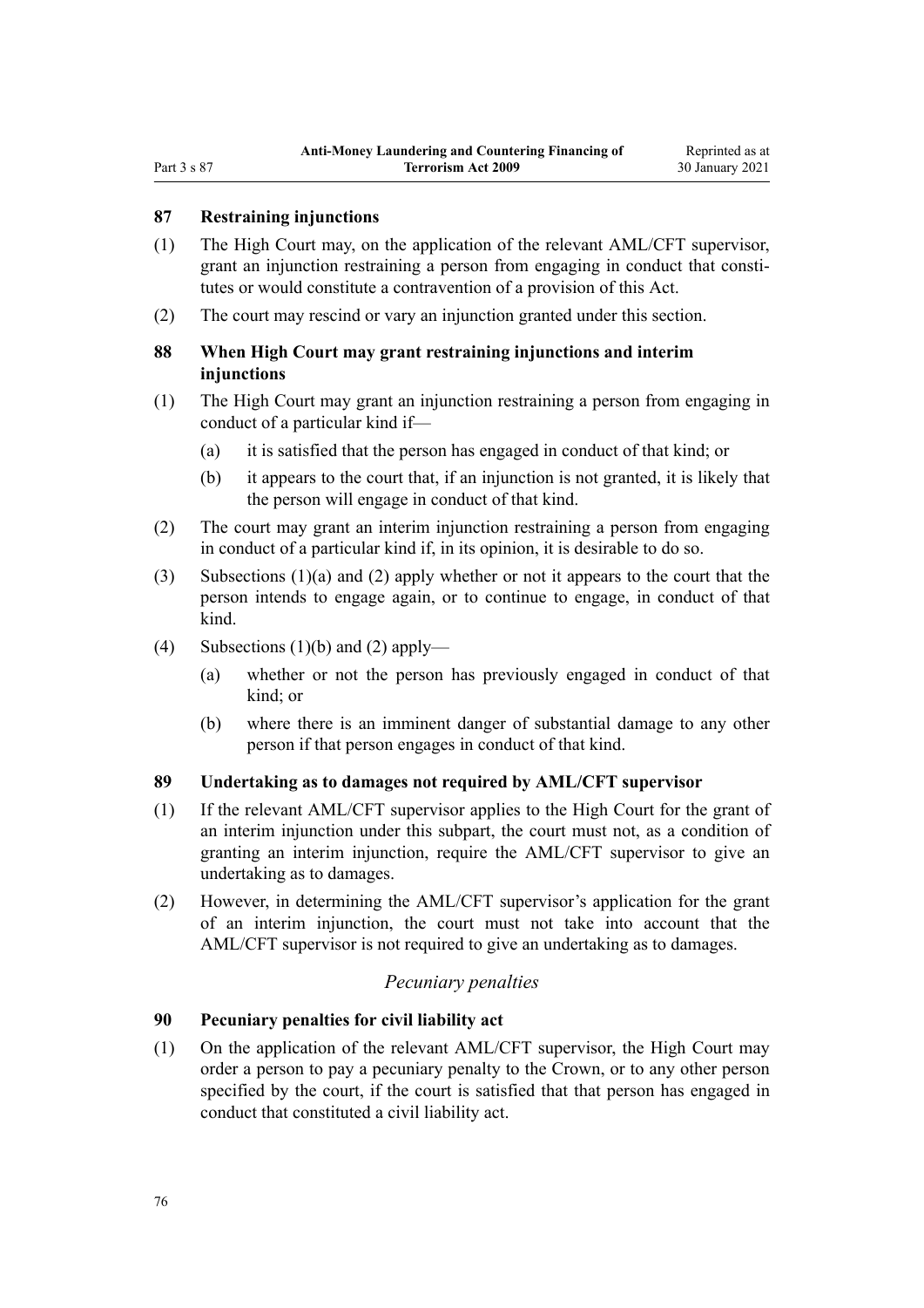## 87 Restraining injunctions

(1) The High Court may, on the application of the relevant AML/CFT supervisor, grant an injunction restraining a person from engaging in conduct that constitutes or would constitute a contravention of a provision of this Act.

(2) The court may rescind or vary an injunction granted under this section.

## 88 When High Court may grant restraining injunctions and interim injunctions

(1) The High Court may grant an injunction restraining a person from engaging in conduct of a particular kind if—

  (a) it is satisfied that the person has engaged in conduct of that kind; or

  (b) it appears to the court that, if an injunction is not granted, it is likely that the person will engage in conduct of that kind.

(2) The court may grant an interim injunction restraining a person from engaging in conduct of a particular kind if, in its opinion, it is desirable to do so.

(3) Subsections (1)(a) and (2) apply whether or not it appears to the court that the person intends to engage again, or to continue to engage, in conduct of that kind.

(4) Subsections (1)(b) and (2) apply—

  (a) whether or not the person has previously engaged in conduct of that kind; or

  (b) where there is an imminent danger of substantial damage to any other person if that person engages in conduct of that kind.

## 89 Undertaking as to damages not required by AML/CFT supervisor

(1) If the relevant AML/CFT supervisor applies to the High Court for the grant of an interim injunction under this subpart, the court must not, as a condition of granting an interim injunction, require the AML/CFT supervisor to give an undertaking as to damages.

(2) However, in determining the AML/CFT supervisor's application for the grant of an interim injunction, the court must not take into account that the AML/CFT supervisor is not required to give an undertaking as to damages.

### *Pecuniary penalties*

## 90 Pecuniary penalties for civil liability act

(1) On the application of the relevant AML/CFT supervisor, the High Court may order a person to pay a pecuniary penalty to the Crown, or to any other person specified by the court, if the court is satisfied that that person has engaged in conduct that constituted a civil liability act.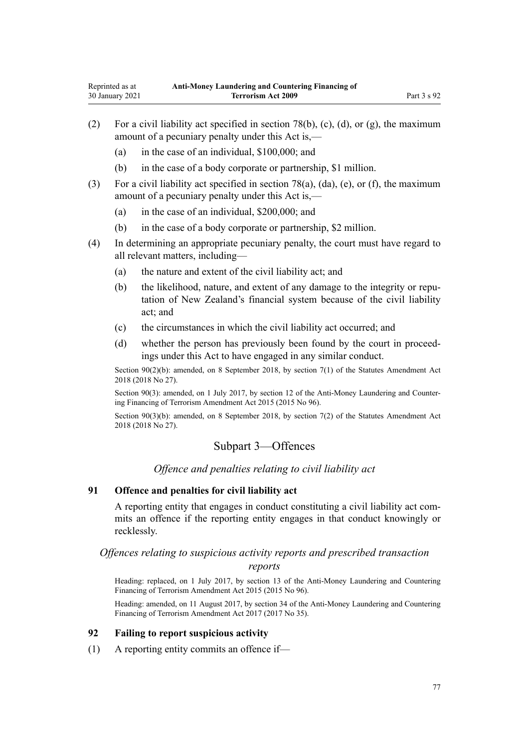(2) For a civil liability act specified in section 78(b), (c), (d), or (g), the maximum amount of a pecuniary penalty under this Act is,—

   (a) in the case of an individual, $100,000; and

   (b) in the case of a body corporate or partnership, $1 million.

(3) For a civil liability act specified in section 78(a), (da), (e), or (f), the maximum amount of a pecuniary penalty under this Act is,—

   (a) in the case of an individual, $200,000; and

   (b) in the case of a body corporate or partnership, $2 million.

(4) In determining an appropriate pecuniary penalty, the court must have regard to all relevant matters, including—

   (a) the nature and extent of the civil liability act; and

   (b) the likelihood, nature, and extent of any damage to the integrity or reputation of New Zealand's financial system because of the civil liability act; and

   (c) the circumstances in which the civil liability act occurred; and

   (d) whether the person has previously been found by the court in proceedings under this Act to have engaged in any similar conduct.

Section 90(2)(b): amended, on 8 September 2018, by section 7(1) of the Statutes Amendment Act 2018 (2018 No 27).

Section 90(3): amended, on 1 July 2017, by section 12 of the Anti-Money Laundering and Countering Financing of Terrorism Amendment Act 2015 (2015 No 96).

Section 90(3)(b): amended, on 8 September 2018, by section 7(2) of the Statutes Amendment Act 2018 (2018 No 27).

## Subpart 3—Offences

*Offence and penalties relating to civil liability act*

### 91 Offence and penalties for civil liability act

A reporting entity that engages in conduct constituting a civil liability act commits an offence if the reporting entity engages in that conduct knowingly or recklessly.

*Offences relating to suspicious activity reports and prescribed transaction reports*

Heading: replaced, on 1 July 2017, by section 13 of the Anti-Money Laundering and Countering Financing of Terrorism Amendment Act 2015 (2015 No 96).

Heading: amended, on 11 August 2017, by section 34 of the Anti-Money Laundering and Countering Financing of Terrorism Amendment Act 2017 (2017 No 35).

### 92 Failing to report suspicious activity

(1) A reporting entity commits an offence if—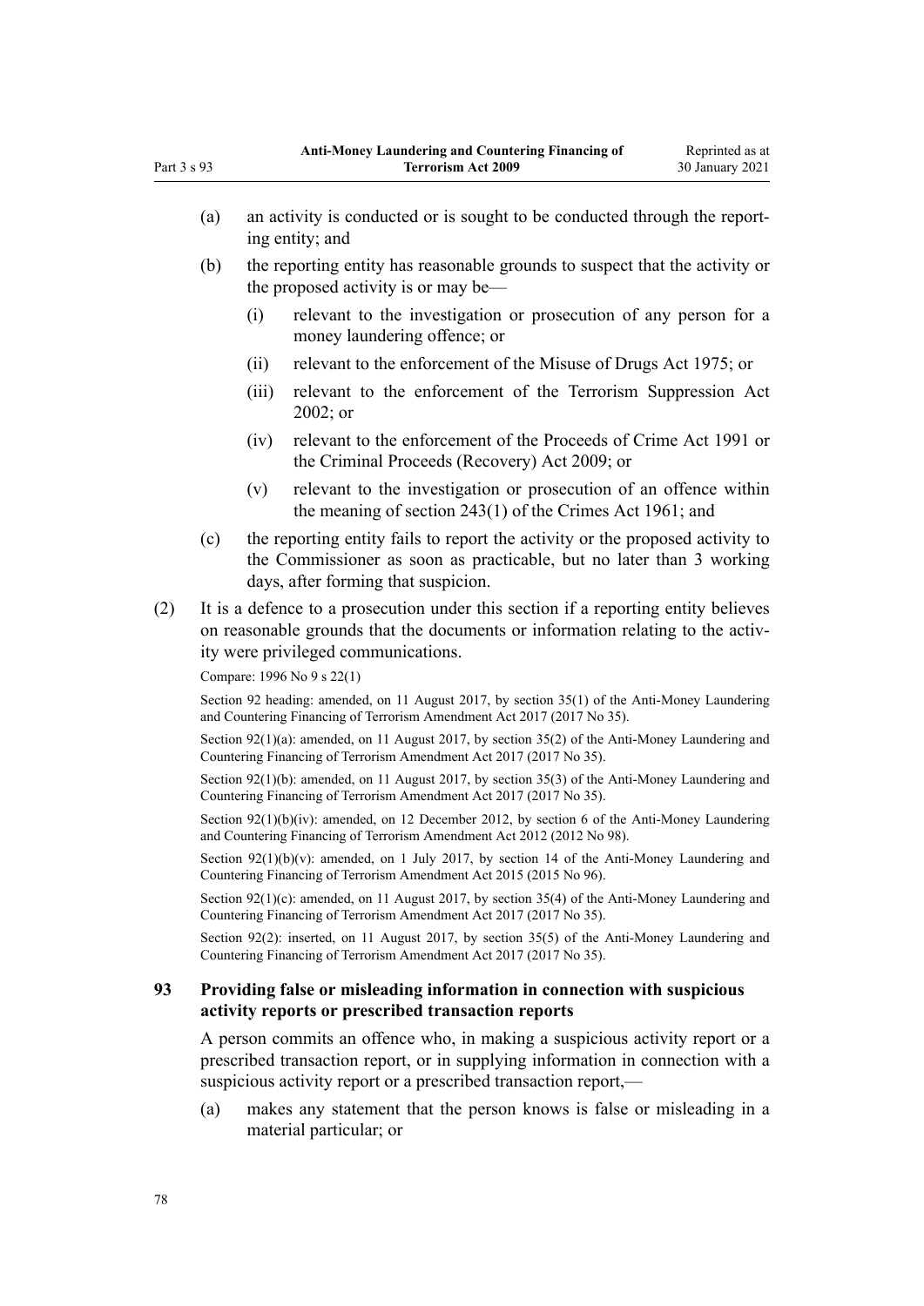(a) an activity is conducted or is sought to be conducted through the reporting entity; and

(b) the reporting entity has reasonable grounds to suspect that the activity or the proposed activity is or may be—

  (i) relevant to the investigation or prosecution of any person for a money laundering offence; or

  (ii) relevant to the enforcement of the Misuse of Drugs Act 1975; or

  (iii) relevant to the enforcement of the Terrorism Suppression Act 2002; or

  (iv) relevant to the enforcement of the Proceeds of Crime Act 1991 or the Criminal Proceeds (Recovery) Act 2009; or

  (v) relevant to the investigation or prosecution of an offence within the meaning of section 243(1) of the Crimes Act 1961; and

(c) the reporting entity fails to report the activity or the proposed activity to the Commissioner as soon as practicable, but no later than 3 working days, after forming that suspicion.

(2) It is a defence to a prosecution under this section if a reporting entity believes on reasonable grounds that the documents or information relating to the activity were privileged communications.

Compare: 1996 No 9 s 22(1)

Section 92 heading: amended, on 11 August 2017, by section 35(1) of the Anti-Money Laundering and Countering Financing of Terrorism Amendment Act 2017 (2017 No 35).

Section 92(1)(a): amended, on 11 August 2017, by section 35(2) of the Anti-Money Laundering and Countering Financing of Terrorism Amendment Act 2017 (2017 No 35).

Section 92(1)(b): amended, on 11 August 2017, by section 35(3) of the Anti-Money Laundering and Countering Financing of Terrorism Amendment Act 2017 (2017 No 35).

Section 92(1)(b)(iv): amended, on 12 December 2012, by section 6 of the Anti-Money Laundering and Countering Financing of Terrorism Amendment Act 2012 (2012 No 98).

Section 92(1)(b)(v): amended, on 1 July 2017, by section 14 of the Anti-Money Laundering and Countering Financing of Terrorism Amendment Act 2015 (2015 No 96).

Section 92(1)(c): amended, on 11 August 2017, by section 35(4) of the Anti-Money Laundering and Countering Financing of Terrorism Amendment Act 2017 (2017 No 35).

Section 92(2): inserted, on 11 August 2017, by section 35(5) of the Anti-Money Laundering and Countering Financing of Terrorism Amendment Act 2017 (2017 No 35).

### 93 Providing false or misleading information in connection with suspicious activity reports or prescribed transaction reports

A person commits an offence who, in making a suspicious activity report or a prescribed transaction report, or in supplying information in connection with a suspicious activity report or a prescribed transaction report,—

(a) makes any statement that the person knows is false or misleading in a material particular; or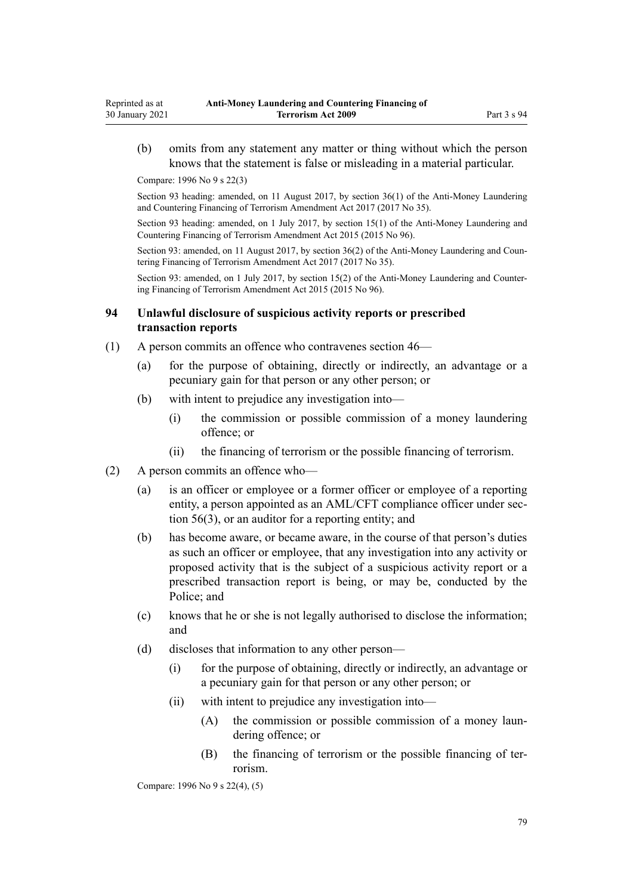(b) omits from any statement any matter or thing without which the person knows that the statement is false or misleading in a material particular.

Compare: 1996 No 9 s 22(3)

Section 93 heading: amended, on 11 August 2017, by section 36(1) of the Anti-Money Laundering and Countering Financing of Terrorism Amendment Act 2017 (2017 No 35).

Section 93 heading: amended, on 1 July 2017, by section 15(1) of the Anti-Money Laundering and Countering Financing of Terrorism Amendment Act 2015 (2015 No 96).

Section 93: amended, on 11 August 2017, by section 36(2) of the Anti-Money Laundering and Countering Financing of Terrorism Amendment Act 2017 (2017 No 35).

Section 93: amended, on 1 July 2017, by section 15(2) of the Anti-Money Laundering and Countering Financing of Terrorism Amendment Act 2015 (2015 No 96).

### 94 Unlawful disclosure of suspicious activity reports or prescribed transaction reports

(1) A person commits an offence who contravenes section 46—

(a) for the purpose of obtaining, directly or indirectly, an advantage or a pecuniary gain for that person or any other person; or

(b) with intent to prejudice any investigation into—

(i) the commission or possible commission of a money laundering offence; or

(ii) the financing of terrorism or the possible financing of terrorism.

(2) A person commits an offence who—

(a) is an officer or employee or a former officer or employee of a reporting entity, a person appointed as an AML/CFT compliance officer under section 56(3), or an auditor for a reporting entity; and

(b) has become aware, or became aware, in the course of that person's duties as such an officer or employee, that any investigation into any activity or proposed activity that is the subject of a suspicious activity report or a prescribed transaction report is being, or may be, conducted by the Police; and

(c) knows that he or she is not legally authorised to disclose the information; and

(d) discloses that information to any other person—

(i) for the purpose of obtaining, directly or indirectly, an advantage or a pecuniary gain for that person or any other person; or

(ii) with intent to prejudice any investigation into—

(A) the commission or possible commission of a money laundering offence; or

(B) the financing of terrorism or the possible financing of terrorism.

Compare: 1996 No 9 s 22(4), (5)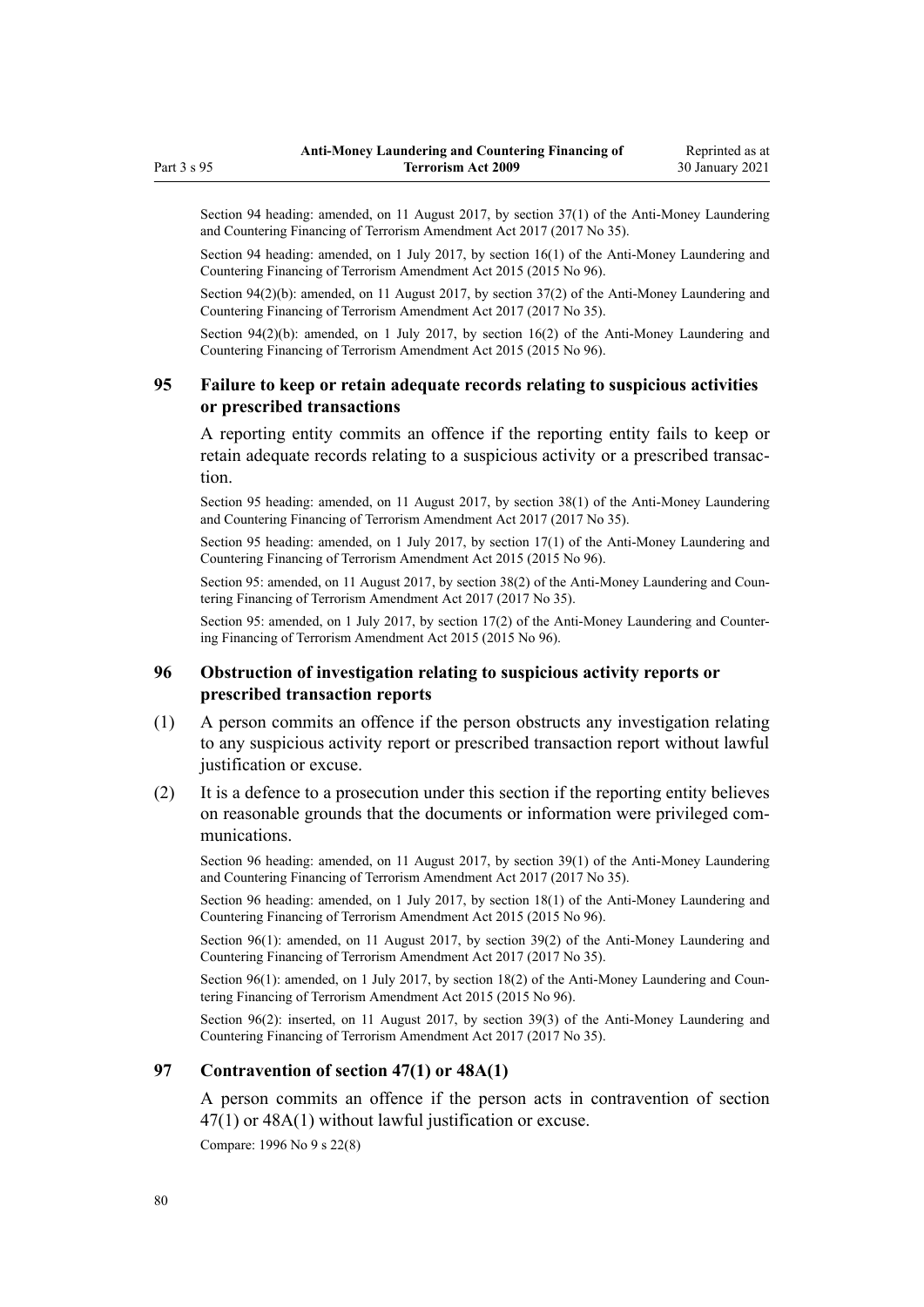Section 94 heading: amended, on 11 August 2017, by section 37(1) of the Anti-Money Laundering and Countering Financing of Terrorism Amendment Act 2017 (2017 No 35).

Section 94 heading: amended, on 1 July 2017, by section 16(1) of the Anti-Money Laundering and Countering Financing of Terrorism Amendment Act 2015 (2015 No 96).

Section 94(2)(b): amended, on 11 August 2017, by section 37(2) of the Anti-Money Laundering and Countering Financing of Terrorism Amendment Act 2017 (2017 No 35).

Section 94(2)(b): amended, on 1 July 2017, by section 16(2) of the Anti-Money Laundering and Countering Financing of Terrorism Amendment Act 2015 (2015 No 96).

### 95 Failure to keep or retain adequate records relating to suspicious activities or prescribed transactions

A reporting entity commits an offence if the reporting entity fails to keep or retain adequate records relating to a suspicious activity or a prescribed transaction.

Section 95 heading: amended, on 11 August 2017, by section 38(1) of the Anti-Money Laundering and Countering Financing of Terrorism Amendment Act 2017 (2017 No 35).

Section 95 heading: amended, on 1 July 2017, by section 17(1) of the Anti-Money Laundering and Countering Financing of Terrorism Amendment Act 2015 (2015 No 96).

Section 95: amended, on 11 August 2017, by section 38(2) of the Anti-Money Laundering and Countering Financing of Terrorism Amendment Act 2017 (2017 No 35).

Section 95: amended, on 1 July 2017, by section 17(2) of the Anti-Money Laundering and Countering Financing of Terrorism Amendment Act 2015 (2015 No 96).

### 96 Obstruction of investigation relating to suspicious activity reports or prescribed transaction reports

(1) A person commits an offence if the person obstructs any investigation relating to any suspicious activity report or prescribed transaction report without lawful justification or excuse.

(2) It is a defence to a prosecution under this section if the reporting entity believes on reasonable grounds that the documents or information were privileged communications.

Section 96 heading: amended, on 11 August 2017, by section 39(1) of the Anti-Money Laundering and Countering Financing of Terrorism Amendment Act 2017 (2017 No 35).

Section 96 heading: amended, on 1 July 2017, by section 18(1) of the Anti-Money Laundering and Countering Financing of Terrorism Amendment Act 2015 (2015 No 96).

Section 96(1): amended, on 11 August 2017, by section 39(2) of the Anti-Money Laundering and Countering Financing of Terrorism Amendment Act 2017 (2017 No 35).

Section 96(1): amended, on 1 July 2017, by section 18(2) of the Anti-Money Laundering and Countering Financing of Terrorism Amendment Act 2015 (2015 No 96).

Section 96(2): inserted, on 11 August 2017, by section 39(3) of the Anti-Money Laundering and Countering Financing of Terrorism Amendment Act 2017 (2017 No 35).

### 97 Contravention of section 47(1) or 48A(1)

A person commits an offence if the person acts in contravention of section 47(1) or 48A(1) without lawful justification or excuse.

Compare: 1996 No 9 s 22(8)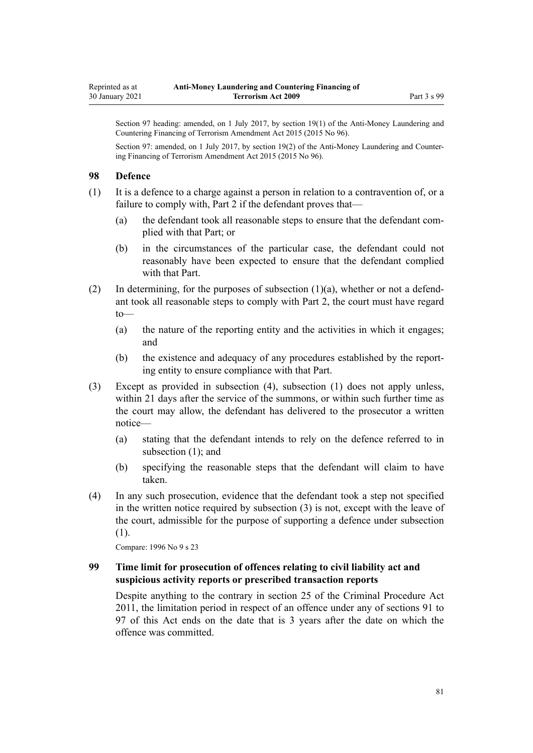Section 97 heading: amended, on 1 July 2017, by section 19(1) of the Anti-Money Laundering and Countering Financing of Terrorism Amendment Act 2015 (2015 No 96).

Section 97: amended, on 1 July 2017, by section 19(2) of the Anti-Money Laundering and Countering Financing of Terrorism Amendment Act 2015 (2015 No 96).

### 98 Defence

(1) It is a defence to a charge against a person in relation to a contravention of, or a failure to comply with, Part 2 if the defendant proves that—

  (a) the defendant took all reasonable steps to ensure that the defendant complied with that Part; or

  (b) in the circumstances of the particular case, the defendant could not reasonably have been expected to ensure that the defendant complied with that Part.

(2) In determining, for the purposes of subsection (1)(a), whether or not a defendant took all reasonable steps to comply with Part 2, the court must have regard to—

  (a) the nature of the reporting entity and the activities in which it engages; and

  (b) the existence and adequacy of any procedures established by the reporting entity to ensure compliance with that Part.

(3) Except as provided in subsection (4), subsection (1) does not apply unless, within 21 days after the service of the summons, or within such further time as the court may allow, the defendant has delivered to the prosecutor a written notice—

  (a) stating that the defendant intends to rely on the defence referred to in subsection (1); and

  (b) specifying the reasonable steps that the defendant will claim to have taken.

(4) In any such prosecution, evidence that the defendant took a step not specified in the written notice required by subsection (3) is not, except with the leave of the court, admissible for the purpose of supporting a defence under subsection (1).

Compare: 1996 No 9 s 23

### 99 Time limit for prosecution of offences relating to civil liability act and suspicious activity reports or prescribed transaction reports

Despite anything to the contrary in section 25 of the Criminal Procedure Act 2011, the limitation period in respect of an offence under any of sections 91 to 97 of this Act ends on the date that is 3 years after the date on which the offence was committed.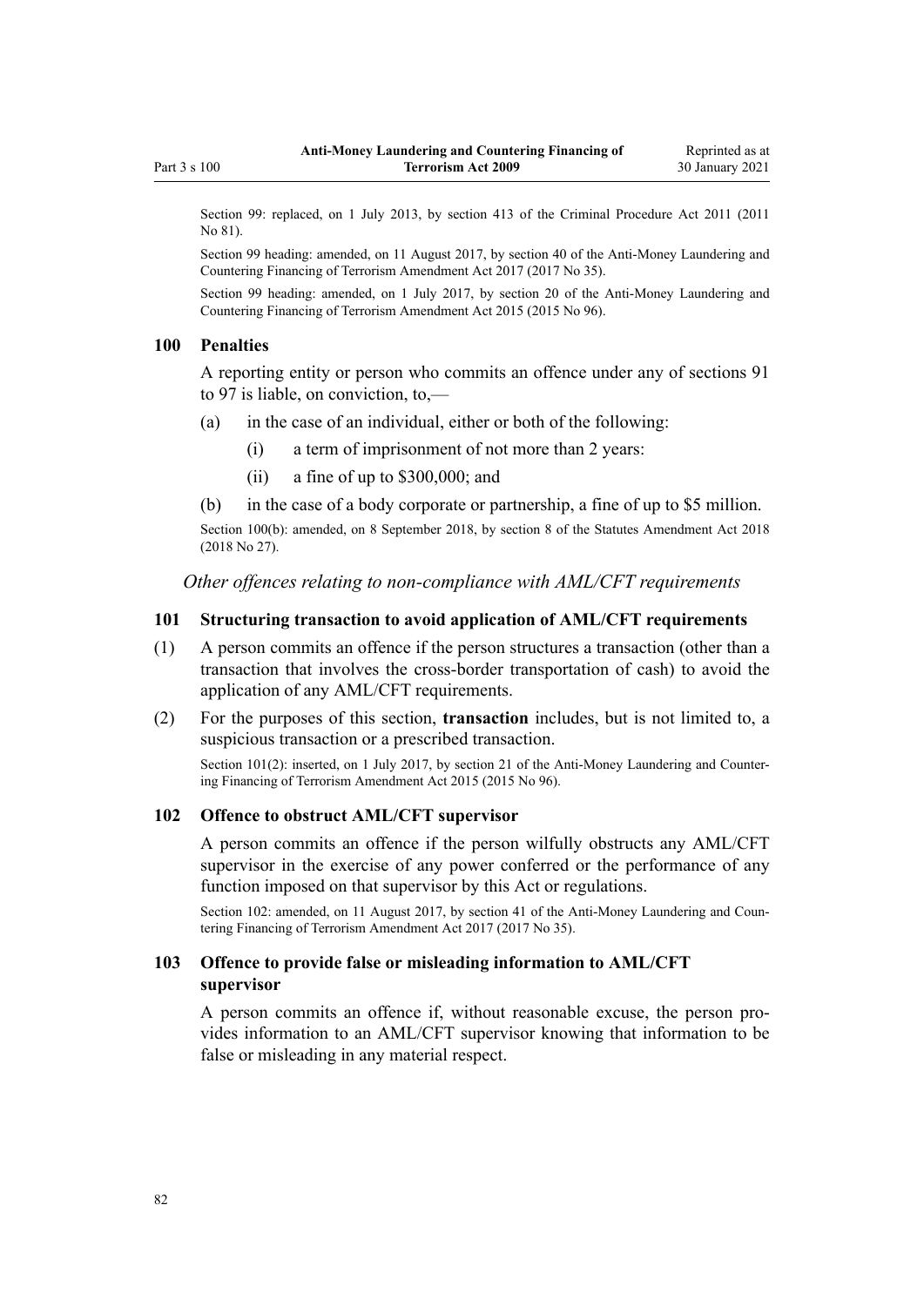Section 99: replaced, on 1 July 2013, by section 413 of the Criminal Procedure Act 2011 (2011 No 81).

Section 99 heading: amended, on 11 August 2017, by section 40 of the Anti-Money Laundering and Countering Financing of Terrorism Amendment Act 2017 (2017 No 35).

Section 99 heading: amended, on 1 July 2017, by section 20 of the Anti-Money Laundering and Countering Financing of Terrorism Amendment Act 2015 (2015 No 96).

### 100 Penalties

A reporting entity or person who commits an offence under any of sections 91 to 97 is liable, on conviction, to,—

- (a) in the case of an individual, either or both of the following:
  - (i) a term of imprisonment of not more than 2 years:
  - (ii) a fine of up to $300,000; and
- (b) in the case of a body corporate or partnership, a fine of up to $5 million.

Section 100(b): amended, on 8 September 2018, by section 8 of the Statutes Amendment Act 2018 (2018 No 27).

*Other offences relating to non-compliance with AML/CFT requirements*

### 101 Structuring transaction to avoid application of AML/CFT requirements

(1) A person commits an offence if the person structures a transaction (other than a transaction that involves the cross-border transportation of cash) to avoid the application of any AML/CFT requirements.

(2) For the purposes of this section, **transaction** includes, but is not limited to, a suspicious transaction or a prescribed transaction.

Section 101(2): inserted, on 1 July 2017, by section 21 of the Anti-Money Laundering and Countering Financing of Terrorism Amendment Act 2015 (2015 No 96).

### 102 Offence to obstruct AML/CFT supervisor

A person commits an offence if the person wilfully obstructs any AML/CFT supervisor in the exercise of any power conferred or the performance of any function imposed on that supervisor by this Act or regulations.

Section 102: amended, on 11 August 2017, by section 41 of the Anti-Money Laundering and Countering Financing of Terrorism Amendment Act 2017 (2017 No 35).

### 103 Offence to provide false or misleading information to AML/CFT supervisor

A person commits an offence if, without reasonable excuse, the person provides information to an AML/CFT supervisor knowing that information to be false or misleading in any material respect.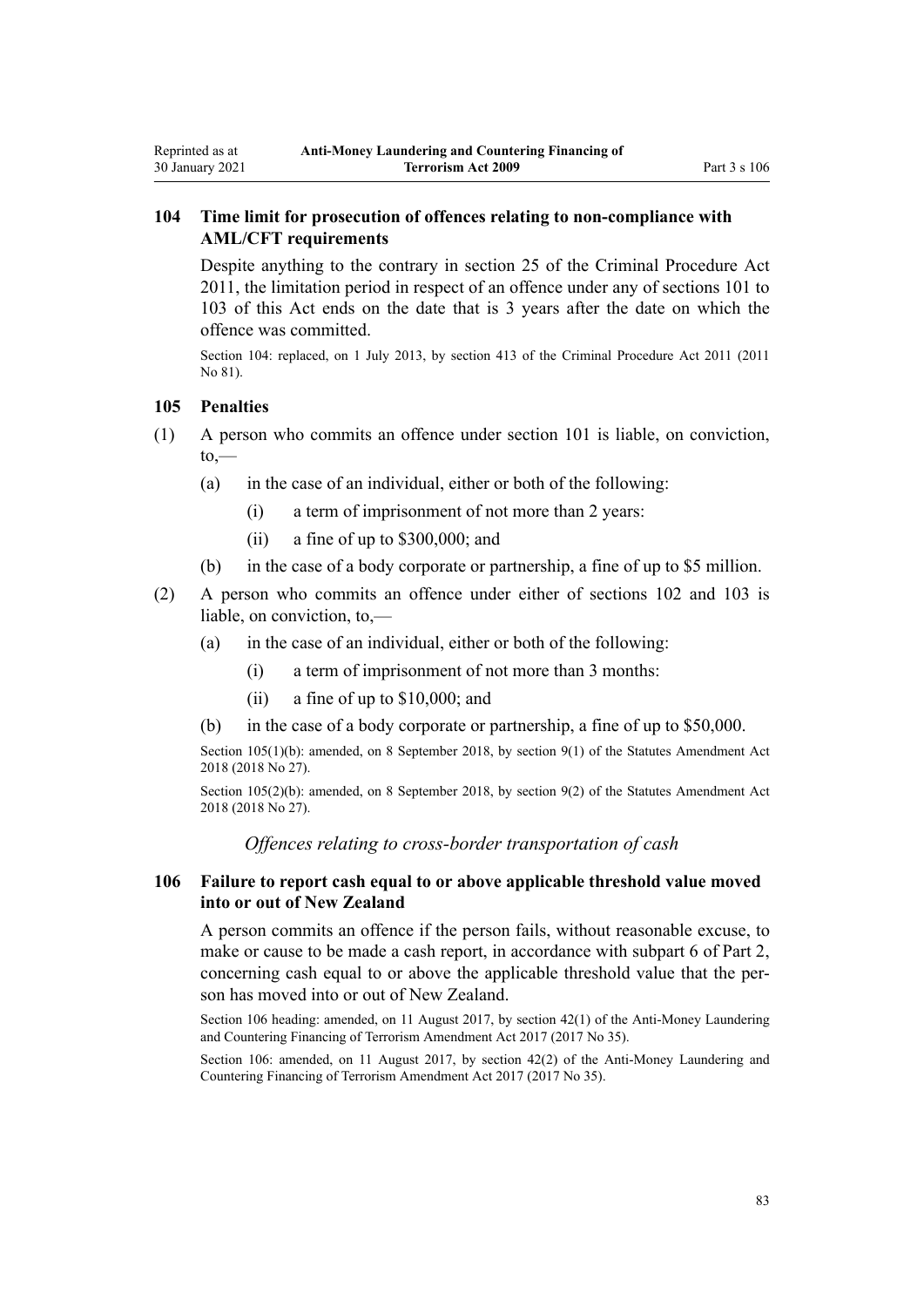## 104 Time limit for prosecution of offences relating to non-compliance with AML/CFT requirements

Despite anything to the contrary in section 25 of the Criminal Procedure Act 2011, the limitation period in respect of an offence under any of sections 101 to 103 of this Act ends on the date that is 3 years after the date on which the offence was committed.

Section 104: replaced, on 1 July 2013, by section 413 of the Criminal Procedure Act 2011 (2011 No 81).

## 105 Penalties

(1) A person who commits an offence under section 101 is liable, on conviction, to,—

- (a) in the case of an individual, either or both of the following:
  - (i) a term of imprisonment of not more than 2 years:
  - (ii) a fine of up to $300,000; and
- (b) in the case of a body corporate or partnership, a fine of up to $5 million.

(2) A person who commits an offence under either of sections 102 and 103 is liable, on conviction, to,—

- (a) in the case of an individual, either or both of the following:
  - (i) a term of imprisonment of not more than 3 months:
  - (ii) a fine of up to $10,000; and
- (b) in the case of a body corporate or partnership, a fine of up to $50,000.

Section 105(1)(b): amended, on 8 September 2018, by section 9(1) of the Statutes Amendment Act 2018 (2018 No 27).

Section 105(2)(b): amended, on 8 September 2018, by section 9(2) of the Statutes Amendment Act 2018 (2018 No 27).

### *Offences relating to cross-border transportation of cash*

## 106 Failure to report cash equal to or above applicable threshold value moved into or out of New Zealand

A person commits an offence if the person fails, without reasonable excuse, to make or cause to be made a cash report, in accordance with subpart 6 of Part 2, concerning cash equal to or above the applicable threshold value that the person has moved into or out of New Zealand.

Section 106 heading: amended, on 11 August 2017, by section 42(1) of the Anti-Money Laundering and Countering Financing of Terrorism Amendment Act 2017 (2017 No 35).

Section 106: amended, on 11 August 2017, by section 42(2) of the Anti-Money Laundering and Countering Financing of Terrorism Amendment Act 2017 (2017 No 35).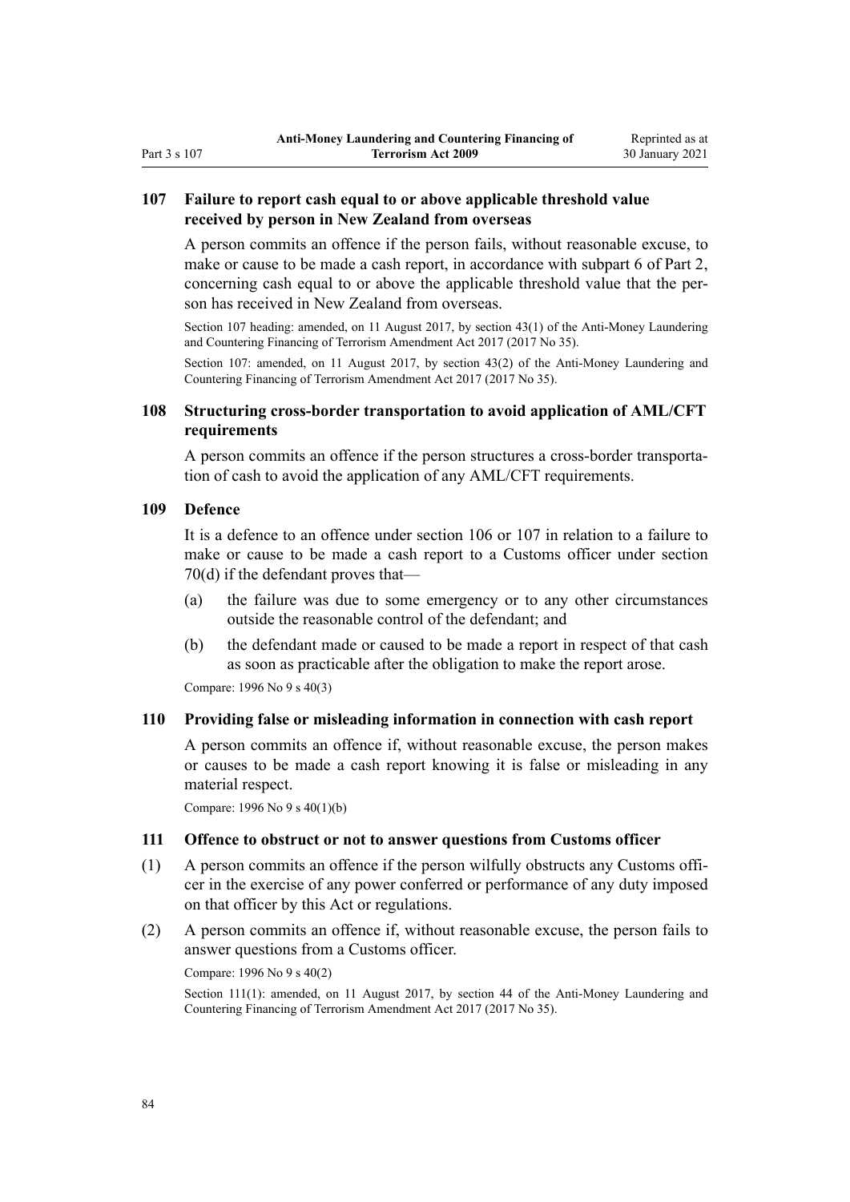### 107 Failure to report cash equal to or above applicable threshold value received by person in New Zealand from overseas

A person commits an offence if the person fails, without reasonable excuse, to make or cause to be made a cash report, in accordance with subpart 6 of Part 2, concerning cash equal to or above the applicable threshold value that the person has received in New Zealand from overseas.

Section 107 heading: amended, on 11 August 2017, by section 43(1) of the Anti-Money Laundering and Countering Financing of Terrorism Amendment Act 2017 (2017 No 35).

Section 107: amended, on 11 August 2017, by section 43(2) of the Anti-Money Laundering and Countering Financing of Terrorism Amendment Act 2017 (2017 No 35).

### 108 Structuring cross-border transportation to avoid application of AML/CFT requirements

A person commits an offence if the person structures a cross-border transportation of cash to avoid the application of any AML/CFT requirements.

### 109 Defence

It is a defence to an offence under section 106 or 107 in relation to a failure to make or cause to be made a cash report to a Customs officer under section 70(d) if the defendant proves that—

(a) the failure was due to some emergency or to any other circumstances outside the reasonable control of the defendant; and

(b) the defendant made or caused to be made a report in respect of that cash as soon as practicable after the obligation to make the report arose.

Compare: 1996 No 9 s 40(3)

### 110 Providing false or misleading information in connection with cash report

A person commits an offence if, without reasonable excuse, the person makes or causes to be made a cash report knowing it is false or misleading in any material respect.

Compare: 1996 No 9 s 40(1)(b)

### 111 Offence to obstruct or not to answer questions from Customs officer

(1) A person commits an offence if the person wilfully obstructs any Customs officer in the exercise of any power conferred or performance of any duty imposed on that officer by this Act or regulations.

(2) A person commits an offence if, without reasonable excuse, the person fails to answer questions from a Customs officer.

Compare: 1996 No 9 s 40(2)

Section 111(1): amended, on 11 August 2017, by section 44 of the Anti-Money Laundering and Countering Financing of Terrorism Amendment Act 2017 (2017 No 35).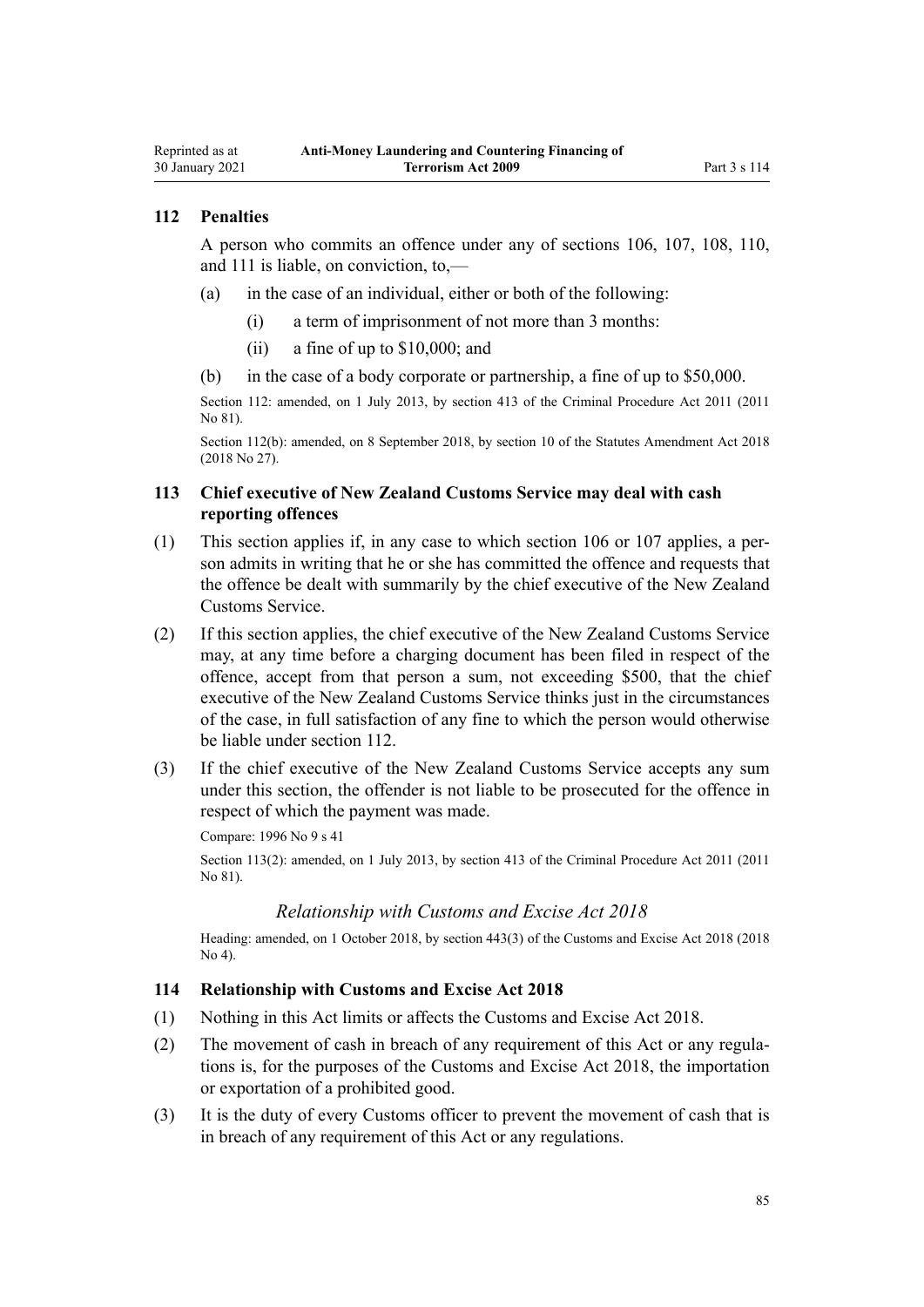### 112 Penalties

A person who commits an offence under any of sections 106, 107, 108, 110, and 111 is liable, on conviction, to,—

(a) in the case of an individual, either or both of the following:

  (i) a term of imprisonment of not more than 3 months:

  (ii) a fine of up to $10,000; and

(b) in the case of a body corporate or partnership, a fine of up to $50,000.

Section 112: amended, on 1 July 2013, by section 413 of the Criminal Procedure Act 2011 (2011 No 81).

Section 112(b): amended, on 8 September 2018, by section 10 of the Statutes Amendment Act 2018 (2018 No 27).

### 113 Chief executive of New Zealand Customs Service may deal with cash reporting offences

(1) This section applies if, in any case to which section 106 or 107 applies, a person admits in writing that he or she has committed the offence and requests that the offence be dealt with summarily by the chief executive of the New Zealand Customs Service.

(2) If this section applies, the chief executive of the New Zealand Customs Service may, at any time before a charging document has been filed in respect of the offence, accept from that person a sum, not exceeding $500, that the chief executive of the New Zealand Customs Service thinks just in the circumstances of the case, in full satisfaction of any fine to which the person would otherwise be liable under section 112.

(3) If the chief executive of the New Zealand Customs Service accepts any sum under this section, the offender is not liable to be prosecuted for the offence in respect of which the payment was made.

Compare: 1996 No 9 s 41

Section 113(2): amended, on 1 July 2013, by section 413 of the Criminal Procedure Act 2011 (2011 No 81).

*Relationship with Customs and Excise Act 2018*

Heading: amended, on 1 October 2018, by section 443(3) of the Customs and Excise Act 2018 (2018 No 4).

### 114 Relationship with Customs and Excise Act 2018

(1) Nothing in this Act limits or affects the Customs and Excise Act 2018.

(2) The movement of cash in breach of any requirement of this Act or any regulations is, for the purposes of the Customs and Excise Act 2018, the importation or exportation of a prohibited good.

(3) It is the duty of every Customs officer to prevent the movement of cash that is in breach of any requirement of this Act or any regulations.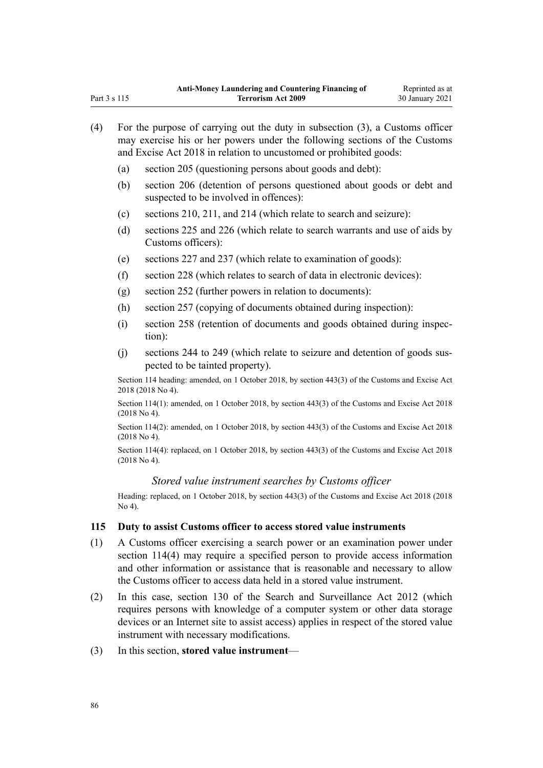(4) For the purpose of carrying out the duty in subsection (3), a Customs officer may exercise his or her powers under the following sections of the Customs and Excise Act 2018 in relation to uncustomed or prohibited goods:

(a) section 205 (questioning persons about goods and debt):

(b) section 206 (detention of persons questioned about goods or debt and suspected to be involved in offences):

(c) sections 210, 211, and 214 (which relate to search and seizure):

(d) sections 225 and 226 (which relate to search warrants and use of aids by Customs officers):

(e) sections 227 and 237 (which relate to examination of goods):

(f) section 228 (which relates to search of data in electronic devices):

(g) section 252 (further powers in relation to documents):

(h) section 257 (copying of documents obtained during inspection):

(i) section 258 (retention of documents and goods obtained during inspection):

(j) sections 244 to 249 (which relate to seizure and detention of goods suspected to be tainted property).

Section 114 heading: amended, on 1 October 2018, by section 443(3) of the Customs and Excise Act 2018 (2018 No 4).

Section 114(1): amended, on 1 October 2018, by section 443(3) of the Customs and Excise Act 2018 (2018 No 4).

Section 114(2): amended, on 1 October 2018, by section 443(3) of the Customs and Excise Act 2018 (2018 No 4).

Section 114(4): replaced, on 1 October 2018, by section 443(3) of the Customs and Excise Act 2018 (2018 No 4).

### *Stored value instrument searches by Customs officer*

Heading: replaced, on 1 October 2018, by section 443(3) of the Customs and Excise Act 2018 (2018 No 4).

### 115 Duty to assist Customs officer to access stored value instruments

(1) A Customs officer exercising a search power or an examination power under section 114(4) may require a specified person to provide access information and other information or assistance that is reasonable and necessary to allow the Customs officer to access data held in a stored value instrument.

(2) In this case, section 130 of the Search and Surveillance Act 2012 (which requires persons with knowledge of a computer system or other data storage devices or an Internet site to assist access) applies in respect of the stored value instrument with necessary modifications.

(3) In this section, **stored value instrument**—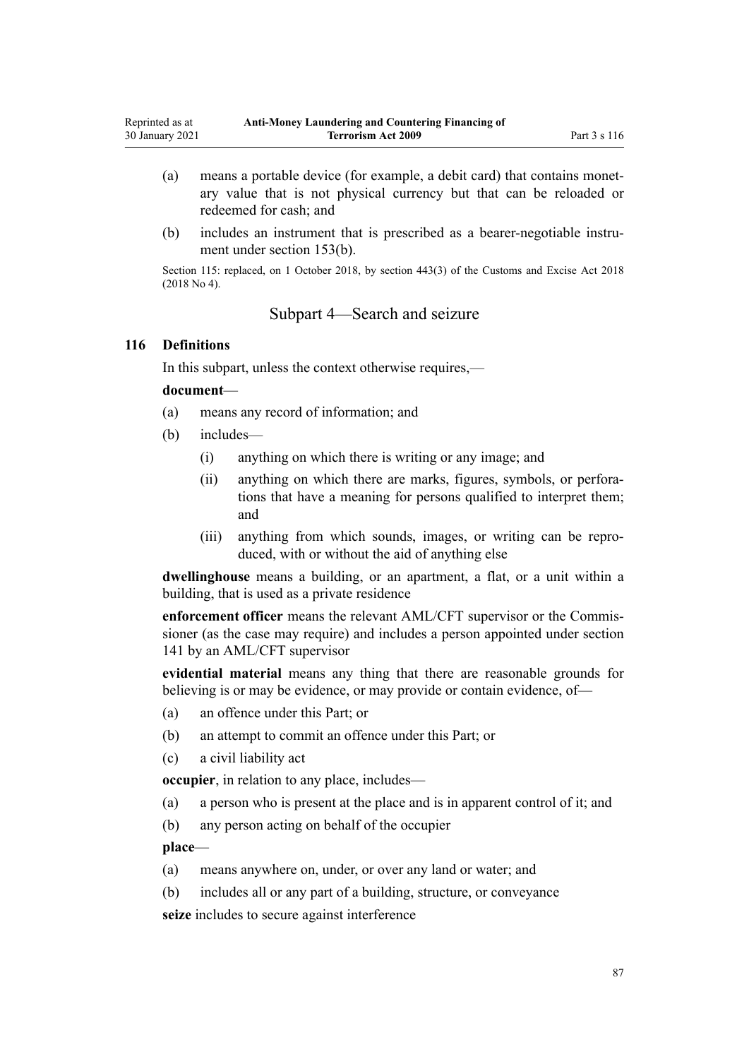(a) means a portable device (for example, a debit card) that contains monetary value that is not physical currency but that can be reloaded or redeemed for cash; and

(b) includes an instrument that is prescribed as a bearer-negotiable instrument under section 153(b).

Section 115: replaced, on 1 October 2018, by section 443(3) of the Customs and Excise Act 2018 (2018 No 4).

## Subpart 4—Search and seizure

### 116 Definitions

In this subpart, unless the context otherwise requires,—

**document**—

(a) means any record of information; and

(b) includes—

  (i) anything on which there is writing or any image; and

  (ii) anything on which there are marks, figures, symbols, or perforations that have a meaning for persons qualified to interpret them; and

  (iii) anything from which sounds, images, or writing can be reproduced, with or without the aid of anything else

**dwellinghouse** means a building, or an apartment, a flat, or a unit within a building, that is used as a private residence

**enforcement officer** means the relevant AML/CFT supervisor or the Commissioner (as the case may require) and includes a person appointed under section 141 by an AML/CFT supervisor

**evidential material** means any thing that there are reasonable grounds for believing is or may be evidence, or may provide or contain evidence, of—

(a) an offence under this Part; or

(b) an attempt to commit an offence under this Part; or

(c) a civil liability act

**occupier**, in relation to any place, includes—

(a) a person who is present at the place and is in apparent control of it; and

(b) any person acting on behalf of the occupier

**place**—

(a) means anywhere on, under, or over any land or water; and

(b) includes all or any part of a building, structure, or conveyance

**seize** includes to secure against interference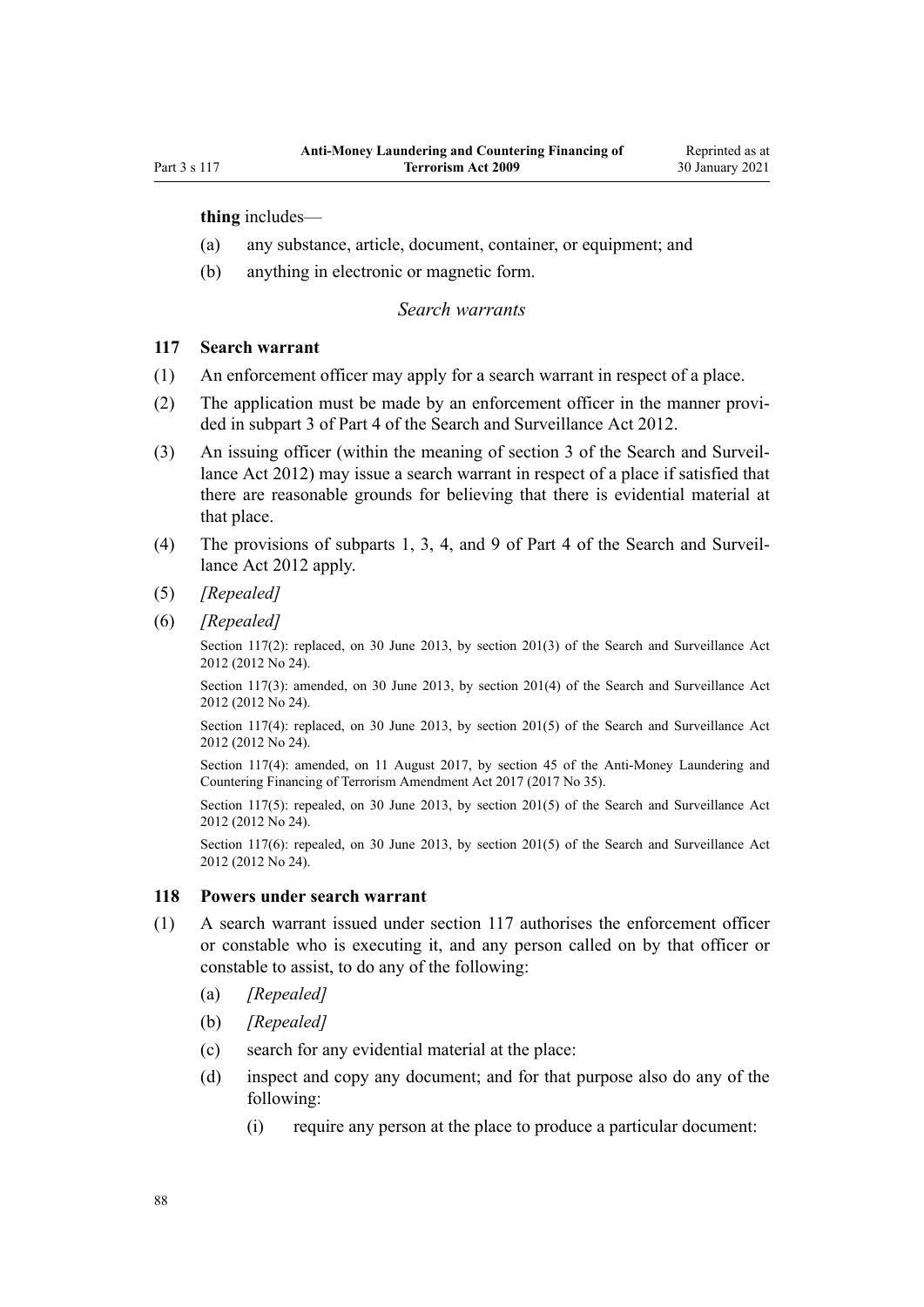**thing** includes—

(a) any substance, article, document, container, or equipment; and

(b) anything in electronic or magnetic form.

*Search warrants*

### 117 Search warrant

(1) An enforcement officer may apply for a search warrant in respect of a place.

(2) The application must be made by an enforcement officer in the manner provided in subpart 3 of Part 4 of the Search and Surveillance Act 2012.

(3) An issuing officer (within the meaning of section 3 of the Search and Surveillance Act 2012) may issue a search warrant in respect of a place if satisfied that there are reasonable grounds for believing that there is evidential material at that place.

(4) The provisions of subparts 1, 3, 4, and 9 of Part 4 of the Search and Surveillance Act 2012 apply.

(5) *[Repealed]*

(6) *[Repealed]*

Section 117(2): replaced, on 30 June 2013, by section 201(3) of the Search and Surveillance Act 2012 (2012 No 24).

Section 117(3): amended, on 30 June 2013, by section 201(4) of the Search and Surveillance Act 2012 (2012 No 24).

Section 117(4): replaced, on 30 June 2013, by section 201(5) of the Search and Surveillance Act 2012 (2012 No 24).

Section 117(4): amended, on 11 August 2017, by section 45 of the Anti-Money Laundering and Countering Financing of Terrorism Amendment Act 2017 (2017 No 35).

Section 117(5): repealed, on 30 June 2013, by section 201(5) of the Search and Surveillance Act 2012 (2012 No 24).

Section 117(6): repealed, on 30 June 2013, by section 201(5) of the Search and Surveillance Act 2012 (2012 No 24).

### 118 Powers under search warrant

(1) A search warrant issued under section 117 authorises the enforcement officer or constable who is executing it, and any person called on by that officer or constable to assist, to do any of the following:

(a) *[Repealed]*

(b) *[Repealed]*

(c) search for any evidential material at the place:

(d) inspect and copy any document; and for that purpose also do any of the following:

(i) require any person at the place to produce a particular document: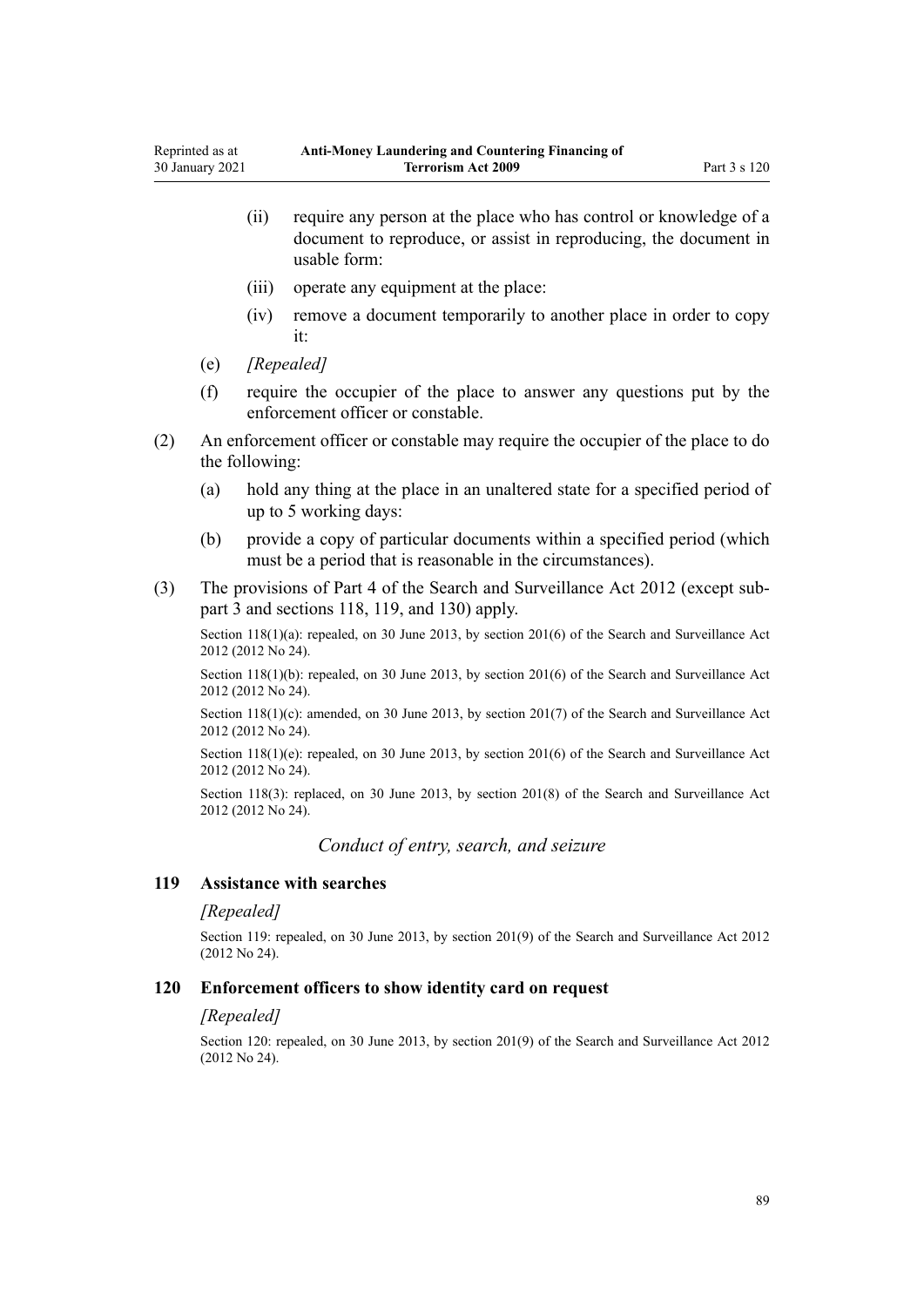(ii) require any person at the place who has control or knowledge of a document to reproduce, or assist in reproducing, the document in usable form:

(iii) operate any equipment at the place:

(iv) remove a document temporarily to another place in order to copy it:

(e) *[Repealed]*

(f) require the occupier of the place to answer any questions put by the enforcement officer or constable.

(2) An enforcement officer or constable may require the occupier of the place to do the following:

(a) hold any thing at the place in an unaltered state for a specified period of up to 5 working days:

(b) provide a copy of particular documents within a specified period (which must be a period that is reasonable in the circumstances).

(3) The provisions of Part 4 of the Search and Surveillance Act 2012 (except subpart 3 and sections 118, 119, and 130) apply.

Section 118(1)(a): repealed, on 30 June 2013, by section 201(6) of the Search and Surveillance Act 2012 (2012 No 24).

Section 118(1)(b): repealed, on 30 June 2013, by section 201(6) of the Search and Surveillance Act 2012 (2012 No 24).

Section 118(1)(c): amended, on 30 June 2013, by section 201(7) of the Search and Surveillance Act 2012 (2012 No 24).

Section 118(1)(e): repealed, on 30 June 2013, by section 201(6) of the Search and Surveillance Act 2012 (2012 No 24).

Section 118(3): replaced, on 30 June 2013, by section 201(8) of the Search and Surveillance Act 2012 (2012 No 24).

*Conduct of entry, search, and seizure*

### 119 Assistance with searches

*[Repealed]*

Section 119: repealed, on 30 June 2013, by section 201(9) of the Search and Surveillance Act 2012 (2012 No 24).

### 120 Enforcement officers to show identity card on request

*[Repealed]*

Section 120: repealed, on 30 June 2013, by section 201(9) of the Search and Surveillance Act 2012 (2012 No 24).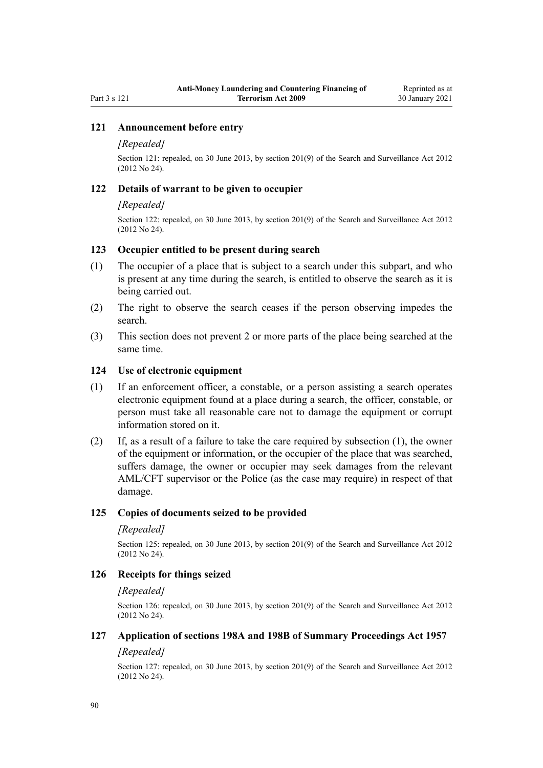### 121 Announcement before entry

*[Repealed]*

Section 121: repealed, on 30 June 2013, by section 201(9) of the Search and Surveillance Act 2012 (2012 No 24).

### 122 Details of warrant to be given to occupier

*[Repealed]*

Section 122: repealed, on 30 June 2013, by section 201(9) of the Search and Surveillance Act 2012 (2012 No 24).

### 123 Occupier entitled to be present during search

(1) The occupier of a place that is subject to a search under this subpart, and who is present at any time during the search, is entitled to observe the search as it is being carried out.

(2) The right to observe the search ceases if the person observing impedes the search.

(3) This section does not prevent 2 or more parts of the place being searched at the same time.

### 124 Use of electronic equipment

(1) If an enforcement officer, a constable, or a person assisting a search operates electronic equipment found at a place during a search, the officer, constable, or person must take all reasonable care not to damage the equipment or corrupt information stored on it.

(2) If, as a result of a failure to take the care required by subsection (1), the owner of the equipment or information, or the occupier of the place that was searched, suffers damage, the owner or occupier may seek damages from the relevant AML/CFT supervisor or the Police (as the case may require) in respect of that damage.

### 125 Copies of documents seized to be provided

*[Repealed]*

Section 125: repealed, on 30 June 2013, by section 201(9) of the Search and Surveillance Act 2012 (2012 No 24).

### 126 Receipts for things seized

*[Repealed]*

Section 126: repealed, on 30 June 2013, by section 201(9) of the Search and Surveillance Act 2012 (2012 No 24).

### 127 Application of sections 198A and 198B of Summary Proceedings Act 1957

*[Repealed]*

Section 127: repealed, on 30 June 2013, by section 201(9) of the Search and Surveillance Act 2012 (2012 No 24).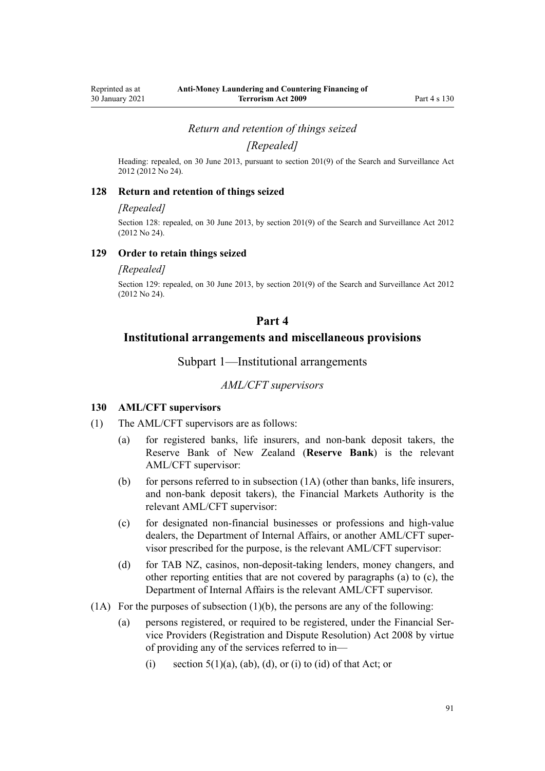*Return and retention of things seized*

*[Repealed]*

Heading: repealed, on 30 June 2013, pursuant to section 201(9) of the Search and Surveillance Act 2012 (2012 No 24).

### 128 Return and retention of things seized

*[Repealed]*

Section 128: repealed, on 30 June 2013, by section 201(9) of the Search and Surveillance Act 2012 (2012 No 24).

### 129 Order to retain things seized

*[Repealed]*

Section 129: repealed, on 30 June 2013, by section 201(9) of the Search and Surveillance Act 2012 (2012 No 24).

# Part 4
# Institutional arrangements and miscellaneous provisions

## Subpart 1—Institutional arrangements

*AML/CFT supervisors*

### 130 AML/CFT supervisors

(1) The AML/CFT supervisors are as follows:

- (a) for registered banks, life insurers, and non-bank deposit takers, the Reserve Bank of New Zealand (**Reserve Bank**) is the relevant AML/CFT supervisor:
- (b) for persons referred to in subsection (1A) (other than banks, life insurers, and non-bank deposit takers), the Financial Markets Authority is the relevant AML/CFT supervisor:
- (c) for designated non-financial businesses or professions and high-value dealers, the Department of Internal Affairs, or another AML/CFT supervisor prescribed for the purpose, is the relevant AML/CFT supervisor:
- (d) for TAB NZ, casinos, non-deposit-taking lenders, money changers, and other reporting entities that are not covered by paragraphs (a) to (c), the Department of Internal Affairs is the relevant AML/CFT supervisor.

(1A) For the purposes of subsection (1)(b), the persons are any of the following:

- (a) persons registered, or required to be registered, under the Financial Service Providers (Registration and Dispute Resolution) Act 2008 by virtue of providing any of the services referred to in—
  - (i) section 5(1)(a), (ab), (d), or (i) to (id) of that Act; or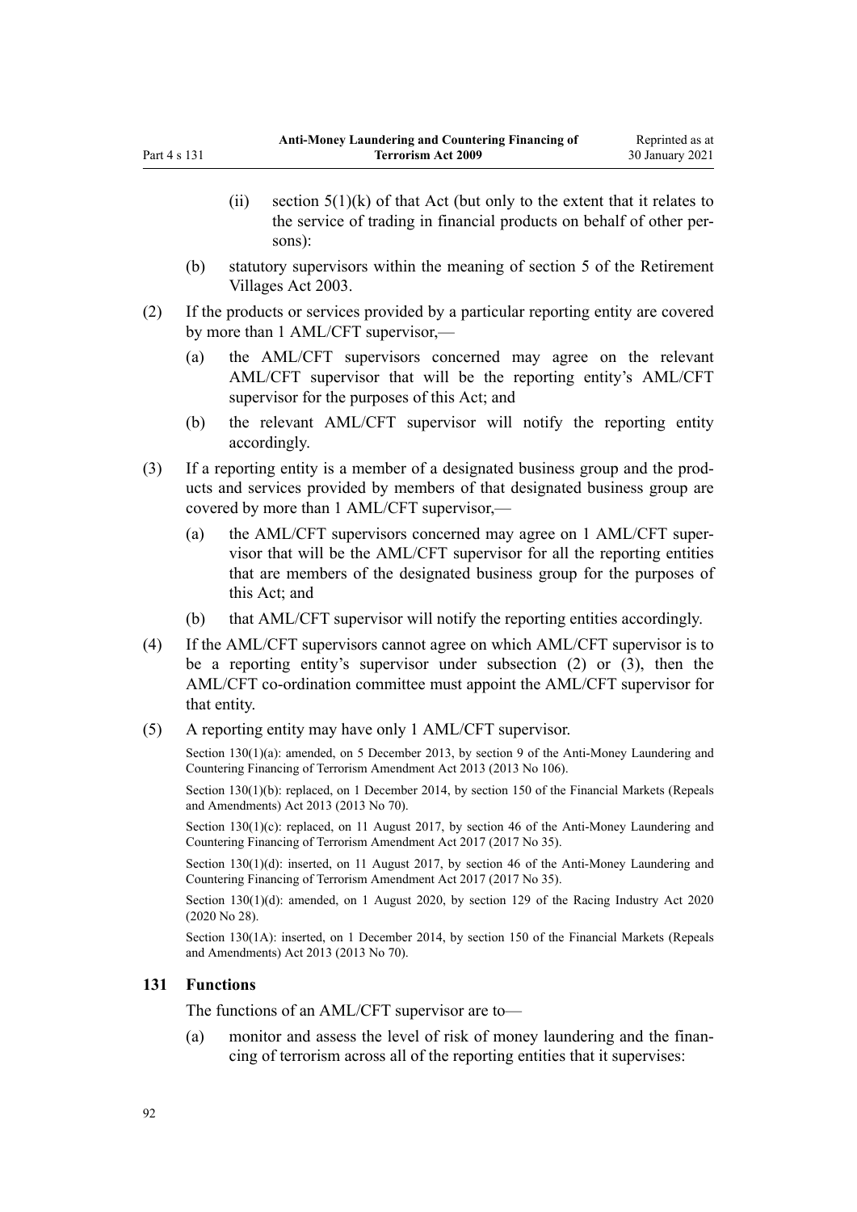(ii) section 5(1)(k) of that Act (but only to the extent that it relates to the service of trading in financial products on behalf of other persons):

(b) statutory supervisors within the meaning of section 5 of the Retirement Villages Act 2003.

(2) If the products or services provided by a particular reporting entity are covered by more than 1 AML/CFT supervisor,—

(a) the AML/CFT supervisors concerned may agree on the relevant AML/CFT supervisor that will be the reporting entity's AML/CFT supervisor for the purposes of this Act; and

(b) the relevant AML/CFT supervisor will notify the reporting entity accordingly.

(3) If a reporting entity is a member of a designated business group and the products and services provided by members of that designated business group are covered by more than 1 AML/CFT supervisor,—

(a) the AML/CFT supervisors concerned may agree on 1 AML/CFT supervisor that will be the AML/CFT supervisor for all the reporting entities that are members of the designated business group for the purposes of this Act; and

(b) that AML/CFT supervisor will notify the reporting entities accordingly.

(4) If the AML/CFT supervisors cannot agree on which AML/CFT supervisor is to be a reporting entity's supervisor under subsection (2) or (3), then the AML/CFT co-ordination committee must appoint the AML/CFT supervisor for that entity.

(5) A reporting entity may have only 1 AML/CFT supervisor.

Section 130(1)(a): amended, on 5 December 2013, by section 9 of the Anti-Money Laundering and Countering Financing of Terrorism Amendment Act 2013 (2013 No 106).

Section 130(1)(b): replaced, on 1 December 2014, by section 150 of the Financial Markets (Repeals and Amendments) Act 2013 (2013 No 70).

Section 130(1)(c): replaced, on 11 August 2017, by section 46 of the Anti-Money Laundering and Countering Financing of Terrorism Amendment Act 2017 (2017 No 35).

Section 130(1)(d): inserted, on 11 August 2017, by section 46 of the Anti-Money Laundering and Countering Financing of Terrorism Amendment Act 2017 (2017 No 35).

Section 130(1)(d): amended, on 1 August 2020, by section 129 of the Racing Industry Act 2020 (2020 No 28).

Section 130(1A): inserted, on 1 December 2014, by section 150 of the Financial Markets (Repeals and Amendments) Act 2013 (2013 No 70).

### 131 Functions

The functions of an AML/CFT supervisor are to—

(a) monitor and assess the level of risk of money laundering and the financing of terrorism across all of the reporting entities that it supervises: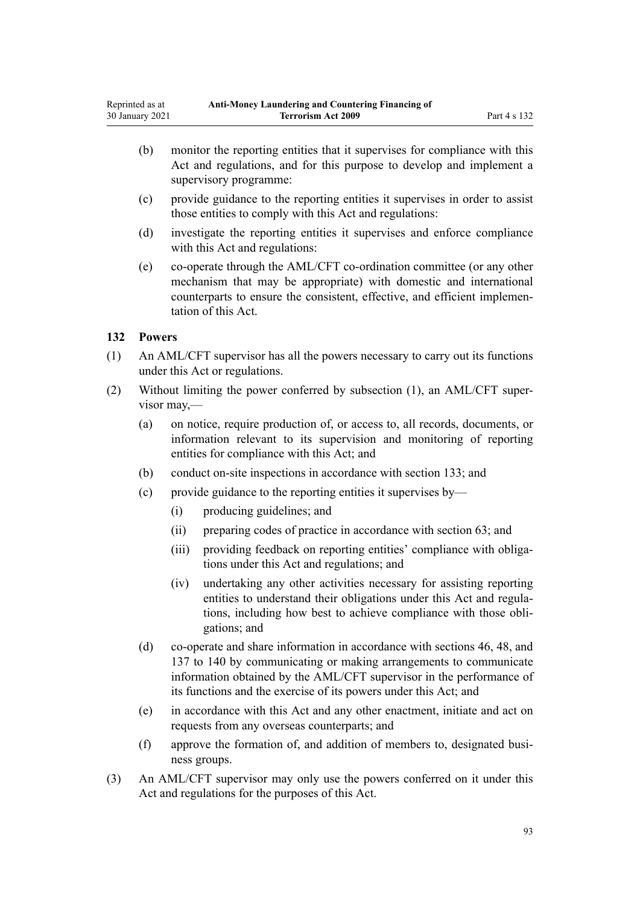(b) monitor the reporting entities that it supervises for compliance with this Act and regulations, and for this purpose to develop and implement a supervisory programme:

(c) provide guidance to the reporting entities it supervises in order to assist those entities to comply with this Act and regulations:

(d) investigate the reporting entities it supervises and enforce compliance with this Act and regulations:

(e) co-operate through the AML/CFT co-ordination committee (or any other mechanism that may be appropriate) with domestic and international counterparts to ensure the consistent, effective, and efficient implementation of this Act.

### 132 Powers

(1) An AML/CFT supervisor has all the powers necessary to carry out its functions under this Act or regulations.

(2) Without limiting the power conferred by subsection (1), an AML/CFT supervisor may,—

(a) on notice, require production of, or access to, all records, documents, or information relevant to its supervision and monitoring of reporting entities for compliance with this Act; and

(b) conduct on-site inspections in accordance with section 133; and

(c) provide guidance to the reporting entities it supervises by—

(i) producing guidelines; and

(ii) preparing codes of practice in accordance with section 63; and

(iii) providing feedback on reporting entities' compliance with obligations under this Act and regulations; and

(iv) undertaking any other activities necessary for assisting reporting entities to understand their obligations under this Act and regulations, including how best to achieve compliance with those obligations; and

(d) co-operate and share information in accordance with sections 46, 48, and 137 to 140 by communicating or making arrangements to communicate information obtained by the AML/CFT supervisor in the performance of its functions and the exercise of its powers under this Act; and

(e) in accordance with this Act and any other enactment, initiate and act on requests from any overseas counterparts; and

(f) approve the formation of, and addition of members to, designated business groups.

(3) An AML/CFT supervisor may only use the powers conferred on it under this Act and regulations for the purposes of this Act.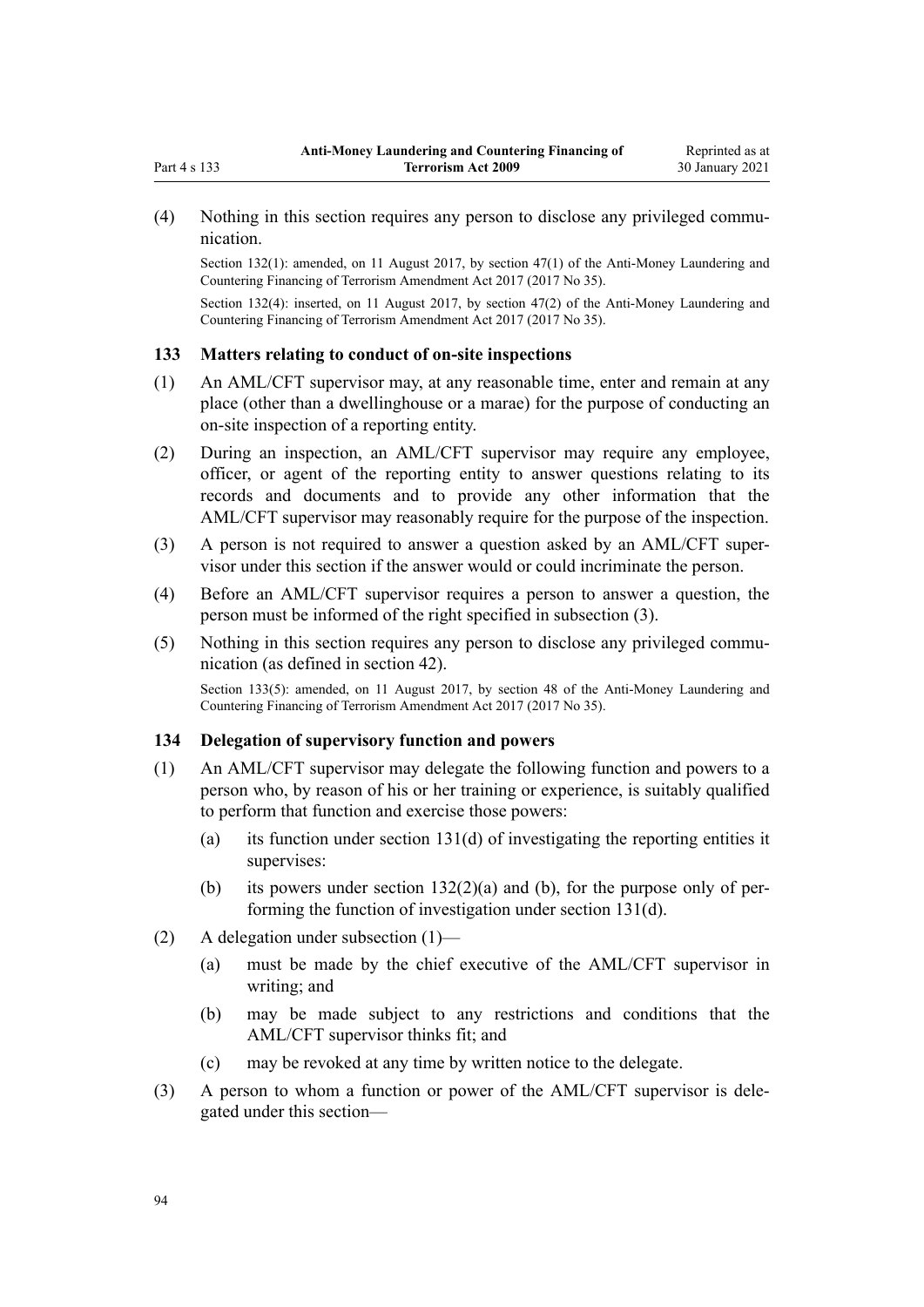(4) Nothing in this section requires any person to disclose any privileged communication.

Section 132(1): amended, on 11 August 2017, by section 47(1) of the Anti-Money Laundering and Countering Financing of Terrorism Amendment Act 2017 (2017 No 35).

Section 132(4): inserted, on 11 August 2017, by section 47(2) of the Anti-Money Laundering and Countering Financing of Terrorism Amendment Act 2017 (2017 No 35).

### 133 Matters relating to conduct of on-site inspections

(1) An AML/CFT supervisor may, at any reasonable time, enter and remain at any place (other than a dwellinghouse or a marae) for the purpose of conducting an on-site inspection of a reporting entity.

(2) During an inspection, an AML/CFT supervisor may require any employee, officer, or agent of the reporting entity to answer questions relating to its records and documents and to provide any other information that the AML/CFT supervisor may reasonably require for the purpose of the inspection.

(3) A person is not required to answer a question asked by an AML/CFT supervisor under this section if the answer would or could incriminate the person.

(4) Before an AML/CFT supervisor requires a person to answer a question, the person must be informed of the right specified in subsection (3).

(5) Nothing in this section requires any person to disclose any privileged communication (as defined in section 42).

Section 133(5): amended, on 11 August 2017, by section 48 of the Anti-Money Laundering and Countering Financing of Terrorism Amendment Act 2017 (2017 No 35).

### 134 Delegation of supervisory function and powers

(1) An AML/CFT supervisor may delegate the following function and powers to a person who, by reason of his or her training or experience, is suitably qualified to perform that function and exercise those powers:

- (a) its function under section 131(d) of investigating the reporting entities it supervises:
- (b) its powers under section 132(2)(a) and (b), for the purpose only of performing the function of investigation under section 131(d).

(2) A delegation under subsection (1)—

- (a) must be made by the chief executive of the AML/CFT supervisor in writing; and
- (b) may be made subject to any restrictions and conditions that the AML/CFT supervisor thinks fit; and
- (c) may be revoked at any time by written notice to the delegate.

(3) A person to whom a function or power of the AML/CFT supervisor is delegated under this section—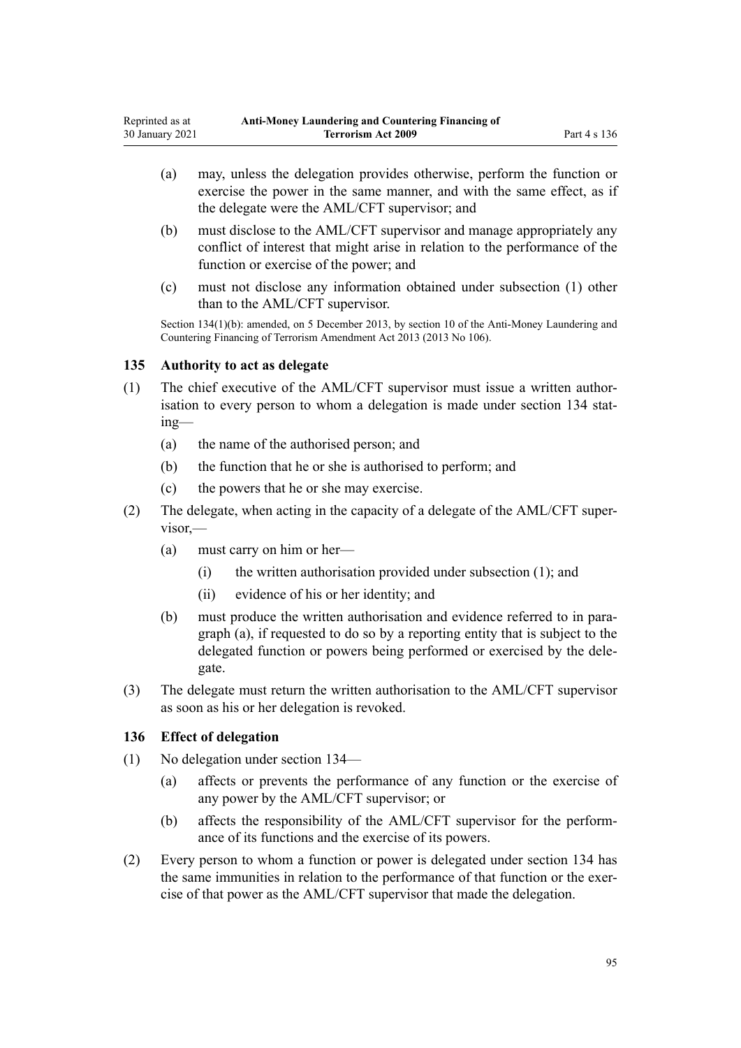(a) may, unless the delegation provides otherwise, perform the function or exercise the power in the same manner, and with the same effect, as if the delegate were the AML/CFT supervisor; and

(b) must disclose to the AML/CFT supervisor and manage appropriately any conflict of interest that might arise in relation to the performance of the function or exercise of the power; and

(c) must not disclose any information obtained under subsection (1) other than to the AML/CFT supervisor.

Section 134(1)(b): amended, on 5 December 2013, by section 10 of the Anti-Money Laundering and Countering Financing of Terrorism Amendment Act 2013 (2013 No 106).

### 135 Authority to act as delegate

(1) The chief executive of the AML/CFT supervisor must issue a written authorisation to every person to whom a delegation is made under section 134 stating—

(a) the name of the authorised person; and

(b) the function that he or she is authorised to perform; and

(c) the powers that he or she may exercise.

(2) The delegate, when acting in the capacity of a delegate of the AML/CFT supervisor,—

(a) must carry on him or her—

(i) the written authorisation provided under subsection (1); and

(ii) evidence of his or her identity; and

(b) must produce the written authorisation and evidence referred to in paragraph (a), if requested to do so by a reporting entity that is subject to the delegated function or powers being performed or exercised by the delegate.

(3) The delegate must return the written authorisation to the AML/CFT supervisor as soon as his or her delegation is revoked.

### 136 Effect of delegation

(1) No delegation under section 134—

(a) affects or prevents the performance of any function or the exercise of any power by the AML/CFT supervisor; or

(b) affects the responsibility of the AML/CFT supervisor for the performance of its functions and the exercise of its powers.

(2) Every person to whom a function or power is delegated under section 134 has the same immunities in relation to the performance of that function or the exercise of that power as the AML/CFT supervisor that made the delegation.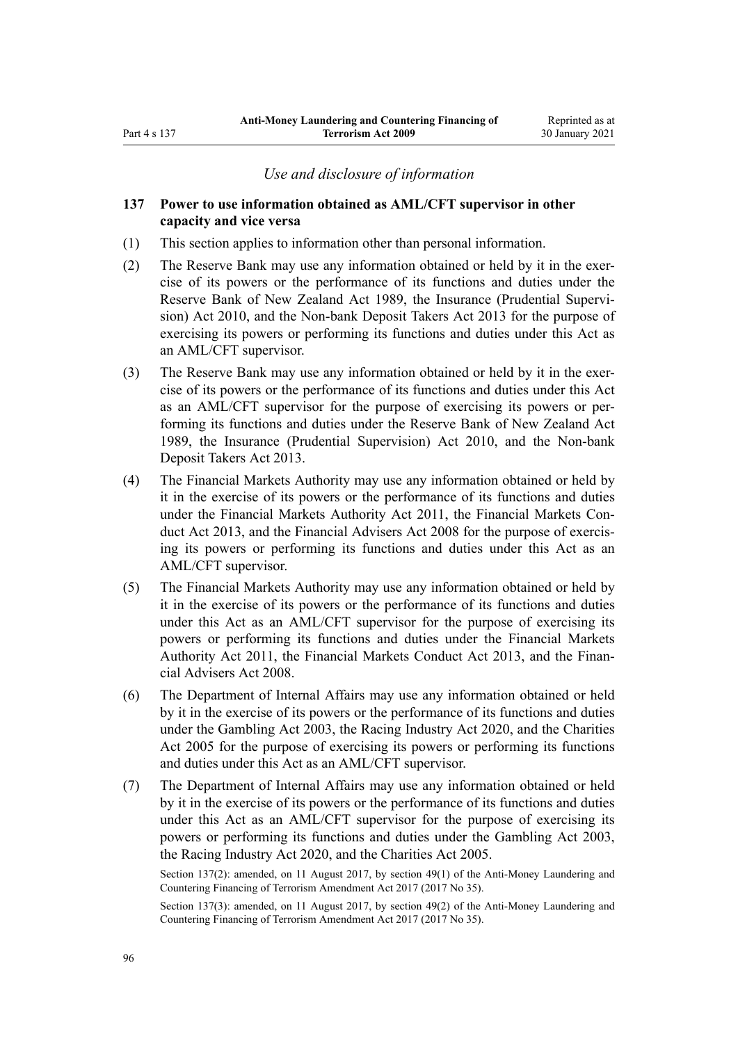### *Use and disclosure of information*

**137 Power to use information obtained as AML/CFT supervisor in other capacity and vice versa**

(1) This section applies to information other than personal information.

(2) The Reserve Bank may use any information obtained or held by it in the exercise of its powers or the performance of its functions and duties under the Reserve Bank of New Zealand Act 1989, the Insurance (Prudential Supervision) Act 2010, and the Non-bank Deposit Takers Act 2013 for the purpose of exercising its powers or performing its functions and duties under this Act as an AML/CFT supervisor.

(3) The Reserve Bank may use any information obtained or held by it in the exercise of its powers or the performance of its functions and duties under this Act as an AML/CFT supervisor for the purpose of exercising its powers or performing its functions and duties under the Reserve Bank of New Zealand Act 1989, the Insurance (Prudential Supervision) Act 2010, and the Non-bank Deposit Takers Act 2013.

(4) The Financial Markets Authority may use any information obtained or held by it in the exercise of its powers or the performance of its functions and duties under the Financial Markets Authority Act 2011, the Financial Markets Conduct Act 2013, and the Financial Advisers Act 2008 for the purpose of exercising its powers or performing its functions and duties under this Act as an AML/CFT supervisor.

(5) The Financial Markets Authority may use any information obtained or held by it in the exercise of its powers or the performance of its functions and duties under this Act as an AML/CFT supervisor for the purpose of exercising its powers or performing its functions and duties under the Financial Markets Authority Act 2011, the Financial Markets Conduct Act 2013, and the Financial Advisers Act 2008.

(6) The Department of Internal Affairs may use any information obtained or held by it in the exercise of its powers or the performance of its functions and duties under the Gambling Act 2003, the Racing Industry Act 2020, and the Charities Act 2005 for the purpose of exercising its powers or performing its functions and duties under this Act as an AML/CFT supervisor.

(7) The Department of Internal Affairs may use any information obtained or held by it in the exercise of its powers or the performance of its functions and duties under this Act as an AML/CFT supervisor for the purpose of exercising its powers or performing its functions and duties under the Gambling Act 2003, the Racing Industry Act 2020, and the Charities Act 2005.

Section 137(2): amended, on 11 August 2017, by section 49(1) of the Anti-Money Laundering and Countering Financing of Terrorism Amendment Act 2017 (2017 No 35).

Section 137(3): amended, on 11 August 2017, by section 49(2) of the Anti-Money Laundering and Countering Financing of Terrorism Amendment Act 2017 (2017 No 35).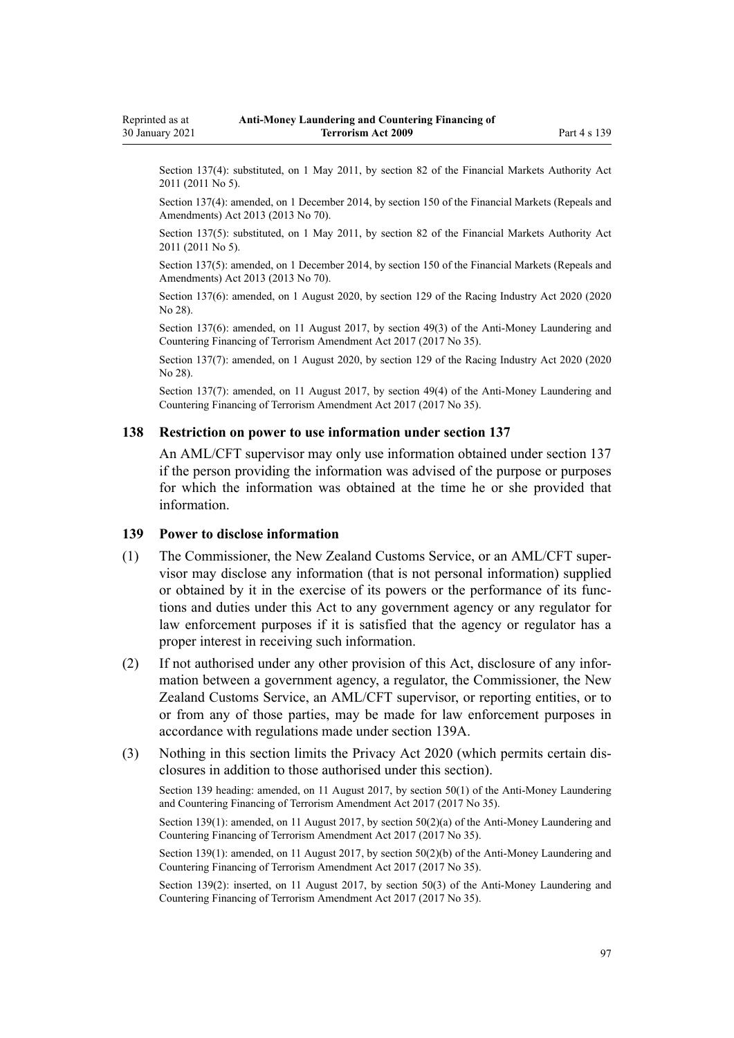Section 137(4): substituted, on 1 May 2011, by section 82 of the Financial Markets Authority Act 2011 (2011 No 5).

Section 137(4): amended, on 1 December 2014, by section 150 of the Financial Markets (Repeals and Amendments) Act 2013 (2013 No 70).

Section 137(5): substituted, on 1 May 2011, by section 82 of the Financial Markets Authority Act 2011 (2011 No 5).

Section 137(5): amended, on 1 December 2014, by section 150 of the Financial Markets (Repeals and Amendments) Act 2013 (2013 No 70).

Section 137(6): amended, on 1 August 2020, by section 129 of the Racing Industry Act 2020 (2020 No 28).

Section 137(6): amended, on 11 August 2017, by section 49(3) of the Anti-Money Laundering and Countering Financing of Terrorism Amendment Act 2017 (2017 No 35).

Section 137(7): amended, on 1 August 2020, by section 129 of the Racing Industry Act 2020 (2020 No 28).

Section 137(7): amended, on 11 August 2017, by section 49(4) of the Anti-Money Laundering and Countering Financing of Terrorism Amendment Act 2017 (2017 No 35).

### 138 Restriction on power to use information under section 137

An AML/CFT supervisor may only use information obtained under section 137 if the person providing the information was advised of the purpose or purposes for which the information was obtained at the time he or she provided that information.

### 139 Power to disclose information

(1) The Commissioner, the New Zealand Customs Service, or an AML/CFT supervisor may disclose any information (that is not personal information) supplied or obtained by it in the exercise of its powers or the performance of its functions and duties under this Act to any government agency or any regulator for law enforcement purposes if it is satisfied that the agency or regulator has a proper interest in receiving such information.

(2) If not authorised under any other provision of this Act, disclosure of any information between a government agency, a regulator, the Commissioner, the New Zealand Customs Service, an AML/CFT supervisor, or reporting entities, or to or from any of those parties, may be made for law enforcement purposes in accordance with regulations made under section 139A.

(3) Nothing in this section limits the Privacy Act 2020 (which permits certain disclosures in addition to those authorised under this section).

Section 139 heading: amended, on 11 August 2017, by section 50(1) of the Anti-Money Laundering and Countering Financing of Terrorism Amendment Act 2017 (2017 No 35).

Section 139(1): amended, on 11 August 2017, by section 50(2)(a) of the Anti-Money Laundering and Countering Financing of Terrorism Amendment Act 2017 (2017 No 35).

Section 139(1): amended, on 11 August 2017, by section 50(2)(b) of the Anti-Money Laundering and Countering Financing of Terrorism Amendment Act 2017 (2017 No 35).

Section 139(2): inserted, on 11 August 2017, by section 50(3) of the Anti-Money Laundering and Countering Financing of Terrorism Amendment Act 2017 (2017 No 35).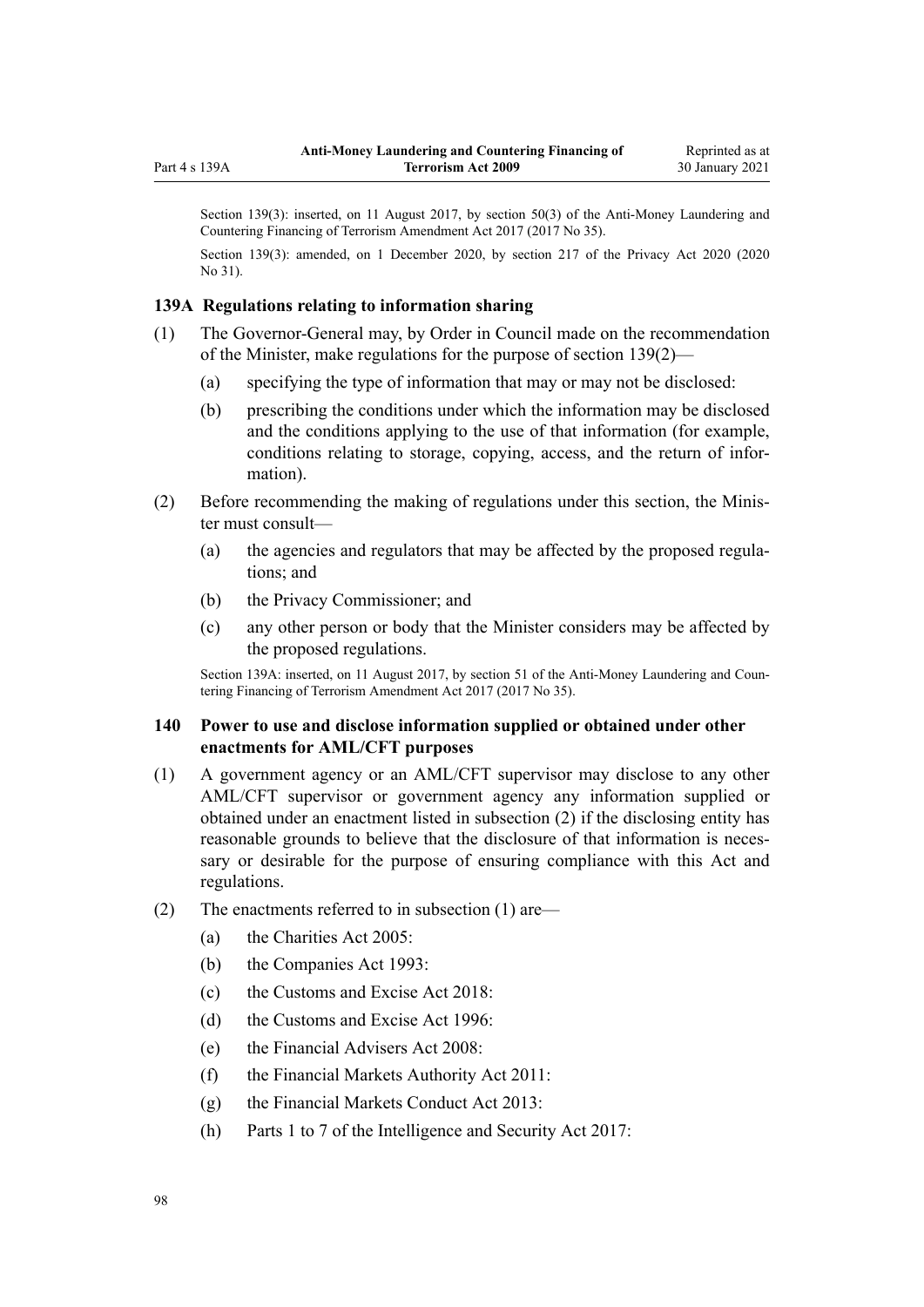Section 139(3): inserted, on 11 August 2017, by section 50(3) of the Anti-Money Laundering and Countering Financing of Terrorism Amendment Act 2017 (2017 No 35).

Section 139(3): amended, on 1 December 2020, by section 217 of the Privacy Act 2020 (2020 No 31).

### 139A Regulations relating to information sharing

(1) The Governor-General may, by Order in Council made on the recommendation of the Minister, make regulations for the purpose of section 139(2)—

- (a) specifying the type of information that may or may not be disclosed:
- (b) prescribing the conditions under which the information may be disclosed and the conditions applying to the use of that information (for example, conditions relating to storage, copying, access, and the return of information).

(2) Before recommending the making of regulations under this section, the Minister must consult—

- (a) the agencies and regulators that may be affected by the proposed regulations; and
- (b) the Privacy Commissioner; and
- (c) any other person or body that the Minister considers may be affected by the proposed regulations.

Section 139A: inserted, on 11 August 2017, by section 51 of the Anti-Money Laundering and Countering Financing of Terrorism Amendment Act 2017 (2017 No 35).

### 140 Power to use and disclose information supplied or obtained under other enactments for AML/CFT purposes

(1) A government agency or an AML/CFT supervisor may disclose to any other AML/CFT supervisor or government agency any information supplied or obtained under an enactment listed in subsection (2) if the disclosing entity has reasonable grounds to believe that the disclosure of that information is necessary or desirable for the purpose of ensuring compliance with this Act and regulations.

(2) The enactments referred to in subsection (1) are—

- (a) the Charities Act 2005:
- (b) the Companies Act 1993:
- (c) the Customs and Excise Act 2018:
- (d) the Customs and Excise Act 1996:
- (e) the Financial Advisers Act 2008:
- (f) the Financial Markets Authority Act 2011:
- (g) the Financial Markets Conduct Act 2013:
- (h) Parts 1 to 7 of the Intelligence and Security Act 2017: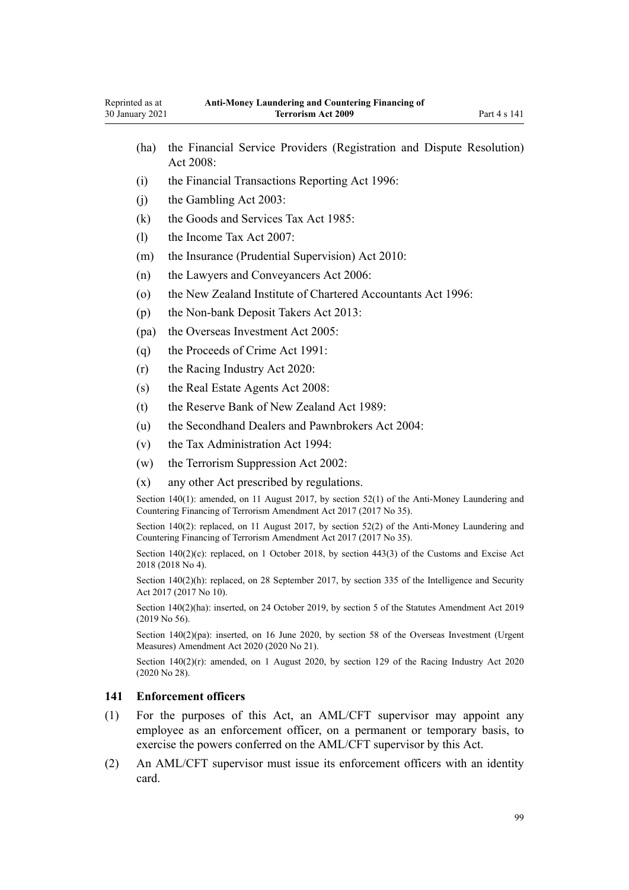(ha) the Financial Service Providers (Registration and Dispute Resolution) Act 2008:

(i) the Financial Transactions Reporting Act 1996:

(j) the Gambling Act 2003:

(k) the Goods and Services Tax Act 1985:

(l) the Income Tax Act 2007:

(m) the Insurance (Prudential Supervision) Act 2010:

(n) the Lawyers and Conveyancers Act 2006:

(o) the New Zealand Institute of Chartered Accountants Act 1996:

(p) the Non-bank Deposit Takers Act 2013:

(pa) the Overseas Investment Act 2005:

(q) the Proceeds of Crime Act 1991:

(r) the Racing Industry Act 2020:

(s) the Real Estate Agents Act 2008:

(t) the Reserve Bank of New Zealand Act 1989:

(u) the Secondhand Dealers and Pawnbrokers Act 2004:

(v) the Tax Administration Act 1994:

(w) the Terrorism Suppression Act 2002:

(x) any other Act prescribed by regulations.

Section 140(1): amended, on 11 August 2017, by section 52(1) of the Anti-Money Laundering and Countering Financing of Terrorism Amendment Act 2017 (2017 No 35).

Section 140(2): replaced, on 11 August 2017, by section 52(2) of the Anti-Money Laundering and Countering Financing of Terrorism Amendment Act 2017 (2017 No 35).

Section 140(2)(c): replaced, on 1 October 2018, by section 443(3) of the Customs and Excise Act 2018 (2018 No 4).

Section 140(2)(h): replaced, on 28 September 2017, by section 335 of the Intelligence and Security Act 2017 (2017 No 10).

Section 140(2)(ha): inserted, on 24 October 2019, by section 5 of the Statutes Amendment Act 2019 (2019 No 56).

Section 140(2)(pa): inserted, on 16 June 2020, by section 58 of the Overseas Investment (Urgent Measures) Amendment Act 2020 (2020 No 21).

Section 140(2)(r): amended, on 1 August 2020, by section 129 of the Racing Industry Act 2020 (2020 No 28).

### 141 Enforcement officers

(1) For the purposes of this Act, an AML/CFT supervisor may appoint any employee as an enforcement officer, on a permanent or temporary basis, to exercise the powers conferred on the AML/CFT supervisor by this Act.

(2) An AML/CFT supervisor must issue its enforcement officers with an identity card.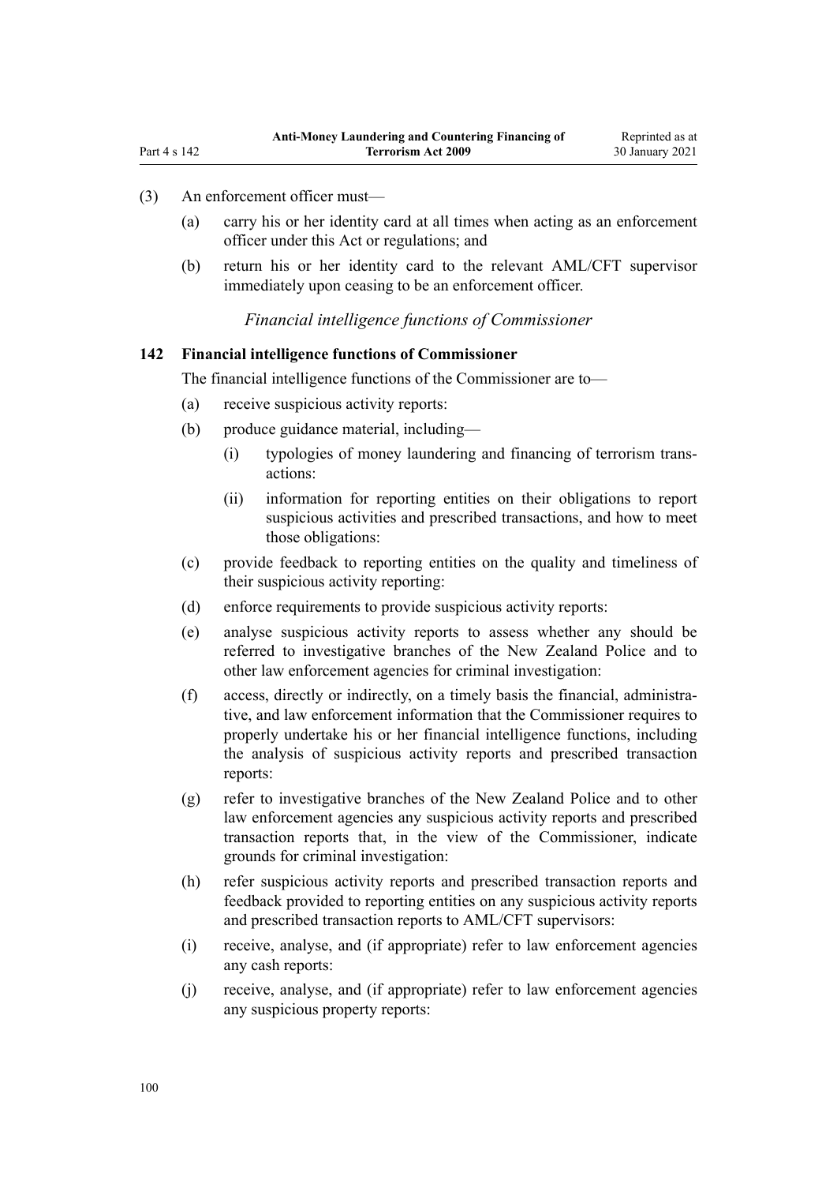(3) An enforcement officer must—

(a) carry his or her identity card at all times when acting as an enforcement officer under this Act or regulations; and

(b) return his or her identity card to the relevant AML/CFT supervisor immediately upon ceasing to be an enforcement officer.

*Financial intelligence functions of Commissioner*

### 142 Financial intelligence functions of Commissioner

The financial intelligence functions of the Commissioner are to—

(a) receive suspicious activity reports:

(b) produce guidance material, including—

(i) typologies of money laundering and financing of terrorism transactions:

(ii) information for reporting entities on their obligations to report suspicious activities and prescribed transactions, and how to meet those obligations:

(c) provide feedback to reporting entities on the quality and timeliness of their suspicious activity reporting:

(d) enforce requirements to provide suspicious activity reports:

(e) analyse suspicious activity reports to assess whether any should be referred to investigative branches of the New Zealand Police and to other law enforcement agencies for criminal investigation:

(f) access, directly or indirectly, on a timely basis the financial, administrative, and law enforcement information that the Commissioner requires to properly undertake his or her financial intelligence functions, including the analysis of suspicious activity reports and prescribed transaction reports:

(g) refer to investigative branches of the New Zealand Police and to other law enforcement agencies any suspicious activity reports and prescribed transaction reports that, in the view of the Commissioner, indicate grounds for criminal investigation:

(h) refer suspicious activity reports and prescribed transaction reports and feedback provided to reporting entities on any suspicious activity reports and prescribed transaction reports to AML/CFT supervisors:

(i) receive, analyse, and (if appropriate) refer to law enforcement agencies any cash reports:

(j) receive, analyse, and (if appropriate) refer to law enforcement agencies any suspicious property reports: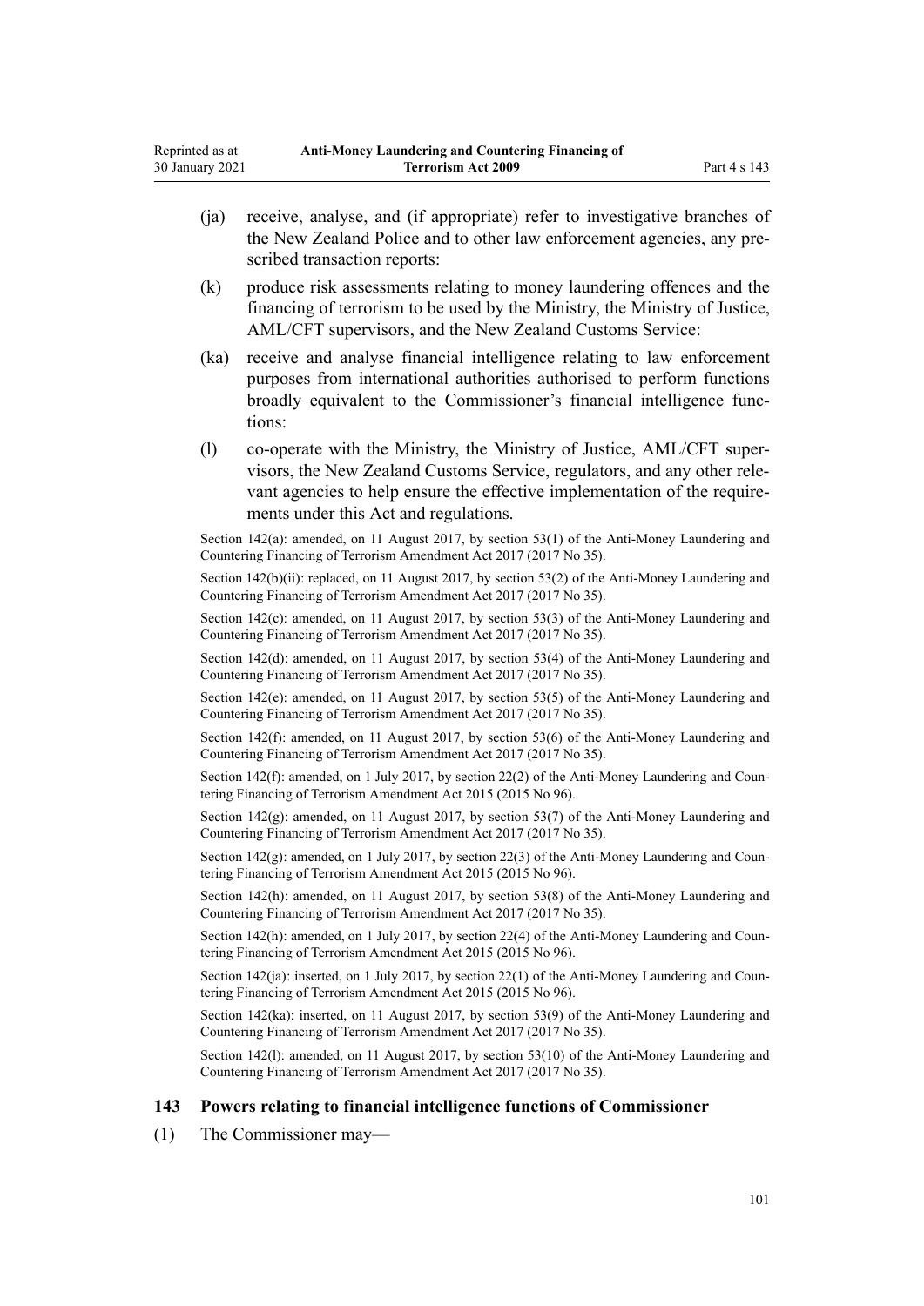(ja) receive, analyse, and (if appropriate) refer to investigative branches of the New Zealand Police and to other law enforcement agencies, any prescribed transaction reports:

(k) produce risk assessments relating to money laundering offences and the financing of terrorism to be used by the Ministry, the Ministry of Justice, AML/CFT supervisors, and the New Zealand Customs Service:

(ka) receive and analyse financial intelligence relating to law enforcement purposes from international authorities authorised to perform functions broadly equivalent to the Commissioner's financial intelligence functions:

(l) co-operate with the Ministry, the Ministry of Justice, AML/CFT supervisors, the New Zealand Customs Service, regulators, and any other relevant agencies to help ensure the effective implementation of the requirements under this Act and regulations.

Section 142(a): amended, on 11 August 2017, by section 53(1) of the Anti-Money Laundering and Countering Financing of Terrorism Amendment Act 2017 (2017 No 35).

Section 142(b)(ii): replaced, on 11 August 2017, by section 53(2) of the Anti-Money Laundering and Countering Financing of Terrorism Amendment Act 2017 (2017 No 35).

Section 142(c): amended, on 11 August 2017, by section 53(3) of the Anti-Money Laundering and Countering Financing of Terrorism Amendment Act 2017 (2017 No 35).

Section 142(d): amended, on 11 August 2017, by section 53(4) of the Anti-Money Laundering and Countering Financing of Terrorism Amendment Act 2017 (2017 No 35).

Section 142(e): amended, on 11 August 2017, by section 53(5) of the Anti-Money Laundering and Countering Financing of Terrorism Amendment Act 2017 (2017 No 35).

Section 142(f): amended, on 11 August 2017, by section 53(6) of the Anti-Money Laundering and Countering Financing of Terrorism Amendment Act 2017 (2017 No 35).

Section 142(f): amended, on 1 July 2017, by section 22(2) of the Anti-Money Laundering and Countering Financing of Terrorism Amendment Act 2015 (2015 No 96).

Section 142(g): amended, on 11 August 2017, by section 53(7) of the Anti-Money Laundering and Countering Financing of Terrorism Amendment Act 2017 (2017 No 35).

Section 142(g): amended, on 1 July 2017, by section 22(3) of the Anti-Money Laundering and Countering Financing of Terrorism Amendment Act 2015 (2015 No 96).

Section 142(h): amended, on 11 August 2017, by section 53(8) of the Anti-Money Laundering and Countering Financing of Terrorism Amendment Act 2017 (2017 No 35).

Section 142(h): amended, on 1 July 2017, by section 22(4) of the Anti-Money Laundering and Countering Financing of Terrorism Amendment Act 2015 (2015 No 96).

Section 142(ja): inserted, on 1 July 2017, by section 22(1) of the Anti-Money Laundering and Countering Financing of Terrorism Amendment Act 2015 (2015 No 96).

Section 142(ka): inserted, on 11 August 2017, by section 53(9) of the Anti-Money Laundering and Countering Financing of Terrorism Amendment Act 2017 (2017 No 35).

Section 142(l): amended, on 11 August 2017, by section 53(10) of the Anti-Money Laundering and Countering Financing of Terrorism Amendment Act 2017 (2017 No 35).

### 143 Powers relating to financial intelligence functions of Commissioner

(1) The Commissioner may—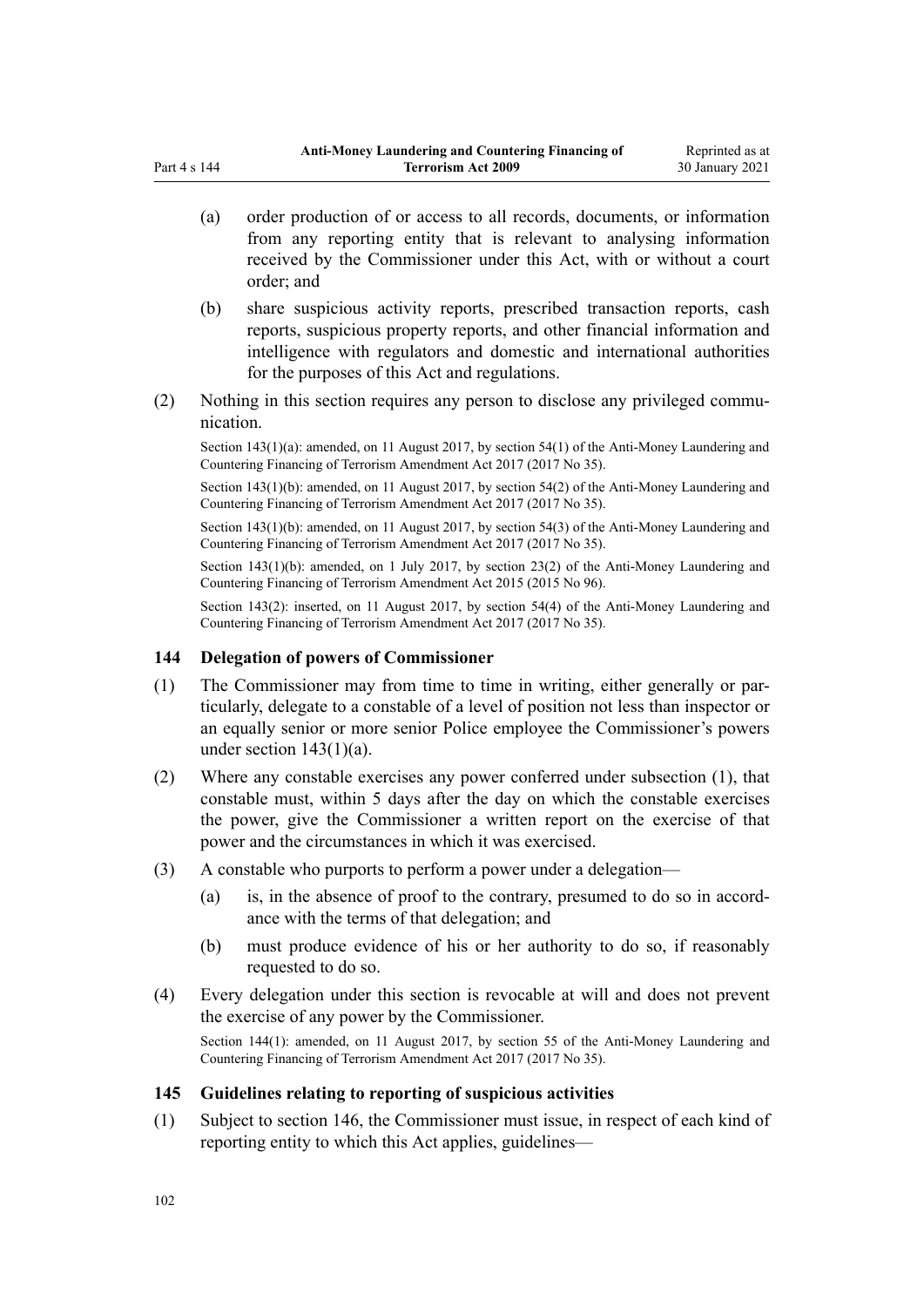(a) order production of or access to all records, documents, or information from any reporting entity that is relevant to analysing information received by the Commissioner under this Act, with or without a court order; and

(b) share suspicious activity reports, prescribed transaction reports, cash reports, suspicious property reports, and other financial information and intelligence with regulators and domestic and international authorities for the purposes of this Act and regulations.

(2) Nothing in this section requires any person to disclose any privileged communication.

Section 143(1)(a): amended, on 11 August 2017, by section 54(1) of the Anti-Money Laundering and Countering Financing of Terrorism Amendment Act 2017 (2017 No 35).

Section 143(1)(b): amended, on 11 August 2017, by section 54(2) of the Anti-Money Laundering and Countering Financing of Terrorism Amendment Act 2017 (2017 No 35).

Section 143(1)(b): amended, on 11 August 2017, by section 54(3) of the Anti-Money Laundering and Countering Financing of Terrorism Amendment Act 2017 (2017 No 35).

Section 143(1)(b): amended, on 1 July 2017, by section 23(2) of the Anti-Money Laundering and Countering Financing of Terrorism Amendment Act 2015 (2015 No 96).

Section 143(2): inserted, on 11 August 2017, by section 54(4) of the Anti-Money Laundering and Countering Financing of Terrorism Amendment Act 2017 (2017 No 35).

### 144 Delegation of powers of Commissioner

(1) The Commissioner may from time to time in writing, either generally or particularly, delegate to a constable of a level of position not less than inspector or an equally senior or more senior Police employee the Commissioner's powers under section 143(1)(a).

(2) Where any constable exercises any power conferred under subsection (1), that constable must, within 5 days after the day on which the constable exercises the power, give the Commissioner a written report on the exercise of that power and the circumstances in which it was exercised.

(3) A constable who purports to perform a power under a delegation—

(a) is, in the absence of proof to the contrary, presumed to do so in accordance with the terms of that delegation; and

(b) must produce evidence of his or her authority to do so, if reasonably requested to do so.

(4) Every delegation under this section is revocable at will and does not prevent the exercise of any power by the Commissioner.

Section 144(1): amended, on 11 August 2017, by section 55 of the Anti-Money Laundering and Countering Financing of Terrorism Amendment Act 2017 (2017 No 35).

### 145 Guidelines relating to reporting of suspicious activities

(1) Subject to section 146, the Commissioner must issue, in respect of each kind of reporting entity to which this Act applies, guidelines—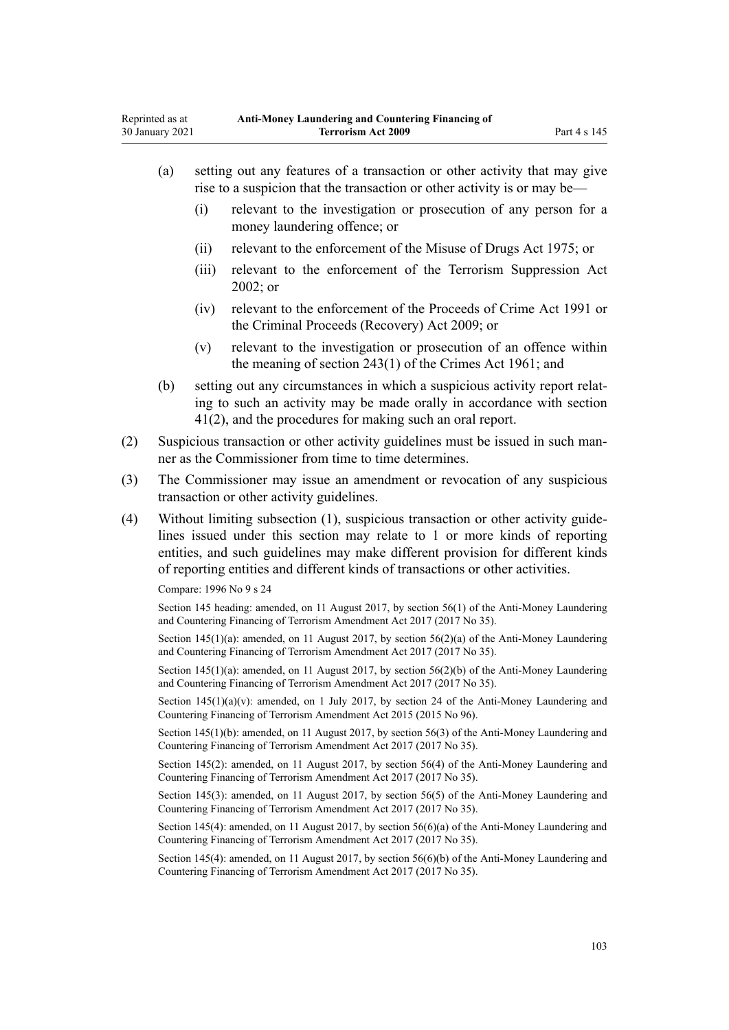(a) setting out any features of a transaction or other activity that may give rise to a suspicion that the transaction or other activity is or may be—

   (i) relevant to the investigation or prosecution of any person for a money laundering offence; or

   (ii) relevant to the enforcement of the Misuse of Drugs Act 1975; or

   (iii) relevant to the enforcement of the Terrorism Suppression Act 2002; or

   (iv) relevant to the enforcement of the Proceeds of Crime Act 1991 or the Criminal Proceeds (Recovery) Act 2009; or

   (v) relevant to the investigation or prosecution of an offence within the meaning of section 243(1) of the Crimes Act 1961; and

(b) setting out any circumstances in which a suspicious activity report relating to such an activity may be made orally in accordance with section 41(2), and the procedures for making such an oral report.

(2) Suspicious transaction or other activity guidelines must be issued in such manner as the Commissioner from time to time determines.

(3) The Commissioner may issue an amendment or revocation of any suspicious transaction or other activity guidelines.

(4) Without limiting subsection (1), suspicious transaction or other activity guidelines issued under this section may relate to 1 or more kinds of reporting entities, and such guidelines may make different provision for different kinds of reporting entities and different kinds of transactions or other activities.

Compare: 1996 No 9 s 24

Section 145 heading: amended, on 11 August 2017, by section 56(1) of the Anti-Money Laundering and Countering Financing of Terrorism Amendment Act 2017 (2017 No 35).

Section 145(1)(a): amended, on 11 August 2017, by section 56(2)(a) of the Anti-Money Laundering and Countering Financing of Terrorism Amendment Act 2017 (2017 No 35).

Section 145(1)(a): amended, on 11 August 2017, by section 56(2)(b) of the Anti-Money Laundering and Countering Financing of Terrorism Amendment Act 2017 (2017 No 35).

Section 145(1)(a)(v): amended, on 1 July 2017, by section 24 of the Anti-Money Laundering and Countering Financing of Terrorism Amendment Act 2015 (2015 No 96).

Section 145(1)(b): amended, on 11 August 2017, by section 56(3) of the Anti-Money Laundering and Countering Financing of Terrorism Amendment Act 2017 (2017 No 35).

Section 145(2): amended, on 11 August 2017, by section 56(4) of the Anti-Money Laundering and Countering Financing of Terrorism Amendment Act 2017 (2017 No 35).

Section 145(3): amended, on 11 August 2017, by section 56(5) of the Anti-Money Laundering and Countering Financing of Terrorism Amendment Act 2017 (2017 No 35).

Section 145(4): amended, on 11 August 2017, by section 56(6)(a) of the Anti-Money Laundering and Countering Financing of Terrorism Amendment Act 2017 (2017 No 35).

Section 145(4): amended, on 11 August 2017, by section 56(6)(b) of the Anti-Money Laundering and Countering Financing of Terrorism Amendment Act 2017 (2017 No 35).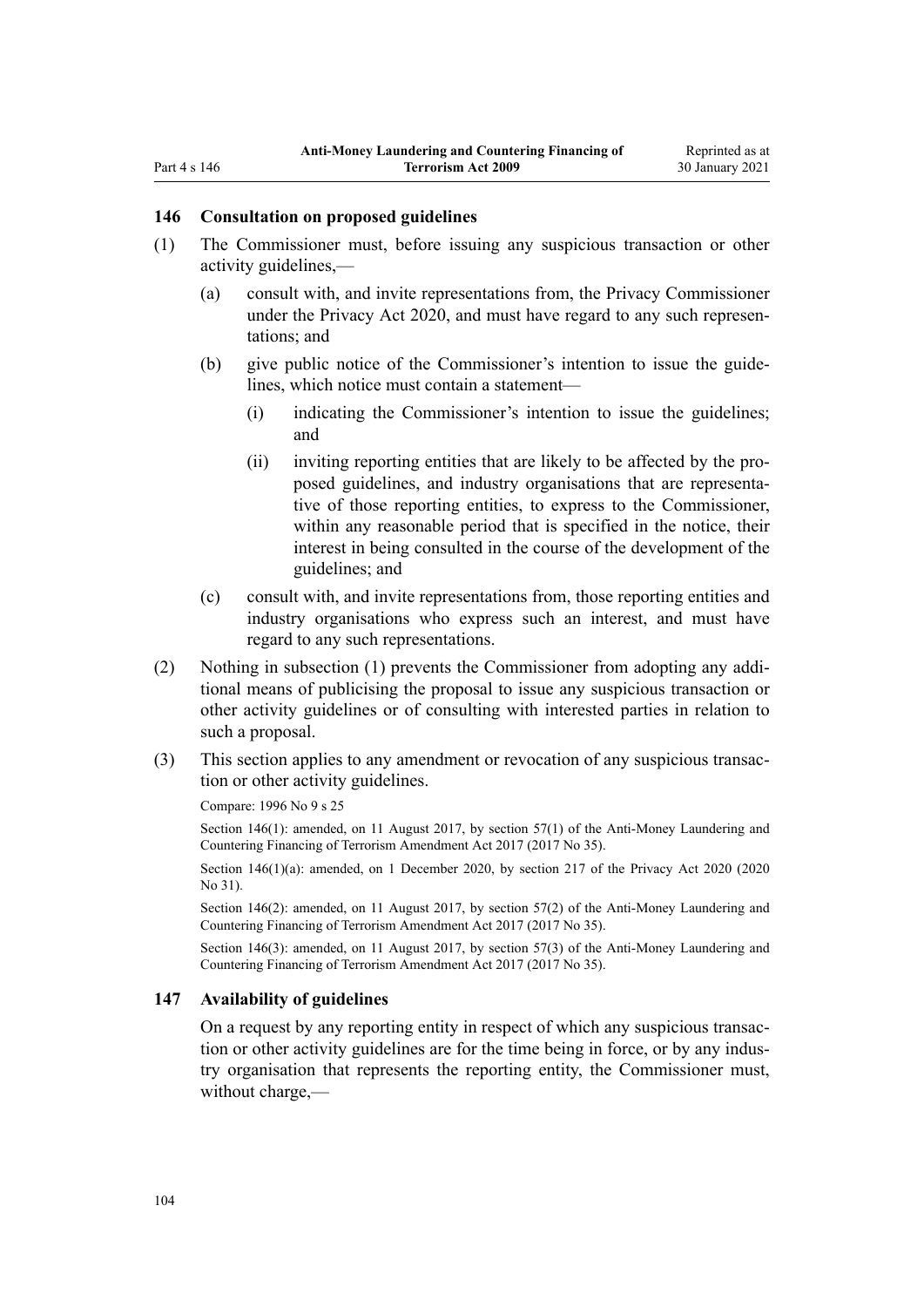### 146 Consultation on proposed guidelines

(1) The Commissioner must, before issuing any suspicious transaction or other activity guidelines,—

(a) consult with, and invite representations from, the Privacy Commissioner under the Privacy Act 2020, and must have regard to any such representations; and

(b) give public notice of the Commissioner's intention to issue the guidelines, which notice must contain a statement—

(i) indicating the Commissioner's intention to issue the guidelines; and

(ii) inviting reporting entities that are likely to be affected by the proposed guidelines, and industry organisations that are representative of those reporting entities, to express to the Commissioner, within any reasonable period that is specified in the notice, their interest in being consulted in the course of the development of the guidelines; and

(c) consult with, and invite representations from, those reporting entities and industry organisations who express such an interest, and must have regard to any such representations.

(2) Nothing in subsection (1) prevents the Commissioner from adopting any additional means of publicising the proposal to issue any suspicious transaction or other activity guidelines or of consulting with interested parties in relation to such a proposal.

(3) This section applies to any amendment or revocation of any suspicious transaction or other activity guidelines.

Compare: 1996 No 9 s 25

Section 146(1): amended, on 11 August 2017, by section 57(1) of the Anti-Money Laundering and Countering Financing of Terrorism Amendment Act 2017 (2017 No 35).

Section 146(1)(a): amended, on 1 December 2020, by section 217 of the Privacy Act 2020 (2020 No 31).

Section 146(2): amended, on 11 August 2017, by section 57(2) of the Anti-Money Laundering and Countering Financing of Terrorism Amendment Act 2017 (2017 No 35).

Section 146(3): amended, on 11 August 2017, by section 57(3) of the Anti-Money Laundering and Countering Financing of Terrorism Amendment Act 2017 (2017 No 35).

### 147 Availability of guidelines

On a request by any reporting entity in respect of which any suspicious transaction or other activity guidelines are for the time being in force, or by any industry organisation that represents the reporting entity, the Commissioner must, without charge,—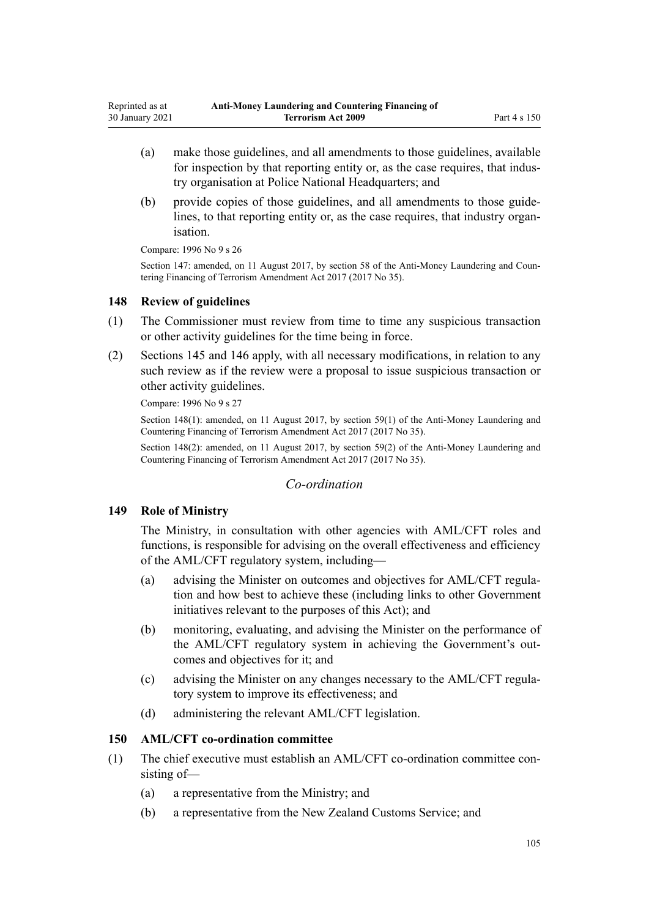(a) make those guidelines, and all amendments to those guidelines, available for inspection by that reporting entity or, as the case requires, that industry organisation at Police National Headquarters; and

(b) provide copies of those guidelines, and all amendments to those guidelines, to that reporting entity or, as the case requires, that industry organisation.

Compare: 1996 No 9 s 26

Section 147: amended, on 11 August 2017, by section 58 of the Anti-Money Laundering and Countering Financing of Terrorism Amendment Act 2017 (2017 No 35).

### 148 Review of guidelines

(1) The Commissioner must review from time to time any suspicious transaction or other activity guidelines for the time being in force.

(2) Sections 145 and 146 apply, with all necessary modifications, in relation to any such review as if the review were a proposal to issue suspicious transaction or other activity guidelines.

Compare: 1996 No 9 s 27

Section 148(1): amended, on 11 August 2017, by section 59(1) of the Anti-Money Laundering and Countering Financing of Terrorism Amendment Act 2017 (2017 No 35).

Section 148(2): amended, on 11 August 2017, by section 59(2) of the Anti-Money Laundering and Countering Financing of Terrorism Amendment Act 2017 (2017 No 35).

## *Co-ordination*

### 149 Role of Ministry

The Ministry, in consultation with other agencies with AML/CFT roles and functions, is responsible for advising on the overall effectiveness and efficiency of the AML/CFT regulatory system, including—

(a) advising the Minister on outcomes and objectives for AML/CFT regulation and how best to achieve these (including links to other Government initiatives relevant to the purposes of this Act); and

(b) monitoring, evaluating, and advising the Minister on the performance of the AML/CFT regulatory system in achieving the Government's outcomes and objectives for it; and

(c) advising the Minister on any changes necessary to the AML/CFT regulatory system to improve its effectiveness; and

(d) administering the relevant AML/CFT legislation.

### 150 AML/CFT co-ordination committee

(1) The chief executive must establish an AML/CFT co-ordination committee consisting of—

(a) a representative from the Ministry; and

(b) a representative from the New Zealand Customs Service; and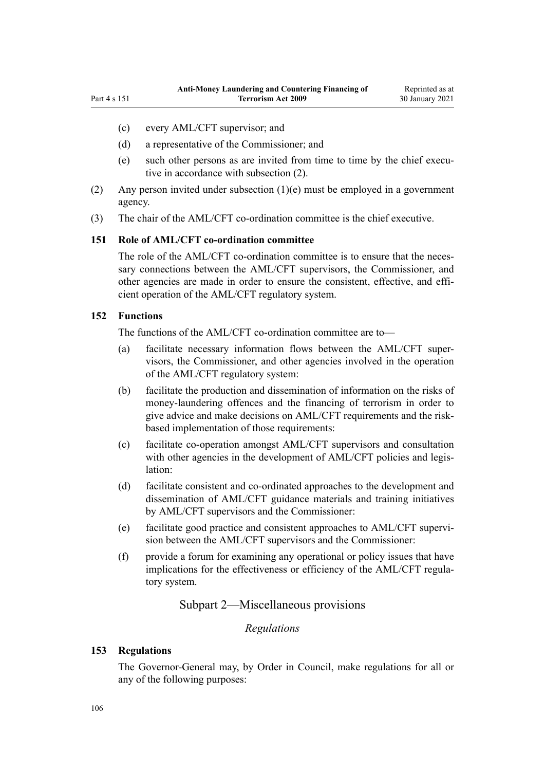(c) every AML/CFT supervisor; and

(d) a representative of the Commissioner; and

(e) such other persons as are invited from time to time by the chief executive in accordance with subsection (2).

(2) Any person invited under subsection (1)(e) must be employed in a government agency.

(3) The chair of the AML/CFT co-ordination committee is the chief executive.

### 151 Role of AML/CFT co-ordination committee

The role of the AML/CFT co-ordination committee is to ensure that the necessary connections between the AML/CFT supervisors, the Commissioner, and other agencies are made in order to ensure the consistent, effective, and efficient operation of the AML/CFT regulatory system.

### 152 Functions

The functions of the AML/CFT co-ordination committee are to—

(a) facilitate necessary information flows between the AML/CFT supervisors, the Commissioner, and other agencies involved in the operation of the AML/CFT regulatory system:

(b) facilitate the production and dissemination of information on the risks of money-laundering offences and the financing of terrorism in order to give advice and make decisions on AML/CFT requirements and the risk-based implementation of those requirements:

(c) facilitate co-operation amongst AML/CFT supervisors and consultation with other agencies in the development of AML/CFT policies and legislation:

(d) facilitate consistent and co-ordinated approaches to the development and dissemination of AML/CFT guidance materials and training initiatives by AML/CFT supervisors and the Commissioner:

(e) facilitate good practice and consistent approaches to AML/CFT supervision between the AML/CFT supervisors and the Commissioner:

(f) provide a forum for examining any operational or policy issues that have implications for the effectiveness or efficiency of the AML/CFT regulatory system.

## Subpart 2—Miscellaneous provisions

*Regulations*

### 153 Regulations

The Governor-General may, by Order in Council, make regulations for all or any of the following purposes: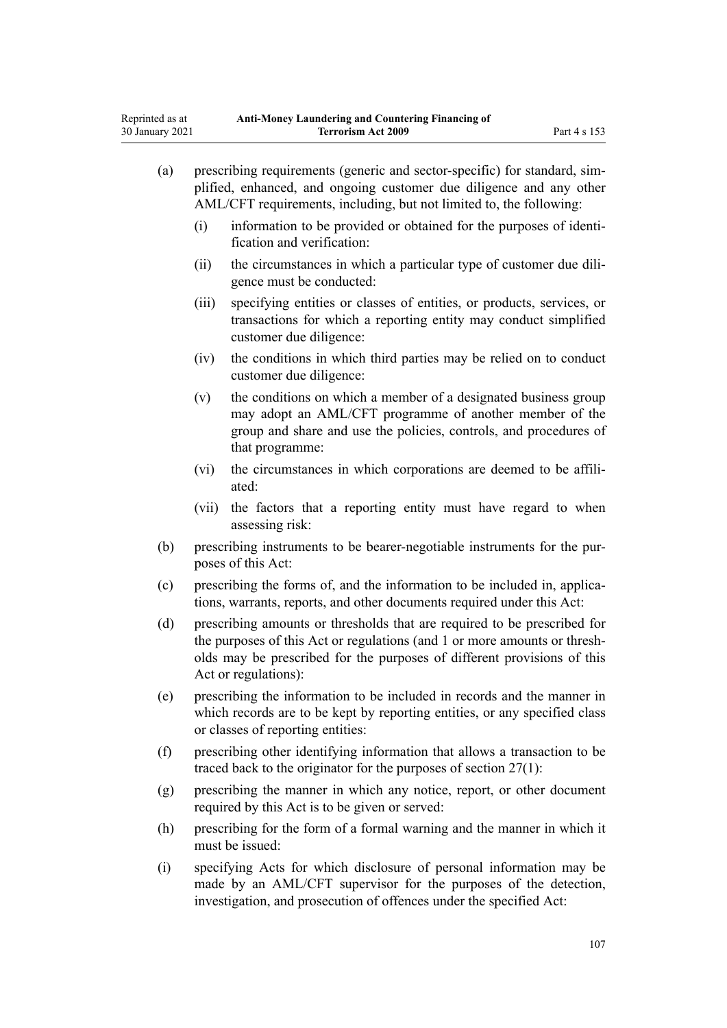(a) prescribing requirements (generic and sector-specific) for standard, simplified, enhanced, and ongoing customer due diligence and any other AML/CFT requirements, including, but not limited to, the following:

 (i) information to be provided or obtained for the purposes of identification and verification:

 (ii) the circumstances in which a particular type of customer due diligence must be conducted:

 (iii) specifying entities or classes of entities, or products, services, or transactions for which a reporting entity may conduct simplified customer due diligence:

 (iv) the conditions in which third parties may be relied on to conduct customer due diligence:

 (v) the conditions on which a member of a designated business group may adopt an AML/CFT programme of another member of the group and share and use the policies, controls, and procedures of that programme:

 (vi) the circumstances in which corporations are deemed to be affiliated:

 (vii) the factors that a reporting entity must have regard to when assessing risk:

(b) prescribing instruments to be bearer-negotiable instruments for the purposes of this Act:

(c) prescribing the forms of, and the information to be included in, applications, warrants, reports, and other documents required under this Act:

(d) prescribing amounts or thresholds that are required to be prescribed for the purposes of this Act or regulations (and 1 or more amounts or thresholds may be prescribed for the purposes of different provisions of this Act or regulations):

(e) prescribing the information to be included in records and the manner in which records are to be kept by reporting entities, or any specified class or classes of reporting entities:

(f) prescribing other identifying information that allows a transaction to be traced back to the originator for the purposes of section 27(1):

(g) prescribing the manner in which any notice, report, or other document required by this Act is to be given or served:

(h) prescribing for the form of a formal warning and the manner in which it must be issued:

(i) specifying Acts for which disclosure of personal information may be made by an AML/CFT supervisor for the purposes of the detection, investigation, and prosecution of offences under the specified Act: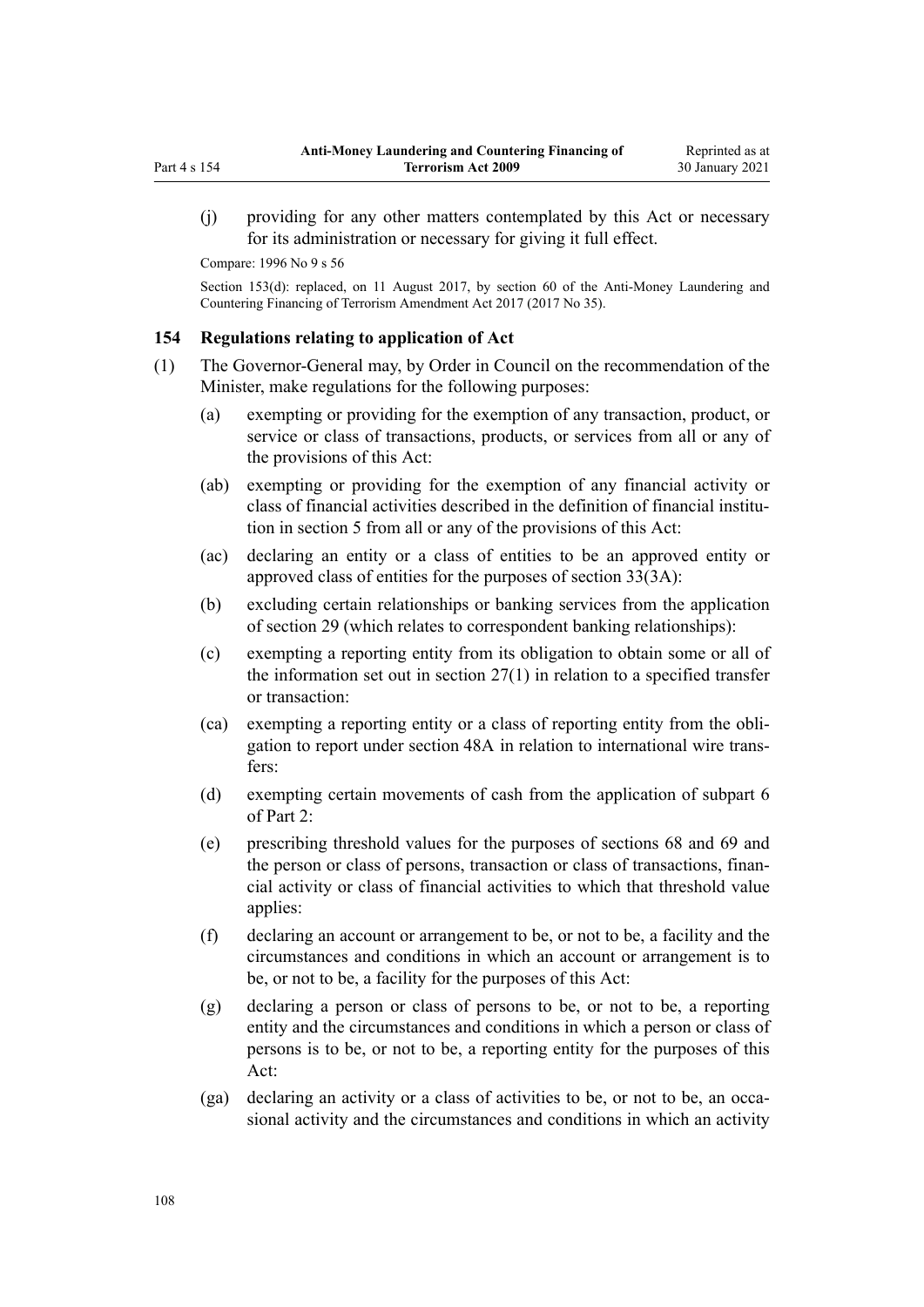(j) providing for any other matters contemplated by this Act or necessary for its administration or necessary for giving it full effect.

Compare: 1996 No 9 s 56

Section 153(d): replaced, on 11 August 2017, by section 60 of the Anti-Money Laundering and Countering Financing of Terrorism Amendment Act 2017 (2017 No 35).

### 154 Regulations relating to application of Act

(1) The Governor-General may, by Order in Council on the recommendation of the Minister, make regulations for the following purposes:

(a) exempting or providing for the exemption of any transaction, product, or service or class of transactions, products, or services from all or any of the provisions of this Act:

(ab) exempting or providing for the exemption of any financial activity or class of financial activities described in the definition of financial institution in section 5 from all or any of the provisions of this Act:

(ac) declaring an entity or a class of entities to be an approved entity or approved class of entities for the purposes of section 33(3A):

(b) excluding certain relationships or banking services from the application of section 29 (which relates to correspondent banking relationships):

(c) exempting a reporting entity from its obligation to obtain some or all of the information set out in section 27(1) in relation to a specified transfer or transaction:

(ca) exempting a reporting entity or a class of reporting entity from the obligation to report under section 48A in relation to international wire transfers:

(d) exempting certain movements of cash from the application of subpart 6 of Part 2:

(e) prescribing threshold values for the purposes of sections 68 and 69 and the person or class of persons, transaction or class of transactions, financial activity or class of financial activities to which that threshold value applies:

(f) declaring an account or arrangement to be, or not to be, a facility and the circumstances and conditions in which an account or arrangement is to be, or not to be, a facility for the purposes of this Act:

(g) declaring a person or class of persons to be, or not to be, a reporting entity and the circumstances and conditions in which a person or class of persons is to be, or not to be, a reporting entity for the purposes of this Act:

(ga) declaring an activity or a class of activities to be, or not to be, an occasional activity and the circumstances and conditions in which an activity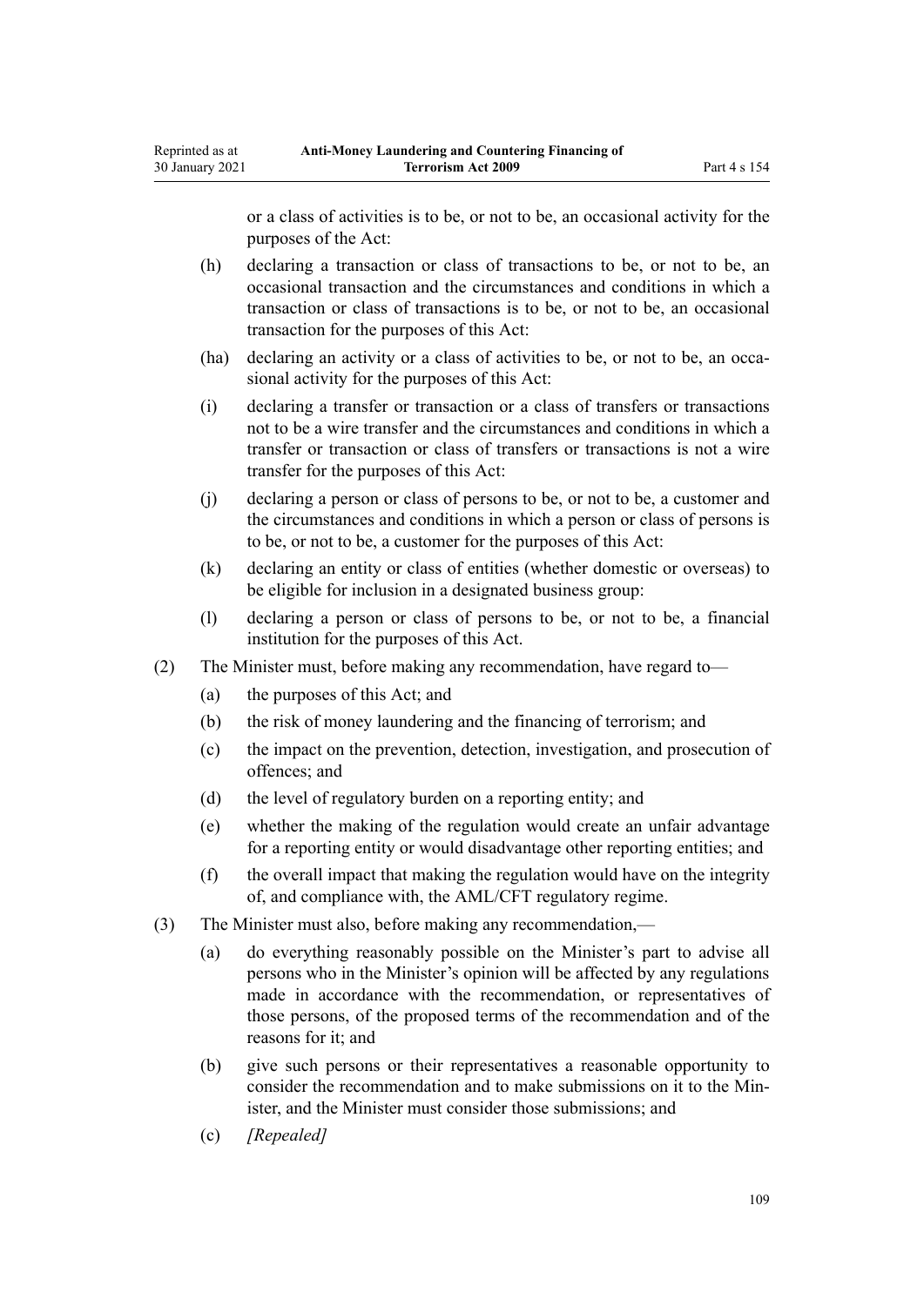or a class of activities is to be, or not to be, an occasional activity for the purposes of the Act:

(h) declaring a transaction or class of transactions to be, or not to be, an occasional transaction and the circumstances and conditions in which a transaction or class of transactions is to be, or not to be, an occasional transaction for the purposes of this Act:

(ha) declaring an activity or a class of activities to be, or not to be, an occasional activity for the purposes of this Act:

(i) declaring a transfer or transaction or a class of transfers or transactions not to be a wire transfer and the circumstances and conditions in which a transfer or transaction or class of transfers or transactions is not a wire transfer for the purposes of this Act:

(j) declaring a person or class of persons to be, or not to be, a customer and the circumstances and conditions in which a person or class of persons is to be, or not to be, a customer for the purposes of this Act:

(k) declaring an entity or class of entities (whether domestic or overseas) to be eligible for inclusion in a designated business group:

(l) declaring a person or class of persons to be, or not to be, a financial institution for the purposes of this Act.

(2) The Minister must, before making any recommendation, have regard to—

(a) the purposes of this Act; and

(b) the risk of money laundering and the financing of terrorism; and

(c) the impact on the prevention, detection, investigation, and prosecution of offences; and

(d) the level of regulatory burden on a reporting entity; and

(e) whether the making of the regulation would create an unfair advantage for a reporting entity or would disadvantage other reporting entities; and

(f) the overall impact that making the regulation would have on the integrity of, and compliance with, the AML/CFT regulatory regime.

(3) The Minister must also, before making any recommendation,—

(a) do everything reasonably possible on the Minister's part to advise all persons who in the Minister's opinion will be affected by any regulations made in accordance with the recommendation, or representatives of those persons, of the proposed terms of the recommendation and of the reasons for it; and

(b) give such persons or their representatives a reasonable opportunity to consider the recommendation and to make submissions on it to the Minister, and the Minister must consider those submissions; and

(c) *[Repealed]*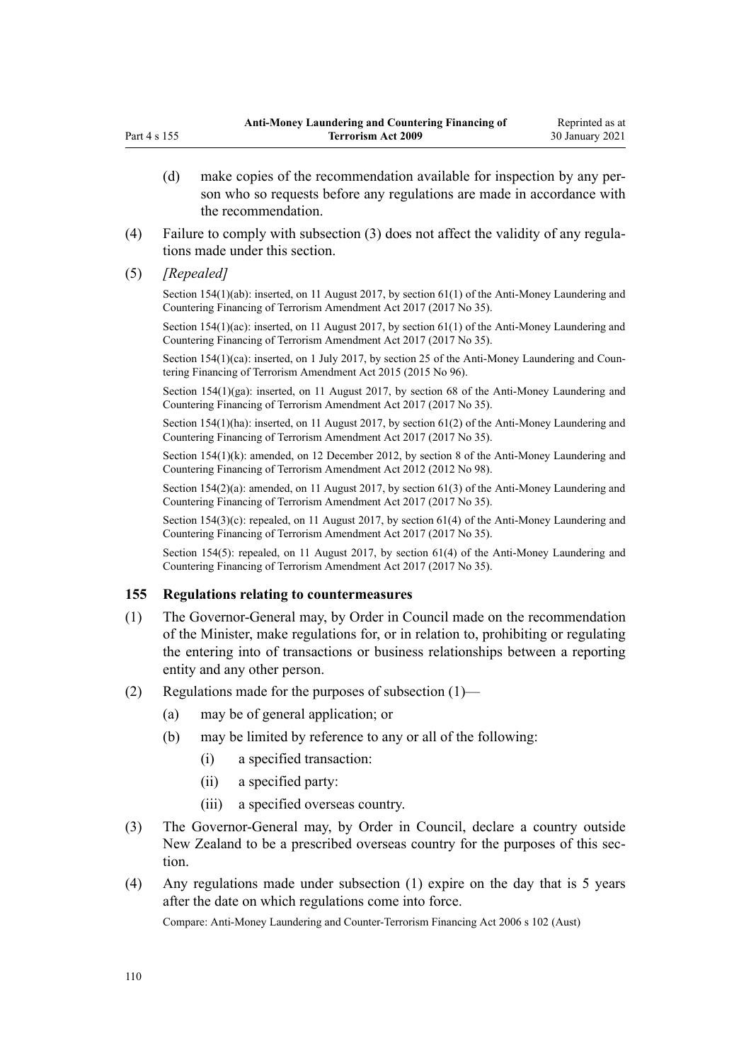(d) make copies of the recommendation available for inspection by any person who so requests before any regulations are made in accordance with the recommendation.

(4) Failure to comply with subsection (3) does not affect the validity of any regulations made under this section.

(5) *[Repealed]*

Section 154(1)(ab): inserted, on 11 August 2017, by section 61(1) of the Anti-Money Laundering and Countering Financing of Terrorism Amendment Act 2017 (2017 No 35).

Section 154(1)(ac): inserted, on 11 August 2017, by section 61(1) of the Anti-Money Laundering and Countering Financing of Terrorism Amendment Act 2017 (2017 No 35).

Section 154(1)(ca): inserted, on 1 July 2017, by section 25 of the Anti-Money Laundering and Countering Financing of Terrorism Amendment Act 2015 (2015 No 96).

Section 154(1)(ga): inserted, on 11 August 2017, by section 68 of the Anti-Money Laundering and Countering Financing of Terrorism Amendment Act 2017 (2017 No 35).

Section 154(1)(ha): inserted, on 11 August 2017, by section 61(2) of the Anti-Money Laundering and Countering Financing of Terrorism Amendment Act 2017 (2017 No 35).

Section 154(1)(k): amended, on 12 December 2012, by section 8 of the Anti-Money Laundering and Countering Financing of Terrorism Amendment Act 2012 (2012 No 98).

Section 154(2)(a): amended, on 11 August 2017, by section 61(3) of the Anti-Money Laundering and Countering Financing of Terrorism Amendment Act 2017 (2017 No 35).

Section 154(3)(c): repealed, on 11 August 2017, by section 61(4) of the Anti-Money Laundering and Countering Financing of Terrorism Amendment Act 2017 (2017 No 35).

Section 154(5): repealed, on 11 August 2017, by section 61(4) of the Anti-Money Laundering and Countering Financing of Terrorism Amendment Act 2017 (2017 No 35).

### 155 Regulations relating to countermeasures

(1) The Governor-General may, by Order in Council made on the recommendation of the Minister, make regulations for, or in relation to, prohibiting or regulating the entering into of transactions or business relationships between a reporting entity and any other person.

(2) Regulations made for the purposes of subsection (1)—

(a) may be of general application; or

(b) may be limited by reference to any or all of the following:

(i) a specified transaction:

(ii) a specified party:

(iii) a specified overseas country.

(3) The Governor-General may, by Order in Council, declare a country outside New Zealand to be a prescribed overseas country for the purposes of this section.

(4) Any regulations made under subsection (1) expire on the day that is 5 years after the date on which regulations come into force.

Compare: Anti-Money Laundering and Counter-Terrorism Financing Act 2006 s 102 (Aust)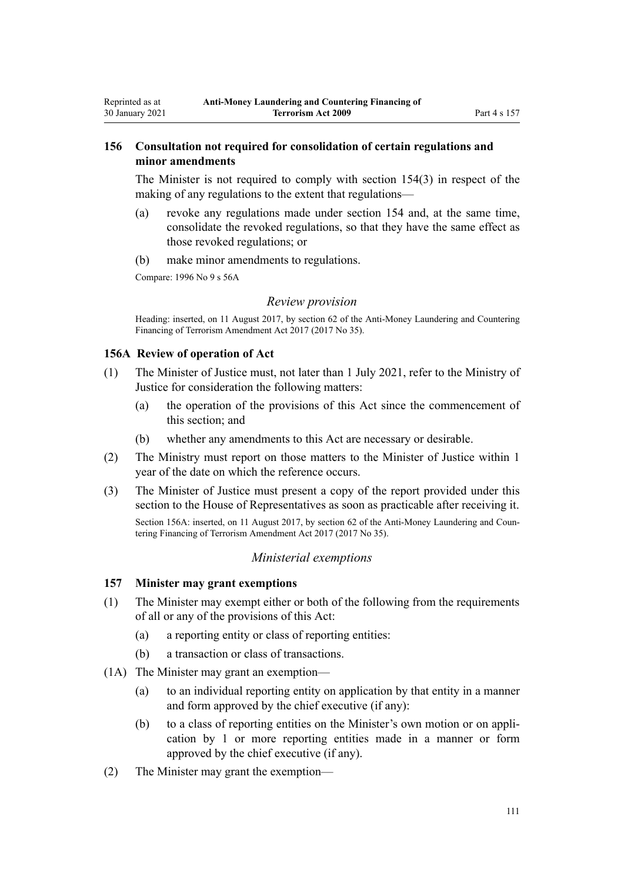### 156 Consultation not required for consolidation of certain regulations and minor amendments

The Minister is not required to comply with section 154(3) in respect of the making of any regulations to the extent that regulations—

(a) revoke any regulations made under section 154 and, at the same time, consolidate the revoked regulations, so that they have the same effect as those revoked regulations; or

(b) make minor amendments to regulations.

Compare: 1996 No 9 s 56A

## *Review provision*

Heading: inserted, on 11 August 2017, by section 62 of the Anti-Money Laundering and Countering Financing of Terrorism Amendment Act 2017 (2017 No 35).

### 156A Review of operation of Act

(1) The Minister of Justice must, not later than 1 July 2021, refer to the Ministry of Justice for consideration the following matters:

(a) the operation of the provisions of this Act since the commencement of this section; and

(b) whether any amendments to this Act are necessary or desirable.

(2) The Ministry must report on those matters to the Minister of Justice within 1 year of the date on which the reference occurs.

(3) The Minister of Justice must present a copy of the report provided under this section to the House of Representatives as soon as practicable after receiving it.

Section 156A: inserted, on 11 August 2017, by section 62 of the Anti-Money Laundering and Countering Financing of Terrorism Amendment Act 2017 (2017 No 35).

## *Ministerial exemptions*

### 157 Minister may grant exemptions

(1) The Minister may exempt either or both of the following from the requirements of all or any of the provisions of this Act:

(a) a reporting entity or class of reporting entities:

(b) a transaction or class of transactions.

(1A) The Minister may grant an exemption—

(a) to an individual reporting entity on application by that entity in a manner and form approved by the chief executive (if any):

(b) to a class of reporting entities on the Minister's own motion or on application by 1 or more reporting entities made in a manner or form approved by the chief executive (if any).

(2) The Minister may grant the exemption—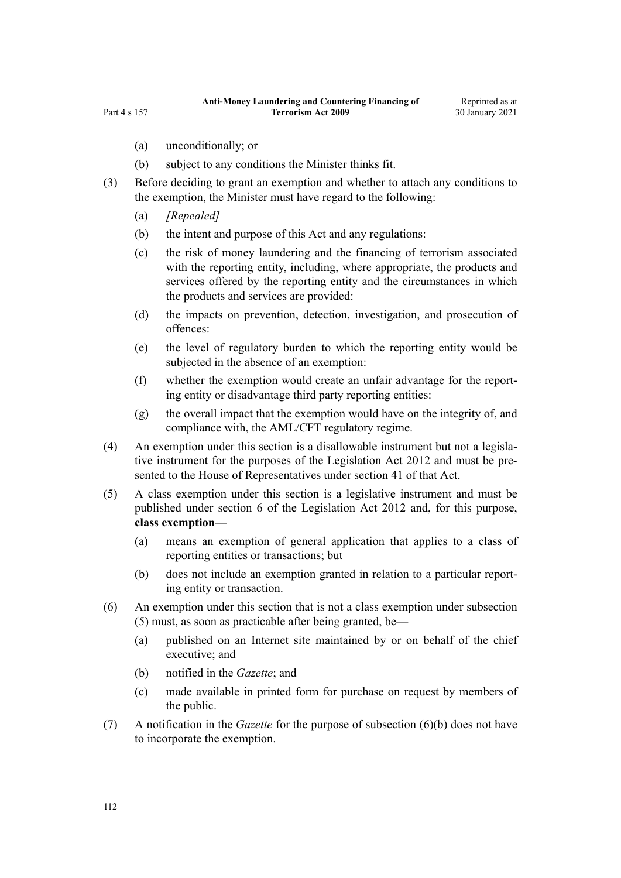(a) unconditionally; or

(b) subject to any conditions the Minister thinks fit.

(3) Before deciding to grant an exemption and whether to attach any conditions to the exemption, the Minister must have regard to the following:

(a) *[Repealed]*

(b) the intent and purpose of this Act and any regulations:

(c) the risk of money laundering and the financing of terrorism associated with the reporting entity, including, where appropriate, the products and services offered by the reporting entity and the circumstances in which the products and services are provided:

(d) the impacts on prevention, detection, investigation, and prosecution of offences:

(e) the level of regulatory burden to which the reporting entity would be subjected in the absence of an exemption:

(f) whether the exemption would create an unfair advantage for the reporting entity or disadvantage third party reporting entities:

(g) the overall impact that the exemption would have on the integrity of, and compliance with, the AML/CFT regulatory regime.

(4) An exemption under this section is a disallowable instrument but not a legislative instrument for the purposes of the Legislation Act 2012 and must be presented to the House of Representatives under section 41 of that Act.

(5) A class exemption under this section is a legislative instrument and must be published under section 6 of the Legislation Act 2012 and, for this purpose, **class exemption**—

(a) means an exemption of general application that applies to a class of reporting entities or transactions; but

(b) does not include an exemption granted in relation to a particular reporting entity or transaction.

(6) An exemption under this section that is not a class exemption under subsection (5) must, as soon as practicable after being granted, be—

(a) published on an Internet site maintained by or on behalf of the chief executive; and

(b) notified in the *Gazette*; and

(c) made available in printed form for purchase on request by members of the public.

(7) A notification in the *Gazette* for the purpose of subsection (6)(b) does not have to incorporate the exemption.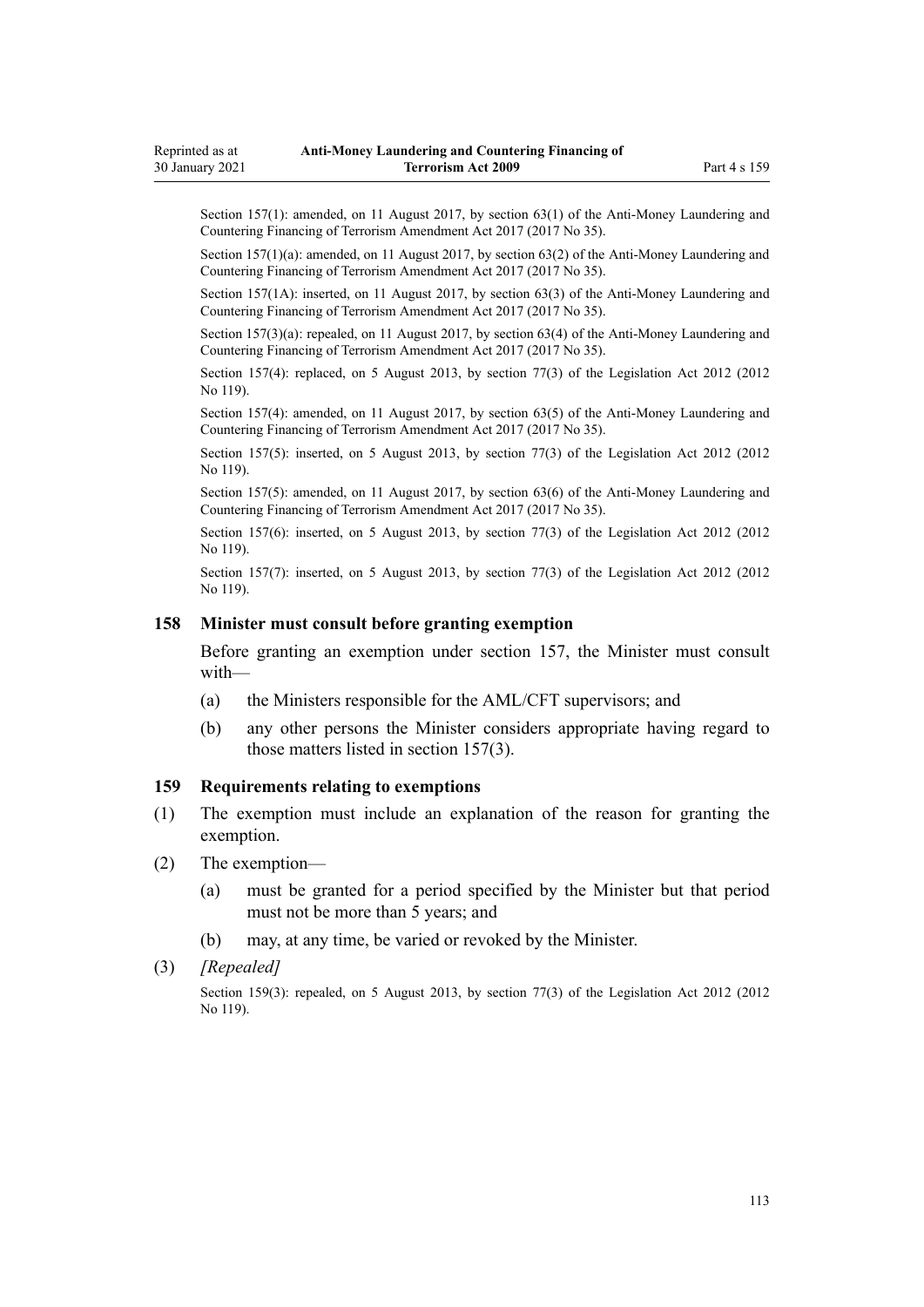Section 157(1): amended, on 11 August 2017, by section 63(1) of the Anti-Money Laundering and Countering Financing of Terrorism Amendment Act 2017 (2017 No 35).

Section 157(1)(a): amended, on 11 August 2017, by section 63(2) of the Anti-Money Laundering and Countering Financing of Terrorism Amendment Act 2017 (2017 No 35).

Section 157(1A): inserted, on 11 August 2017, by section 63(3) of the Anti-Money Laundering and Countering Financing of Terrorism Amendment Act 2017 (2017 No 35).

Section 157(3)(a): repealed, on 11 August 2017, by section 63(4) of the Anti-Money Laundering and Countering Financing of Terrorism Amendment Act 2017 (2017 No 35).

Section 157(4): replaced, on 5 August 2013, by section 77(3) of the Legislation Act 2012 (2012 No 119).

Section 157(4): amended, on 11 August 2017, by section 63(5) of the Anti-Money Laundering and Countering Financing of Terrorism Amendment Act 2017 (2017 No 35).

Section 157(5): inserted, on 5 August 2013, by section 77(3) of the Legislation Act 2012 (2012 No 119).

Section 157(5): amended, on 11 August 2017, by section 63(6) of the Anti-Money Laundering and Countering Financing of Terrorism Amendment Act 2017 (2017 No 35).

Section 157(6): inserted, on 5 August 2013, by section 77(3) of the Legislation Act 2012 (2012 No 119).

Section 157(7): inserted, on 5 August 2013, by section 77(3) of the Legislation Act 2012 (2012 No 119).

### 158 Minister must consult before granting exemption

Before granting an exemption under section 157, the Minister must consult with—

(a) the Ministers responsible for the AML/CFT supervisors; and

(b) any other persons the Minister considers appropriate having regard to those matters listed in section 157(3).

### 159 Requirements relating to exemptions

(1) The exemption must include an explanation of the reason for granting the exemption.

(2) The exemption—

(a) must be granted for a period specified by the Minister but that period must not be more than 5 years; and

(b) may, at any time, be varied or revoked by the Minister.

(3) *[Repealed]*

Section 159(3): repealed, on 5 August 2013, by section 77(3) of the Legislation Act 2012 (2012 No 119).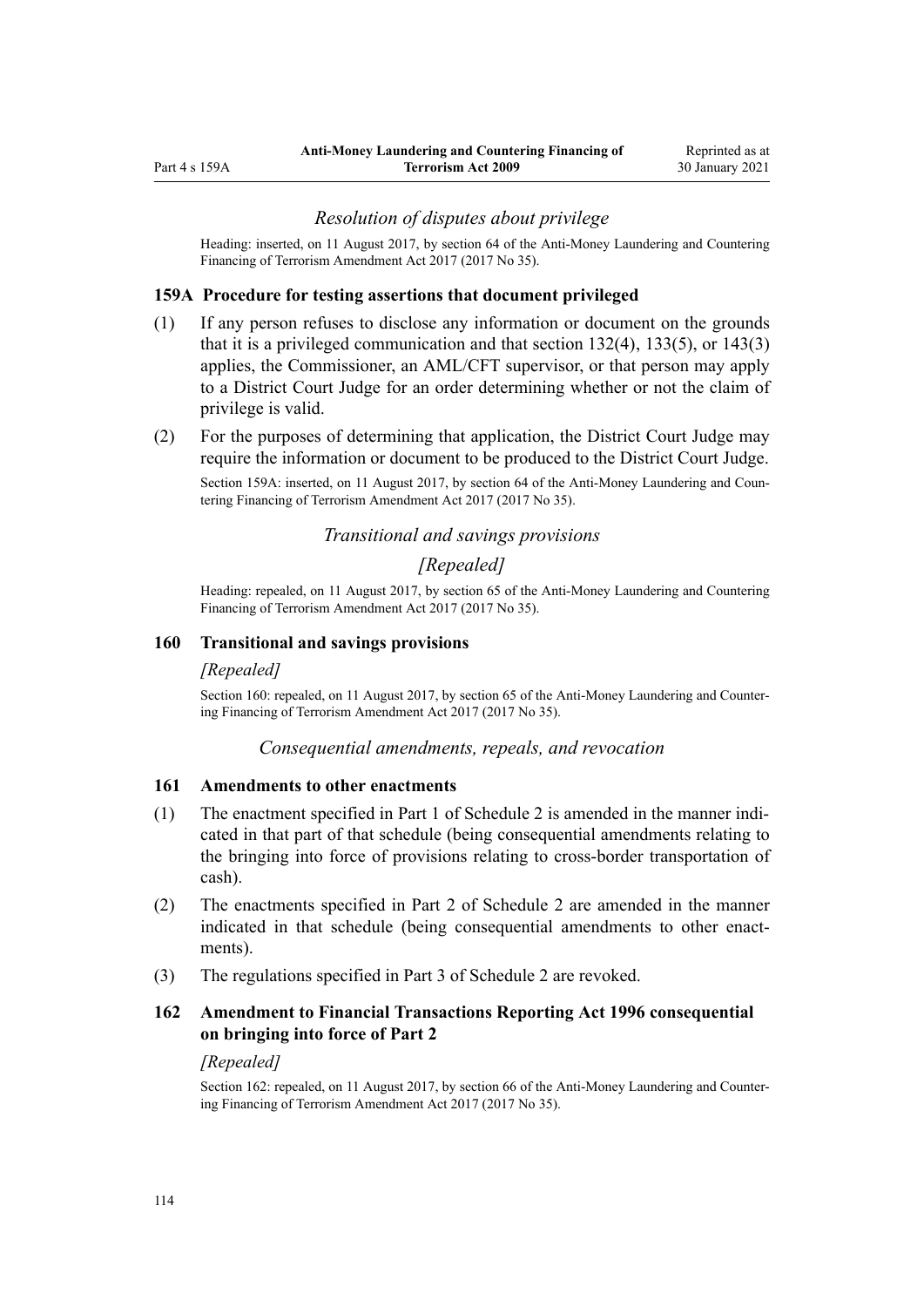### *Resolution of disputes about privilege*

Heading: inserted, on 11 August 2017, by section 64 of the Anti-Money Laundering and Countering Financing of Terrorism Amendment Act 2017 (2017 No 35).

### 159A Procedure for testing assertions that document privileged

(1) If any person refuses to disclose any information or document on the grounds that it is a privileged communication and that section 132(4), 133(5), or 143(3) applies, the Commissioner, an AML/CFT supervisor, or that person may apply to a District Court Judge for an order determining whether or not the claim of privilege is valid.

(2) For the purposes of determining that application, the District Court Judge may require the information or document to be produced to the District Court Judge.

Section 159A: inserted, on 11 August 2017, by section 64 of the Anti-Money Laundering and Countering Financing of Terrorism Amendment Act 2017 (2017 No 35).

### *Transitional and savings provisions*

### *[Repealed]*

Heading: repealed, on 11 August 2017, by section 65 of the Anti-Money Laundering and Countering Financing of Terrorism Amendment Act 2017 (2017 No 35).

### 160 Transitional and savings provisions

*[Repealed]*

Section 160: repealed, on 11 August 2017, by section 65 of the Anti-Money Laundering and Countering Financing of Terrorism Amendment Act 2017 (2017 No 35).

### *Consequential amendments, repeals, and revocation*

### 161 Amendments to other enactments

(1) The enactment specified in Part 1 of Schedule 2 is amended in the manner indicated in that part of that schedule (being consequential amendments relating to the bringing into force of provisions relating to cross-border transportation of cash).

(2) The enactments specified in Part 2 of Schedule 2 are amended in the manner indicated in that schedule (being consequential amendments to other enactments).

(3) The regulations specified in Part 3 of Schedule 2 are revoked.

### 162 Amendment to Financial Transactions Reporting Act 1996 consequential on bringing into force of Part 2

*[Repealed]*

Section 162: repealed, on 11 August 2017, by section 66 of the Anti-Money Laundering and Countering Financing of Terrorism Amendment Act 2017 (2017 No 35).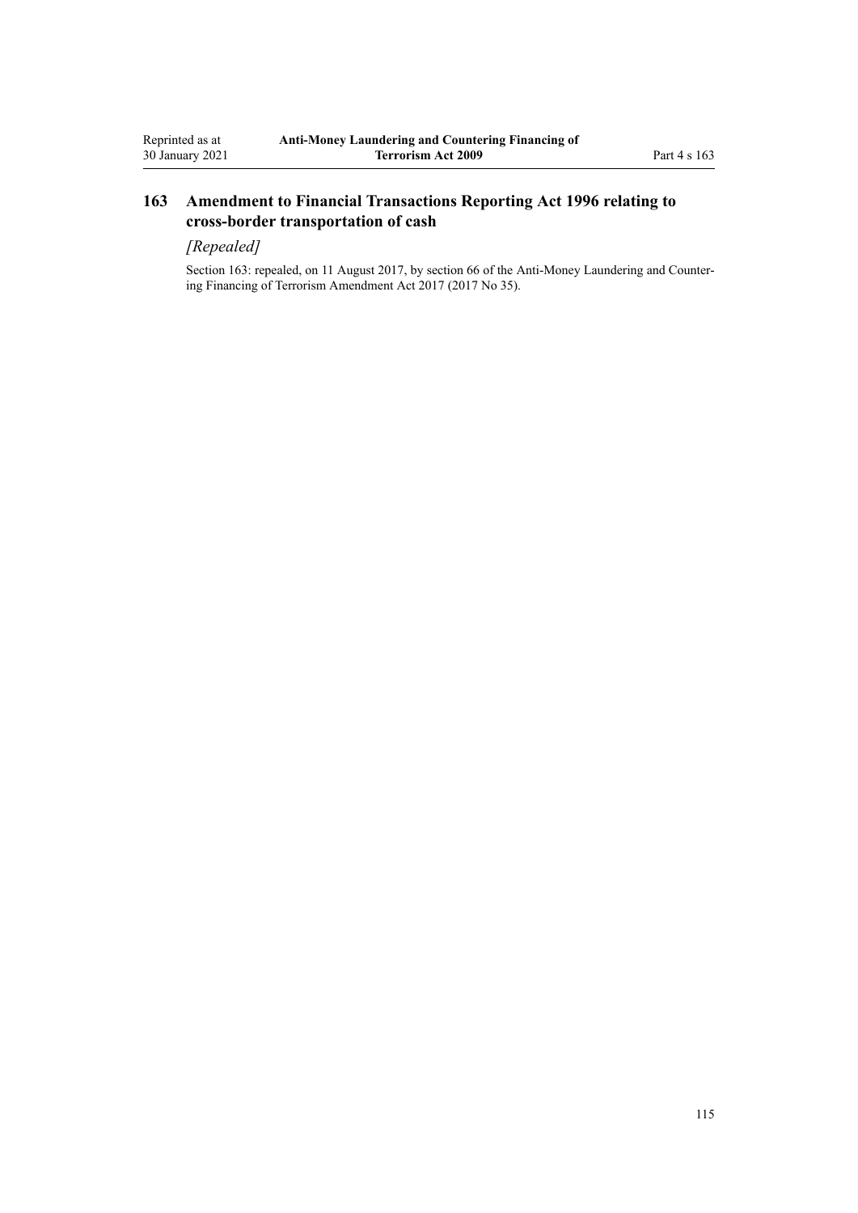## 163 Amendment to Financial Transactions Reporting Act 1996 relating to cross-border transportation of cash

*[Repealed]*

Section 163: repealed, on 11 August 2017, by section 66 of the Anti-Money Laundering and Countering Financing of Terrorism Amendment Act 2017 (2017 No 35).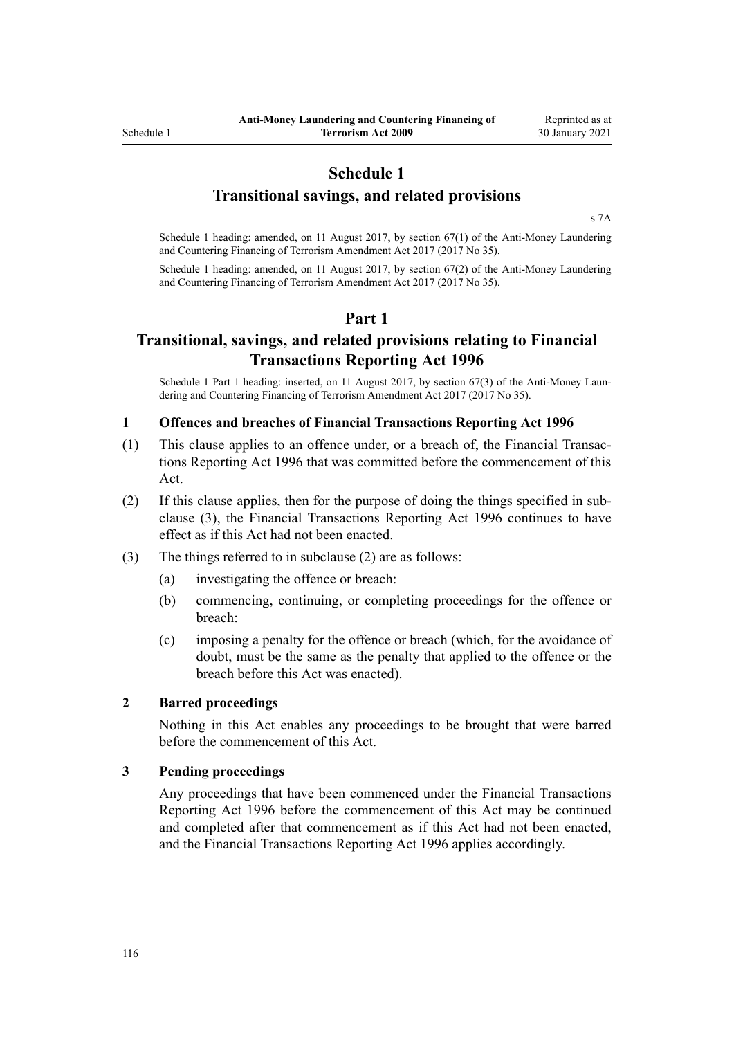# Schedule 1
## Transitional savings, and related provisions

s 7A

Schedule 1 heading: amended, on 11 August 2017, by section 67(1) of the Anti-Money Laundering and Countering Financing of Terrorism Amendment Act 2017 (2017 No 35).

Schedule 1 heading: amended, on 11 August 2017, by section 67(2) of the Anti-Money Laundering and Countering Financing of Terrorism Amendment Act 2017 (2017 No 35).

# Part 1
## Transitional, savings, and related provisions relating to Financial Transactions Reporting Act 1996

Schedule 1 Part 1 heading: inserted, on 11 August 2017, by section 67(3) of the Anti-Money Laundering and Countering Financing of Terrorism Amendment Act 2017 (2017 No 35).

### 1 Offences and breaches of Financial Transactions Reporting Act 1996

(1) This clause applies to an offence under, or a breach of, the Financial Transactions Reporting Act 1996 that was committed before the commencement of this Act.

(2) If this clause applies, then for the purpose of doing the things specified in subclause (3), the Financial Transactions Reporting Act 1996 continues to have effect as if this Act had not been enacted.

(3) The things referred to in subclause (2) are as follows:

(a) investigating the offence or breach:

(b) commencing, continuing, or completing proceedings for the offence or breach:

(c) imposing a penalty for the offence or breach (which, for the avoidance of doubt, must be the same as the penalty that applied to the offence or the breach before this Act was enacted).

### 2 Barred proceedings

Nothing in this Act enables any proceedings to be brought that were barred before the commencement of this Act.

### 3 Pending proceedings

Any proceedings that have been commenced under the Financial Transactions Reporting Act 1996 before the commencement of this Act may be continued and completed after that commencement as if this Act had not been enacted, and the Financial Transactions Reporting Act 1996 applies accordingly.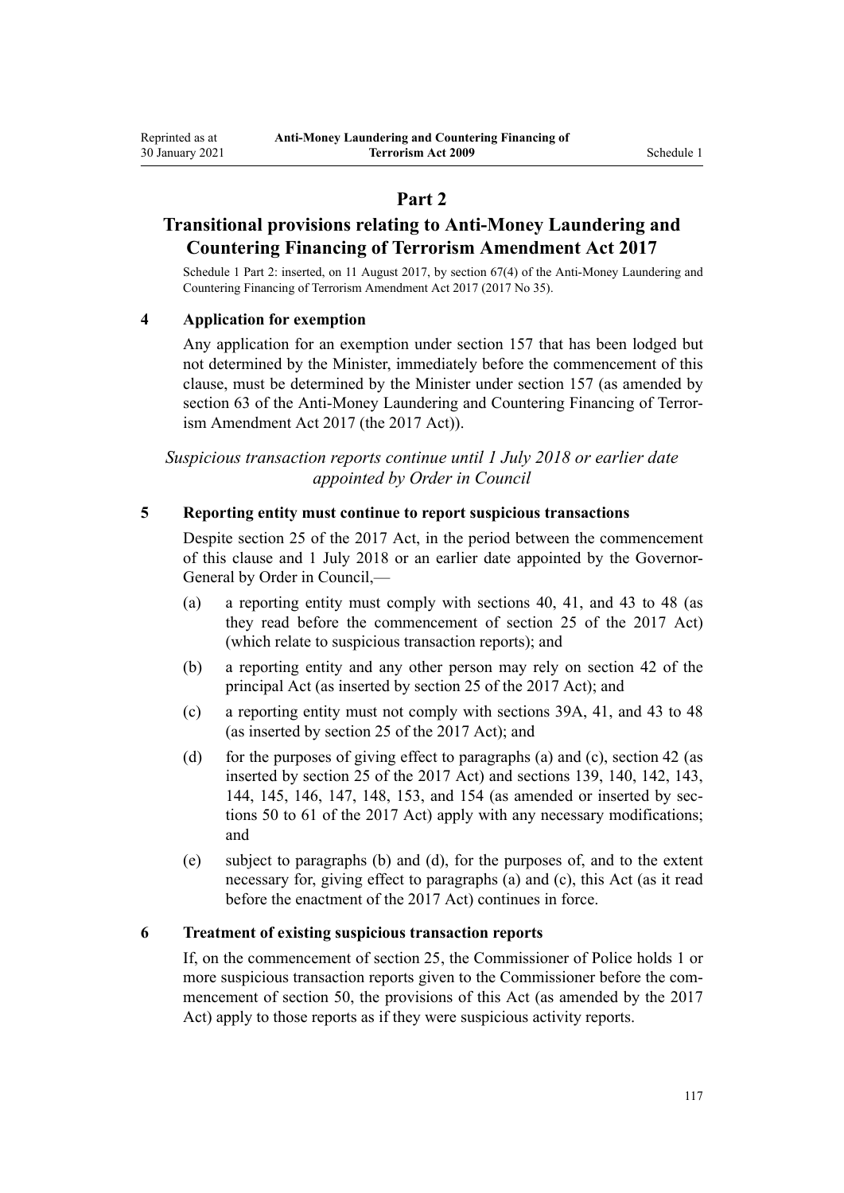## Part 2

## Transitional provisions relating to Anti-Money Laundering and Countering Financing of Terrorism Amendment Act 2017

Schedule 1 Part 2: inserted, on 11 August 2017, by section 67(4) of the Anti-Money Laundering and Countering Financing of Terrorism Amendment Act 2017 (2017 No 35).

### 4 Application for exemption

Any application for an exemption under section 157 that has been lodged but not determined by the Minister, immediately before the commencement of this clause, must be determined by the Minister under section 157 (as amended by section 63 of the Anti-Money Laundering and Countering Financing of Terrorism Amendment Act 2017 (the 2017 Act)).

*Suspicious transaction reports continue until 1 July 2018 or earlier date appointed by Order in Council*

### 5 Reporting entity must continue to report suspicious transactions

Despite section 25 of the 2017 Act, in the period between the commencement of this clause and 1 July 2018 or an earlier date appointed by the Governor-General by Order in Council,—

(a) a reporting entity must comply with sections 40, 41, and 43 to 48 (as they read before the commencement of section 25 of the 2017 Act) (which relate to suspicious transaction reports); and

(b) a reporting entity and any other person may rely on section 42 of the principal Act (as inserted by section 25 of the 2017 Act); and

(c) a reporting entity must not comply with sections 39A, 41, and 43 to 48 (as inserted by section 25 of the 2017 Act); and

(d) for the purposes of giving effect to paragraphs (a) and (c), section 42 (as inserted by section 25 of the 2017 Act) and sections 139, 140, 142, 143, 144, 145, 146, 147, 148, 153, and 154 (as amended or inserted by sections 50 to 61 of the 2017 Act) apply with any necessary modifications; and

(e) subject to paragraphs (b) and (d), for the purposes of, and to the extent necessary for, giving effect to paragraphs (a) and (c), this Act (as it read before the enactment of the 2017 Act) continues in force.

### 6 Treatment of existing suspicious transaction reports

If, on the commencement of section 25, the Commissioner of Police holds 1 or more suspicious transaction reports given to the Commissioner before the commencement of section 50, the provisions of this Act (as amended by the 2017 Act) apply to those reports as if they were suspicious activity reports.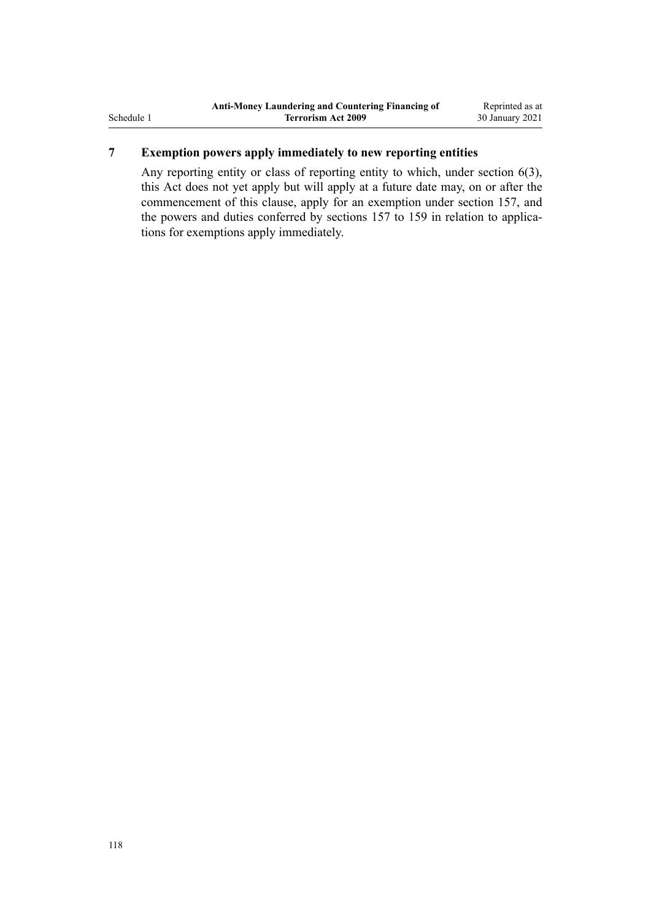## 7 Exemption powers apply immediately to new reporting entities

Any reporting entity or class of reporting entity to which, under section 6(3), this Act does not yet apply but will apply at a future date may, on or after the commencement of this clause, apply for an exemption under section 157, and the powers and duties conferred by sections 157 to 159 in relation to applications for exemptions apply immediately.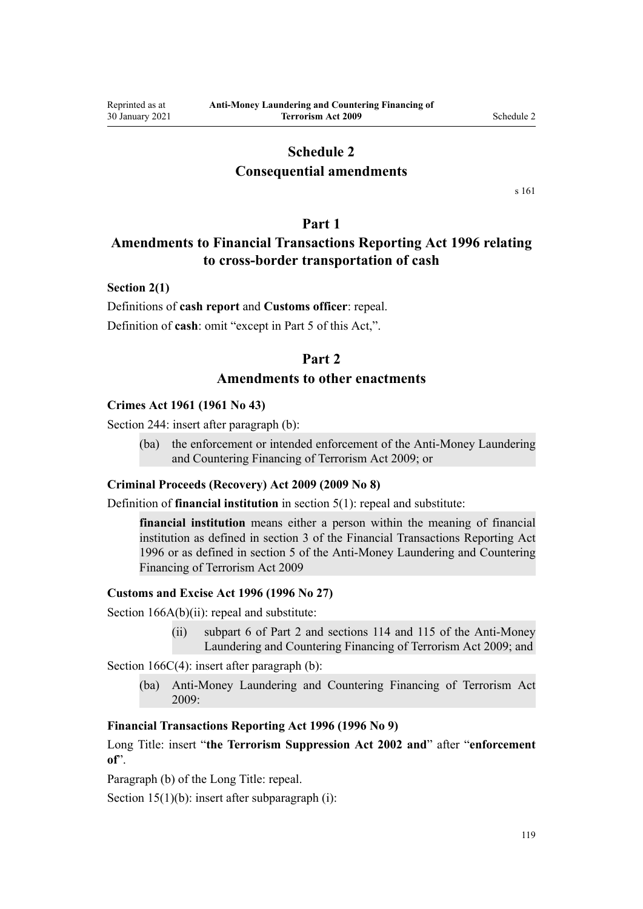# Schedule 2
# Consequential amendments

s 161

## Part 1
## Amendments to Financial Transactions Reporting Act 1996 relating to cross-border transportation of cash

**Section 2(1)**

Definitions of **cash report** and **Customs officer**: repeal.

Definition of **cash**: omit "except in Part 5 of this Act,".

## Part 2
## Amendments to other enactments

**Crimes Act 1961 (1961 No 43)**

Section 244: insert after paragraph (b):

> (ba) the enforcement or intended enforcement of the Anti-Money Laundering and Countering Financing of Terrorism Act 2009; or

**Criminal Proceeds (Recovery) Act 2009 (2009 No 8)**

Definition of **financial institution** in section 5(1): repeal and substitute:

> **financial institution** means either a person within the meaning of financial institution as defined in section 3 of the Financial Transactions Reporting Act 1996 or as defined in section 5 of the Anti-Money Laundering and Countering Financing of Terrorism Act 2009

**Customs and Excise Act 1996 (1996 No 27)**

Section 166A(b)(ii): repeal and substitute:

> (ii) subpart 6 of Part 2 and sections 114 and 115 of the Anti-Money Laundering and Countering Financing of Terrorism Act 2009; and

Section 166C(4): insert after paragraph (b):

> (ba) Anti-Money Laundering and Countering Financing of Terrorism Act 2009:

**Financial Transactions Reporting Act 1996 (1996 No 9)**

Long Title: insert "**the Terrorism Suppression Act 2002 and**" after "**enforcement of**".

Paragraph (b) of the Long Title: repeal.

Section 15(1)(b): insert after subparagraph (i):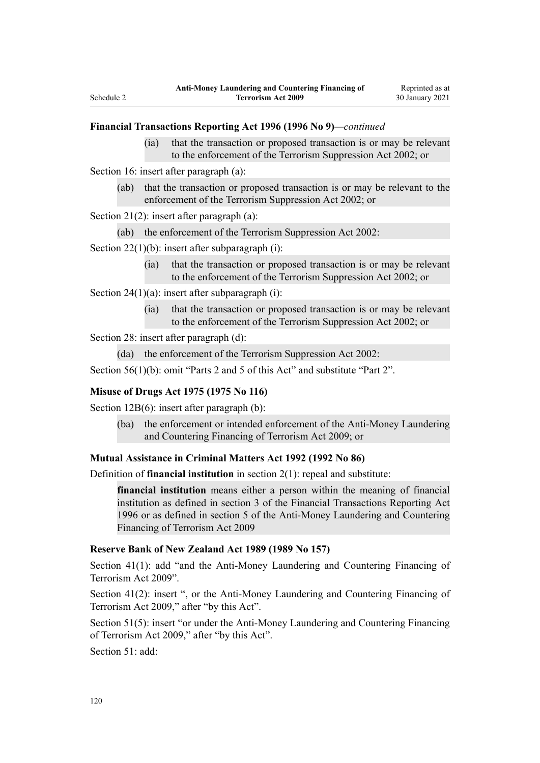**Financial Transactions Reporting Act 1996 (1996 No 9)**—*continued*

> (ia) that the transaction or proposed transaction is or may be relevant to the enforcement of the Terrorism Suppression Act 2002; or

Section 16: insert after paragraph (a):

> (ab) that the transaction or proposed transaction is or may be relevant to the enforcement of the Terrorism Suppression Act 2002; or

Section 21(2): insert after paragraph (a):

> (ab) the enforcement of the Terrorism Suppression Act 2002:

Section 22(1)(b): insert after subparagraph (i):

> (ia) that the transaction or proposed transaction is or may be relevant to the enforcement of the Terrorism Suppression Act 2002; or

Section 24(1)(a): insert after subparagraph (i):

> (ia) that the transaction or proposed transaction is or may be relevant to the enforcement of the Terrorism Suppression Act 2002; or

Section 28: insert after paragraph (d):

> (da) the enforcement of the Terrorism Suppression Act 2002:

Section 56(1)(b): omit "Parts 2 and 5 of this Act" and substitute "Part 2".

**Misuse of Drugs Act 1975 (1975 No 116)**

Section 12B(6): insert after paragraph (b):

> (ba) the enforcement or intended enforcement of the Anti-Money Laundering and Countering Financing of Terrorism Act 2009; or

**Mutual Assistance in Criminal Matters Act 1992 (1992 No 86)**

Definition of **financial institution** in section 2(1): repeal and substitute:

> **financial institution** means either a person within the meaning of financial institution as defined in section 3 of the Financial Transactions Reporting Act 1996 or as defined in section 5 of the Anti-Money Laundering and Countering Financing of Terrorism Act 2009

**Reserve Bank of New Zealand Act 1989 (1989 No 157)**

Section 41(1): add "and the Anti-Money Laundering and Countering Financing of Terrorism Act 2009".

Section 41(2): insert ", or the Anti-Money Laundering and Countering Financing of Terrorism Act 2009," after "by this Act".

Section 51(5): insert "or under the Anti-Money Laundering and Countering Financing of Terrorism Act 2009," after "by this Act".

Section 51: add: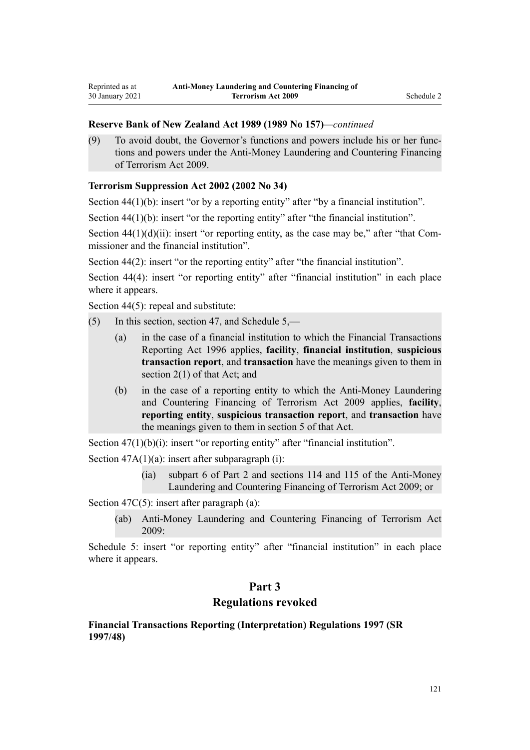**Reserve Bank of New Zealand Act 1989 (1989 No 157)**—*continued*

(9) To avoid doubt, the Governor's functions and powers include his or her functions and powers under the Anti-Money Laundering and Countering Financing of Terrorism Act 2009.

**Terrorism Suppression Act 2002 (2002 No 34)**

Section 44(1)(b): insert "or by a reporting entity" after "by a financial institution".

Section 44(1)(b): insert "or the reporting entity" after "the financial institution".

Section 44(1)(d)(ii): insert "or reporting entity, as the case may be," after "that Commissioner and the financial institution".

Section 44(2): insert "or the reporting entity" after "the financial institution".

Section 44(4): insert "or reporting entity" after "financial institution" in each place where it appears.

Section 44(5): repeal and substitute:

(5) In this section, section 47, and Schedule 5,—

- (a) in the case of a financial institution to which the Financial Transactions Reporting Act 1996 applies, **facility**, **financial institution**, **suspicious transaction report**, and **transaction** have the meanings given to them in section 2(1) of that Act; and
- (b) in the case of a reporting entity to which the Anti-Money Laundering and Countering Financing of Terrorism Act 2009 applies, **facility**, **reporting entity**, **suspicious transaction report**, and **transaction** have the meanings given to them in section 5 of that Act.

Section 47(1)(b)(i): insert "or reporting entity" after "financial institution".

Section 47A(1)(a): insert after subparagraph (i):

(ia) subpart 6 of Part 2 and sections 114 and 115 of the Anti-Money Laundering and Countering Financing of Terrorism Act 2009; or

Section 47C(5): insert after paragraph (a):

(ab) Anti-Money Laundering and Countering Financing of Terrorism Act 2009:

Schedule 5: insert "or reporting entity" after "financial institution" in each place where it appears.

## Part 3
## Regulations revoked

**Financial Transactions Reporting (Interpretation) Regulations 1997 (SR 1997/48)**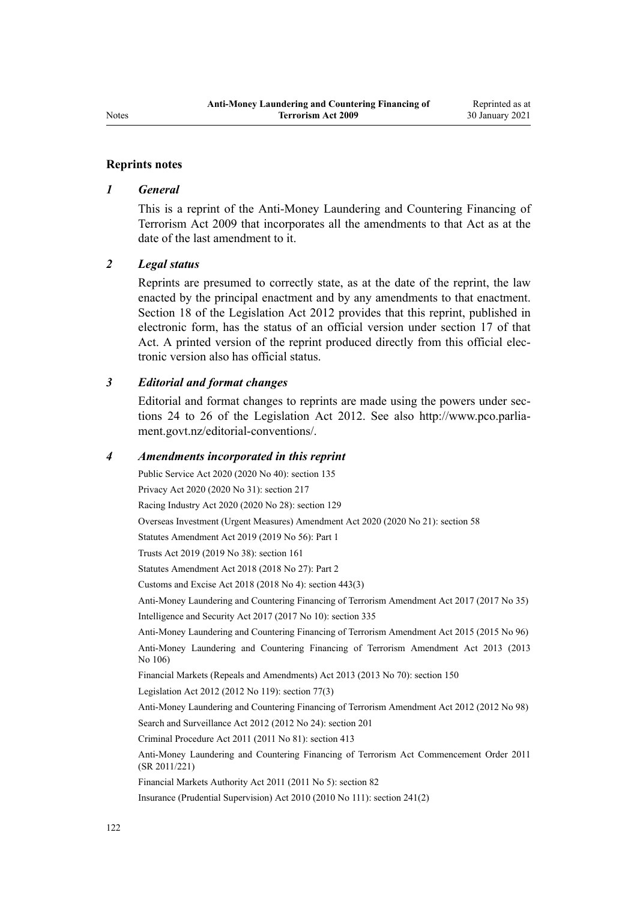## Reprints notes

### *1 General*

This is a reprint of the Anti-Money Laundering and Countering Financing of Terrorism Act 2009 that incorporates all the amendments to that Act as at the date of the last amendment to it.

### *2 Legal status*

Reprints are presumed to correctly state, as at the date of the reprint, the law enacted by the principal enactment and by any amendments to that enactment. Section 18 of the Legislation Act 2012 provides that this reprint, published in electronic form, has the status of an official version under section 17 of that Act. A printed version of the reprint produced directly from this official electronic version also has official status.

### *3 Editorial and format changes*

Editorial and format changes to reprints are made using the powers under sections 24 to 26 of the Legislation Act 2012. See also http://www.pco.parliament.govt.nz/editorial-conventions/.

### *4 Amendments incorporated in this reprint*

Public Service Act 2020 (2020 No 40): section 135

Privacy Act 2020 (2020 No 31): section 217

Racing Industry Act 2020 (2020 No 28): section 129

Overseas Investment (Urgent Measures) Amendment Act 2020 (2020 No 21): section 58

Statutes Amendment Act 2019 (2019 No 56): Part 1

Trusts Act 2019 (2019 No 38): section 161

Statutes Amendment Act 2018 (2018 No 27): Part 2

Customs and Excise Act 2018 (2018 No 4): section 443(3)

Anti-Money Laundering and Countering Financing of Terrorism Amendment Act 2017 (2017 No 35)

Intelligence and Security Act 2017 (2017 No 10): section 335

Anti-Money Laundering and Countering Financing of Terrorism Amendment Act 2015 (2015 No 96)

Anti-Money Laundering and Countering Financing of Terrorism Amendment Act 2013 (2013 No 106)

Financial Markets (Repeals and Amendments) Act 2013 (2013 No 70): section 150

Legislation Act 2012 (2012 No 119): section 77(3)

Anti-Money Laundering and Countering Financing of Terrorism Amendment Act 2012 (2012 No 98)

Search and Surveillance Act 2012 (2012 No 24): section 201

Criminal Procedure Act 2011 (2011 No 81): section 413

Anti-Money Laundering and Countering Financing of Terrorism Act Commencement Order 2011 (SR 2011/221)

Financial Markets Authority Act 2011 (2011 No 5): section 82

Insurance (Prudential Supervision) Act 2010 (2010 No 111): section 241(2)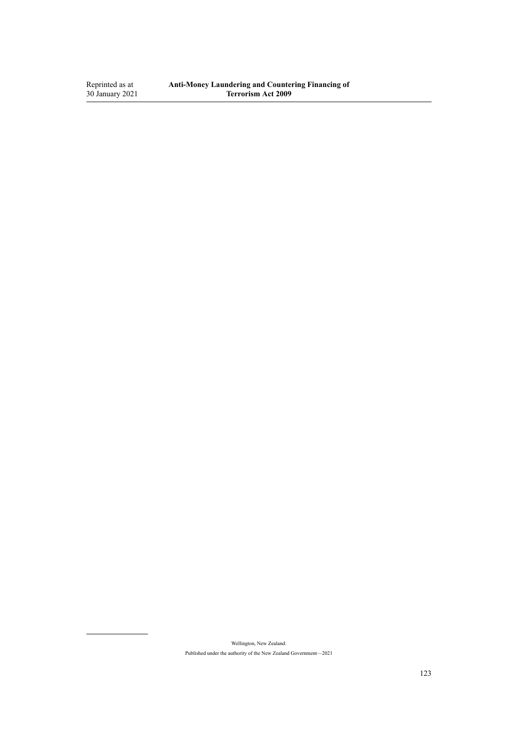Wellington, New Zealand:

Published under the authority of the New Zealand Government—2021